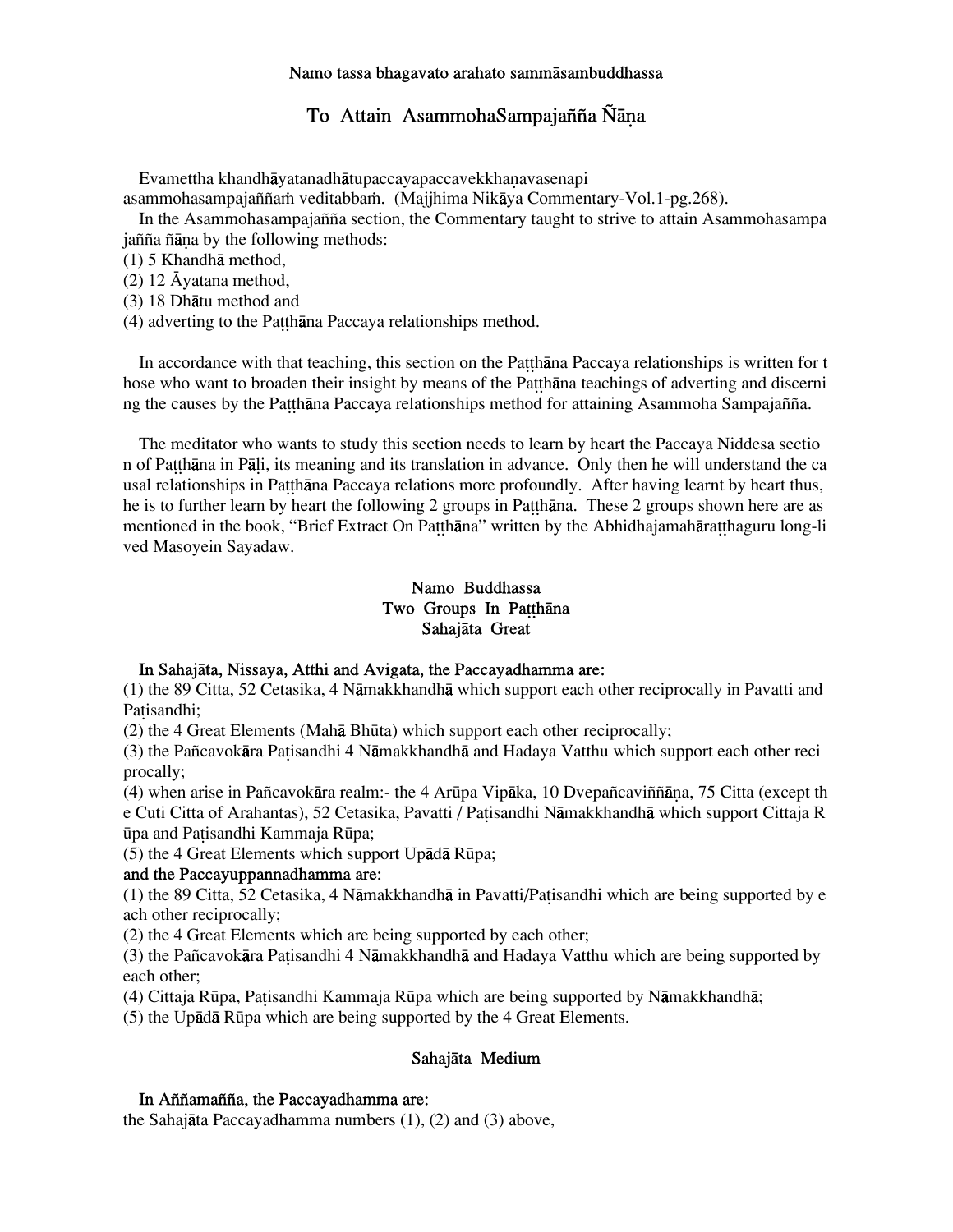Namo tassa bhagavato arahato sammāsambuddhassa

# To Attain AsammohaSampajañña Ñāṇa

Evamettha khandhāyatanadhātupaccayapaccavekkhaṇavasenapi asammohasampajaññaṁ veditabbaṁ. (Majjhima Nikāya Commentary-Vol.1-pg.268).

In the Asammohasampajañña section, the Commentary taught to strive to attain Asammohasampajañña ñāṇa by the following methods:

(1) 5 Khandhā method,
(2) 12 Āyatana method,
(3) 18 Dhātu method and
(4) adverting to the Paṭṭhāna Paccaya relationships method.

In accordance with that teaching, this section on the Paṭṭhāna Paccaya relationships is written for those who want to broaden their insight by means of the Paṭṭhāna teachings of adverting and discerning the causes by the Paṭṭhāna Paccaya relationships method for attaining Asammoha Sampajañña.

The meditator who wants to study this section needs to learn by heart the Paccaya Niddesa section of Paṭṭhāna in Pāḷi, its meaning and its translation in advance. Only then he will understand the causal relationships in Paṭṭhāna Paccaya relations more profoundly. After having learnt by heart thus, he is to further learn by heart the following 2 groups in Paṭṭhāna. These 2 groups shown here are as mentioned in the book, "Brief Extract On Paṭṭhāna" written by the Abhidhajamahāraṭṭhaguru long-lived Masoyein Sayadaw.

## Namo Buddhassa
## Two Groups In Paṭṭhāna
### Sahajāta Great

**In Sahajāta, Nissaya, Atthi and Avigata, the Paccayadhamma are:**

(1) the 89 Citta, 52 Cetasika, 4 Nāmakkhandhā which support each other reciprocally in Pavatti and Paṭisandhi;
(2) the 4 Great Elements (Mahā Bhūta) which support each other reciprocally;
(3) the Pañcavokāra Paṭisandhi 4 Nāmakkhandhā and Hadaya Vatthu which support each other reciprocally;
(4) when arise in Pañcavokāra realm:- the 4 Arūpa Vipāka, 10 Dvepañcaviññāṇa, 75 Citta (except the Cuti Citta of Arahantas), 52 Cetasika, Pavatti / Paṭisandhi Nāmakkhandhā which support Cittaja Rūpa and Paṭisandhi Kammaja Rūpa;
(5) the 4 Great Elements which support Upādā Rūpa;

**and the Paccayuppannadhamma are:**

(1) the 89 Citta, 52 Cetasika, 4 Nāmakkhandhā in Pavatti/Paṭisandhi which are being supported by each other reciprocally;
(2) the 4 Great Elements which are being supported by each other;
(3) the Pañcavokāra Paṭisandhi 4 Nāmakkhandhā and Hadaya Vatthu which are being supported by each other;
(4) Cittaja Rūpa, Paṭisandhi Kammaja Rūpa which are being supported by Nāmakkhandhā;
(5) the Upādā Rūpa which are being supported by the 4 Great Elements.

### Sahajāta Medium

**In Aññamañña, the Paccayadhamma are:**

the Sahajāta Paccayadhamma numbers (1), (2) and (3) above,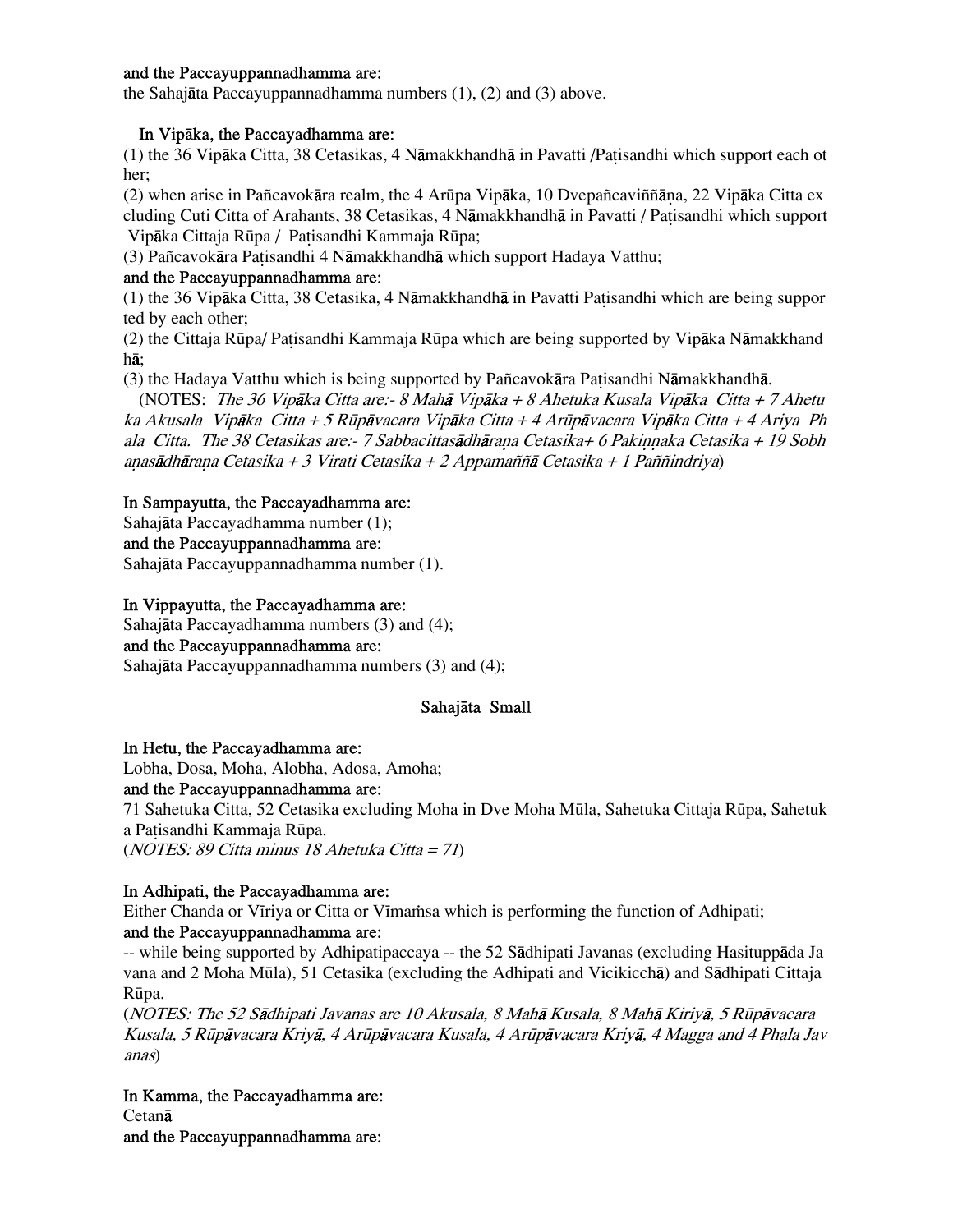**and the Paccayuppannadhamma are:**
the Sahajāta Paccayuppannadhamma numbers (1), (2) and (3) above.

**In Vipāka, the Paccayadhamma are:**
(1) the 36 Vipāka Citta, 38 Cetasikas, 4 Nāmakkhandhā in Pavatti /Paṭisandhi which support each other;
(2) when arise in Pañcavokāra realm, the 4 Arūpa Vipāka, 10 Dvepañcaviññāṇa, 22 Vipāka Citta excluding Cuti Citta of Arahants, 38 Cetasikas, 4 Nāmakkhandhā in Pavatti / Paṭisandhi which support Vipāka Cittaja Rūpa / Paṭisandhi Kammaja Rūpa;
(3) Pañcavokāra Paṭisandhi 4 Nāmakkhandhā which support Hadaya Vatthu;
**and the Paccayuppannadhamma are:**
(1) the 36 Vipāka Citta, 38 Cetasika, 4 Nāmakkhandhā in Pavatti Paṭisandhi which are being supported by each other;
(2) the Cittaja Rūpa/ Paṭisandhi Kammaja Rūpa which are being supported by Vipāka Nāmakkhandhā;
(3) the Hadaya Vatthu which is being supported by Pañcavokāra Paṭisandhi Nāmakkhandhā.
(NOTES: *The 36 Vipāka Citta are:- 8 Mahā Vipāka + 8 Ahetuka Kusala Vipāka Citta + 7 Ahetuka Akusala Vipāka Citta + 5 Rūpāvacara Vipāka Citta + 4 Arūpāvacara Vipāka Citta + 4 Ariya Phala Citta. The 38 Cetasikas are:- 7 Sabbacittasādhāraṇa Cetasika+ 6 Pakiṇṇaka Cetasika + 19 Sobhaṇasādhāraṇa Cetasika + 3 Virati Cetasika + 2 Appamaññā Cetasika + 1 Paññindriya*)

**In Sampayutta, the Paccayadhamma are:**
Sahajāta Paccayadhamma number (1);
**and the Paccayuppannadhamma are:**
Sahajāta Paccayuppannadhamma number (1).

**In Vippayutta, the Paccayadhamma are:**
Sahajāta Paccayadhamma numbers (3) and (4);
**and the Paccayuppannadhamma are:**
Sahajāta Paccayuppannadhamma numbers (3) and (4);

## Sahajāta Small

**In Hetu, the Paccayadhamma are:**
Lobha, Dosa, Moha, Alobha, Adosa, Amoha;
**and the Paccayuppannadhamma are:**
71 Sahetuka Citta, 52 Cetasika excluding Moha in Dve Moha Mūla, Sahetuka Cittaja Rūpa, Sahetuka Paṭisandhi Kammaja Rūpa.
(*NOTES: 89 Citta minus 18 Ahetuka Citta = 71*)

**In Adhipati, the Paccayadhamma are:**
Either Chanda or Vīriya or Citta or Vīmaṁsa which is performing the function of Adhipati;
**and the Paccayuppannadhamma are:**
-- while being supported by Adhipatipaccaya -- the 52 Sādhipati Javanas (excluding Hasituppāda Javana and 2 Moha Mūla), 51 Cetasika (excluding the Adhipati and Vicikicchā) and Sādhipati Cittaja Rūpa.
(*NOTES: The 52 Sādhipati Javanas are 10 Akusala, 8 Mahā Kusala, 8 Mahā Kiriyā, 5 Rūpāvacara Kusala, 5 Rūpāvacara Kriyā, 4 Arūpāvacara Kusala, 4 Arūpāvacara Kriyā, 4 Magga and 4 Phala Javanas*)

**In Kamma, the Paccayadhamma are:**
Cetanā
**and the Paccayuppannadhamma are:**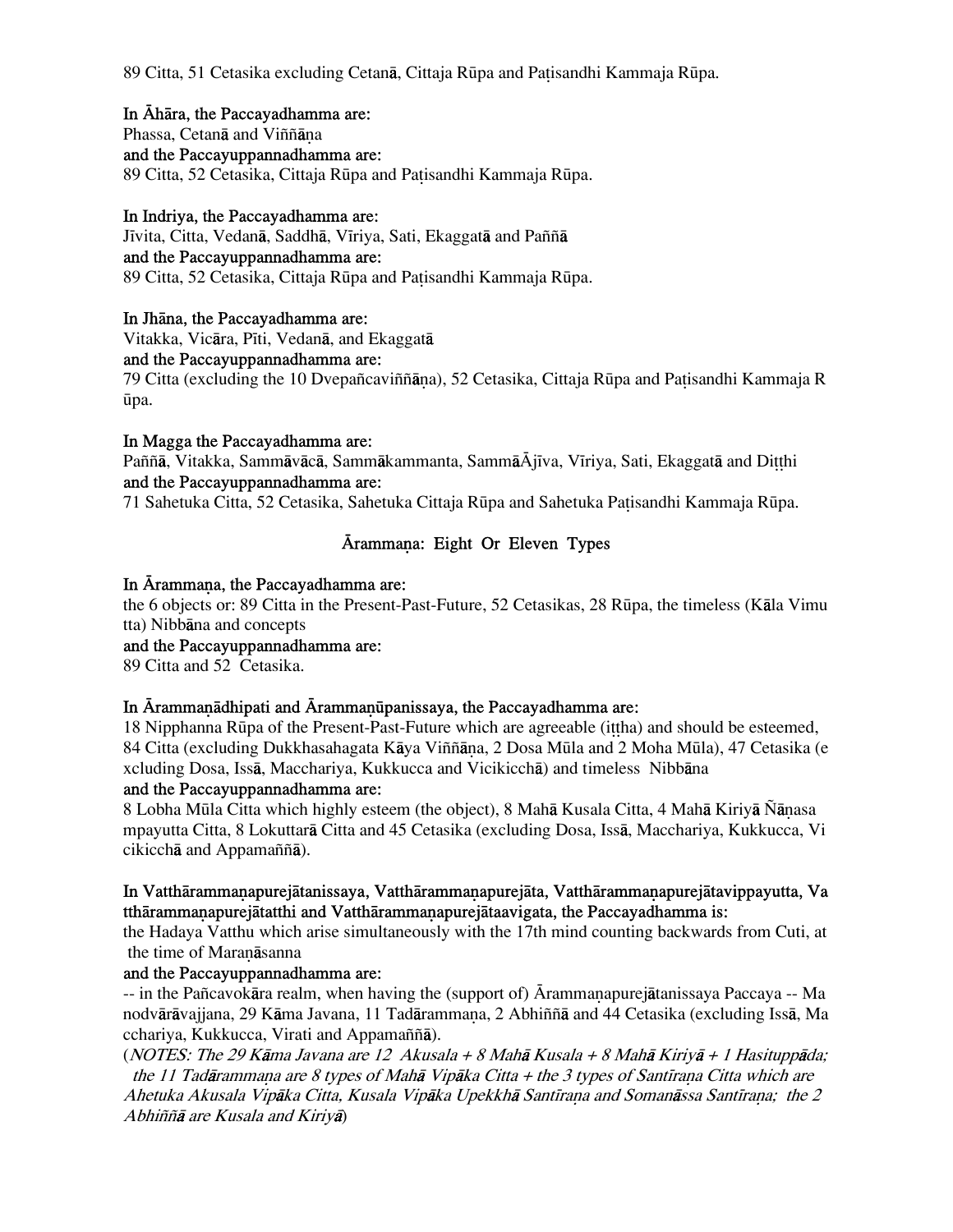89 Citta, 51 Cetasika excluding Cetanā, Cittaja Rūpa and Paṭisandhi Kammaja Rūpa.

**In Āhāra, the Paccayadhamma are:**
Phassa, Cetanā and Viññāṇa
**and the Paccayuppannadhamma are:**
89 Citta, 52 Cetasika, Cittaja Rūpa and Paṭisandhi Kammaja Rūpa.

**In Indriya, the Paccayadhamma are:**
Jīvita, Citta, Vedanā, Saddhā, Vīriya, Sati, Ekaggatā and Paññā
**and the Paccayuppannadhamma are:**
89 Citta, 52 Cetasika, Cittaja Rūpa and Paṭisandhi Kammaja Rūpa.

**In Jhāna, the Paccayadhamma are:**
Vitakka, Vicāra, Pīti, Vedanā, and Ekaggatā
**and the Paccayuppannadhamma are:**
79 Citta (excluding the 10 Dvepañcaviññāṇa), 52 Cetasika, Cittaja Rūpa and Paṭisandhi Kammaja Rūpa.

**In Magga the Paccayadhamma are:**
Paññā, Vitakka, Sammāvācā, Sammākammanta, SammāĀjīva, Vīriya, Sati, Ekaggatā and Diṭṭhi
**and the Paccayuppannadhamma are:**
71 Sahetuka Citta, 52 Cetasika, Sahetuka Cittaja Rūpa and Sahetuka Paṭisandhi Kammaja Rūpa.

## Ārammaṇa: Eight Or Eleven Types

**In Ārammaṇa, the Paccayadhamma are:**
the 6 objects or: 89 Citta in the Present-Past-Future, 52 Cetasikas, 28 Rūpa, the timeless (Kāla Vimutta) Nibbāna and concepts
**and the Paccayuppannadhamma are:**
89 Citta and 52 Cetasika.

**In Ārammaṇādhipati and Ārammaṇūpanissaya, the Paccayadhamma are:**
18 Nipphanna Rūpa of the Present-Past-Future which are agreeable (iṭṭha) and should be esteemed, 84 Citta (excluding Dukkhasahagata Kāya Viññāṇa, 2 Dosa Mūla and 2 Moha Mūla), 47 Cetasika (excluding Dosa, Issā, Macchariya, Kukkucca and Vicikicchā) and timeless Nibbāna
**and the Paccayuppannadhamma are:**
8 Lobha Mūla Citta which highly esteem (the object), 8 Mahā Kusala Citta, 4 Mahā Kiriyā Ñāṇasampayutta Citta, 8 Lokuttarā Citta and 45 Cetasika (excluding Dosa, Issā, Macchariya, Kukkucca, Vicikicchā and Appamaññā).

**In Vatthārammaṇapurejātanissaya, Vatthārammaṇapurejāta, Vatthārammaṇapurejātavippayutta, Vatthārammaṇapurejātatthi and Vatthārammaṇapurejātaavigata, the Paccayadhamma is:**
the Hadaya Vatthu which arise simultaneously with the 17th mind counting backwards from Cuti, at the time of Maraṇāsanna
**and the Paccayuppannadhamma are:**
-- in the Pañcavokāra realm, when having the (support of) Ārammaṇapurejātanissaya Paccaya -- Manodvārāvajjana, 29 Kāma Javana, 11 Tadārammaṇa, 2 Abhiññā and 44 Cetasika (excluding Issā, Macchariya, Kukkucca, Virati and Appamaññā).
(*NOTES: The 29 Kāma Javana are 12 Akusala + 8 Mahā Kusala + 8 Mahā Kiriyā + 1 Hasituppāda; the 11 Tadārammaṇa are 8 types of Mahā Vipāka Citta + the 3 types of Santīraṇa Citta which are Ahetuka Akusala Vipāka Citta, Kusala Vipāka Upekkhā Santīraṇa and Somanāssa Santīraṇa; the 2 Abhiññā are Kusala and Kiriyā*)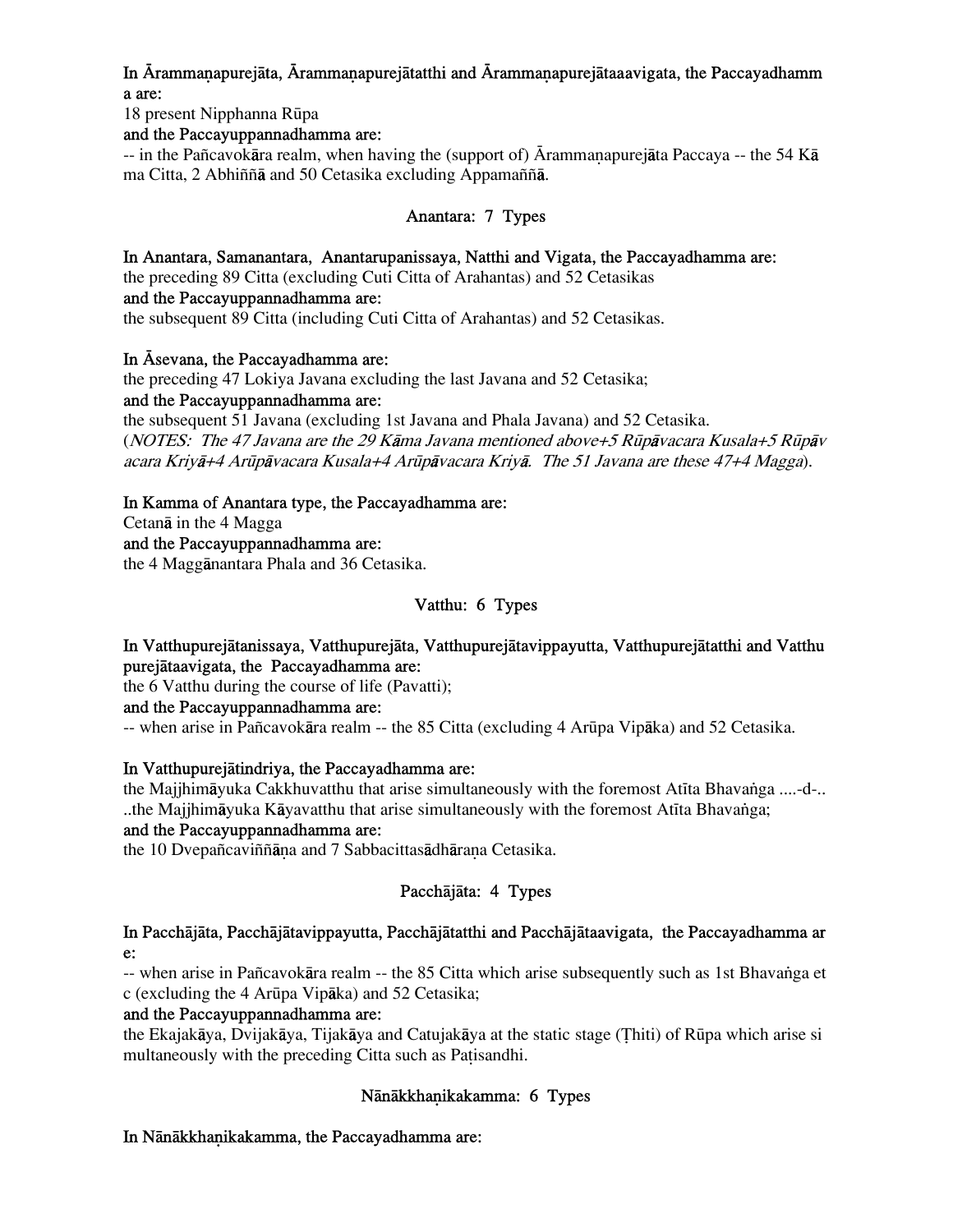**In Ārammaṇapurejāta, Ārammaṇapurejātatthi and Ārammaṇapurejātaavigata, the Paccayadhamma are:**
18 present Nipphanna Rūpa
**and the Paccayuppannadhamma are:**
-- in the Pañcavokāra realm, when having the (support of) Ārammaṇapurejāta Paccaya -- the 54 Kāma Citta, 2 Abhiññā and 50 Cetasika excluding Appamaññā.

## Anantara: 7 Types

**In Anantara, Samanantara, Anantarupanissaya, Natthi and Vigata, the Paccayadhamma are:**
the preceding 89 Citta (excluding Cuti Citta of Arahantas) and 52 Cetasikas
**and the Paccayuppannadhamma are:**
the subsequent 89 Citta (including Cuti Citta of Arahantas) and 52 Cetasikas.

**In Āsevana, the Paccayadhamma are:**
the preceding 47 Lokiya Javana excluding the last Javana and 52 Cetasika;
**and the Paccayuppannadhamma are:**
the subsequent 51 Javana (excluding 1st Javana and Phala Javana) and 52 Cetasika.
(*NOTES: The 47 Javana are the 29 Kāma Javana mentioned above+5 Rūpāvacara Kusala+5 Rūpāvacara Kriyā+4 Arūpāvacara Kusala+4 Arūpāvacara Kriyā. The 51 Javana are these 47+4 Magga*).

**In Kamma of Anantara type, the Paccayadhamma are:**
Cetanā in the 4 Magga
**and the Paccayuppannadhamma are:**
the 4 Maggānantara Phala and 36 Cetasika.

## Vatthu: 6 Types

**In Vatthupurejātanissaya, Vatthupurejāta, Vatthupurejātavippayutta, Vatthupurejātatthi and Vatthupurejātaavigata, the Paccayadhamma are:**
the 6 Vatthu during the course of life (Pavatti);
**and the Paccayuppannadhamma are:**
-- when arise in Pañcavokāra realm -- the 85 Citta (excluding 4 Arūpa Vipāka) and 52 Cetasika.

**In Vatthupurejātindriya, the Paccayadhamma are:**
the Majjhimāyuka Cakkhuvatthu that arise simultaneously with the foremost Atīta Bhavaṅga ....-d-..
..the Majjhimāyuka Kāyavatthu that arise simultaneously with the foremost Atīta Bhavaṅga;
**and the Paccayuppannadhamma are:**
the 10 Dvepañcaviññāṇa and 7 Sabbacittasādhāraṇa Cetasika.

## Pacchājāta: 4 Types

**In Pacchājāta, Pacchājātavippayutta, Pacchājātatthi and Pacchājātaavigata, the Paccayadhamma are:**
-- when arise in Pañcavokāra realm -- the 85 Citta which arise subsequently such as 1st Bhavaṅga etc (excluding the 4 Arūpa Vipāka) and 52 Cetasika;
**and the Paccayuppannadhamma are:**
the Ekajakāya, Dvijakāya, Tijakāya and Catujakāya at the static stage (Ṭhiti) of Rūpa which arise simultaneously with the preceding Citta such as Paṭisandhi.

## Nānākkhaṇikakamma: 6 Types

**In Nānākkhaṇikakamma, the Paccayadhamma are:**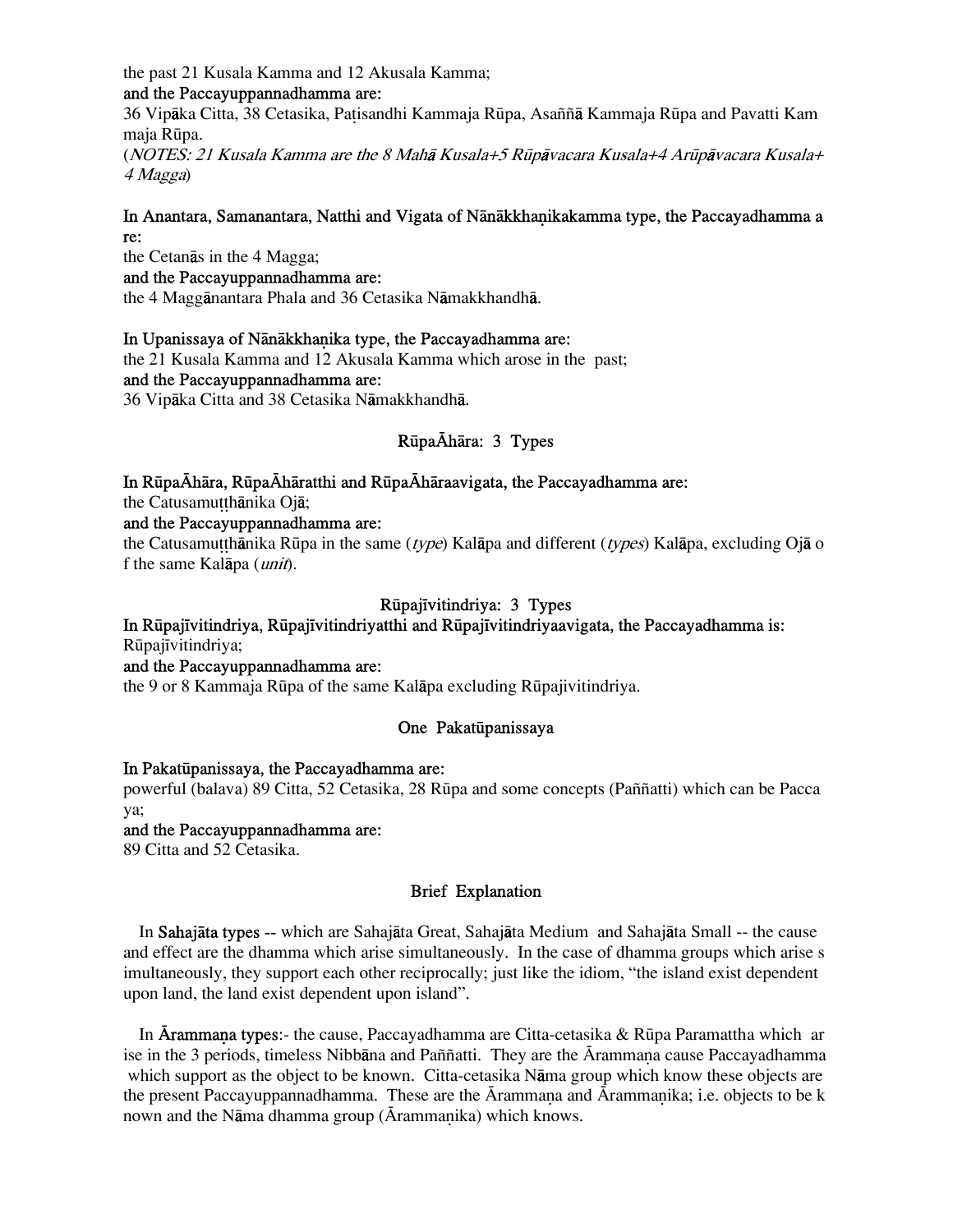the past 21 Kusala Kamma and 12 Akusala Kamma;

**and the Paccayuppannadhamma are:**

36 Vipāka Citta, 38 Cetasika, Paṭisandhi Kammaja Rūpa, Asaññā Kammaja Rūpa and Pavatti Kammaja Rūpa.

(*NOTES: 21 Kusala Kamma are the 8 Mahā Kusala+5 Rūpāvacara Kusala+4 Arūpāvacara Kusala+ 4 Magga*)

**In Anantara, Samanantara, Natthi and Vigata of Nānākkhaṇikakamma type, the Paccayadhamma are:**

the Cetanās in the 4 Magga;

**and the Paccayuppannadhamma are:**

the 4 Maggānantara Phala and 36 Cetasika Nāmakkhandhā.

**In Upanissaya of Nānākkhaṇika type, the Paccayadhamma are:**

the 21 Kusala Kamma and 12 Akusala Kamma which arose in the past;

**and the Paccayuppannadhamma are:**

36 Vipāka Citta and 38 Cetasika Nāmakkhandhā.

## RūpaĀhāra: 3 Types

**In RūpaĀhāra, RūpaĀhāratthi and RūpaĀhāraavigata, the Paccayadhamma are:**

the Catusamuṭṭhānika Ojā;

**and the Paccayuppannadhamma are:**

the Catusamuṭṭhānika Rūpa in the same (*type*) Kalāpa and different (*types*) Kalāpa, excluding Ojā of the same Kalāpa (*unit*).

## Rūpajīvitindriya: 3 Types

**In Rūpajīvitindriya, Rūpajīvitindriyatthi and Rūpajīvitindriyaavigata, the Paccayadhamma is:**

Rūpajīvitindriya;

**and the Paccayuppannadhamma are:**

the 9 or 8 Kammaja Rūpa of the same Kalāpa excluding Rūpajivitindriya.

## One Pakatūpanissaya

**In Pakatūpanissaya, the Paccayadhamma are:**

powerful (balava) 89 Citta, 52 Cetasika, 28 Rūpa and some concepts (Paññatti) which can be Paccaya;

**and the Paccayuppannadhamma are:**

89 Citta and 52 Cetasika.

## Brief Explanation

In **Sahajāta types** -- which are Sahajāta Great, Sahajāta Medium and Sahajāta Small -- the cause and effect are the dhamma which arise simultaneously. In the case of dhamma groups which arise simultaneously, they support each other reciprocally; just like the idiom, "the island exist dependent upon land, the land exist dependent upon island".

In **Ārammaṇa types**:- the cause, Paccayadhamma are Citta-cetasika & Rūpa Paramattha which arise in the 3 periods, timeless Nibbāna and Paññatti. They are the Ārammaṇa cause Paccayadhamma which support as the object to be known. Citta-cetasika Nāma group which know these objects are the present Paccayuppannadhamma. These are the Ārammaṇa and Ārammaṇika; i.e. objects to be known and the Nāma dhamma group (Ārammaṇika) which knows.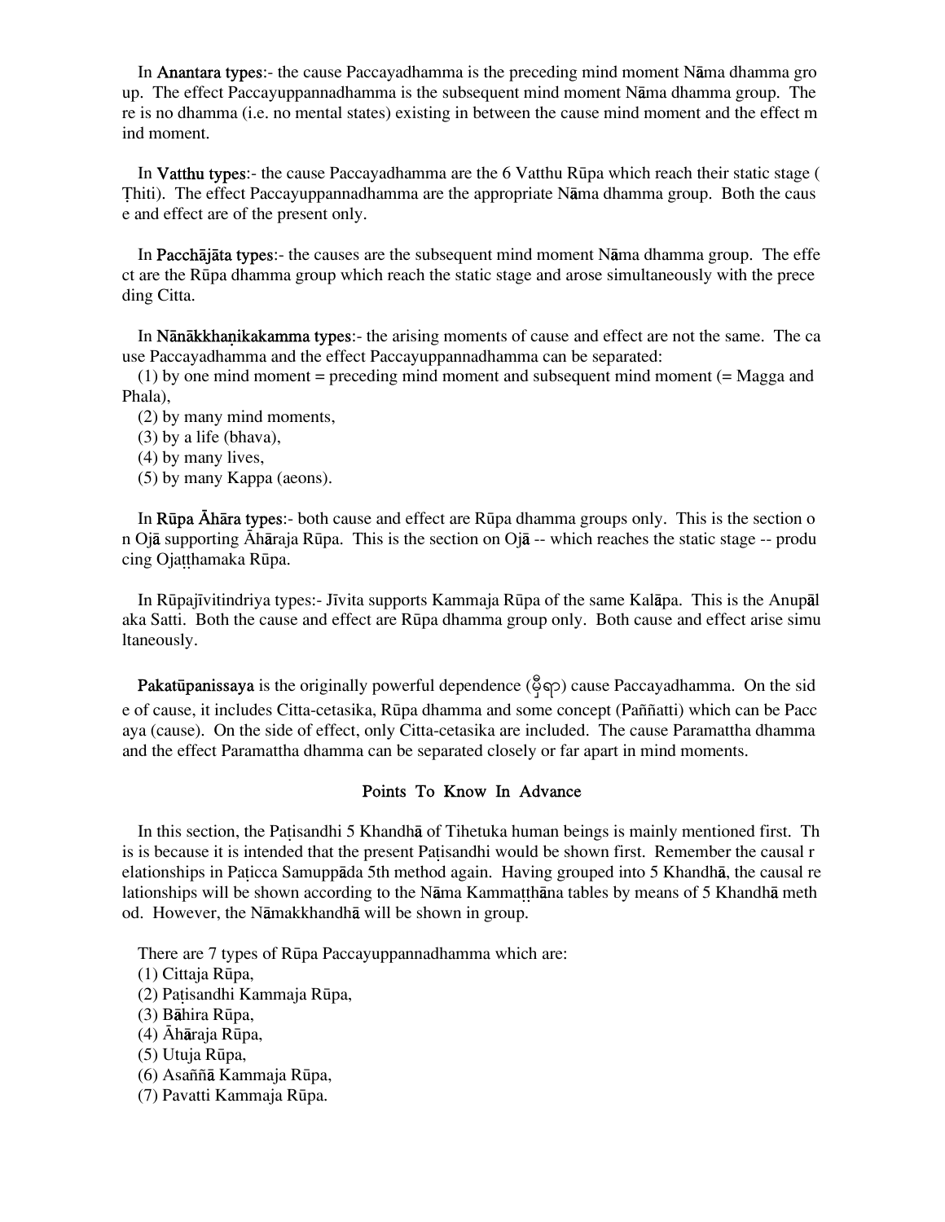In **Anantara types**:- the cause Paccayadhamma is the preceding mind moment Nāma dhamma group. The effect Paccayuppannadhamma is the subsequent mind moment Nāma dhamma group. There is no dhamma (i.e. no mental states) existing in between the cause mind moment and the effect mind moment.

In **Vatthu types**:- the cause Paccayadhamma are the 6 Vatthu Rūpa which reach their static stage (Ṭhiti). The effect Paccayuppannadhamma are the appropriate Nāma dhamma group. Both the cause and effect are of the present only.

In **Pacchājāta types**:- the causes are the subsequent mind moment Nāma dhamma group. The effect are the Rūpa dhamma group which reach the static stage and arose simultaneously with the preceding Citta.

In **Nānākkhaṇikakamma types**:- the arising moments of cause and effect are not the same. The cause Paccayadhamma and the effect Paccayuppannadhamma can be separated:

(1) by one mind moment = preceding mind moment and subsequent mind moment (= Magga and Phala),
(2) by many mind moments,
(3) by a life (bhava),
(4) by many lives,
(5) by many Kappa (aeons).

In **Rūpa Āhāra types**:- both cause and effect are Rūpa dhamma groups only. This is the section on Ojā supporting Āhāraja Rūpa. This is the section on Ojā -- which reaches the static stage -- producing Ojaṭṭhamaka Rūpa.

In Rūpajīvitindriya types:- Jīvita supports Kammaja Rūpa of the same Kalāpa. This is the Anupālaka Satti. Both the cause and effect are Rūpa dhamma group only. Both cause and effect arise simultaneously.

**Pakatūpanissaya** is the originally powerful dependence (မှီရာ) cause Paccayadhamma. On the side of cause, it includes Citta-cetasika, Rūpa dhamma and some concept (Paññatti) which can be Paccaya (cause). On the side of effect, only Citta-cetasika are included. The cause Paramattha dhamma and the effect Paramattha dhamma can be separated closely or far apart in mind moments.

## Points To Know In Advance

In this section, the Paṭisandhi 5 Khandhā of Tihetuka human beings is mainly mentioned first. This is because it is intended that the present Paṭisandhi would be shown first. Remember the causal relationships in Paṭicca Samuppāda 5th method again. Having grouped into 5 Khandhā, the causal relationships will be shown according to the Nāma Kammaṭṭhāna tables by means of 5 Khandhā method. However, the Nāmakkhandhā will be shown in group.

There are 7 types of Rūpa Paccayuppannadhamma which are:

(1) Cittaja Rūpa,
(2) Paṭisandhi Kammaja Rūpa,
(3) Bāhira Rūpa,
(4) Āhāraja Rūpa,
(5) Utuja Rūpa,
(6) Asaññā Kammaja Rūpa,
(7) Pavatti Kammaja Rūpa.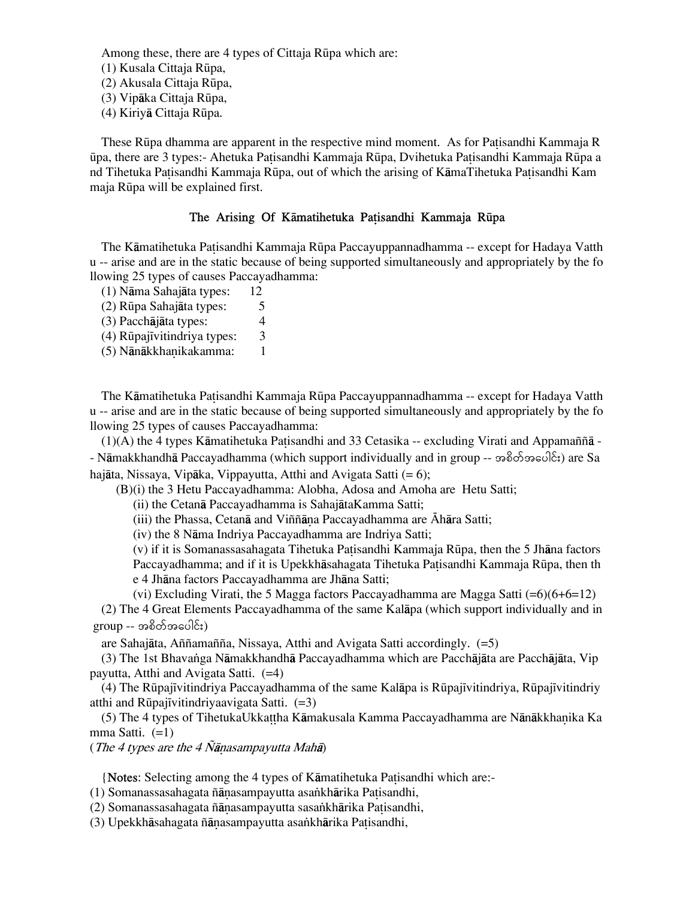Among these, there are 4 types of Cittaja Rūpa which are:
(1) Kusala Cittaja Rūpa,
(2) Akusala Cittaja Rūpa,
(3) Vipāka Cittaja Rūpa,
(4) Kiriyā Cittaja Rūpa.

These Rūpa dhamma are apparent in the respective mind moment. As for Paṭisandhi Kammaja Rūpa, there are 3 types:- Ahetuka Paṭisandhi Kammaja Rūpa, Dvihetuka Paṭisandhi Kammaja Rūpa and Tihetuka Paṭisandhi Kammaja Rūpa, out of which the arising of KāmaTihetuka Paṭisandhi Kammaja Rūpa will be explained first.

## The Arising Of Kāmatihetuka Paṭisandhi Kammaja Rūpa

The Kāmatihetuka Paṭisandhi Kammaja Rūpa Paccayuppannadhamma -- except for Hadaya Vatthu -- arise and are in the static because of being supported simultaneously and appropriately by the following 25 types of causes Paccayadhamma:

| | |
|---|---|
| (1) Nāma Sahajāta types: | 12 |
| (2) Rūpa Sahajāta types: | 5 |
| (3) Pacchājāta types: | 4 |
| (4) Rūpajīvitindriya types: | 3 |
| (5) Nānākkhaṇikakamma: | 1 |

The Kāmatihetuka Paṭisandhi Kammaja Rūpa Paccayuppannadhamma -- except for Hadaya Vatthu -- arise and are in the static because of being supported simultaneously and appropriately by the following 25 types of causes Paccayadhamma:

(1)(A) the 4 types Kāmatihetuka Paṭisandhi and 33 Cetasika -- excluding Virati and Appamaññā -- Nāmakkhandhā Paccayadhamma (which support individually and in group -- အစိတ်အပေါင်း) are Sahajāta, Nissaya, Vipāka, Vippayutta, Atthi and Avigata Satti (= 6);

(B)(i) the 3 Hetu Paccayadhamma: Alobha, Adosa and Amoha are Hetu Satti;

(ii) the Cetanā Paccayadhamma is SahajātaKamma Satti;

(iii) the Phassa, Cetanā and Viññāṇa Paccayadhamma are Āhāra Satti;

(iv) the 8 Nāma Indriya Paccayadhamma are Indriya Satti;

(v) if it is Somanassasahagata Tihetuka Paṭisandhi Kammaja Rūpa, then the 5 Jhāna factors Paccayadhamma; and if it is Upekkhāsahagata Tihetuka Paṭisandhi Kammaja Rūpa, then the 4 Jhāna factors Paccayadhamma are Jhāna Satti;

(vi) Excluding Virati, the 5 Magga factors Paccayadhamma are Magga Satti (=6)(6+6=12)

(2) The 4 Great Elements Paccayadhamma of the same Kalāpa (which support individually and in group -- အစိတ်အပေါင်း)
are Sahajāta, Aññamañña, Nissaya, Atthi and Avigata Satti accordingly. (=5)

(3) The 1st Bhavaṅga Nāmakkhandhā Paccayadhamma which are Pacchājāta are Pacchājāta, Vippayutta, Atthi and Avigata Satti. (=4)

(4) The Rūpajīvitindriya Paccayadhamma of the same Kalāpa is Rūpajīvitindriya, Rūpajīvitindriyatthi and Rūpajīvitindriyaavigata Satti. (=3)

(5) The 4 types of TihetukaUkkaṭṭha Kāmakusala Kamma Paccayadhamma are Nānākkhaṇika Kamma Satti. (=1)
(*The 4 types are the 4 Ñāṇasampayutta Mahā*)

{**Notes**: Selecting among the 4 types of Kāmatihetuka Paṭisandhi which are:-
(1) Somanassasahagata ñāṇasampayutta asaṅkhārika Paṭisandhi,
(2) Somanassasahagata ñāṇasampayutta sasaṅkhārika Paṭisandhi,
(3) Upekkhāsahagata ñāṇasampayutta asaṅkhārika Paṭisandhi,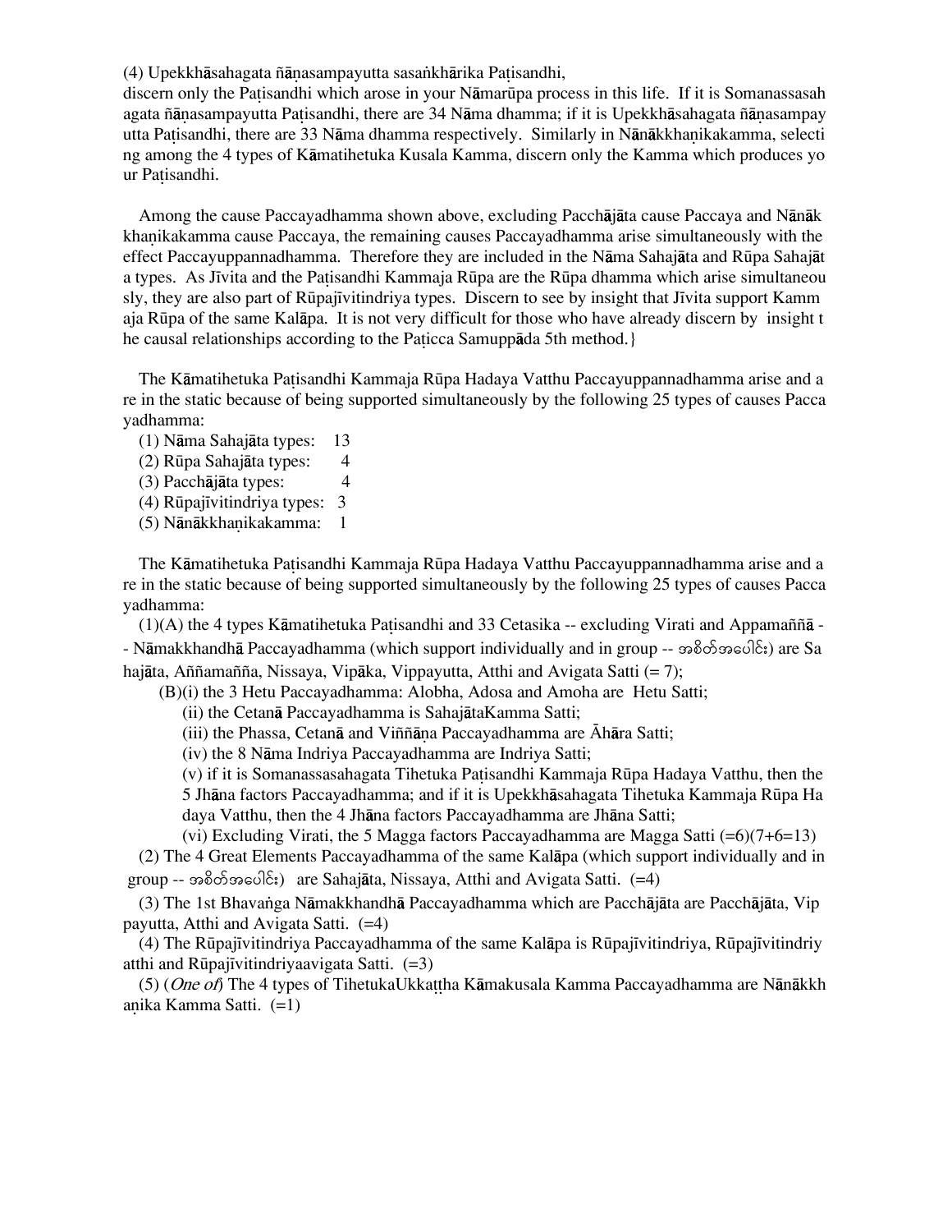(4) Upekkhāsahagata ñāṇasampayutta sasaṅkhārika Paṭisandhi,
discern only the Paṭisandhi which arose in your Nāmarūpa process in this life. If it is Somanassasahagata ñāṇasampayutta Paṭisandhi, there are 34 Nāma dhamma; if it is Upekkhāsahagata ñāṇasampayutta Paṭisandhi, there are 33 Nāma dhamma respectively. Similarly in Nānākkhaṇikakamma, selecting among the 4 types of Kāmatihetuka Kusala Kamma, discern only the Kamma which produces your Paṭisandhi.

Among the cause Paccayadhamma shown above, excluding Pacchājāta cause Paccaya and Nānākkhaṇikakamma cause Paccaya, the remaining causes Paccayadhamma arise simultaneously with the effect Paccayuppannadhamma. Therefore they are included in the Nāma Sahajāta and Rūpa Sahajāta types. As Jīvita and the Paṭisandhi Kammaja Rūpa are the Rūpa dhamma which arise simultaneously, they are also part of Rūpajīvitindriya types. Discern to see by insight that Jīvita support Kammaja Rūpa of the same Kalāpa. It is not very difficult for those who have already discern by insight the causal relationships according to the Paṭicca Samuppāda 5th method.}

The Kāmatihetuka Paṭisandhi Kammaja Rūpa Hadaya Vatthu Paccayuppannadhamma arise and are in the static because of being supported simultaneously by the following 25 types of causes Paccayadhamma:

(1) Nāma Sahajāta types: 13
(2) Rūpa Sahajāta types: 4
(3) Pacchājāta types: 4
(4) Rūpajīvitindriya types: 3
(5) Nānākkhaṇikakamma: 1

The Kāmatihetuka Paṭisandhi Kammaja Rūpa Hadaya Vatthu Paccayuppannadhamma arise and are in the static because of being supported simultaneously by the following 25 types of causes Paccayadhamma:

(1)(A) the 4 types Kāmatihetuka Paṭisandhi and 33 Cetasika -- excluding Virati and Appamaññā -- Nāmakkhandhā Paccayadhamma (which support individually and in group -- အစိတ်အပေါင်း) are Sahajāta, Aññamañña, Nissaya, Vipāka, Vippayutta, Atthi and Avigata Satti (= 7);

(B)(i) the 3 Hetu Paccayadhamma: Alobha, Adosa and Amoha are Hetu Satti;

(ii) the Cetanā Paccayadhamma is SahajātaKamma Satti;

(iii) the Phassa, Cetanā and Viññāṇa Paccayadhamma are Āhāra Satti;

(iv) the 8 Nāma Indriya Paccayadhamma are Indriya Satti;

(v) if it is Somanassasahagata Tihetuka Paṭisandhi Kammaja Rūpa Hadaya Vatthu, then the 5 Jhāna factors Paccayadhamma; and if it is Upekkhāsahagata Tihetuka Kammaja Rūpa Hadaya Vatthu, then the 4 Jhāna factors Paccayadhamma are Jhāna Satti;

(vi) Excluding Virati, the 5 Magga factors Paccayadhamma are Magga Satti (=6)(7+6=13)

(2) The 4 Great Elements Paccayadhamma of the same Kalāpa (which support individually and in group -- အစိတ်အပေါင်း) are Sahajāta, Nissaya, Atthi and Avigata Satti. (=4)

(3) The 1st Bhavaṅga Nāmakkhandhā Paccayadhamma which are Pacchājāta are Pacchājāta, Vippayutta, Atthi and Avigata Satti. (=4)

(4) The Rūpajīvitindriya Paccayadhamma of the same Kalāpa is Rūpajīvitindriya, Rūpajīvitindriyatthi and Rūpajīvitindriyaavigata Satti. (=3)

(5) (*One of*) The 4 types of TihetukaUkkaṭṭha Kāmakusala Kamma Paccayadhamma are Nānākkhaṇika Kamma Satti. (=1)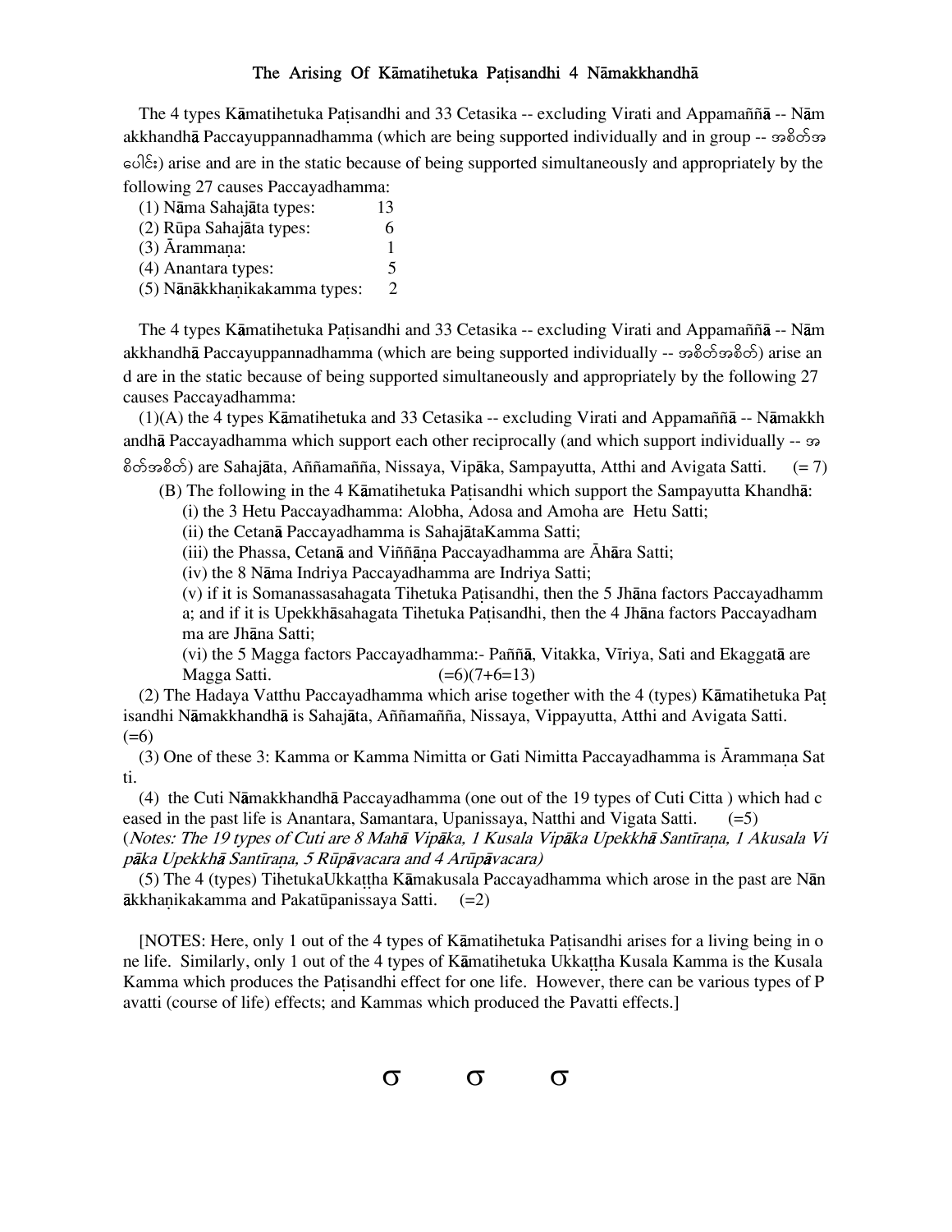### The Arising Of Kāmatihetuka Paṭisandhi 4 Nāmakkhandhā

The 4 types Kāmatihetuka Paṭisandhi and 33 Cetasika -- excluding Virati and Appamaññā -- Nāmakkhandhā Paccayuppannadhamma (which are being supported individually and in group -- အစိတ်အပေါင်း) arise and are in the static because of being supported simultaneously and appropriately by the following 27 causes Paccayadhamma:

| | |
|---|---|
| (1) Nāma Sahajāta types: | 13 |
| (2) Rūpa Sahajāta types: | 6 |
| (3) Ārammaṇa: | 1 |
| (4) Anantara types: | 5 |
| (5) Nānākkhaṇikakamma types: | 2 |

The 4 types Kāmatihetuka Paṭisandhi and 33 Cetasika -- excluding Virati and Appamaññā -- Nāmakkhandhā Paccayuppannadhamma (which are being supported individually -- အစိတ်အစိတ်) arise and are in the static because of being supported simultaneously and appropriately by the following 27 causes Paccayadhamma:

(1)(A) the 4 types Kāmatihetuka and 33 Cetasika -- excluding Virati and Appamaññā -- Nāmakkhandhā Paccayadhamma which support each other reciprocally (and which support individually -- အစိတ်အစိတ်) are Sahajāta, Aññamañña, Nissaya, Vipāka, Sampayutta, Atthi and Avigata Satti. (= 7)

(B) The following in the 4 Kāmatihetuka Paṭisandhi which support the Sampayutta Khandhā:

(i) the 3 Hetu Paccayadhamma: Alobha, Adosa and Amoha are Hetu Satti;

(ii) the Cetanā Paccayadhamma is SahajātaKamma Satti;

(iii) the Phassa, Cetanā and Viññāṇa Paccayadhamma are Āhāra Satti;

(iv) the 8 Nāma Indriya Paccayadhamma are Indriya Satti;

(v) if it is Somanassasahagata Tihetuka Paṭisandhi, then the 5 Jhāna factors Paccayadhamma; and if it is Upekkhāsahagata Tihetuka Paṭisandhi, then the 4 Jhāna factors Paccayadhamma are Jhāna Satti;

(vi) the 5 Magga factors Paccayadhamma:- Paññā, Vitakka, Vīriya, Sati and Ekaggatā are Magga Satti. (=6)(7+6=13)

(2) The Hadaya Vatthu Paccayadhamma which arise together with the 4 (types) Kāmatihetuka Paṭisandhi Nāmakkhandhā is Sahajāta, Aññamañña, Nissaya, Vippayutta, Atthi and Avigata Satti. (=6)

(3) One of these 3: Kamma or Kamma Nimitta or Gati Nimitta Paccayadhamma is Ārammaṇa Satti.

(4) the Cuti Nāmakkhandhā Paccayadhamma (one out of the 19 types of Cuti Citta ) which had ceased in the past life is Anantara, Samantara, Upanissaya, Natthi and Vigata Satti. (=5)
(*Notes: The 19 types of Cuti are 8 Mahā Vipāka, 1 Kusala Vipāka Upekkhā Santīraṇa, 1 Akusala Vipāka Upekkhā Santīraṇa, 5 Rūpāvacara and 4 Arūpāvacara)*

(5) The 4 (types) TihetukaUkkaṭṭha Kāmakusala Paccayadhamma which arose in the past are Nānākkhaṇikakamma and Pakatūpanissaya Satti. (=2)

[NOTES: Here, only 1 out of the 4 types of Kāmatihetuka Paṭisandhi arises for a living being in one life. Similarly, only 1 out of the 4 types of Kāmatihetuka Ukkaṭṭha Kusala Kamma is the Kusala Kamma which produces the Paṭisandhi effect for one life. However, there can be various types of Pavatti (course of life) effects; and Kammas which produced the Pavatti effects.]

σ σ σ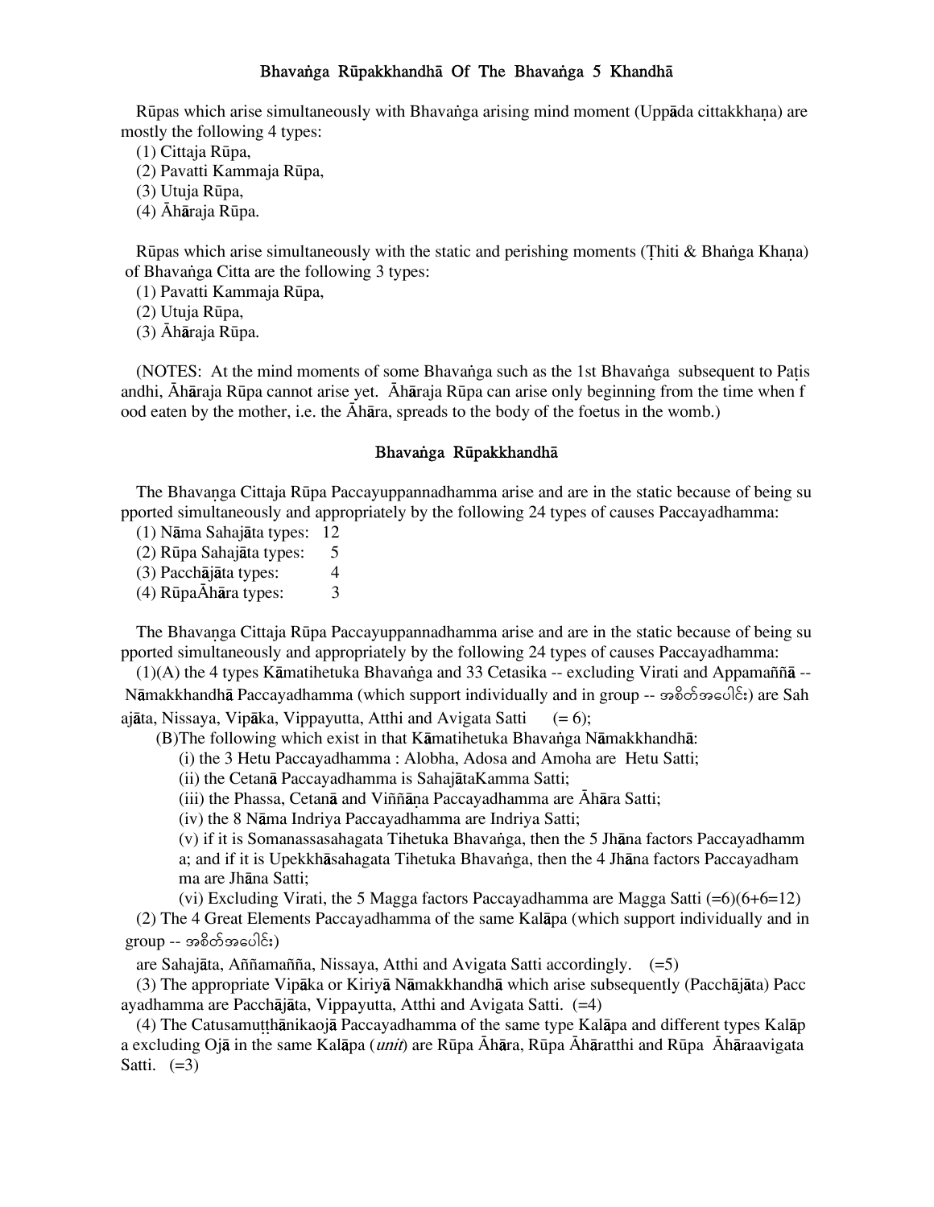## Bhavaṅga Rūpakkhandhā Of The Bhavaṅga 5 Khandhā

Rūpas which arise simultaneously with Bhavaṅga arising mind moment (Uppāda cittakkhaṇa) are mostly the following 4 types:

(1) Cittaja Rūpa,
(2) Pavatti Kammaja Rūpa,
(3) Utuja Rūpa,
(4) Āhāraja Rūpa.

Rūpas which arise simultaneously with the static and perishing moments (Ṭhiti & Bhaṅga Khaṇa) of Bhavaṅga Citta are the following 3 types:

(1) Pavatti Kammaja Rūpa,
(2) Utuja Rūpa,
(3) Āhāraja Rūpa.

(NOTES: At the mind moments of some Bhavaṅga such as the 1st Bhavaṅga subsequent to Paṭisandhi, Āhāraja Rūpa cannot arise yet. Āhāraja Rūpa can arise only beginning from the time when food eaten by the mother, i.e. the Āhāra, spreads to the body of the foetus in the womb.)

### Bhavaṅga Rūpakkhandhā

The Bhavaṇga Cittaja Rūpa Paccayuppannadhamma arise and are in the static because of being supported simultaneously and appropriately by the following 24 types of causes Paccayadhamma:

(1) Nāma Sahajāta types: 12
(2) Rūpa Sahajāta types: 5
(3) Pacchājāta types: 4
(4) RūpaĀhāra types: 3

The Bhavaṇga Cittaja Rūpa Paccayuppannadhamma arise and are in the static because of being supported simultaneously and appropriately by the following 24 types of causes Paccayadhamma:

(1)(A) the 4 types Kāmatihetuka Bhavaṅga and 33 Cetasika -- excluding Virati and Appamaññā -- Nāmakkhandhā Paccayadhamma (which support individually and in group -- အစိတ်အပေါင်း) are Sahajāta, Nissaya, Vipāka, Vippayutta, Atthi and Avigata Satti (= 6);

(B)The following which exist in that Kāmatihetuka Bhavaṅga Nāmakkhandhā:

(i) the 3 Hetu Paccayadhamma : Alobha, Adosa and Amoha are Hetu Satti;
(ii) the Cetanā Paccayadhamma is SahajātaKamma Satti;
(iii) the Phassa, Cetanā and Viññāṇa Paccayadhamma are Āhāra Satti;
(iv) the 8 Nāma Indriya Paccayadhamma are Indriya Satti;
(v) if it is Somanassasahagata Tihetuka Bhavaṅga, then the 5 Jhāna factors Paccayadhamma; and if it is Upekkhāsahagata Tihetuka Bhavaṅga, then the 4 Jhāna factors Paccayadhamma are Jhāna Satti;
(vi) Excluding Virati, the 5 Magga factors Paccayadhamma are Magga Satti (=6)(6+6=12)

(2) The 4 Great Elements Paccayadhamma of the same Kalāpa (which support individually and in group -- အစိတ်အပေါင်း) are Sahajāta, Aññamañña, Nissaya, Atthi and Avigata Satti accordingly. (=5)

(3) The appropriate Vipāka or Kiriyā Nāmakkhandhā which arise subsequently (Pacchājāta) Paccayadhamma are Pacchājāta, Vippayutta, Atthi and Avigata Satti. (=4)

(4) The Catusamuṭṭhānikaojā Paccayadhamma of the same type Kalāpa and different types Kalāpa excluding Ojā in the same Kalāpa (*unit*) are Rūpa Āhāra, Rūpa Āhāratthi and Rūpa Āhāraavigata Satti. (=3)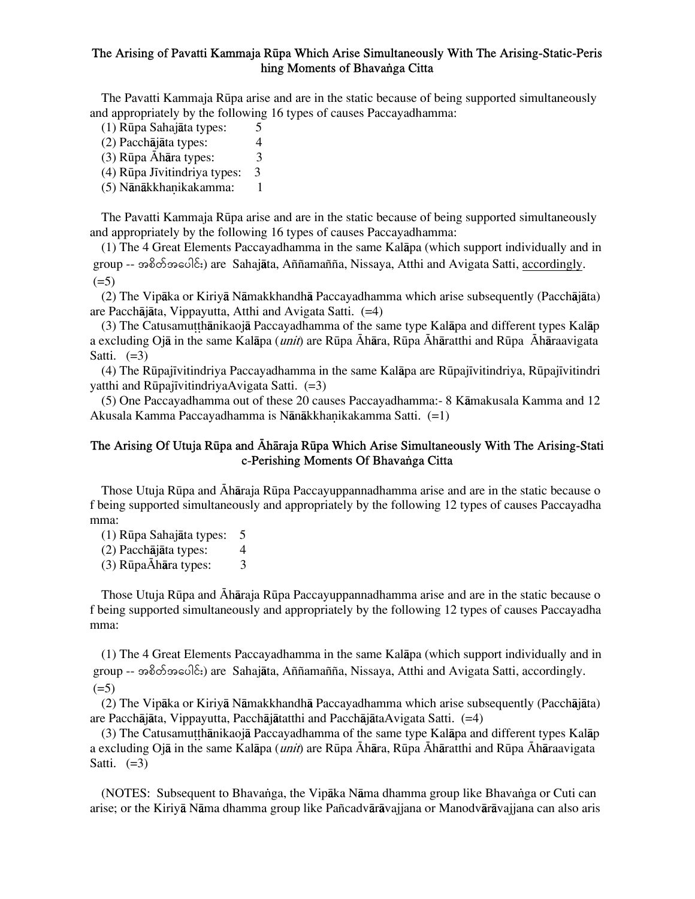## The Arising of Pavatti Kammaja Rūpa Which Arise Simultaneously With The Arising-Static-Perishing Moments of Bhavaṅga Citta

The Pavatti Kammaja Rūpa arise and are in the static because of being supported simultaneously and appropriately by the following 16 types of causes Paccayadhamma:

(1) Rūpa Sahajāta types: 5
(2) Pacchājāta types: 4
(3) Rūpa Āhāra types: 3
(4) Rūpa Jīvitindriya types: 3
(5) Nānākkhaṇikakamma: 1

The Pavatti Kammaja Rūpa arise and are in the static because of being supported simultaneously and appropriately by the following 16 types of causes Paccayadhamma:

(1) The 4 Great Elements Paccayadhamma in the same Kalāpa (which support individually and in group -- အစိတ်အပေါင်း) are Sahajāta, Aññamañña, Nissaya, Atthi and Avigata Satti, <u>accordingly</u>. (=5)

(2) The Vipāka or Kiriyā Nāmakkhandhā Paccayadhamma which arise subsequently (Pacchājāta) are Pacchājāta, Vippayutta, Atthi and Avigata Satti. (=4)

(3) The Catusamuṭṭhānikaojā Paccayadhamma of the same type Kalāpa and different types Kalāpa excluding Ojā in the same Kalāpa (*unit*) are Rūpa Āhāra, Rūpa Āhāratthi and Rūpa Āhāraavigata Satti. (=3)

(4) The Rūpajīvitindriya Paccayadhamma in the same Kalāpa are Rūpajīvitindriya, Rūpajīvitindriyatthi and RūpajīvitindriyaAvigata Satti. (=3)

(5) One Paccayadhamma out of these 20 causes Paccayadhamma:- 8 Kāmakusala Kamma and 12 Akusala Kamma Paccayadhamma is Nānākkhaṇikakamma Satti. (=1)

## The Arising Of Utuja Rūpa and Āhāraja Rūpa Which Arise Simultaneously With The Arising-Static-Perishing Moments Of Bhavaṅga Citta

Those Utuja Rūpa and Āhāraja Rūpa Paccayuppannadhamma arise and are in the static because of being supported simultaneously and appropriately by the following 12 types of causes Paccayadhamma:

(1) Rūpa Sahajāta types: 5
(2) Pacchājāta types: 4
(3) RūpaĀhāra types: 3

Those Utuja Rūpa and Āhāraja Rūpa Paccayuppannadhamma arise and are in the static because of being supported simultaneously and appropriately by the following 12 types of causes Paccayadhamma:

(1) The 4 Great Elements Paccayadhamma in the same Kalāpa (which support individually and in group -- အစိတ်အပေါင်း) are Sahajāta, Aññamañña, Nissaya, Atthi and Avigata Satti, accordingly. (=5)

(2) The Vipāka or Kiriyā Nāmakkhandhā Paccayadhamma which arise subsequently (Pacchājāta) are Pacchājāta, Vippayutta, Pacchājātatthi and PacchājātaAvigata Satti. (=4)

(3) The Catusamuṭṭhānikaojā Paccayadhamma of the same type Kalāpa and different types Kalāpa excluding Ojā in the same Kalāpa (*unit*) are Rūpa Āhāra, Rūpa Āhāratthi and Rūpa Āhāraavigata Satti. (=3)

(NOTES: Subsequent to Bhavaṅga, the Vipāka Nāma dhamma group like Bhavaṅga or Cuti can arise; or the Kiriyā Nāma dhamma group like Pañcadvārāvajjana or Manodvārāvajjana can also aris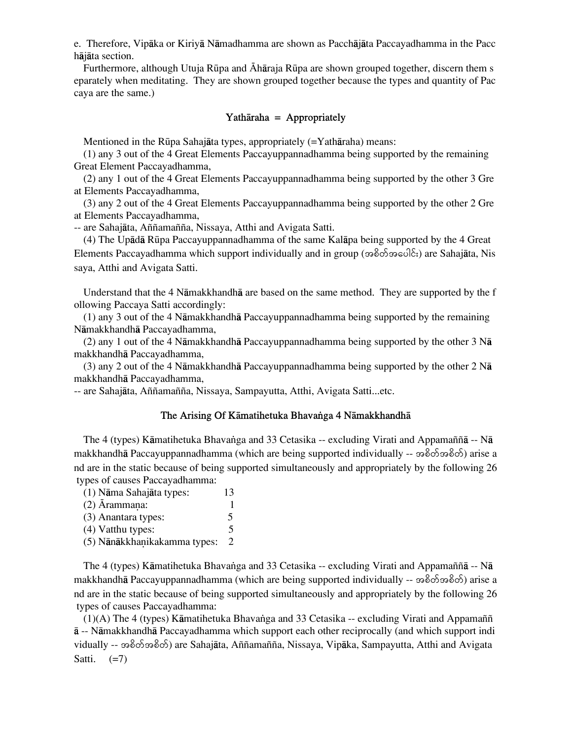e. Therefore, Vipāka or Kiriyā Nāmadhamma are shown as Pacchājāta Paccayadhamma in the Pacchājāta section.

Furthermore, although Utuja Rūpa and Āhāraja Rūpa are shown grouped together, discern them separately when meditating. They are shown grouped together because the types and quantity of Paccaya are the same.)

## Yathāraha = Appropriately

Mentioned in the Rūpa Sahajāta types, appropriately (=Yathāraha) means:

(1) any 3 out of the 4 Great Elements Paccayuppannadhamma being supported by the remaining Great Element Paccayadhamma,

(2) any 1 out of the 4 Great Elements Paccayuppannadhamma being supported by the other 3 Great Elements Paccayadhamma,

(3) any 2 out of the 4 Great Elements Paccayuppannadhamma being supported by the other 2 Great Elements Paccayadhamma,

-- are Sahajāta, Aññamañña, Nissaya, Atthi and Avigata Satti.

(4) The Upādā Rūpa Paccayuppannadhamma of the same Kalāpa being supported by the 4 Great Elements Paccayadhamma which support individually and in group (အစိတ်အပေါင်း) are Sahajāta, Nissaya, Atthi and Avigata Satti.

Understand that the 4 Nāmakkhandhā are based on the same method. They are supported by the following Paccaya Satti accordingly:

(1) any 3 out of the 4 Nāmakkhandhā Paccayuppannadhamma being supported by the remaining Nāmakkhandhā Paccayadhamma,

(2) any 1 out of the 4 Nāmakkhandhā Paccayuppannadhamma being supported by the other 3 Nāmakkhandhā Paccayadhamma,

(3) any 2 out of the 4 Nāmakkhandhā Paccayuppannadhamma being supported by the other 2 Nāmakkhandhā Paccayadhamma,

-- are Sahajāta, Aññamañña, Nissaya, Sampayutta, Atthi, Avigata Satti...etc.

## The Arising Of Kāmatihetuka Bhavaṅga 4 Nāmakkhandhā

The 4 (types) Kāmatihetuka Bhavaṅga and 33 Cetasika -- excluding Virati and Appamaññā -- Nāmakkhandhā Paccayuppannadhamma (which are being supported individually -- အစိတ်အစိတ်) arise and are in the static because of being supported simultaneously and appropriately by the following 26 types of causes Paccayadhamma:

(1) Nāma Sahajāta types: 13
(2) Ārammaṇa: 1
(3) Anantara types: 5
(4) Vatthu types: 5
(5) Nānākkhaṇikakamma types: 2

The 4 (types) Kāmatihetuka Bhavaṅga and 33 Cetasika -- excluding Virati and Appamaññā -- Nāmakkhandhā Paccayuppannadhamma (which are being supported individually -- အစိတ်အစိတ်) arise and are in the static because of being supported simultaneously and appropriately by the following 26 types of causes Paccayadhamma:

(1)(A) The 4 (types) Kāmatihetuka Bhavaṅga and 33 Cetasika -- excluding Virati and Appamaññā -- Nāmakkhandhā Paccayadhamma which support each other reciprocally (and which support individually -- အစိတ်အစိတ်) are Sahajāta, Aññamañña, Nissaya, Vipāka, Sampayutta, Atthi and Avigata Satti. (=7)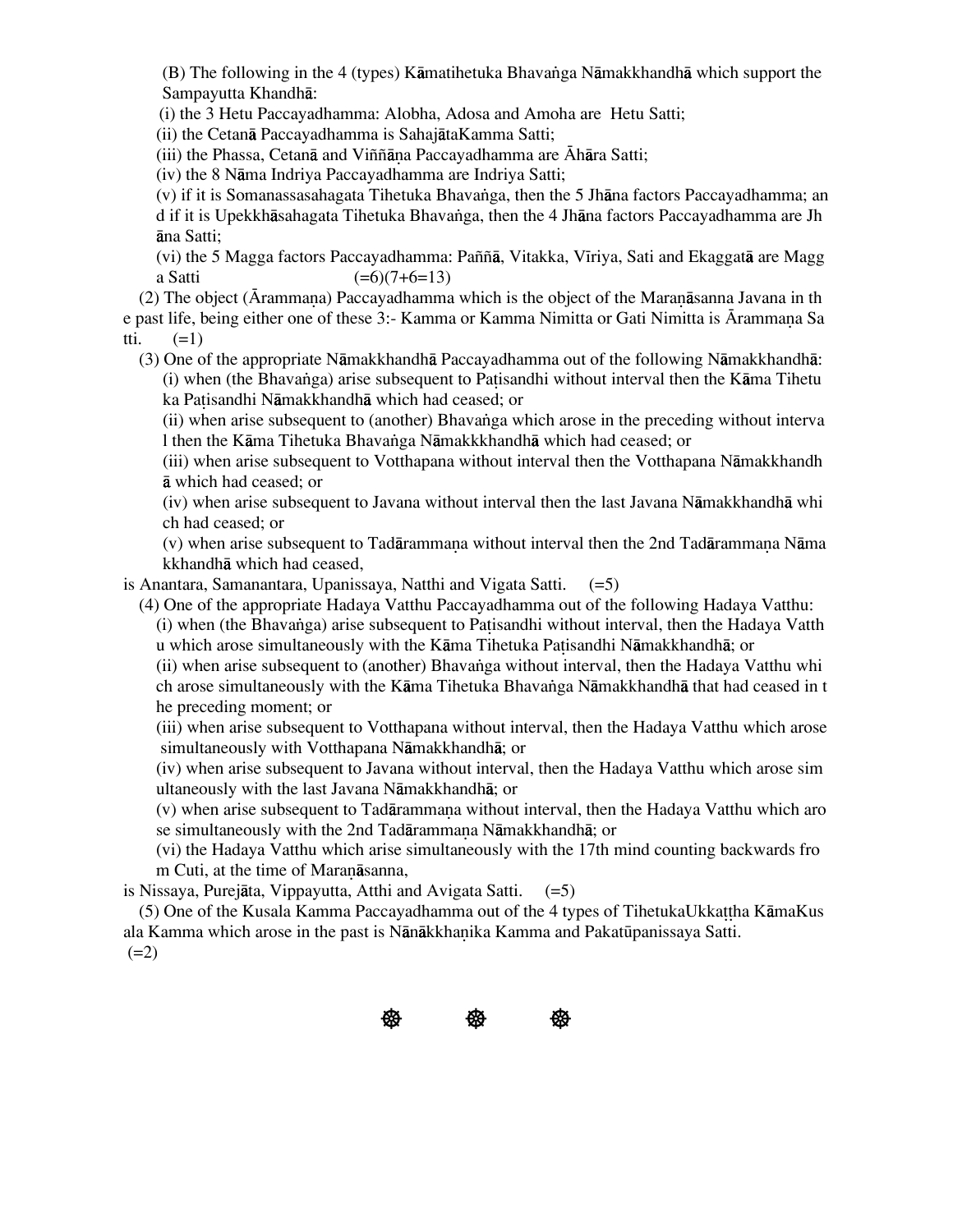(B) The following in the 4 (types) Kāmatihetuka Bhavaṅga Nāmakkhandhā which support the Sampayutta Khandhā:

(i) the 3 Hetu Paccayadhamma: Alobha, Adosa and Amoha are Hetu Satti;

(ii) the Cetanā Paccayadhamma is SahajātaKamma Satti;

(iii) the Phassa, Cetanā and Viññāṇa Paccayadhamma are Āhāra Satti;

(iv) the 8 Nāma Indriya Paccayadhamma are Indriya Satti;

(v) if it is Somanassasahagata Tihetuka Bhavaṅga, then the 5 Jhāna factors Paccayadhamma; and if it is Upekkhāsahagata Tihetuka Bhavaṅga, then the 4 Jhāna factors Paccayadhamma are Jhāna Satti;

(vi) the 5 Magga factors Paccayadhamma: Paññā, Vitakka, Vīriya, Sati and Ekaggatā are Magga Satti (=6)(7+6=13)

(2) The object (Ārammaṇa) Paccayadhamma which is the object of the Maraṇāsanna Javana in the past life, being either one of these 3:- Kamma or Kamma Nimitta or Gati Nimitta is Ārammaṇa Satti. (=1)

(3) One of the appropriate Nāmakkhandhā Paccayadhamma out of the following Nāmakkhandhā:

(i) when (the Bhavaṅga) arise subsequent to Paṭisandhi without interval then the Kāma Tihetuka Paṭisandhi Nāmakkhandhā which had ceased; or

(ii) when arise subsequent to (another) Bhavaṅga which arose in the preceding without interval then the Kāma Tihetuka Bhavaṅga Nāmakkkhandhā which had ceased; or

(iii) when arise subsequent to Votthapana without interval then the Votthapana Nāmakkhandhā which had ceased; or

(iv) when arise subsequent to Javana without interval then the last Javana Nāmakkhandhā which had ceased; or

(v) when arise subsequent to Tadārammaṇa without interval then the 2nd Tadārammaṇa Nāmakkhandhā which had ceased,

is Anantara, Samanantara, Upanissaya, Natthi and Vigata Satti. (=5)

(4) One of the appropriate Hadaya Vatthu Paccayadhamma out of the following Hadaya Vatthu:

(i) when (the Bhavaṅga) arise subsequent to Paṭisandhi without interval, then the Hadaya Vatthu which arose simultaneously with the Kāma Tihetuka Paṭisandhi Nāmakkhandhā; or

(ii) when arise subsequent to (another) Bhavaṅga without interval, then the Hadaya Vatthu which arose simultaneously with the Kāma Tihetuka Bhavaṅga Nāmakkhandhā that had ceased in the preceding moment; or

(iii) when arise subsequent to Votthapana without interval, then the Hadaya Vatthu which arose simultaneously with Votthapana Nāmakkhandhā; or

(iv) when arise subsequent to Javana without interval, then the Hadaya Vatthu which arose simultaneously with the last Javana Nāmakkhandhā; or

(v) when arise subsequent to Tadārammaṇa without interval, then the Hadaya Vatthu which arose simultaneously with the 2nd Tadārammaṇa Nāmakkhandhā; or

(vi) the Hadaya Vatthu which arise simultaneously with the 17th mind counting backwards from Cuti, at the time of Maraṇāsanna,

is Nissaya, Purejāta, Vippayutta, Atthi and Avigata Satti. (=5)

(5) One of the Kusala Kamma Paccayadhamma out of the 4 types of TihetukaUkkaṭṭha KāmaKusala Kamma which arose in the past is Nānākkhaṇika Kamma and Pakatūpanissaya Satti. (=2)

☸ ☸ ☸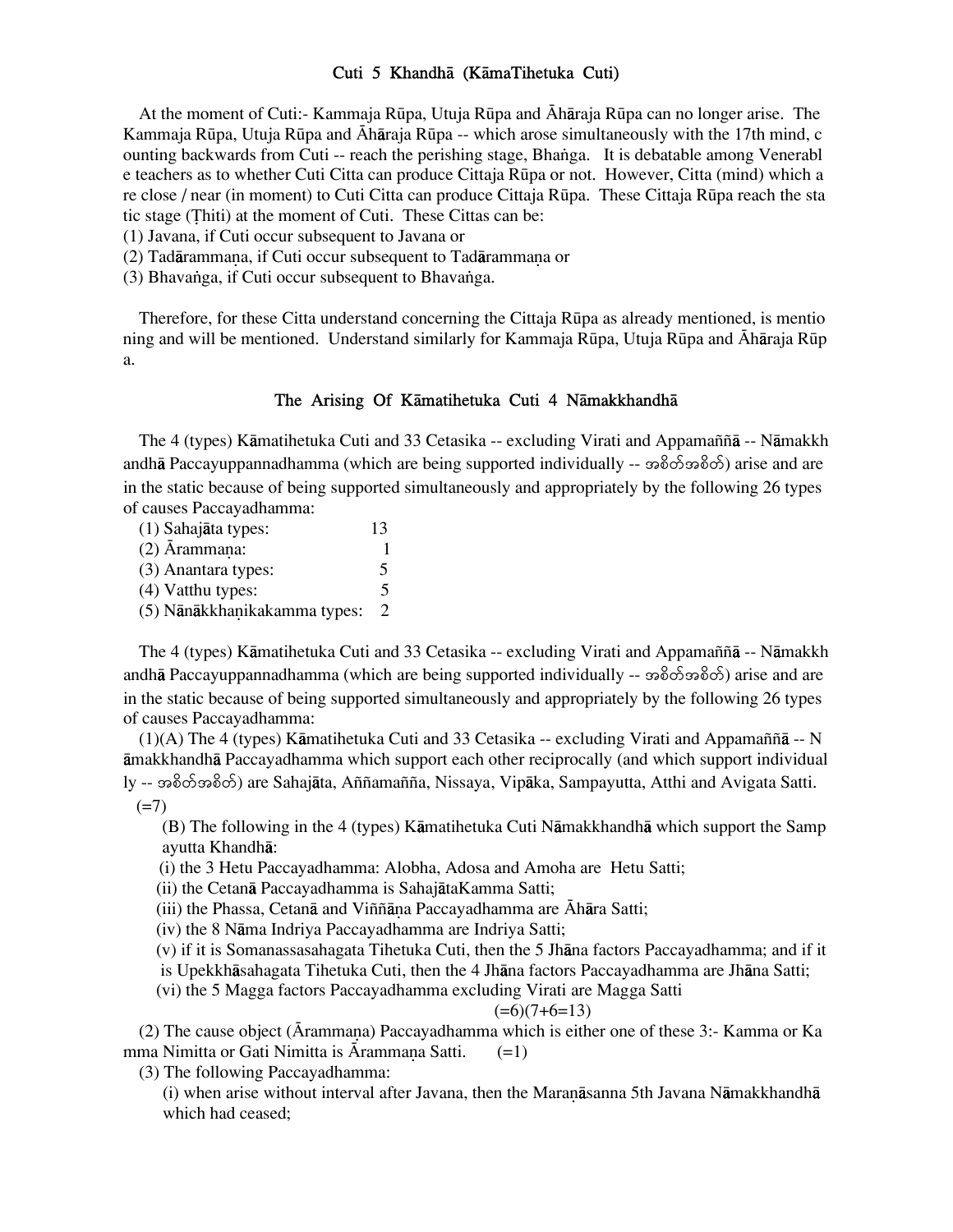## Cuti 5 Khandhā (KāmaTihetuka Cuti)

At the moment of Cuti:- Kammaja Rūpa, Utuja Rūpa and Āhāraja Rūpa can no longer arise. The Kammaja Rūpa, Utuja Rūpa and Āhāraja Rūpa -- which arose simultaneously with the 17th mind, counting backwards from Cuti -- reach the perishing stage, Bhaṅga. It is debatable among Venerable teachers as to whether Cuti Citta can produce Cittaja Rūpa or not. However, Citta (mind) which are close / near (in moment) to Cuti Citta can produce Cittaja Rūpa. These Cittaja Rūpa reach the static stage (Ṭhiti) at the moment of Cuti. These Cittas can be:
(1) Javana, if Cuti occur subsequent to Javana or
(2) Tadārammaṇa, if Cuti occur subsequent to Tadārammaṇa or
(3) Bhavaṅga, if Cuti occur subsequent to Bhavaṅga.

Therefore, for these Citta understand concerning the Cittaja Rūpa as already mentioned, is mentioning and will be mentioned. Understand similarly for Kammaja Rūpa, Utuja Rūpa and Āhāraja Rūpa.

### The Arising Of Kāmatihetuka Cuti 4 Nāmakkhandhā

The 4 (types) Kāmatihetuka Cuti and 33 Cetasika -- excluding Virati and Appamaññā -- Nāmakkhandhā Paccayuppannadhamma (which are being supported individually -- အစိတ်အစိတ်) arise and are in the static because of being supported simultaneously and appropriately by the following 26 types of causes Paccayadhamma:

| | |
|---|---|
| (1) Sahajāta types: | 13 |
| (2) Ārammaṇa: | 1 |
| (3) Anantara types: | 5 |
| (4) Vatthu types: | 5 |
| (5) Nānākkhaṇikakamma types: | 2 |

The 4 (types) Kāmatihetuka Cuti and 33 Cetasika -- excluding Virati and Appamaññā -- Nāmakkhandhā Paccayuppannadhamma (which are being supported individually -- အစိတ်အစိတ်) arise and are in the static because of being supported simultaneously and appropriately by the following 26 types of causes Paccayadhamma:

(1)(A) The 4 (types) Kāmatihetuka Cuti and 33 Cetasika -- excluding Virati and Appamaññā -- Nāmakkhandhā Paccayadhamma which support each other reciprocally (and which support individually -- အစိတ်အစိတ်) are Sahajāta, Aññamañña, Nissaya, Vipāka, Sampayutta, Atthi and Avigata Satti. (=7)

(B) The following in the 4 (types) Kāmatihetuka Cuti Nāmakkhandhā which support the Sampayutta Khandhā:
(i) the 3 Hetu Paccayadhamma: Alobha, Adosa and Amoha are Hetu Satti;
(ii) the Cetanā Paccayadhamma is SahajātaKamma Satti;
(iii) the Phassa, Cetanā and Viññāṇa Paccayadhamma are Āhāra Satti;
(iv) the 8 Nāma Indriya Paccayadhamma are Indriya Satti;
(v) if it is Somanassasahagata Tihetuka Cuti, then the 5 Jhāna factors Paccayadhamma; and if it is Upekkhāsahagata Tihetuka Cuti, then the 4 Jhāna factors Paccayadhamma are Jhāna Satti;
(vi) the 5 Magga factors Paccayadhamma excluding Virati are Magga Satti
(=6)(7+6=13)

(2) The cause object (Ārammaṇa) Paccayadhamma which is either one of these 3:- Kamma or Kamma Nimitta or Gati Nimitta is Ārammaṇa Satti. (=1)

(3) The following Paccayadhamma:
(i) when arise without interval after Javana, then the Maraṇāsanna 5th Javana Nāmakkhandhā which had ceased;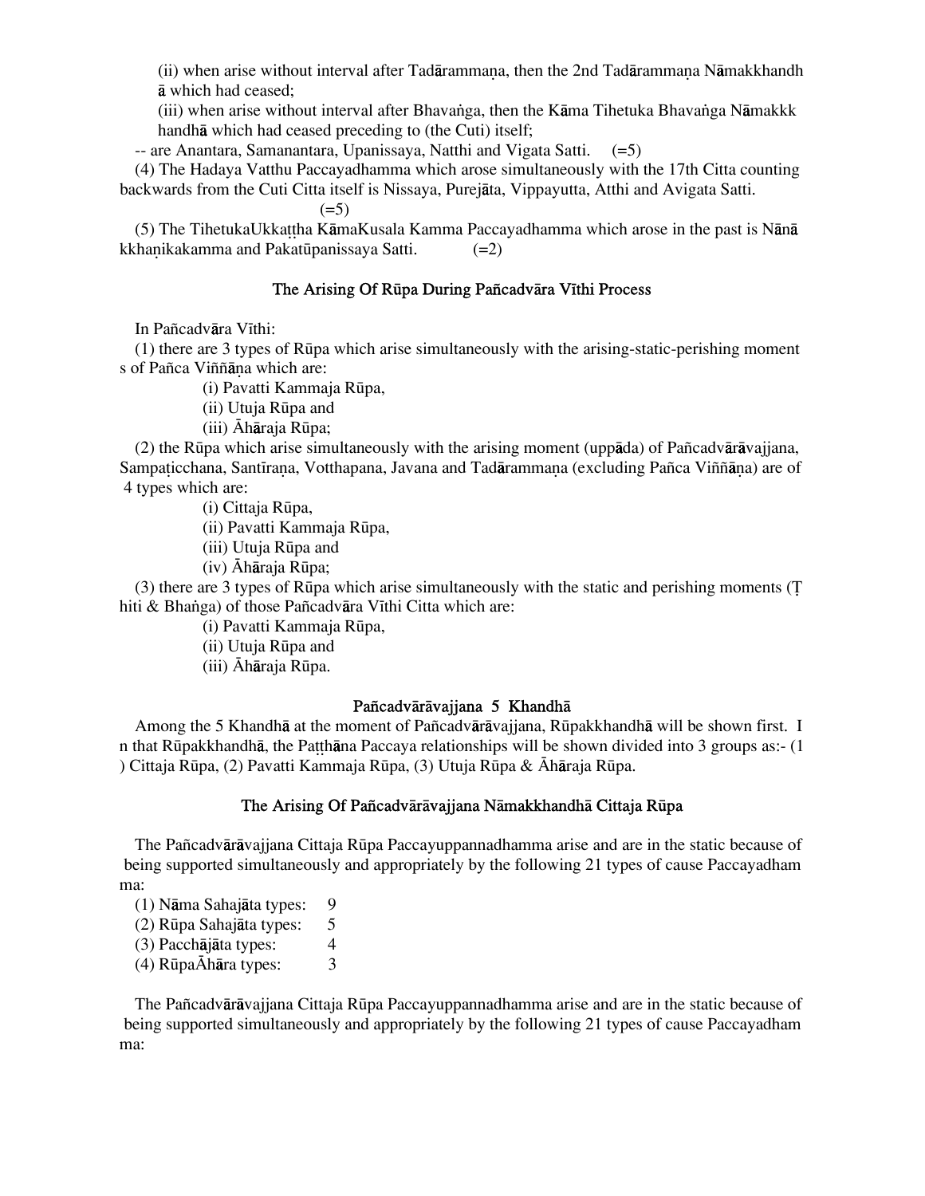(ii) when arise without interval after Tadārammaṇa, then the 2nd Tadārammaṇa Nāmakkhandhā which had ceased;

(iii) when arise without interval after Bhavaṅga, then the Kāma Tihetuka Bhavaṅga Nāmakkkhandhā which had ceased preceding to (the Cuti) itself;

-- are Anantara, Samanantara, Upanissaya, Natthi and Vigata Satti. (=5)

(4) The Hadaya Vatthu Paccayadhamma which arose simultaneously with the 17th Citta counting backwards from the Cuti Citta itself is Nissaya, Purejāta, Vippayutta, Atthi and Avigata Satti. (=5)

(5) The TihetukaUkkaṭṭha KāmaKusala Kamma Paccayadhamma which arose in the past is Nānākkhaṇikakamma and Pakatūpanissaya Satti. (=2)

## The Arising Of Rūpa During Pañcadvāra Vīthi Process

In Pañcadvāra Vīthi:

(1) there are 3 types of Rūpa which arise simultaneously with the arising-static-perishing moments of Pañca Viññāṇa which are:

- (i) Pavatti Kammaja Rūpa,
- (ii) Utuja Rūpa and
- (iii) Āhāraja Rūpa;

(2) the Rūpa which arise simultaneously with the arising moment (uppāda) of Pañcadvārāvajjana, Sampaṭicchana, Santīraṇa, Votthapana, Javana and Tadārammaṇa (excluding Pañca Viññāṇa) are of 4 types which are:

- (i) Cittaja Rūpa,
- (ii) Pavatti Kammaja Rūpa,
- (iii) Utuja Rūpa and
- (iv) Āhāraja Rūpa;

(3) there are 3 types of Rūpa which arise simultaneously with the static and perishing moments (Ṭhiti & Bhaṅga) of those Pañcadvāra Vīthi Citta which are:

- (i) Pavatti Kammaja Rūpa,
- (ii) Utuja Rūpa and
- (iii) Āhāraja Rūpa.

## Pañcadvārāvajjana 5 Khandhā

Among the 5 Khandhā at the moment of Pañcadvārāvajjana, Rūpakkhandhā will be shown first. In that Rūpakkhandhā, the Paṭṭhāna Paccaya relationships will be shown divided into 3 groups as:- (1) Cittaja Rūpa, (2) Pavatti Kammaja Rūpa, (3) Utuja Rūpa & Āhāraja Rūpa.

## The Arising Of Pañcadvārāvajjana Nāmakkhandhā Cittaja Rūpa

The Pañcadvārāvajjana Cittaja Rūpa Paccayuppannadhamma arise and are in the static because of being supported simultaneously and appropriately by the following 21 types of cause Paccayadhamma:

(1) Nāma Sahajāta types: 9
(2) Rūpa Sahajāta types: 5
(3) Pacchājāta types: 4
(4) RūpaĀhāra types: 3

The Pañcadvārāvajjana Cittaja Rūpa Paccayuppannadhamma arise and are in the static because of being supported simultaneously and appropriately by the following 21 types of cause Paccayadhamma: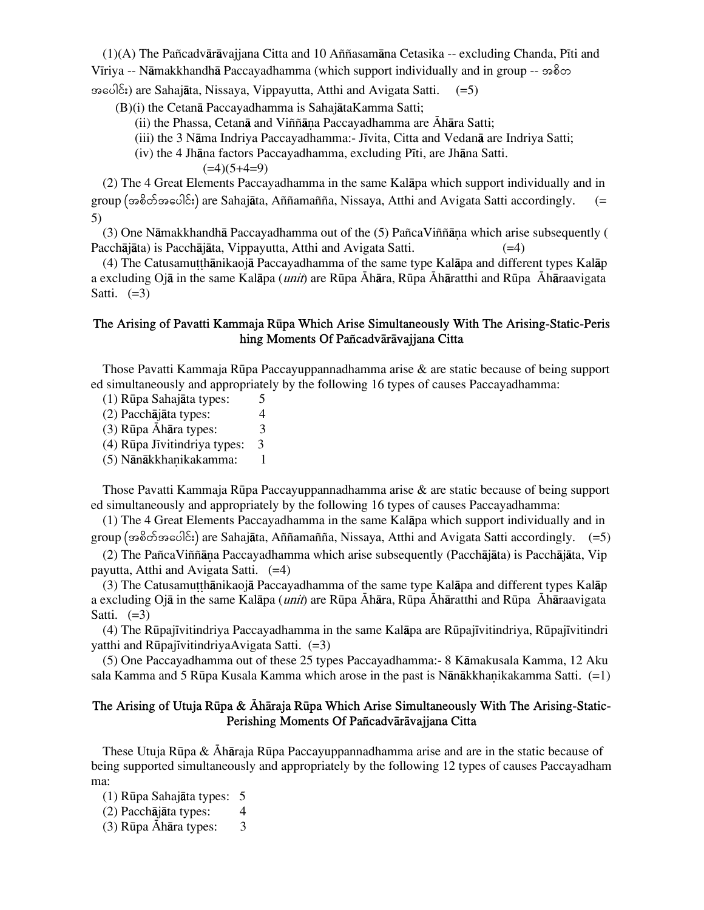(1)(A) The Pañcadvārāvajjana Citta and 10 Aññasamāna Cetasika -- excluding Chanda, Pīti and Vīriya -- Nāmakkhandhā Paccayadhamma (which support individually and in group -- အစိတ အပေါင်း) are Sahajāta, Nissaya, Vippayutta, Atthi and Avigata Satti. (=5)

(B)(i) the Cetanā Paccayadhamma is SahajātaKamma Satti;

(ii) the Phassa, Cetanā and Viññāṇa Paccayadhamma are Āhāra Satti;

(iii) the 3 Nāma Indriya Paccayadhamma:- Jīvita, Citta and Vedanā are Indriya Satti;

(iv) the 4 Jhāna factors Paccayadhamma, excluding Pīti, are Jhāna Satti.

(=4)(5+4=9)

(2) The 4 Great Elements Paccayadhamma in the same Kalāpa which support individually and in group (အစိတ်အပေါင်း) are Sahajāta, Aññamañña, Nissaya, Atthi and Avigata Satti accordingly. (=5)

(3) One Nāmakkhandhā Paccayadhamma out of the (5) PañcaViññāṇa which arise subsequently (Pacchājāta) is Pacchājāta, Vippayutta, Atthi and Avigata Satti. (=4)

(4) The Catusamuṭṭhānikaojā Paccayadhamma of the same type Kalāpa and different types Kalāpa excluding Ojā in the same Kalāpa (*unit*) are Rūpa Āhāra, Rūpa Āhāratthi and Rūpa Āhāraavigata Satti. (=3)

### The Arising of Pavatti Kammaja Rūpa Which Arise Simultaneously With The Arising-Static-Perishing Moments Of Pañcadvārāvajjana Citta

Those Pavatti Kammaja Rūpa Paccayuppannadhamma arise & are static because of being supported simultaneously and appropriately by the following 16 types of causes Paccayadhamma:

(1) Rūpa Sahajāta types: 5
(2) Pacchājāta types: 4
(3) Rūpa Āhāra types: 3
(4) Rūpa Jīvitindriya types: 3
(5) Nānākkhaṇikakamma: 1

Those Pavatti Kammaja Rūpa Paccayuppannadhamma arise & are static because of being supported simultaneously and appropriately by the following 16 types of causes Paccayadhamma:

(1) The 4 Great Elements Paccayadhamma in the same Kalāpa which support individually and in group (အစိတ်အပေါင်း) are Sahajāta, Aññamañña, Nissaya, Atthi and Avigata Satti accordingly. (=5)

(2) The PañcaViññāṇa Paccayadhamma which arise subsequently (Pacchājāta) is Pacchājāta, Vippayutta, Atthi and Avigata Satti. (=4)

(3) The Catusamuṭṭhānikaojā Paccayadhamma of the same type Kalāpa and different types Kalāpa excluding Ojā in the same Kalāpa (*unit*) are Rūpa Āhāra, Rūpa Āhāratthi and Rūpa Āhāraavigata Satti. (=3)

(4) The Rūpajīvitindriya Paccayadhamma in the same Kalāpa are Rūpajīvitindriya, Rūpajīvitindriyatthi and RūpajīvitindriyaAvigata Satti. (=3)

(5) One Paccayadhamma out of these 25 types Paccayadhamma:- 8 Kāmakusala Kamma, 12 Akusala Kamma and 5 Rūpa Kusala Kamma which arose in the past is Nānākkhaṇikakamma Satti. (=1)

### The Arising of Utuja Rūpa & Āhāraja Rūpa Which Arise Simultaneously With The Arising-Static-Perishing Moments Of Pañcadvārāvajjana Citta

These Utuja Rūpa & Āhāraja Rūpa Paccayuppannadhamma arise and are in the static because of being supported simultaneously and appropriately by the following 12 types of causes Paccayadhamma:

(1) Rūpa Sahajāta types: 5
(2) Pacchājāta types: 4
(3) Rūpa Āhāra types: 3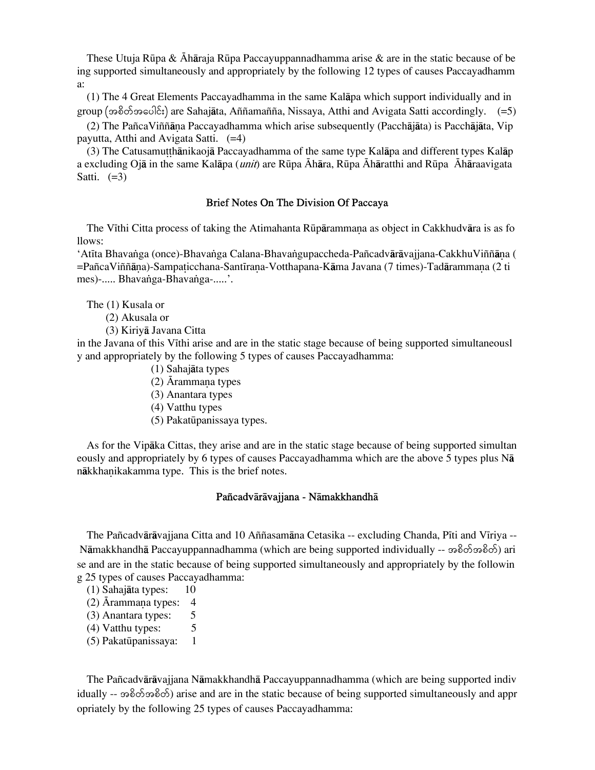These Utuja Rūpa & Āhāraja Rūpa Paccayuppannadhamma arise & are in the static because of being supported simultaneously and appropriately by the following 12 types of causes Paccayadhamma:

(1) The 4 Great Elements Paccayadhamma in the same Kalāpa which support individually and in group (အစိတ်အပေါင်း) are Sahajāta, Aññamañña, Nissaya, Atthi and Avigata Satti accordingly. (=5)

(2) The PañcaViññāṇa Paccayadhamma which arise subsequently (Pacchājāta) is Pacchājāta, Vippayutta, Atthi and Avigata Satti. (=4)

(3) The Catusamuṭṭhānikaojā Paccayadhamma of the same type Kalāpa and different types Kalāpa excluding Ojā in the same Kalāpa (*unit*) are Rūpa Āhāra, Rūpa Āhāratthi and Rūpa Āhāraavigata Satti. (=3)

## Brief Notes On The Division Of Paccaya

The Vīthi Citta process of taking the Atimahanta Rūpārammaṇa as object in Cakkhudvāra is as follows:
'Atīta Bhavaṅga (once)-Bhavaṅga Calana-Bhavaṅgupaccheda-Pañcadvārāvajjana-CakkhuViññāṇa (=PañcaViññāṇa)-Sampaṭicchana-Santīraṇa-Votthapana-Kāma Javana (7 times)-Tadārammaṇa (2 times)-..... Bhavaṅga-Bhavaṅga-.....'.

The (1) Kusala or
(2) Akusala or
(3) Kiriyā Javana Citta
in the Javana of this Vīthi arise and are in the static stage because of being supported simultaneously and appropriately by the following 5 types of causes Paccayadhamma:

(1) Sahajāta types
(2) Ārammaṇa types
(3) Anantara types
(4) Vatthu types
(5) Pakatūpanissaya types.

As for the Vipāka Cittas, they arise and are in the static stage because of being supported simultaneously and appropriately by 6 types of causes Paccayadhamma which are the above 5 types plus Nānākkhaṇikakamma type. This is the brief notes.

## Pañcadvārāvajjana - Nāmakkhandhā

The Pañcadvārāvajjana Citta and 10 Aññasamāna Cetasika -- excluding Chanda, Pīti and Vīriya -- Nāmakkhandhā Paccayuppannadhamma (which are being supported individually -- အစိတ်အစိတ်) arise and are in the static because of being supported simultaneously and appropriately by the following 25 types of causes Paccayadhamma:

(1) Sahajāta types: 10
(2) Ārammaṇa types: 4
(3) Anantara types: 5
(4) Vatthu types: 5
(5) Pakatūpanissaya: 1

The Pañcadvārāvajjana Nāmakkhandhā Paccayuppannadhamma (which are being supported individually -- အစိတ်အစိတ်) arise and are in the static because of being supported simultaneously and appropriately by the following 25 types of causes Paccayadhamma: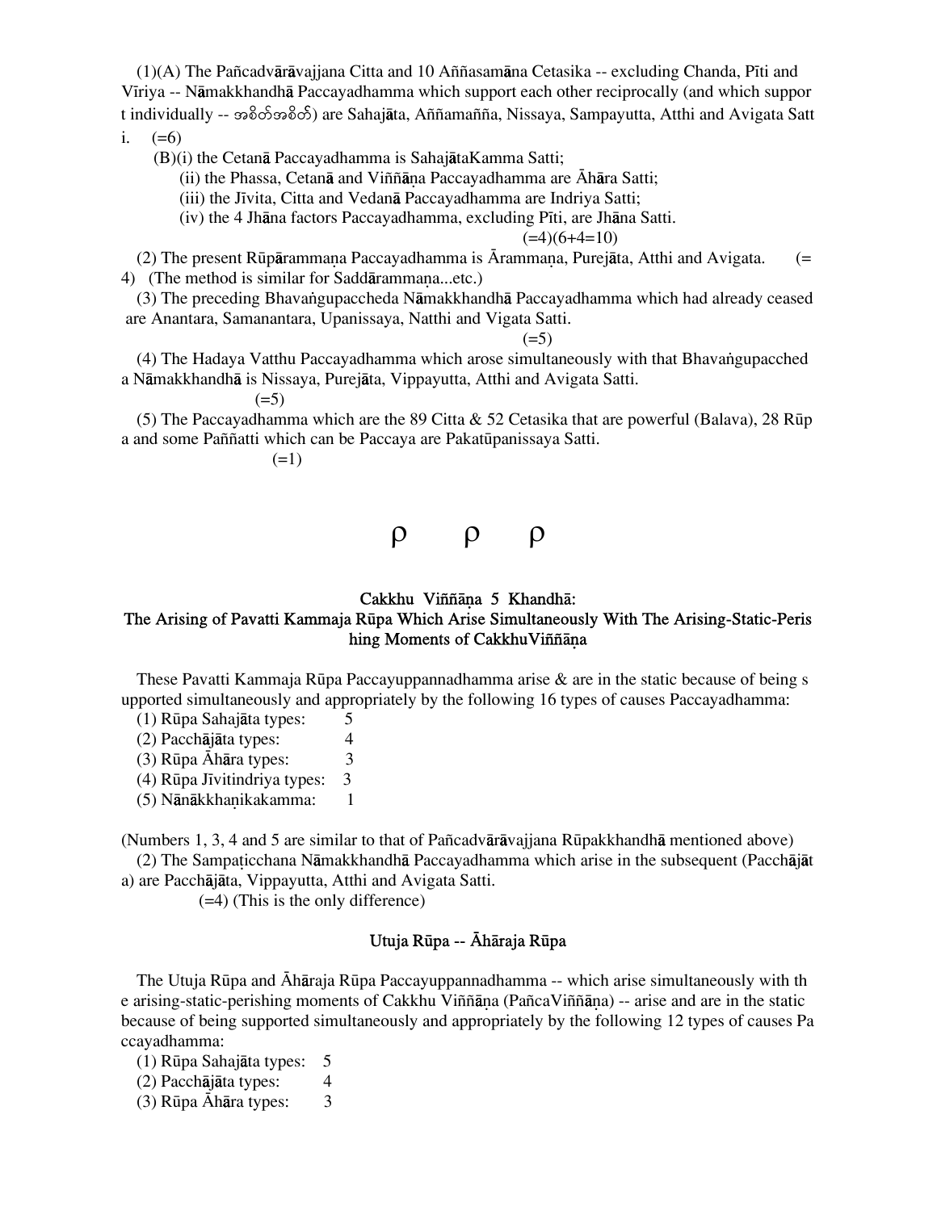(1)(A) The Pañcadvārāvajjana Citta and 10 Aññasamāna Cetasika -- excluding Chanda, Pīti and Vīriya -- Nāmakkhandhā Paccayadhamma which support each other reciprocally (and which support individually -- အစိတ်အစိတ်) are Sahajāta, Aññamañña, Nissaya, Sampayutta, Atthi and Avigata Satti. (=6)

(B)(i) the Cetanā Paccayadhamma is SahajātaKamma Satti;

(ii) the Phassa, Cetanā and Viññāṇa Paccayadhamma are Āhāra Satti;

(iii) the Jīvita, Citta and Vedanā Paccayadhamma are Indriya Satti;

(iv) the 4 Jhāna factors Paccayadhamma, excluding Pīti, are Jhāna Satti.

(=4)(6+4=10)

(2) The present Rūpārammaṇa Paccayadhamma is Ārammaṇa, Purejāta, Atthi and Avigata. (=4) (The method is similar for Saddārammaṇa...etc.)

(3) The preceding Bhavaṅgupaccheda Nāmakkhandhā Paccayadhamma which had already ceased are Anantara, Samanantara, Upanissaya, Natthi and Vigata Satti.

(=5)

(4) The Hadaya Vatthu Paccayadhamma which arose simultaneously with that Bhavaṅgupaccheda Nāmakkhandhā is Nissaya, Purejāta, Vippayutta, Atthi and Avigata Satti.

(=5)

(5) The Paccayadhamma which are the 89 Citta & 52 Cetasika that are powerful (Balava), 28 Rūpa and some Paññatti which can be Paccaya are Pakatūpanissaya Satti.

(=1)

ρ ρ ρ

## Cakkhu Viññāṇa 5 Khandhā: The Arising of Pavatti Kammaja Rūpa Which Arise Simultaneously With The Arising-Static-Perishing Moments of CakkhuViññāṇa

These Pavatti Kammaja Rūpa Paccayuppannadhamma arise & are in the static because of being supported simultaneously and appropriately by the following 16 types of causes Paccayadhamma:

(1) Rūpa Sahajāta types: 5
(2) Pacchājāta types: 4
(3) Rūpa Āhāra types: 3
(4) Rūpa Jīvitindriya types: 3
(5) Nānākkhaṇikakamma: 1

(Numbers 1, 3, 4 and 5 are similar to that of Pañcadvārāvajjana Rūpakkhandhā mentioned above)

(2) The Sampaṭicchana Nāmakkhandhā Paccayadhamma which arise in the subsequent (Pacchājāta) are Pacchājāta, Vippayutta, Atthi and Avigata Satti.

(=4) (This is the only difference)

## Utuja Rūpa -- Āhāraja Rūpa

The Utuja Rūpa and Āhāraja Rūpa Paccayuppannadhamma -- which arise simultaneously with the arising-static-perishing moments of Cakkhu Viññāṇa (PañcaViññāṇa) -- arise and are in the static because of being supported simultaneously and appropriately by the following 12 types of causes Paccayadhamma:

(1) Rūpa Sahajāta types: 5
(2) Pacchājāta types: 4
(3) Rūpa Āhāra types: 3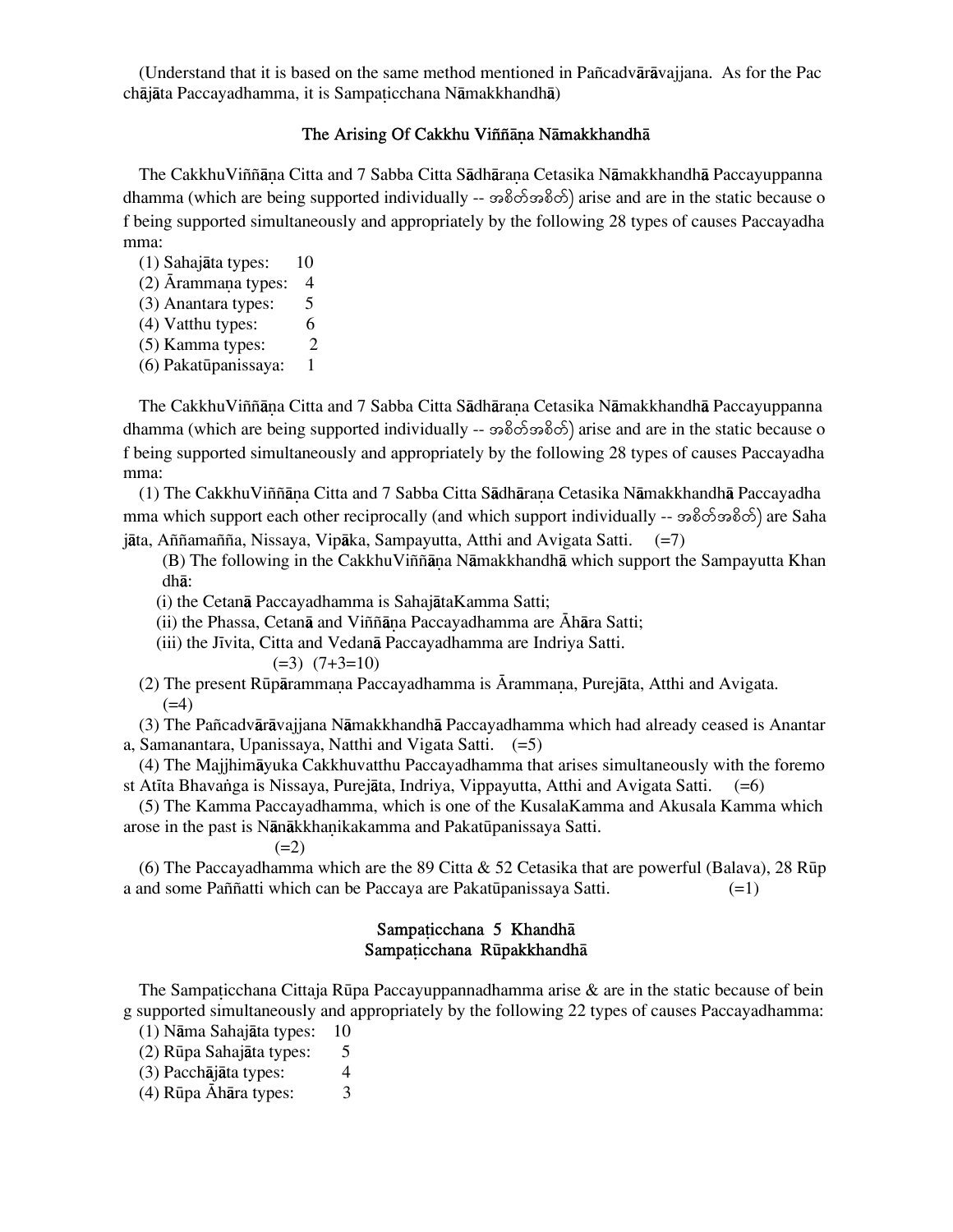(Understand that it is based on the same method mentioned in Pañcadvārāvajjana. As for the Pacchājāta Paccayadhamma, it is Sampaṭicchana Nāmakkhandhā)

## The Arising Of Cakkhu Viññāṇa Nāmakkhandhā

The CakkhuViññāṇa Citta and 7 Sabba Citta Sādhāraṇa Cetasika Nāmakkhandhā Paccayuppanna dhamma (which are being supported individually -- အစိတ်အစိတ်) arise and are in the static because of being supported simultaneously and appropriately by the following 28 types of causes Paccayadhamma:

(1) Sahajāta types: 10
(2) Ārammaṇa types: 4
(3) Anantara types: 5
(4) Vatthu types: 6
(5) Kamma types: 2
(6) Pakatūpanissaya: 1

The CakkhuViññāṇa Citta and 7 Sabba Citta Sādhāraṇa Cetasika Nāmakkhandhā Paccayuppanna dhamma (which are being supported individually -- အစိတ်အစိတ်) arise and are in the static because of being supported simultaneously and appropriately by the following 28 types of causes Paccayadhamma:

(1) The CakkhuViññāṇa Citta and 7 Sabba Citta Sādhāraṇa Cetasika Nāmakkhandhā Paccayadhamma which support each other reciprocally (and which support individually -- အစိတ်အစိတ်) are Sahajāta, Aññamañña, Nissaya, Vipāka, Sampayutta, Atthi and Avigata Satti. (=7)

(B) The following in the CakkhuViññāṇa Nāmakkhandhā which support the Sampayutta Khandhā:

(i) the Cetanā Paccayadhamma is SahajātaKamma Satti;
(ii) the Phassa, Cetanā and Viññāṇa Paccayadhamma are Āhāra Satti;
(iii) the Jīvita, Citta and Vedanā Paccayadhamma are Indriya Satti.
(=3) (7+3=10)

(2) The present Rūpārammaṇa Paccayadhamma is Ārammaṇa, Purejāta, Atthi and Avigata. (=4)

(3) The Pañcadvārāvajjana Nāmakkhandhā Paccayadhamma which had already ceased is Anantara, Samanantara, Upanissaya, Natthi and Vigata Satti. (=5)

(4) The Majjhimāyuka Cakkhuvatthu Paccayadhamma that arises simultaneously with the foremost Atīta Bhavaṅga is Nissaya, Purejāta, Indriya, Vippayutta, Atthi and Avigata Satti. (=6)

(5) The Kamma Paccayadhamma, which is one of the KusalaKamma and Akusala Kamma which arose in the past is Nānākkhaṇikakamma and Pakatūpanissaya Satti.
(=2)

(6) The Paccayadhamma which are the 89 Citta & 52 Cetasika that are powerful (Balava), 28 Rūpa and some Paññatti which can be Paccaya are Pakatūpanissaya Satti. (=1)

## Sampaṭicchana 5 Khandhā
## Sampaṭicchana Rūpakkhandhā

The Sampaṭicchana Cittaja Rūpa Paccayuppannadhamma arise & are in the static because of being supported simultaneously and appropriately by the following 22 types of causes Paccayadhamma:

(1) Nāma Sahajāta types: 10
(2) Rūpa Sahajāta types: 5
(3) Pacchājāta types: 4
(4) Rūpa Āhāra types: 3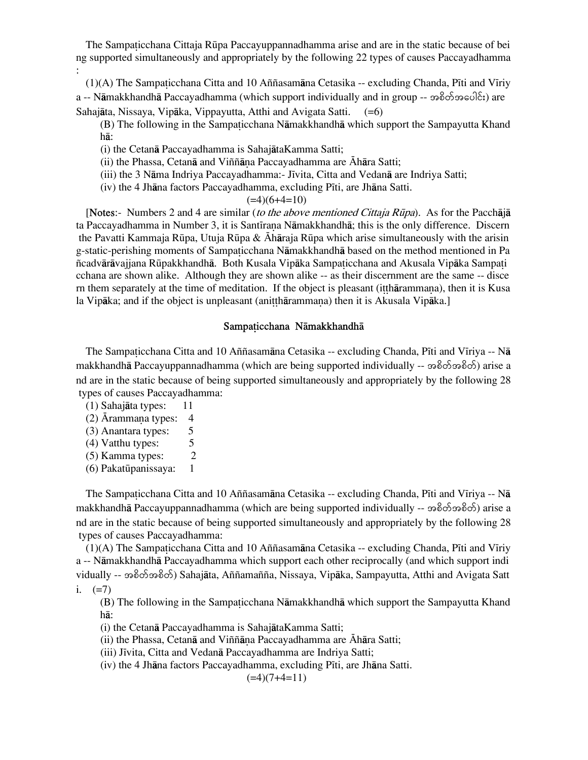The Sampaṭicchana Cittaja Rūpa Paccayuppannadhamma arise and are in the static because of being supported simultaneously and appropriately by the following 22 types of causes Paccayadhamma :

(1)(A) The Sampaṭicchana Citta and 10 Aññasamāna Cetasika -- excluding Chanda, Pīti and Vīriya -- Nāmakkhandhā Paccayadhamma (which support individually and in group -- အစိတ်အပေါင်း) are Sahajāta, Nissaya, Vipāka, Vippayutta, Atthi and Avigata Satti. (=6)

(B) The following in the Sampaṭicchana Nāmakkhandhā which support the Sampayutta Khandhā:

(i) the Cetanā Paccayadhamma is SahajātaKamma Satti;

(ii) the Phassa, Cetanā and Viññāṇa Paccayadhamma are Āhāra Satti;

(iii) the 3 Nāma Indriya Paccayadhamma:- Jīvita, Citta and Vedanā are Indriya Satti;

(iv) the 4 Jhāna factors Paccayadhamma, excluding Pīti, are Jhāna Satti.

(=4)(6+4=10)

[**Notes**:- Numbers 2 and 4 are similar (*to the above mentioned Cittaja Rūpa*). As for the Pacchājāta Paccayadhamma in Number 3, it is Santīraṇa Nāmakkhandhā; this is the only difference. Discern the Pavatti Kammaja Rūpa, Utuja Rūpa & Āhāraja Rūpa which arise simultaneously with the arising-static-perishing moments of Sampaṭicchana Nāmakkhandhā based on the method mentioned in Pañcadvārāvajjana Rūpakkhandhā. Both Kusala Vipāka Sampaṭicchana and Akusala Vipāka Sampaṭicchana are shown alike. Although they are shown alike -- as their discernment are the same -- discern them separately at the time of meditation. If the object is pleasant (iṭṭhārammaṇa), then it is Kusala Vipāka; and if the object is unpleasant (aniṭṭhārammaṇa) then it is Akusala Vipāka.]

## Sampaṭicchana Nāmakkhandhā

The Sampaṭicchana Citta and 10 Aññasamāna Cetasika -- excluding Chanda, Pīti and Vīriya -- Nāmakkhandhā Paccayuppannadhamma (which are being supported individually -- အစိတ်အစိတ်) arise and are in the static because of being supported simultaneously and appropriately by the following 28 types of causes Paccayadhamma:

(1) Sahajāta types: 11
(2) Ārammaṇa types: 4
(3) Anantara types: 5
(4) Vatthu types: 5
(5) Kamma types: 2
(6) Pakatūpanissaya: 1

The Sampaṭicchana Citta and 10 Aññasamāna Cetasika -- excluding Chanda, Pīti and Vīriya -- Nāmakkhandhā Paccayuppannadhamma (which are being supported individually -- အစိတ်အစိတ်) arise and are in the static because of being supported simultaneously and appropriately by the following 28 types of causes Paccayadhamma:

(1)(A) The Sampaṭicchana Citta and 10 Aññasamāna Cetasika -- excluding Chanda, Pīti and Vīriya -- Nāmakkhandhā Paccayadhamma which support each other reciprocally (and which support individually -- အစိတ်အစိတ်) Sahajāta, Aññamañña, Nissaya, Vipāka, Sampayutta, Atthi and Avigata Satti. (=7)

(B) The following in the Sampaṭicchana Nāmakkhandhā which support the Sampayutta Khandhā:

(i) the Cetanā Paccayadhamma is SahajātaKamma Satti;

(ii) the Phassa, Cetanā and Viññāṇa Paccayadhamma are Āhāra Satti;

(iii) Jīvita, Citta and Vedanā Paccayadhamma are Indriya Satti;

(iv) the 4 Jhāna factors Paccayadhamma, excluding Pīti, are Jhāna Satti.

(=4)(7+4=11)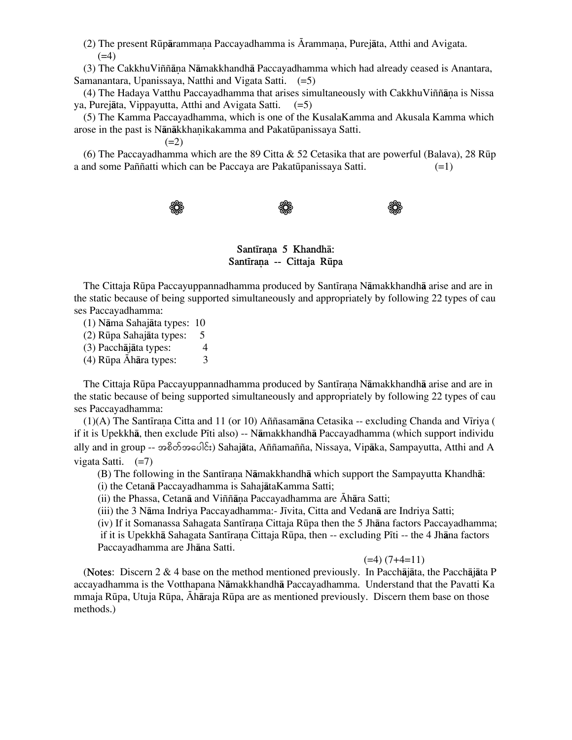(2) The present Rūpārammaṇa Paccayadhamma is Ārammaṇa, Purejāta, Atthi and Avigata. (=4)

(3) The CakkhuViññāṇa Nāmakkhandhā Paccayadhamma which had already ceased is Anantara, Samanantara, Upanissaya, Natthi and Vigata Satti. (=5)

(4) The Hadaya Vatthu Paccayadhamma that arises simultaneously with CakkhuViññāṇa is Nissaya, Purejāta, Vippayutta, Atthi and Avigata Satti. (=5)

(5) The Kamma Paccayadhamma, which is one of the KusalaKamma and Akusala Kamma which arose in the past is Nānākkhaṇikakamma and Pakatūpanissaya Satti. (=2)

(6) The Paccayadhamma which are the 89 Citta & 52 Cetasika that are powerful (Balava), 28 Rūpa and some Paññatti which can be Paccaya are Pakatūpanissaya Satti. (=1)

❁ ❁ ❁

## Santīraṇa 5 Khandhā:
## Santīraṇa -- Cittaja Rūpa

The Cittaja Rūpa Paccayuppannadhamma produced by Santīraṇa Nāmakkhandhā arise and are in the static because of being supported simultaneously and appropriately by following 22 types of causes Paccayadhamma:

(1) Nāma Sahajāta types: 10
(2) Rūpa Sahajāta types: 5
(3) Pacchājāta types: 4
(4) Rūpa Āhāra types: 3

The Cittaja Rūpa Paccayuppannadhamma produced by Santīraṇa Nāmakkhandhā arise and are in the static because of being supported simultaneously and appropriately by following 22 types of causes Paccayadhamma:

(1)(A) The Santīraṇa Citta and 11 (or 10) Aññasamāna Cetasika -- excluding Chanda and Vīriya (if it is Upekkhā, then exclude Pīti also) -- Nāmakkhandhā Paccayadhamma (which support individually and in group -- အစိတ်အပေါင်း) Sahajāta, Aññamañña, Nissaya, Vipāka, Sampayutta, Atthi and Avigata Satti. (=7)

(B) The following in the Santīraṇa Nāmakkhandhā which support the Sampayutta Khandhā:
(i) the Cetanā Paccayadhamma is SahajātaKamma Satti;
(ii) the Phassa, Cetanā and Viññāṇa Paccayadhamma are Āhāra Satti;
(iii) the 3 Nāma Indriya Paccayadhamma:- Jīvita, Citta and Vedanā are Indriya Satti;
(iv) If it Somanassa Sahagata Santīraṇa Cittaja Rūpa then the 5 Jhāna factors Paccayadhamma; if it is Upekkhā Sahagata Santīraṇa Cittaja Rūpa, then -- excluding Pīti -- the 4 Jhāna factors Paccayadhamma are Jhāna Satti.

(=4) (7+4=11)

(**Notes**: Discern 2 & 4 base on the method mentioned previously. In Pacchājāta, the Pacchājāta Paccayadhamma is the Votthapana Nāmakkhandhā Paccayadhamma. Understand that the Pavatti Kammaja Rūpa, Utuja Rūpa, Āhāraja Rūpa are as mentioned previously. Discern them base on those methods.)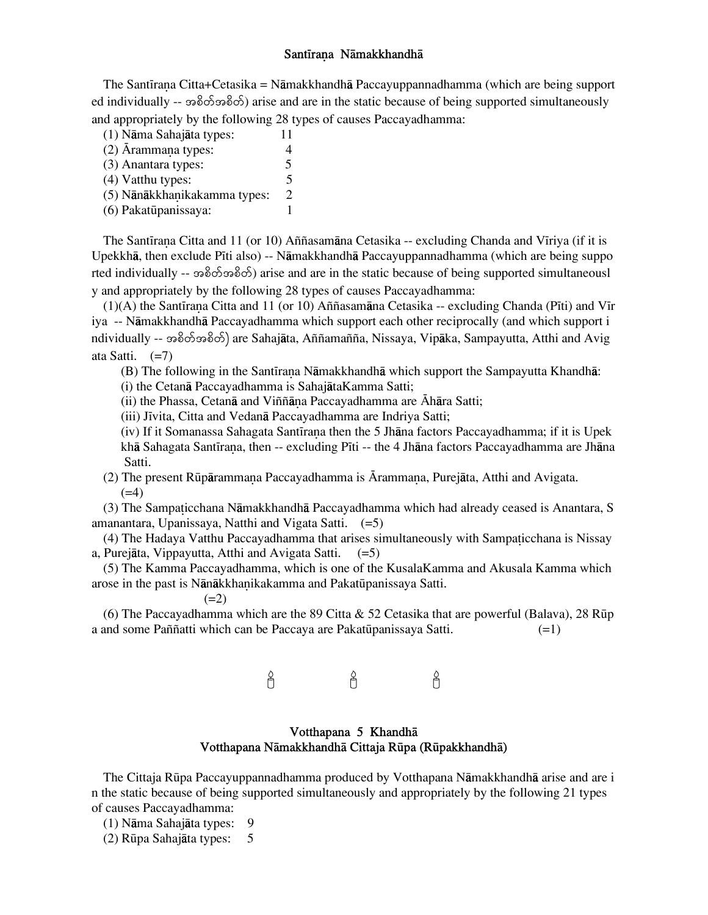## Santīraṇa Nāmakkhandhā

The Santīraṇa Citta+Cetasika = Nāmakkhandhā Paccayuppannadhamma (which are being supported individually -- အစိတ်အစိတ်) arise and are in the static because of being supported simultaneously and appropriately by the following 28 types of causes Paccayadhamma:

(1) Nāma Sahajāta types: 11
(2) Ārammaṇa types: 4
(3) Anantara types: 5
(4) Vatthu types: 5
(5) Nānākkhaṇikakamma types: 2
(6) Pakatūpanissaya: 1

The Santīraṇa Citta and 11 (or 10) Aññasamāna Cetasika -- excluding Chanda and Vīriya (if it is Upekkhā, then exclude Pīti also) -- Nāmakkhandhā Paccayuppannadhamma (which are being supported individually -- အစိတ်အစိတ်) arise and are in the static because of being supported simultaneously and appropriately by the following 28 types of causes Paccayadhamma:

(1)(A) the Santīraṇa Citta and 11 (or 10) Aññasamāna Cetasika -- excluding Chanda (Pīti) and Vīriya -- Nāmakkhandhā Paccayadhamma which support each other reciprocally (and which support individually -- အစိတ်အစိတ်) are Sahajāta, Aññamañña, Nissaya, Vipāka, Sampayutta, Atthi and Avigata Satti. (=7)

(B) The following in the Santīraṇa Nāmakkhandhā which support the Sampayutta Khandhā:
(i) the Cetanā Paccayadhamma is SahajātaKamma Satti;
(ii) the Phassa, Cetanā and Viññāṇa Paccayadhamma are Āhāra Satti;
(iii) Jīvita, Citta and Vedanā Paccayadhamma are Indriya Satti;
(iv) If it Somanassa Sahagata Santīraṇa then the 5 Jhāna factors Paccayadhamma; if it is Upekkhā Sahagata Santīraṇa, then -- excluding Pīti -- the 4 Jhāna factors Paccayadhamma are Jhāna Satti.

(2) The present Rūpārammaṇa Paccayadhamma is Ārammaṇa, Purejāta, Atthi and Avigata. (=4)

(3) The Sampaṭicchana Nāmakkhandhā Paccayadhamma which had already ceased is Anantara, Samanantara, Upanissaya, Natthi and Vigata Satti. (=5)

(4) The Hadaya Vatthu Paccayadhamma that arises simultaneously with Sampaṭicchana is Nissaya, Purejāta, Vippayutta, Atthi and Avigata Satti. (=5)

(5) The Kamma Paccayadhamma, which is one of the KusalaKamma and Akusala Kamma which arose in the past is Nānākkhaṇikakamma and Pakatūpanissaya Satti. (=2)

(6) The Paccayadhamma which are the 89 Citta & 52 Cetasika that are powerful (Balava), 28 Rūpa and some Paññatti which can be Paccaya are Pakatūpanissaya Satti. (=1)

## Votthapana 5 Khandhā
## Votthapana Nāmakkhandhā Cittaja Rūpa (Rūpakkhandhā)

The Cittaja Rūpa Paccayuppannadhamma produced by Votthapana Nāmakkhandhā arise and are in the static because of being supported simultaneously and appropriately by the following 21 types of causes Paccayadhamma:

(1) Nāma Sahajāta types: 9
(2) Rūpa Sahajāta types: 5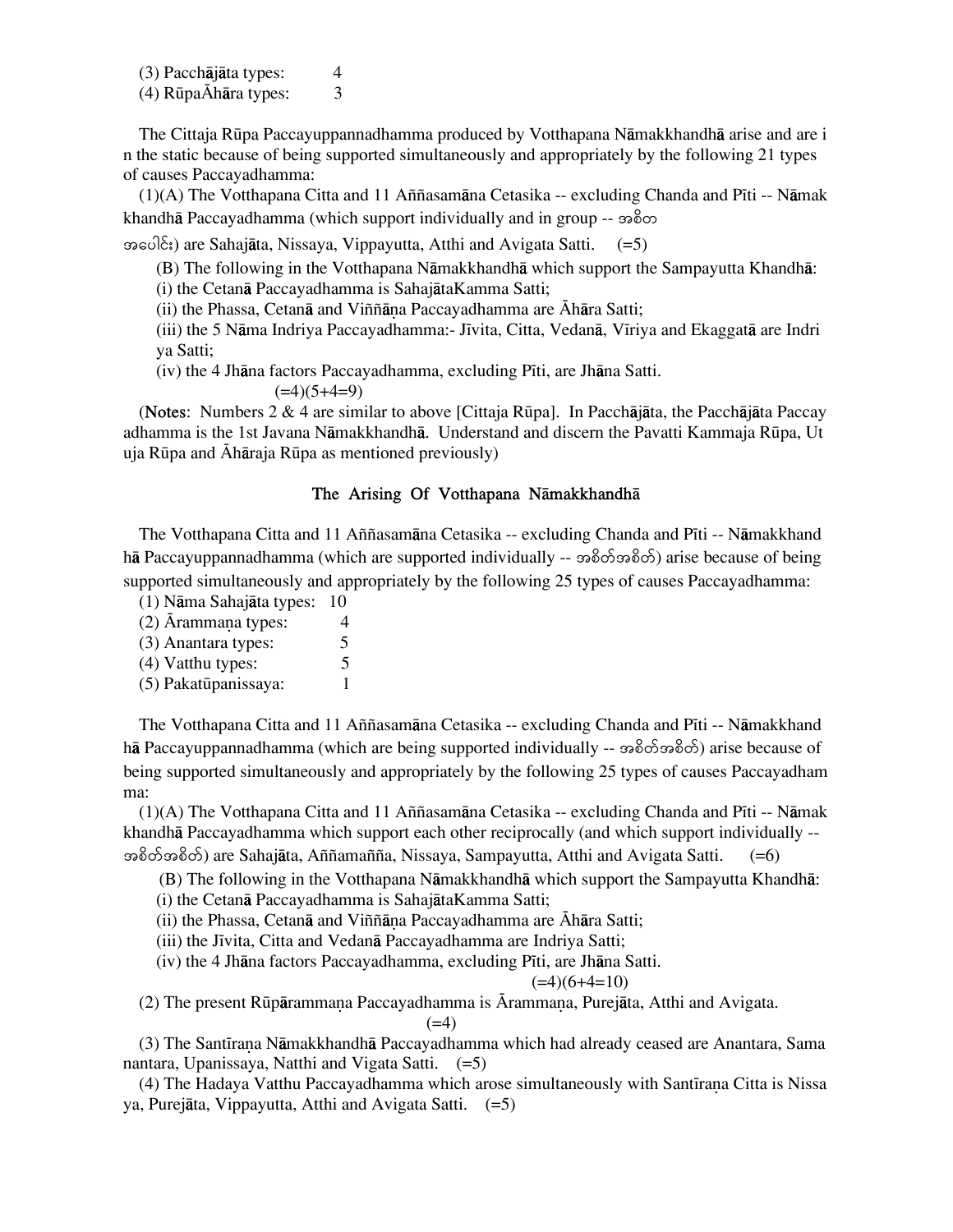(3) Pacchājāta types: 4
(4) RūpaĀhāra types: 3

The Cittaja Rūpa Paccayuppannadhamma produced by Votthapana Nāmakkhandhā arise and are in the static because of being supported simultaneously and appropriately by the following 21 types of causes Paccayadhamma:

(1)(A) The Votthapana Citta and 11 Aññasamāna Cetasika -- excluding Chanda and Pīti -- Nāmakkhandhā Paccayadhamma (which support individually and in group -- အစိတ အပေါင်း) are Sahajāta, Nissaya, Vippayutta, Atthi and Avigata Satti. (=5)

(B) The following in the Votthapana Nāmakkhandhā which support the Sampayutta Khandhā:
(i) the Cetanā Paccayadhamma is SahajātaKamma Satti;
(ii) the Phassa, Cetanā and Viññāṇa Paccayadhamma are Āhāra Satti;
(iii) the 5 Nāma Indriya Paccayadhamma:- Jīvita, Citta, Vedanā, Vīriya and Ekaggatā are Indriya Satti;
(iv) the 4 Jhāna factors Paccayadhamma, excluding Pīti, are Jhāna Satti.
(=4)(5+4=9)

(**Notes**: Numbers 2 & 4 are similar to above [Cittaja Rūpa]. In Pacchājāta, the Pacchājāta Paccayadhamma is the 1st Javana Nāmakkhandhā. Understand and discern the Pavatti Kammaja Rūpa, Utuja Rūpa and Āhāraja Rūpa as mentioned previously)

## The Arising Of Votthapana Nāmakkhandhā

The Votthapana Citta and 11 Aññasamāna Cetasika -- excluding Chanda and Pīti -- Nāmakkhandhā Paccayuppannadhamma (which are supported individually -- အစိတ်အစိတ်) arise because of being supported simultaneously and appropriately by the following 25 types of causes Paccayadhamma:

(1) Nāma Sahajāta types: 10
(2) Ārammaṇa types: 4
(3) Anantara types: 5
(4) Vatthu types: 5
(5) Pakatūpanissaya: 1

The Votthapana Citta and 11 Aññasamāna Cetasika -- excluding Chanda and Pīti -- Nāmakkhandhā Paccayuppannadhamma (which are being supported individually -- အစိတ်အစိတ်) arise because of being supported simultaneously and appropriately by the following 25 types of causes Paccayadhamma:

(1)(A) The Votthapana Citta and 11 Aññasamāna Cetasika -- excluding Chanda and Pīti -- Nāmakkhandhā Paccayadhamma which support each other reciprocally (and which support individually -- အစိတ်အစိတ်) are Sahajāta, Aññamañña, Nissaya, Sampayutta, Atthi and Avigata Satti. (=6)

(B) The following in the Votthapana Nāmakkhandhā which support the Sampayutta Khandhā:
(i) the Cetanā Paccayadhamma is SahajātaKamma Satti;
(ii) the Phassa, Cetanā and Viññāṇa Paccayadhamma are Āhāra Satti;
(iii) the Jīvita, Citta and Vedanā Paccayadhamma are Indriya Satti;
(iv) the 4 Jhāna factors Paccayadhamma, excluding Pīti, are Jhāna Satti.
(=4)(6+4=10)

(2) The present Rūpārammaṇa Paccayadhamma is Ārammaṇa, Purejāta, Atthi and Avigata.
(=4)

(3) The Santīraṇa Nāmakkhandhā Paccayadhamma which had already ceased are Anantara, Samanantara, Upanissaya, Natthi and Vigata Satti. (=5)

(4) The Hadaya Vatthu Paccayadhamma which arose simultaneously with Santīraṇa Citta is Nissaya, Purejāta, Vippayutta, Atthi and Avigata Satti. (=5)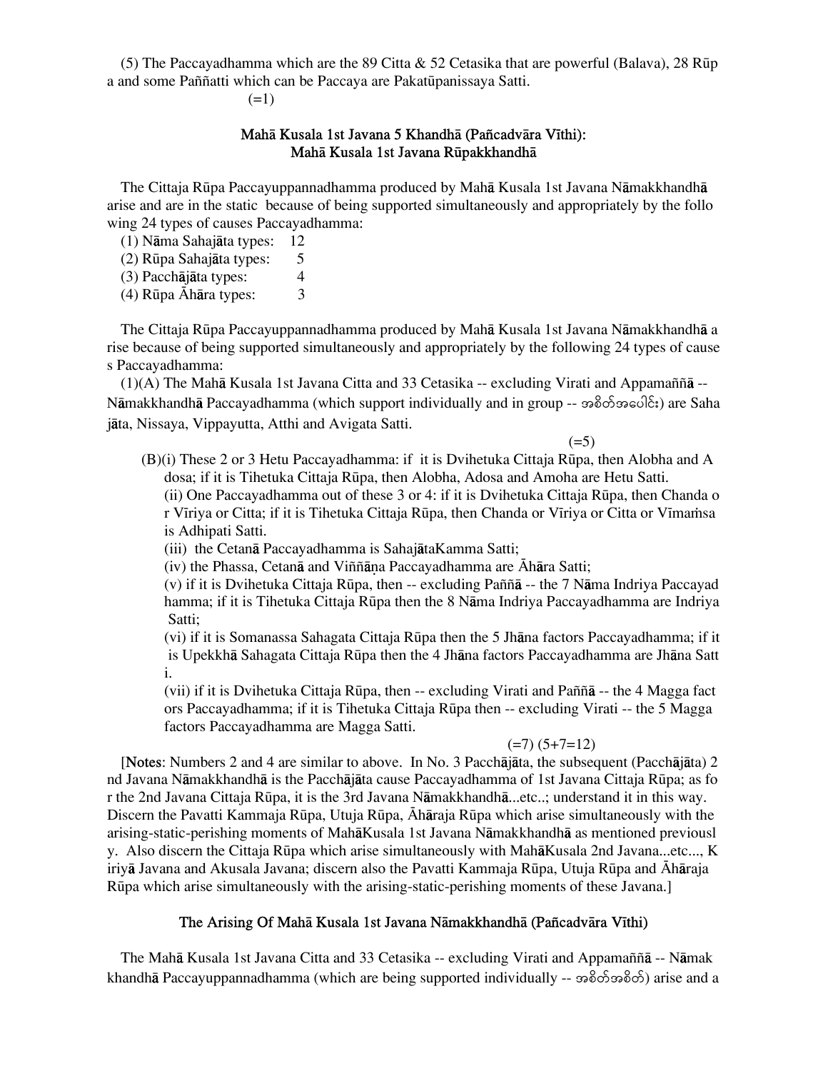(5) The Paccayadhamma which are the 89 Citta & 52 Cetasika that are powerful (Balava), 28 Rūpa and some Paññatti which can be Paccaya are Pakatūpanissaya Satti.

(=1)

### Mahā Kusala 1st Javana 5 Khandhā (Pañcadvāra Vīthi): Mahā Kusala 1st Javana Rūpakkhandhā

The Cittaja Rūpa Paccayuppannadhamma produced by Mahā Kusala 1st Javana Nāmakkhandhā arise and are in the static because of being supported simultaneously and appropriately by the following 24 types of causes Paccayadhamma:

(1) Nāma Sahajāta types: 12
(2) Rūpa Sahajāta types: 5
(3) Pacchājāta types: 4
(4) Rūpa Āhāra types: 3

The Cittaja Rūpa Paccayuppannadhamma produced by Mahā Kusala 1st Javana Nāmakkhandhā arise because of being supported simultaneously and appropriately by the following 24 types of causes Paccayadhamma:

(1)(A) The Mahā Kusala 1st Javana Citta and 33 Cetasika -- excluding Virati and Appamaññā -- Nāmakkhandhā Paccayadhamma (which support individually and in group -- အစိတ်အပေါင်း) are Sahajāta, Nissaya, Vippayutta, Atthi and Avigata Satti.

(=5)

(B)(i) These 2 or 3 Hetu Paccayadhamma: if it is Dvihetuka Cittaja Rūpa, then Alobha and Adosa; if it is Tihetuka Cittaja Rūpa, then Alobha, Adosa and Amoha are Hetu Satti.

(ii) One Paccayadhamma out of these 3 or 4: if it is Dvihetuka Cittaja Rūpa, then Chanda or Vīriya or Citta; if it is Tihetuka Cittaja Rūpa, then Chanda or Vīriya or Citta or Vīmaṁsa is Adhipati Satti.

(iii) the Cetanā Paccayadhamma is SahajātaKamma Satti;

(iv) the Phassa, Cetanā and Viññāṇa Paccayadhamma are Āhāra Satti;

(v) if it is Dvihetuka Cittaja Rūpa, then -- excluding Paññā -- the 7 Nāma Indriya Paccayadhamma; if it is Tihetuka Cittaja Rūpa then the 8 Nāma Indriya Paccayadhamma are Indriya Satti;

(vi) if it is Somanassa Sahagata Cittaja Rūpa then the 5 Jhāna factors Paccayadhamma; if it is Upekkhā Sahagata Cittaja Rūpa then the 4 Jhāna factors Paccayadhamma are Jhāna Satti.

(vii) if it is Dvihetuka Cittaja Rūpa, then -- excluding Virati and Paññā -- the 4 Magga factors Paccayadhamma; if it is Tihetuka Cittaja Rūpa then -- excluding Virati -- the 5 Magga factors Paccayadhamma are Magga Satti.

(=7) (5+7=12)

[**Notes**: Numbers 2 and 4 are similar to above. In No. 3 Pacchājāta, the subsequent (Pacchājāta) 2nd Javana Nāmakkhandhā is the Pacchājāta cause Paccayadhamma of 1st Javana Cittaja Rūpa; as for the 2nd Javana Cittaja Rūpa, it is the 3rd Javana Nāmakkhandhā...etc..; understand it in this way. Discern the Pavatti Kammaja Rūpa, Utuja Rūpa, Āhāraja Rūpa which arise simultaneously with the arising-static-perishing moments of MahāKusala 1st Javana Nāmakkhandhā as mentioned previously. Also discern the Cittaja Rūpa which arise simultaneously with MahāKusala 2nd Javana...etc..., Kiriyā Javana and Akusala Javana; discern also the Pavatti Kammaja Rūpa, Utuja Rūpa and Āhāraja Rūpa which arise simultaneously with the arising-static-perishing moments of these Javana.]

### The Arising Of Mahā Kusala 1st Javana Nāmakkhandhā (Pañcadvāra Vīthi)

The Mahā Kusala 1st Javana Citta and 33 Cetasika -- excluding Virati and Appamaññā -- Nāmakkhandhā Paccayuppannadhamma (which are being supported individually -- အစိတ်အစိတ်) arise and a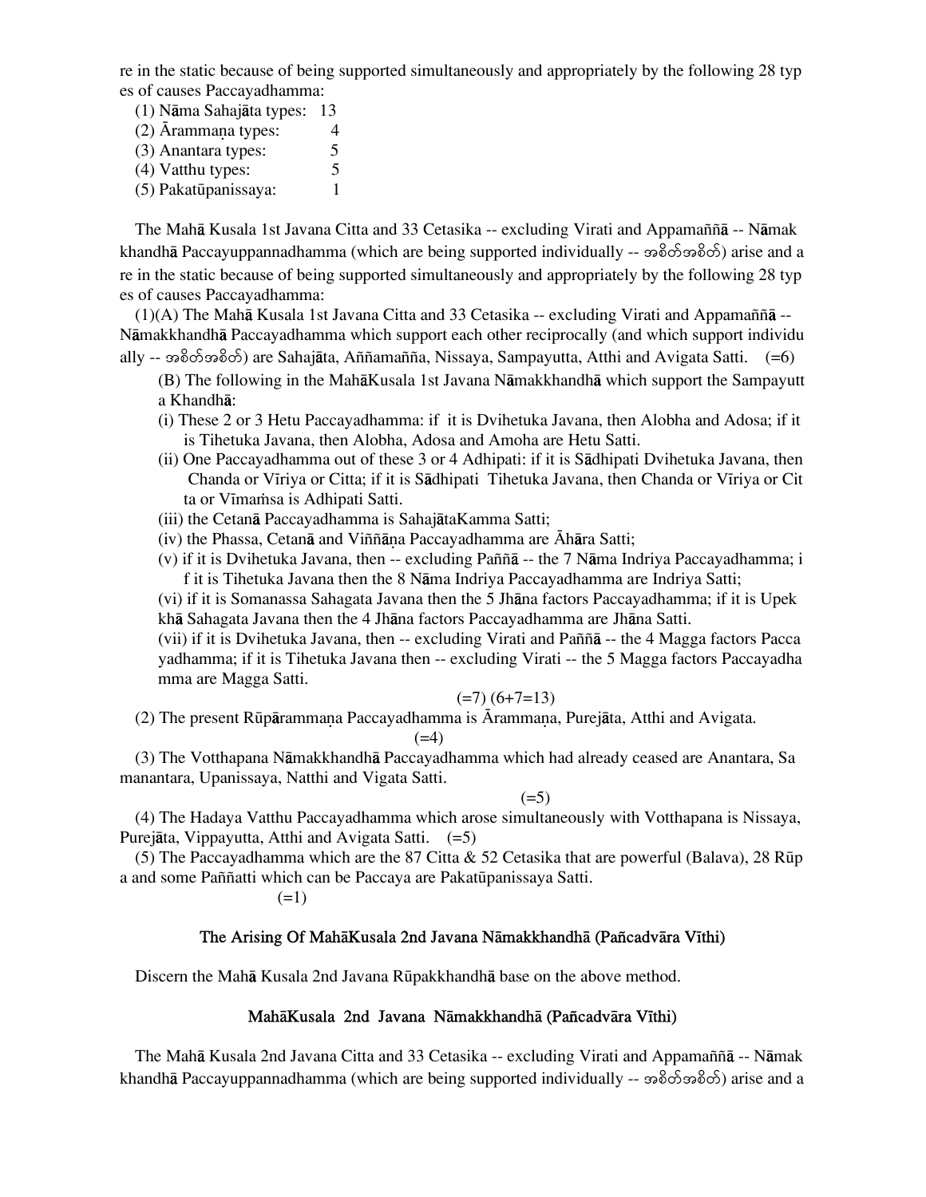re in the static because of being supported simultaneously and appropriately by the following 28 types of causes Paccayadhamma:

(1) Nāma Sahajāta types: 13
(2) Ārammaṇa types: 4
(3) Anantara types: 5
(4) Vatthu types: 5
(5) Pakatūpanissaya: 1

The Mahā Kusala 1st Javana Citta and 33 Cetasika -- excluding Virati and Appamaññā -- Nāmakkhandhā Paccayuppannadhamma (which are being supported individually -- အစိတ်အစိတ်) arise and are in the static because of being supported simultaneously and appropriately by the following 28 types of causes Paccayadhamma:

(1)(A) The Mahā Kusala 1st Javana Citta and 33 Cetasika -- excluding Virati and Appamaññā -- Nāmakkhandhā Paccayadhamma which support each other reciprocally (and which support individually -- အစိတ်အစိတ်) are Sahajāta, Aññamañña, Nissaya, Sampayutta, Atthi and Avigata Satti. (=6)

(B) The following in the MahāKusala 1st Javana Nāmakkhandhā which support the Sampayutta Khandhā:

(i) These 2 or 3 Hetu Paccayadhamma: if it is Dvihetuka Javana, then Alobha and Adosa; if it is Tihetuka Javana, then Alobha, Adosa and Amoha are Hetu Satti.

(ii) One Paccayadhamma out of these 3 or 4 Adhipati: if it is Sādhipati Dvihetuka Javana, then Chanda or Vīriya or Citta; if it is Sādhipati Tihetuka Javana, then Chanda or Vīriya or Citta or Vīmaṁsa is Adhipati Satti.

(iii) the Cetanā Paccayadhamma is SahajātaKamma Satti;

(iv) the Phassa, Cetanā and Viññāṇa Paccayadhamma are Āhāra Satti;

(v) if it is Dvihetuka Javana, then -- excluding Paññā -- the 7 Nāma Indriya Paccayadhamma; if it is Tihetuka Javana then the 8 Nāma Indriya Paccayadhamma are Indriya Satti;

(vi) if it is Somanassa Sahagata Javana then the 5 Jhāna factors Paccayadhamma; if it is Upekkhā Sahagata Javana then the 4 Jhāna factors Paccayadhamma are Jhāna Satti.

(vii) if it is Dvihetuka Javana, then -- excluding Virati and Paññā -- the 4 Magga factors Paccayadhamma; if it is Tihetuka Javana then -- excluding Virati -- the 5 Magga factors Paccayadhamma are Magga Satti.

(=7) (6+7=13)

(2) The present Rūpārammaṇa Paccayadhamma is Ārammaṇa, Purejāta, Atthi and Avigata.

(=4)

(3) The Votthapana Nāmakkhandhā Paccayadhamma which had already ceased are Anantara, Samanantara, Upanissaya, Natthi and Vigata Satti.

(=5)

(4) The Hadaya Vatthu Paccayadhamma which arose simultaneously with Votthapana is Nissaya, Purejāta, Vippayutta, Atthi and Avigata Satti. (=5)

(5) The Paccayadhamma which are the 87 Citta & 52 Cetasika that are powerful (Balava), 28 Rūpa and some Paññatti which can be Paccaya are Pakatūpanissaya Satti.

(=1)

### The Arising Of MahāKusala 2nd Javana Nāmakkhandhā (Pañcadvāra Vīthi)

Discern the Mahā Kusala 2nd Javana Rūpakkhandhā base on the above method.

### MahāKusala 2nd Javana Nāmakkhandhā (Pañcadvāra Vīthi)

The Mahā Kusala 2nd Javana Citta and 33 Cetasika -- excluding Virati and Appamaññā -- Nāmakkhandhā Paccayuppannadhamma (which are being supported individually -- အစိတ်အစိတ်) arise and a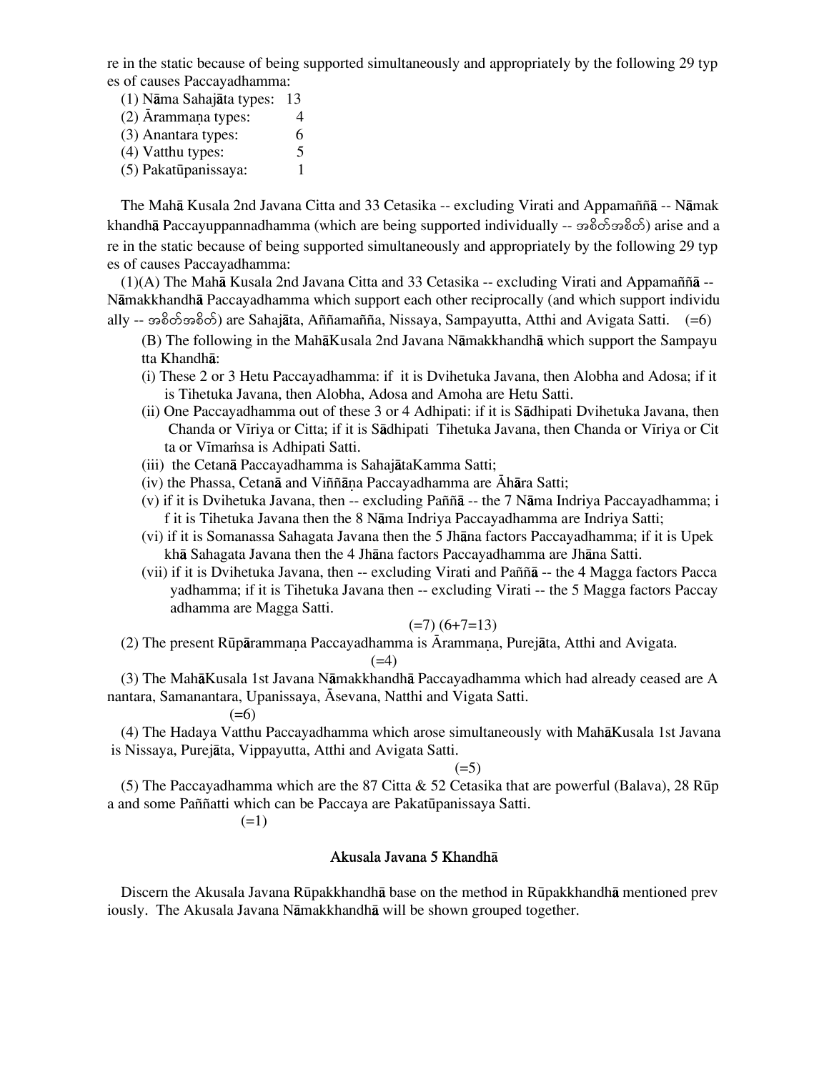re in the static because of being supported simultaneously and appropriately by the following 29 types of causes Paccayadhamma:

(1) Nāma Sahajāta types: 13
(2) Ārammaṇa types: 4
(3) Anantara types: 6
(4) Vatthu types: 5
(5) Pakatūpanissaya: 1

The Mahā Kusala 2nd Javana Citta and 33 Cetasika -- excluding Virati and Appamaññā -- Nāmakkhandhā Paccayuppannadhamma (which are being supported individually -- အစိတ်အစိတ်) arise and are in the static because of being supported simultaneously and appropriately by the following 29 types of causes Paccayadhamma:

(1)(A) The Mahā Kusala 2nd Javana Citta and 33 Cetasika -- excluding Virati and Appamaññā -- Nāmakkhandhā Paccayadhamma which support each other reciprocally (and which support individually -- အစိတ်အစိတ်) are Sahajāta, Aññamañña, Nissaya, Sampayutta, Atthi and Avigata Satti. (=6)

(B) The following in the MahāKusala 2nd Javana Nāmakkhandhā which support the Sampayutta Khandhā:

(i) These 2 or 3 Hetu Paccayadhamma: if it is Dvihetuka Javana, then Alobha and Adosa; if it is Tihetuka Javana, then Alobha, Adosa and Amoha are Hetu Satti.
(ii) One Paccayadhamma out of these 3 or 4 Adhipati: if it is Sādhipati Dvihetuka Javana, then Chanda or Vīriya or Citta; if it is Sādhipati Tihetuka Javana, then Chanda or Vīriya or Citta or Vīmaṁsa is Adhipati Satti.
(iii) the Cetanā Paccayadhamma is SahajātaKamma Satti;
(iv) the Phassa, Cetanā and Viññāṇa Paccayadhamma are Āhāra Satti;
(v) if it is Dvihetuka Javana, then -- excluding Paññā -- the 7 Nāma Indriya Paccayadhamma; if it is Tihetuka Javana then the 8 Nāma Indriya Paccayadhamma are Indriya Satti;
(vi) if it is Somanassa Sahagata Javana then the 5 Jhāna factors Paccayadhamma; if it is Upekkhā Sahagata Javana then the 4 Jhāna factors Paccayadhamma are Jhāna Satti.
(vii) if it is Dvihetuka Javana, then -- excluding Virati and Paññā -- the 4 Magga factors Paccayadhamma; if it is Tihetuka Javana then -- excluding Virati -- the 5 Magga factors Paccayadhamma are Magga Satti.

(=7) (6+7=13)

(2) The present Rūpārammaṇa Paccayadhamma is Ārammaṇa, Purejāta, Atthi and Avigata. (=4)

(3) The MahāKusala 1st Javana Nāmakkhandhā Paccayadhamma which had already ceased are Anantara, Samanantara, Upanissaya, Āsevana, Natthi and Vigata Satti. (=6)

(4) The Hadaya Vatthu Paccayadhamma which arose simultaneously with MahāKusala 1st Javana is Nissaya, Purejāta, Vippayutta, Atthi and Avigata Satti. (=5)

(5) The Paccayadhamma which are the 87 Citta & 52 Cetasika that are powerful (Balava), 28 Rūpa and some Paññatti which can be Paccaya are Pakatūpanissaya Satti. (=1)

## Akusala Javana 5 Khandhā

Discern the Akusala Javana Rūpakkhandhā base on the method in Rūpakkhandhā mentioned previously. The Akusala Javana Nāmakkhandhā will be shown grouped together.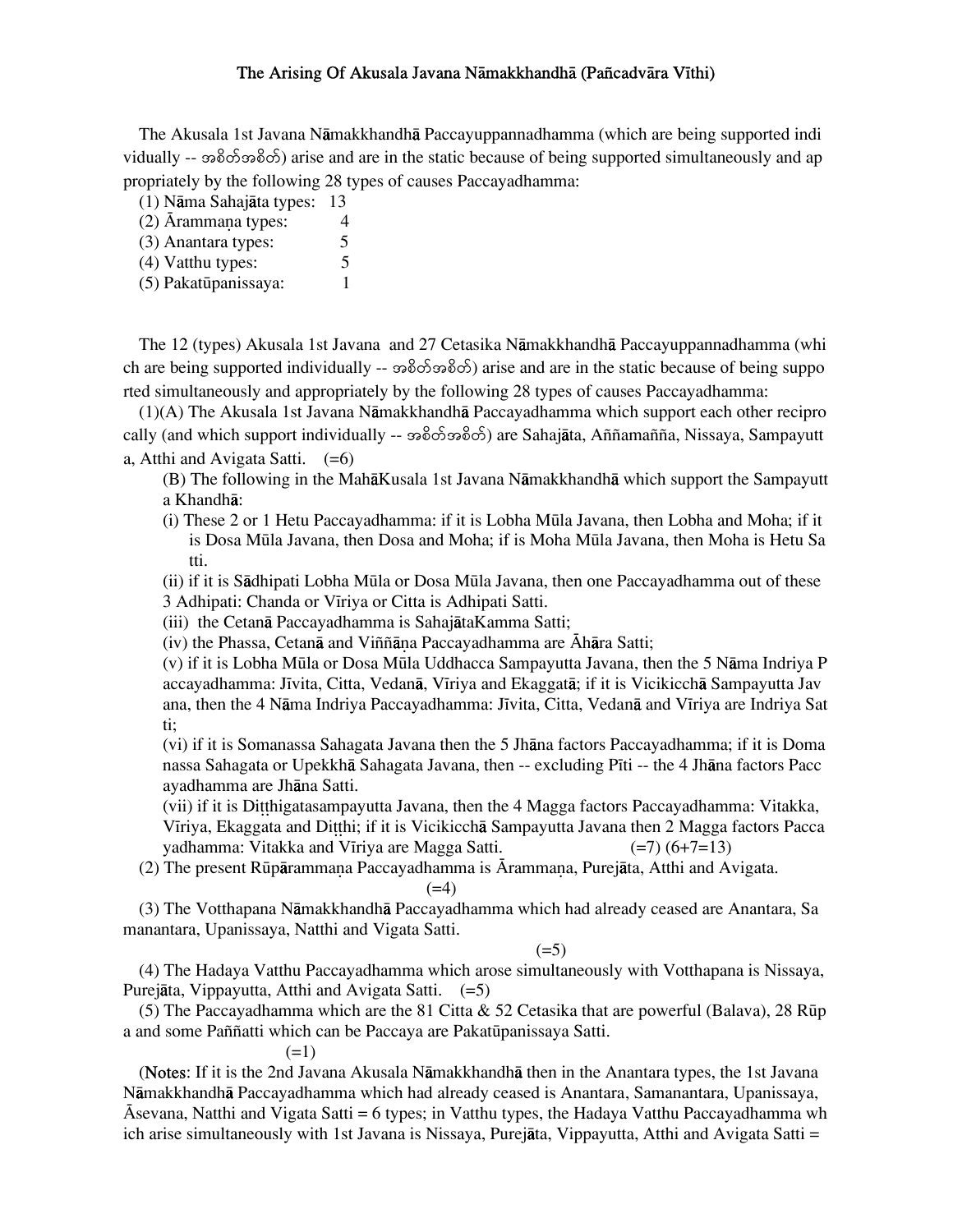# The Arising Of Akusala Javana Nāmakkhandhā (Pañcadvāra Vīthi)

The Akusala 1st Javana Nāmakkhandhā Paccayuppannadhamma (which are being supported individually -- အစိတ်အစိတ်) arise and are in the static because of being supported simultaneously and appropriately by the following 28 types of causes Paccayadhamma:

(1) Nāma Sahajāta types: 13
(2) Ārammaṇa types: 4
(3) Anantara types: 5
(4) Vatthu types: 5
(5) Pakatūpanissaya: 1

The 12 (types) Akusala 1st Javana and 27 Cetasika Nāmakkhandhā Paccayuppannadhamma (which are being supported individually -- အစိတ်အစိတ်) arise and are in the static because of being supported simultaneously and appropriately by the following 28 types of causes Paccayadhamma:

(1)(A) The Akusala 1st Javana Nāmakkhandhā Paccayadhamma which support each other reciprocally (and which support individually -- အစိတ်အစိတ်) are Sahajāta, Aññamañña, Nissaya, Sampayutta, Atthi and Avigata Satti. (=6)

(B) The following in the MahāKusala 1st Javana Nāmakkhandhā which support the Sampayutta Khandhā:

(i) These 2 or 1 Hetu Paccayadhamma: if it is Lobha Mūla Javana, then Lobha and Moha; if it is Dosa Mūla Javana, then Dosa and Moha; if is Moha Mūla Javana, then Moha is Hetu Satti.

(ii) if it is Sādhipati Lobha Mūla or Dosa Mūla Javana, then one Paccayadhamma out of these 3 Adhipati: Chanda or Vīriya or Citta is Adhipati Satti.

(iii) the Cetanā Paccayadhamma is SahajātaKamma Satti;

(iv) the Phassa, Cetanā and Viññāṇa Paccayadhamma are Āhāra Satti;

(v) if it is Lobha Mūla or Dosa Mūla Uddhacca Sampayutta Javana, then the 5 Nāma Indriya Paccayadhamma: Jīvita, Citta, Vedanā, Vīriya and Ekaggatā; if it is Vicikicchā Sampayutta Javana, then the 4 Nāma Indriya Paccayadhamma: Jīvita, Citta, Vedanā and Vīriya are Indriya Satti;

(vi) if it is Somanassa Sahagata Javana then the 5 Jhāna factors Paccayadhamma; if it is Domanassa Sahagata or Upekkhā Sahagata Javana, then -- excluding Pīti -- the 4 Jhāna factors Paccayadhamma are Jhāna Satti.

(vii) if it is Diṭṭhigatasampayutta Javana, then the 4 Magga factors Paccayadhamma: Vitakka, Vīriya, Ekaggata and Diṭṭhi; if it is Vicikicchā Sampayutta Javana then 2 Magga factors Paccayadhamma: Vitakka and Vīriya are Magga Satti. (=7) (6+7=13)

(2) The present Rūpārammaṇa Paccayadhamma is Ārammaṇa, Purejāta, Atthi and Avigata. (=4)

(3) The Votthapana Nāmakkhandhā Paccayadhamma which had already ceased are Anantara, Samanantara, Upanissaya, Natthi and Vigata Satti. (=5)

(4) The Hadaya Vatthu Paccayadhamma which arose simultaneously with Votthapana is Nissaya, Purejāta, Vippayutta, Atthi and Avigata Satti. (=5)

(5) The Paccayadhamma which are the 81 Citta & 52 Cetasika that are powerful (Balava), 28 Rūpa and some Paññatti which can be Paccaya are Pakatūpanissaya Satti. (=1)

(Notes: If it is the 2nd Javana Akusala Nāmakkhandhā then in the Anantara types, the 1st Javana Nāmakkhandhā Paccayadhamma which had already ceased is Anantara, Samanantara, Upanissaya, Āsevana, Natthi and Vigata Satti = 6 types; in Vatthu types, the Hadaya Vatthu Paccayadhamma which arise simultaneously with 1st Javana is Nissaya, Purejāta, Vippayutta, Atthi and Avigata Satti =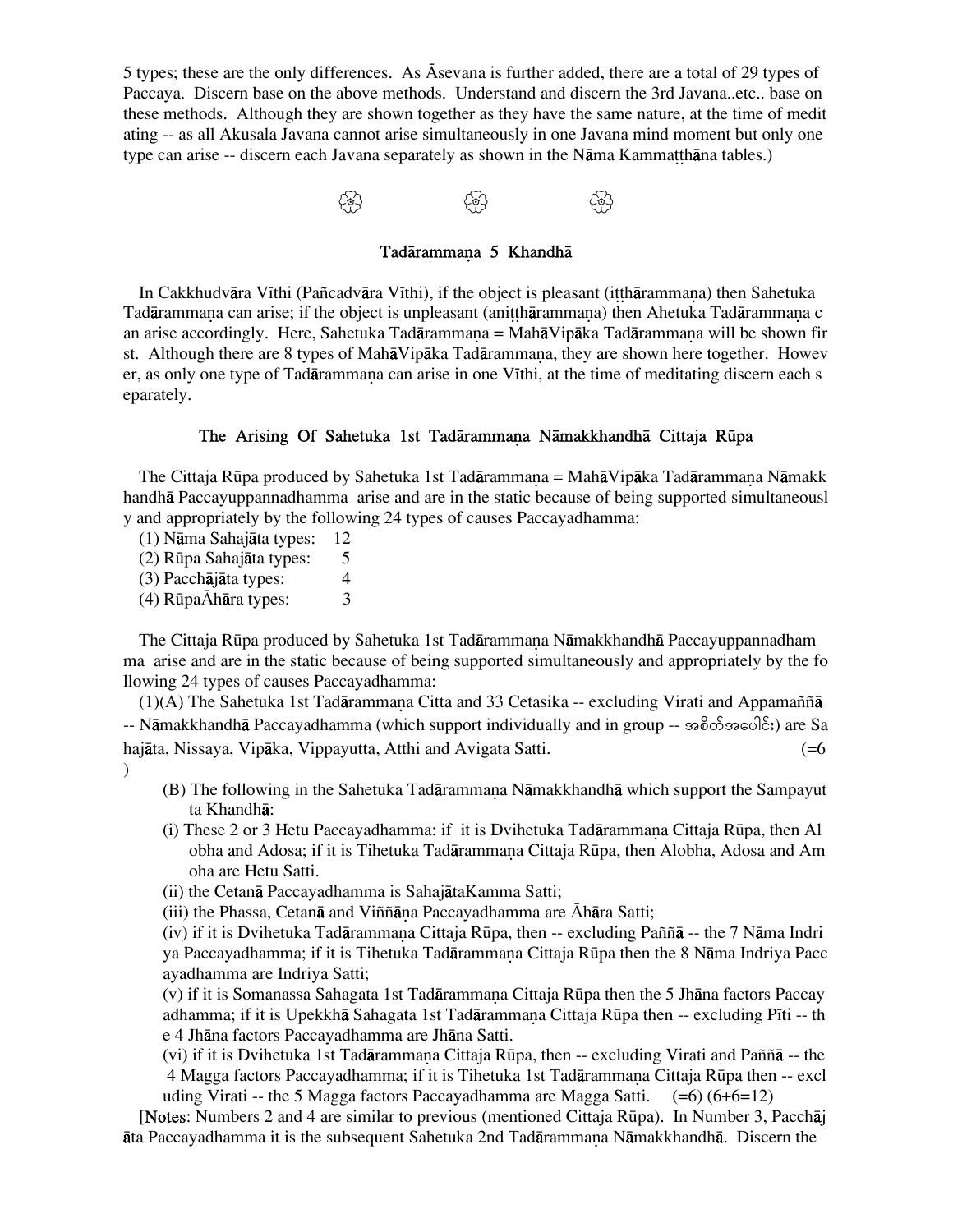5 types; these are the only differences. As Āsevana is further added, there are a total of 29 types of Paccaya. Discern base on the above methods. Understand and discern the 3rd Javana..etc.. base on these methods. Although they are shown together as they have the same nature, at the time of meditating -- as all Akusala Javana cannot arise simultaneously in one Javana mind moment but only one type can arise -- discern each Javana separately as shown in the Nāma Kammaṭṭhāna tables.)

❀ ❀ ❀

## Tadārammaṇa 5 Khandhā

In Cakkhudvāra Vīthi (Pañcadvāra Vīthi), if the object is pleasant (iṭṭhārammaṇa) then Sahetuka Tadārammaṇa can arise; if the object is unpleasant (aniṭṭhārammaṇa) then Ahetuka Tadārammaṇa can arise accordingly. Here, Sahetuka Tadārammaṇa = MahāVipāka Tadārammaṇa will be shown first. Although there are 8 types of MahāVipāka Tadārammaṇa, they are shown here together. However, as only one type of Tadārammaṇa can arise in one Vīthi, at the time of meditating discern each separately.

### The Arising Of Sahetuka 1st Tadārammaṇa Nāmakkhandhā Cittaja Rūpa

The Cittaja Rūpa produced by Sahetuka 1st Tadārammaṇa = MahāVipāka Tadārammaṇa Nāmakkhandhā Paccayuppannadhamma arise and are in the static because of being supported simultaneously and appropriately by the following 24 types of causes Paccayadhamma:

(1) Nāma Sahajāta types: 12
(2) Rūpa Sahajāta types: 5
(3) Pacchājāta types: 4
(4) RūpaĀhāra types: 3

The Cittaja Rūpa produced by Sahetuka 1st Tadārammaṇa Nāmakkhandhā Paccayuppannadhamma arise and are in the static because of being supported simultaneously and appropriately by the following 24 types of causes Paccayadhamma:

(1)(A) The Sahetuka 1st Tadārammaṇa Citta and 33 Cetasika -- excluding Virati and Appamaññā -- Nāmakkhandhā Paccayadhamma (which support individually and in group -- အစိတ်အပေါင်း) are Sahajāta, Nissaya, Vipāka, Vippayutta, Atthi and Avigata Satti. (=6)

(B) The following in the Sahetuka Tadārammaṇa Nāmakkhandhā which support the Sampayutta Khandhā:

(i) These 2 or 3 Hetu Paccayadhamma: if it is Dvihetuka Tadārammaṇa Cittaja Rūpa, then Alobha and Adosa; if it is Tihetuka Tadārammaṇa Cittaja Rūpa, then Alobha, Adosa and Amoha are Hetu Satti.

(ii) the Cetanā Paccayadhamma is SahajātaKamma Satti;

(iii) the Phassa, Cetanā and Viññāṇa Paccayadhamma are Āhāra Satti;

(iv) if it is Dvihetuka Tadārammaṇa Cittaja Rūpa, then -- excluding Paññā -- the 7 Nāma Indriya Paccayadhamma; if it is Tihetuka Tadārammaṇa Cittaja Rūpa then the 8 Nāma Indriya Paccayadhamma are Indriya Satti;

(v) if it is Somanassa Sahagata 1st Tadārammaṇa Cittaja Rūpa then the 5 Jhāna factors Paccayadhamma; if it is Upekkhā Sahagata 1st Tadārammaṇa Cittaja Rūpa then -- excluding Pīti -- the 4 Jhāna factors Paccayadhamma are Jhāna Satti.

(vi) if it is Dvihetuka 1st Tadārammaṇa Cittaja Rūpa, then -- excluding Virati and Paññā -- the 4 Magga factors Paccayadhamma; if it is Tihetuka 1st Tadārammaṇa Cittaja Rūpa then -- excluding Virati -- the 5 Magga factors Paccayadhamma are Magga Satti. (=6) (6+6=12)

[Notes: Numbers 2 and 4 are similar to previous (mentioned Cittaja Rūpa). In Number 3, Pacchājāta Paccayadhamma it is the subsequent Sahetuka 2nd Tadārammaṇa Nāmakkhandhā. Discern the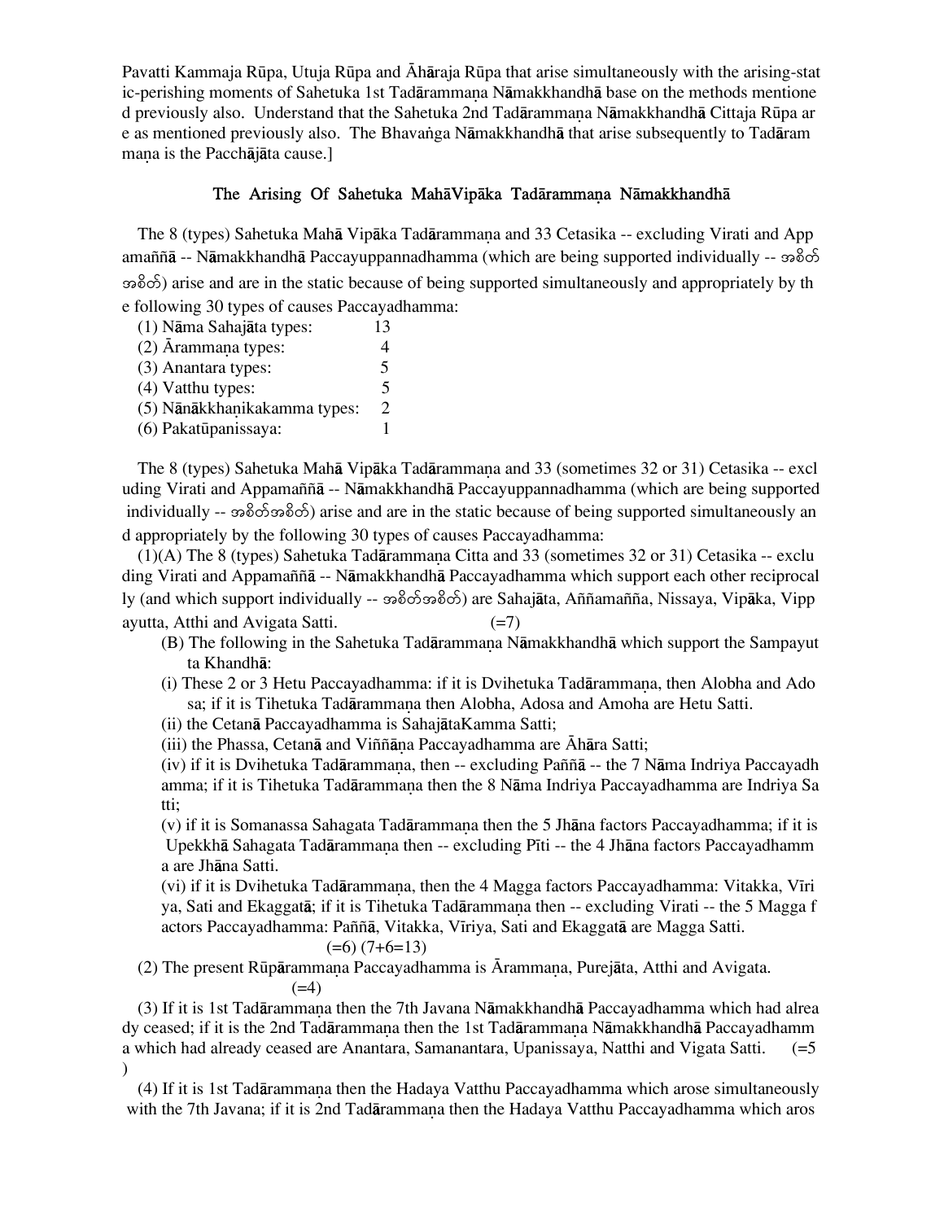Pavatti Kammaja Rūpa, Utuja Rūpa and Āhāraja Rūpa that arise simultaneously with the arising-static-perishing moments of Sahetuka 1st Tadārammaṇa Nāmakkhandhā base on the methods mentioned previously also. Understand that the Sahetuka 2nd Tadārammaṇa Nāmakkhandhā Cittaja Rūpa are as mentioned previously also. The Bhavaṅga Nāmakkhandhā that arise subsequently to Tadārammaṇa is the Pacchājāta cause.]

## The Arising Of Sahetuka MahāVipāka Tadārammaṇa Nāmakkhandhā

The 8 (types) Sahetuka Mahā Vipāka Tadārammaṇa and 33 Cetasika -- excluding Virati and Appamaññā -- Nāmakkhandhā Paccayuppannadhamma (which are being supported individually -- အစိတ်အစိတ်) arise and are in the static because of being supported simultaneously and appropriately by the following 30 types of causes Paccayadhamma:

| | |
|---|---|
| (1) Nāma Sahajāta types: | 13 |
| (2) Ārammaṇa types: | 4 |
| (3) Anantara types: | 5 |
| (4) Vatthu types: | 5 |
| (5) Nānākkhaṇikakamma types: | 2 |
| (6) Pakatūpanissaya: | 1 |

The 8 (types) Sahetuka Mahā Vipāka Tadārammaṇa and 33 (sometimes 32 or 31) Cetasika -- excluding Virati and Appamaññā -- Nāmakkhandhā Paccayuppannadhamma (which are being supported individually -- အစိတ်အစိတ်) arise and are in the static because of being supported simultaneously and appropriately by the following 30 types of causes Paccayadhamma:

(1)(A) The 8 (types) Sahetuka Tadārammaṇa Citta and 33 (sometimes 32 or 31) Cetasika -- excluding Virati and Appamaññā -- Nāmakkhandhā Paccayadhamma which support each other reciprocally (and which support individually -- အစိတ်အစိတ်) are Sahajāta, Aññamañña, Nissaya, Vipāka, Vippayutta, Atthi and Avigata Satti. (=7)

(B) The following in the Sahetuka Tadārammaṇa Nāmakkhandhā which support the Sampayutta Khandhā:

(i) These 2 or 3 Hetu Paccayadhamma: if it is Dvihetuka Tadārammaṇa, then Alobha and Adosa; if it is Tihetuka Tadārammaṇa then Alobha, Adosa and Amoha are Hetu Satti.

(ii) the Cetanā Paccayadhamma is SahajātaKamma Satti;

(iii) the Phassa, Cetanā and Viññāṇa Paccayadhamma are Āhāra Satti;

(iv) if it is Dvihetuka Tadārammaṇa, then -- excluding Paññā -- the 7 Nāma Indriya Paccayadhamma; if it is Tihetuka Tadārammaṇa then the 8 Nāma Indriya Paccayadhamma are Indriya Satti;

(v) if it is Somanassa Sahagata Tadārammaṇa then the 5 Jhāna factors Paccayadhamma; if it is Upekkhā Sahagata Tadārammaṇa then -- excluding Pīti -- the 4 Jhāna factors Paccayadhamma are Jhāna Satti.

(vi) if it is Dvihetuka Tadārammaṇa, then the 4 Magga factors Paccayadhamma: Vitakka, Vīriya, Sati and Ekaggatā; if it is Tihetuka Tadārammaṇa then -- excluding Virati -- the 5 Magga factors Paccayadhamma: Paññā, Vitakka, Vīriya, Sati and Ekaggatā are Magga Satti.

(=6) (7+6=13)

(2) The present Rūpārammaṇa Paccayadhamma is Ārammaṇa, Purejāta, Atthi and Avigata. (=4)

(3) If it is 1st Tadārammaṇa then the 7th Javana Nāmakkhandhā Paccayadhamma which had already ceased; if it is the 2nd Tadārammaṇa then the 1st Tadārammaṇa Nāmakkhandhā Paccayadhamma which had already ceased are Anantara, Samanantara, Upanissaya, Natthi and Vigata Satti. (=5)

(4) If it is 1st Tadārammaṇa then the Hadaya Vatthu Paccayadhamma which arose simultaneously with the 7th Javana; if it is 2nd Tadārammaṇa then the Hadaya Vatthu Paccayadhamma which aros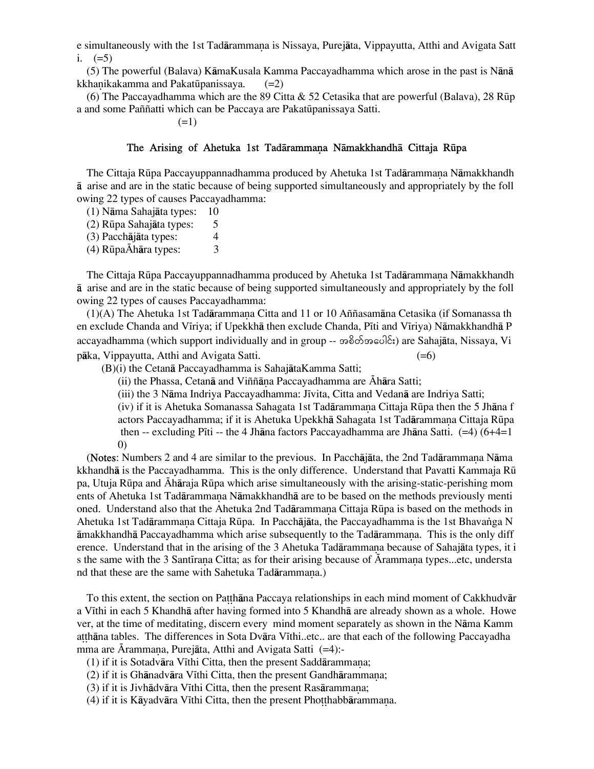e simultaneously with the 1st Tadārammaṇa is Nissaya, Purejāta, Vippayutta, Atthi and Avigata Satti. (=5)

(5) The powerful (Balava) KāmaKusala Kamma Paccayadhamma which arose in the past is Nānākkhaṇikakamma and Pakatūpanissaya. (=2)

(6) The Paccayadhamma which are the 89 Citta & 52 Cetasika that are powerful (Balava), 28 Rūpa and some Paññatti which can be Paccaya are Pakatūpanissaya Satti.
(=1)

### The Arising of Ahetuka 1st Tadārammaṇa Nāmakkhandhā Cittaja Rūpa

The Cittaja Rūpa Paccayuppannadhamma produced by Ahetuka 1st Tadārammaṇa Nāmakkhandhā arise and are in the static because of being supported simultaneously and appropriately by the following 22 types of causes Paccayadhamma:

(1) Nāma Sahajāta types: 10
(2) Rūpa Sahajāta types: 5
(3) Pacchājāta types: 4
(4) RūpaĀhāra types: 3

The Cittaja Rūpa Paccayuppannadhamma produced by Ahetuka 1st Tadārammaṇa Nāmakkhandhā arise and are in the static because of being supported simultaneously and appropriately by the following 22 types of causes Paccayadhamma:

(1)(A) The Ahetuka 1st Tadārammaṇa Citta and 11 or 10 Aññasamāna Cetasika (if Somanassa then exclude Chanda and Vīriya; if Upekkhā then exclude Chanda, Pīti and Vīriya) Nāmakkhandhā Paccayadhamma (which support individually and in group -- အစိတ်အပေါင်း) are Sahajāta, Nissaya, Vipāka, Vippayutta, Atthi and Avigata Satti. (=6)

(B)(i) the Cetanā Paccayadhamma is SahajātaKamma Satti;
(ii) the Phassa, Cetanā and Viññāṇa Paccayadhamma are Āhāra Satti;
(iii) the 3 Nāma Indriya Paccayadhamma: Jīvita, Citta and Vedanā are Indriya Satti;
(iv) if it is Ahetuka Somanassa Sahagata 1st Tadārammaṇa Cittaja Rūpa then the 5 Jhāna factors Paccayadhamma; if it is Ahetuka Upekkhā Sahagata 1st Tadārammaṇa Cittaja Rūpa then -- excluding Pīti -- the 4 Jhāna factors Paccayadhamma are Jhāna Satti. (=4) (6+4=10)

(**Notes**: Numbers 2 and 4 are similar to the previous. In Pacchājāta, the 2nd Tadārammaṇa Nāmakkhandhā is the Paccayadhamma. This is the only difference. Understand that Pavatti Kammaja Rūpa, Utuja Rūpa and Āhāraja Rūpa which arise simultaneously with the arising-static-perishing moments of Ahetuka 1st Tadārammaṇa Nāmakkhandhā are to be based on the methods previously mentioned. Understand also that the Ahetuka 2nd Tadārammaṇa Cittaja Rūpa is based on the methods in Ahetuka 1st Tadārammaṇa Cittaja Rūpa. In Pacchājāta, the Paccayadhamma is the 1st Bhavaṅga Nāmakkhandhā Paccayadhamma which arise subsequently to the Tadārammaṇa. This is the only difference. Understand that in the arising of the 3 Ahetuka Tadārammaṇa because of Sahajāta types, it is the same with the 3 Santīraṇa Citta; as for their arising because of Ārammaṇa types...etc, understand that these are the same with Sahetuka Tadārammaṇa.)

To this extent, the section on Paṭṭhāna Paccaya relationships in each mind moment of Cakkhudvāra Vīthi in each 5 Khandhā after having formed into 5 Khandhā are already shown as a whole. However, at the time of meditating, discern every mind moment separately as shown in the Nāma Kammaṭṭhāna tables. The differences in Sota Dvāra Vīthi..etc.. are that each of the following Paccayadhamma are Ārammaṇa, Purejāta, Atthi and Avigata Satti (=4):-

(1) if it is Sotadvāra Vīthi Citta, then the present Saddārammaṇa;
(2) if it is Ghānadvāra Vīthi Citta, then the present Gandhārammaṇa;
(3) if it is Jivhādvāra Vīthi Citta, then the present Rasārammaṇa;
(4) if it is Kāyadvāra Vīthi Citta, then the present Phoṭṭhabbārammaṇa.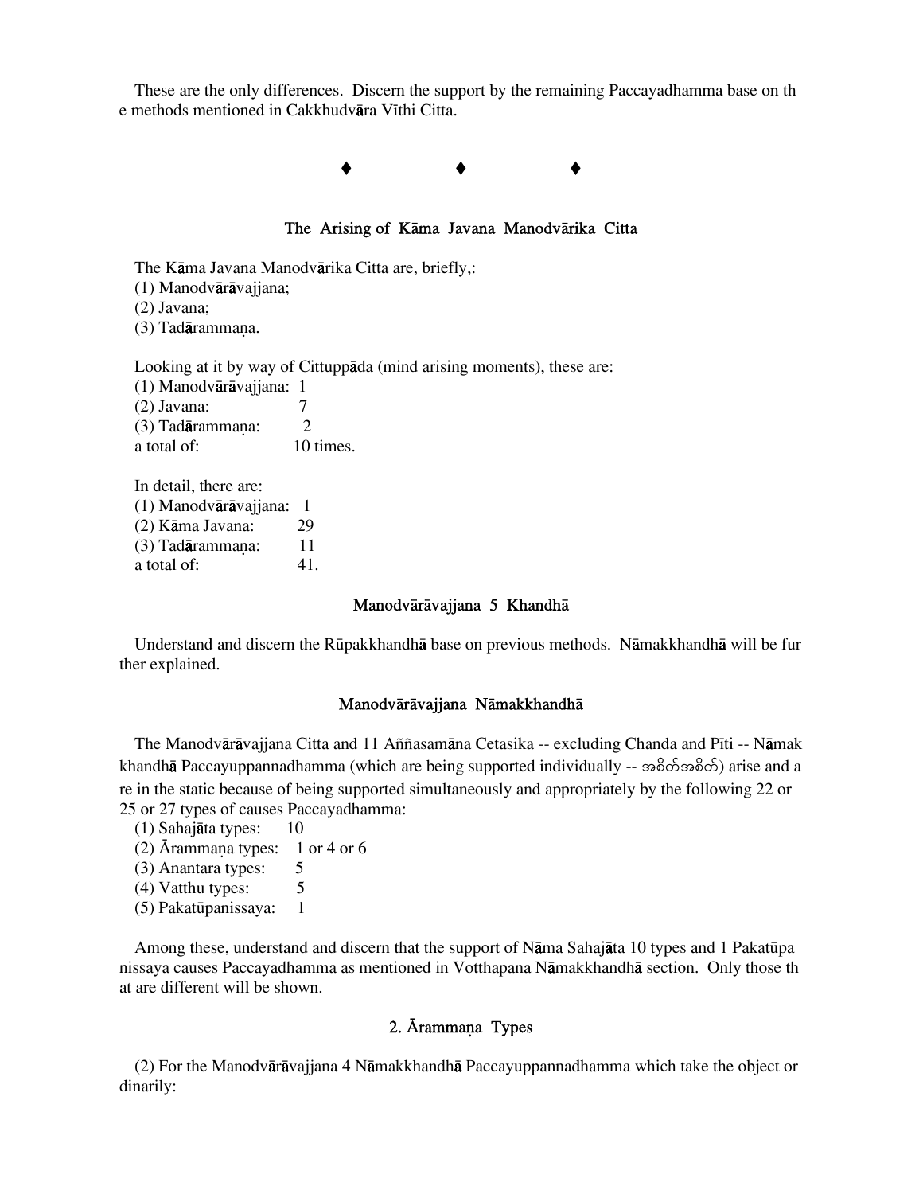These are the only differences. Discern the support by the remaining Paccayadhamma base on the methods mentioned in Cakkhudvāra Vīthi Citta.

♦ ♦ ♦

## The Arising of Kāma Javana Manodvārika Citta

The Kāma Javana Manodvārika Citta are, briefly,:

(1) Manodvārāvajjana;
(2) Javana;
(3) Tadārammaṇa.

Looking at it by way of Cittuppāda (mind arising moments), these are:

(1) Manodvārāvajjana: 1
(2) Javana: 7
(3) Tadārammaṇa: 2
a total of: 10 times.

In detail, there are:

(1) Manodvārāvajjana: 1
(2) Kāma Javana: 29
(3) Tadārammaṇa: 11
a total of: 41.

### Manodvārāvajjana 5 Khandhā

Understand and discern the Rūpakkhandhā base on previous methods. Nāmakkhandhā will be further explained.

### Manodvārāvajjana Nāmakkhandhā

The Manodvārāvajjana Citta and 11 Aññasamāna Cetasika -- excluding Chanda and Pīti -- Nāmakkhandhā Paccayuppannadhamma (which are being supported individually -- အစိတ်အစိတ်) arise and are in the static because of being supported simultaneously and appropriately by the following 22 or 25 or 27 types of causes Paccayadhamma:

(1) Sahajāta types: 10
(2) Ārammaṇa types: 1 or 4 or 6
(3) Anantara types: 5
(4) Vatthu types: 5
(5) Pakatūpanissaya: 1

Among these, understand and discern that the support of Nāma Sahajāta 10 types and 1 Pakatūpanissaya causes Paccayadhamma as mentioned in Votthapana Nāmakkhandhā section. Only those that are different will be shown.

### 2. Ārammaṇa Types

(2) For the Manodvārāvajjana 4 Nāmakkhandhā Paccayuppannadhamma which take the object ordinarily: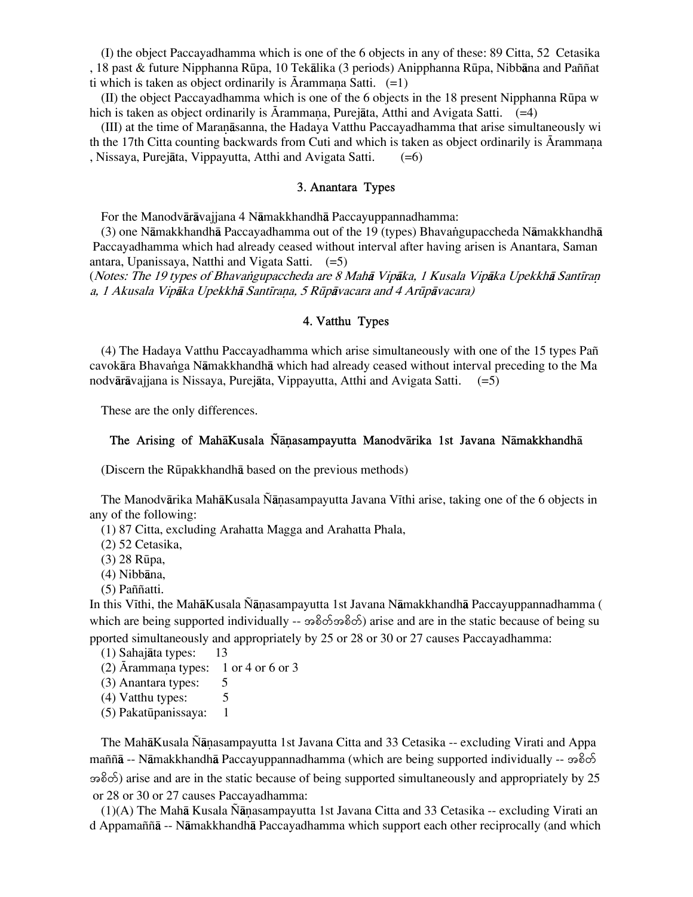(I) the object Paccayadhamma which is one of the 6 objects in any of these: 89 Citta, 52 Cetasika, 18 past & future Nipphanna Rūpa, 10 Tekālika (3 periods) Anipphanna Rūpa, Nibbāna and Paññatti which is taken as object ordinarily is Ārammaṇa Satti. (=1)

(II) the object Paccayadhamma which is one of the 6 objects in the 18 present Nipphanna Rūpa which is taken as object ordinarily is Ārammaṇa, Purejāta, Atthi and Avigata Satti. (=4)

(III) at the time of Maraṇāsanna, the Hadaya Vatthu Paccayadhamma that arise simultaneously with the 17th Citta counting backwards from Cuti and which is taken as object ordinarily is Ārammaṇa, Nissaya, Purejāta, Vippayutta, Atthi and Avigata Satti. (=6)

### 3. Anantara Types

For the Manodvārāvajjana 4 Nāmakkhandhā Paccayuppannadhamma:

(3) one Nāmakkhandhā Paccayadhamma out of the 19 (types) Bhavaṅgupaccheda Nāmakkhandhā Paccayadhamma which had already ceased without interval after having arisen is Anantara, Samanantara, Upanissaya, Natthi and Vigata Satti. (=5)

(*Notes: The 19 types of Bhavaṅgupaccheda are 8 Mahā Vipāka, 1 Kusala Vipāka Upekkhā Santīraṇa, 1 Akusala Vipāka Upekkhā Santīraṇa, 5 Rūpāvacara and 4 Arūpāvacara)*

### 4. Vatthu Types

(4) The Hadaya Vatthu Paccayadhamma which arise simultaneously with one of the 15 types Pañcavokāra Bhavaṅga Nāmakkhandhā which had already ceased without interval preceding to the Manodvārāvajjana is Nissaya, Purejāta, Vippayutta, Atthi and Avigata Satti. (=5)

These are the only differences.

### The Arising of MahāKusala Ñāṇasampayutta Manodvārika 1st Javana Nāmakkhandhā

(Discern the Rūpakkhandhā based on the previous methods)

The Manodvārika MahāKusala Ñāṇasampayutta Javana Vīthi arise, taking one of the 6 objects in any of the following:

(1) 87 Citta, excluding Arahatta Magga and Arahatta Phala,
(2) 52 Cetasika,
(3) 28 Rūpa,
(4) Nibbāna,
(5) Paññatti.

In this Vīthi, the MahāKusala Ñāṇasampayutta 1st Javana Nāmakkhandhā Paccayuppannadhamma (which are being supported individually -- အစိတ်အစိတ်) arise and are in the static because of being supported simultaneously and appropriately by 25 or 28 or 30 or 27 causes Paccayadhamma:

(1) Sahajāta types: 13
(2) Ārammaṇa types: 1 or 4 or 6 or 3
(3) Anantara types: 5
(4) Vatthu types: 5
(5) Pakatūpanissaya: 1

The MahāKusala Ñāṇasampayutta 1st Javana Citta and 33 Cetasika -- excluding Virati and Appamaññā -- Nāmakkhandhā Paccayuppannadhamma (which are being supported individually -- အစိတ်အစိတ်) arise and are in the static because of being supported simultaneously and appropriately by 25 or 28 or 30 or 27 causes Paccayadhamma:

(1)(A) The Mahā Kusala Ñāṇasampayutta 1st Javana Citta and 33 Cetasika -- excluding Virati and Appamaññā -- Nāmakkhandhā Paccayadhamma which support each other reciprocally (and which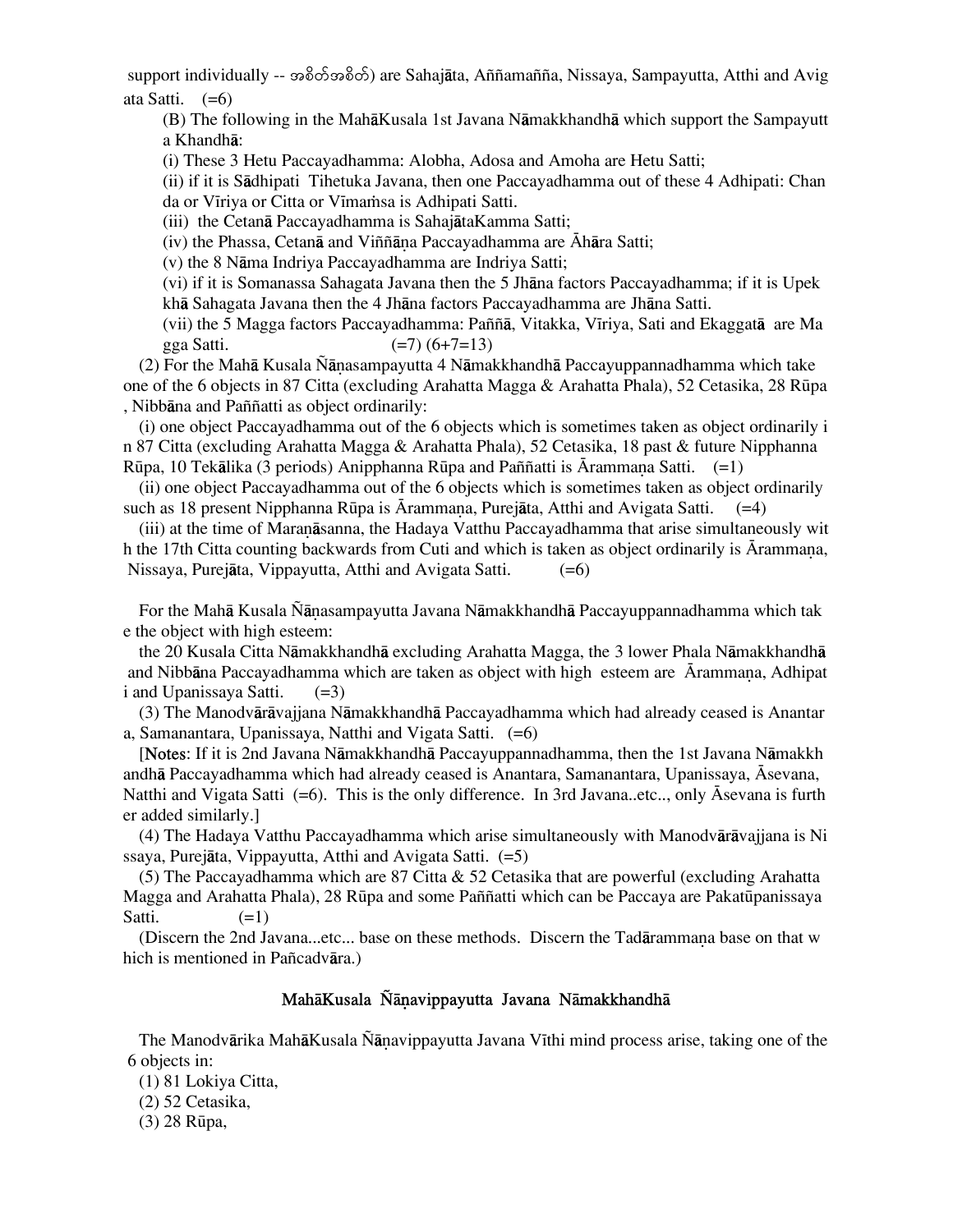support individually -- အစိတ်အစိတ်) are Sahajāta, Aññamañña, Nissaya, Sampayutta, Atthi and Avigata Satti. (=6)

(B) The following in the MahāKusala 1st Javana Nāmakkhandhā which support the Sampayutta Khandhā:

(i) These 3 Hetu Paccayadhamma: Alobha, Adosa and Amoha are Hetu Satti;

(ii) if it is Sādhipati Tihetuka Javana, then one Paccayadhamma out of these 4 Adhipati: Chanda or Vīriya or Citta or Vīmaṁsa is Adhipati Satti.

(iii) the Cetanā Paccayadhamma is SahajātaKamma Satti;

(iv) the Phassa, Cetanā and Viññāṇa Paccayadhamma are Āhāra Satti;

(v) the 8 Nāma Indriya Paccayadhamma are Indriya Satti;

(vi) if it is Somanassa Sahagata Javana then the 5 Jhāna factors Paccayadhamma; if it is Upekkhā Sahagata Javana then the 4 Jhāna factors Paccayadhamma are Jhāna Satti.

(vii) the 5 Magga factors Paccayadhamma: Paññā, Vitakka, Vīriya, Sati and Ekaggatā are Magga Satti. (=7) (6+7=13)

(2) For the Mahā Kusala Ñāṇasampayutta 4 Nāmakkhandhā Paccayuppannadhamma which take one of the 6 objects in 87 Citta (excluding Arahatta Magga & Arahatta Phala), 52 Cetasika, 28 Rūpa, Nibbāna and Paññatti as object ordinarily:

(i) one object Paccayadhamma out of the 6 objects which is sometimes taken as object ordinarily in 87 Citta (excluding Arahatta Magga & Arahatta Phala), 52 Cetasika, 18 past & future Nipphanna Rūpa, 10 Tekālika (3 periods) Anipphanna Rūpa and Paññatti is Ārammaṇa Satti. (=1)

(ii) one object Paccayadhamma out of the 6 objects which is sometimes taken as object ordinarily such as 18 present Nipphanna Rūpa is Ārammaṇa, Purejāta, Atthi and Avigata Satti. (=4)

(iii) at the time of Maraṇāsanna, the Hadaya Vatthu Paccayadhamma that arise simultaneously with the 17th Citta counting backwards from Cuti and which is taken as object ordinarily is Ārammaṇa, Nissaya, Purejāta, Vippayutta, Atthi and Avigata Satti. (=6)

For the Mahā Kusala Ñāṇasampayutta Javana Nāmakkhandhā Paccayuppannadhamma which take the object with high esteem:

the 20 Kusala Citta Nāmakkhandhā excluding Arahatta Magga, the 3 lower Phala Nāmakkhandhā and Nibbāna Paccayadhamma which are taken as object with high esteem are Ārammaṇa, Adhipati and Upanissaya Satti. (=3)

(3) The Manodvārāvajjana Nāmakkhandhā Paccayadhamma which had already ceased is Anantara, Samanantara, Upanissaya, Natthi and Vigata Satti. (=6)

[Notes: If it is 2nd Javana Nāmakkhandhā Paccayuppannadhamma, then the 1st Javana Nāmakkhandhā Paccayadhamma which had already ceased is Anantara, Samanantara, Upanissaya, Āsevana, Natthi and Vigata Satti (=6). This is the only difference. In 3rd Javana..etc.., only Āsevana is further added similarly.]

(4) The Hadaya Vatthu Paccayadhamma which arise simultaneously with Manodvārāvajjana is Nissaya, Purejāta, Vippayutta, Atthi and Avigata Satti. (=5)

(5) The Paccayadhamma which are 87 Citta & 52 Cetasika that are powerful (excluding Arahatta Magga and Arahatta Phala), 28 Rūpa and some Paññatti which can be Paccaya are Pakatūpanissaya Satti. (=1)

(Discern the 2nd Javana...etc... base on these methods. Discern the Tadārammaṇa base on that which is mentioned in Pañcadvāra.)

## MahāKusala Ñāṇavippayutta Javana Nāmakkhandhā

The Manodvārika MahāKusala Ñāṇavippayutta Javana Vīthi mind process arise, taking one of the 6 objects in:

(1) 81 Lokiya Citta,
(2) 52 Cetasika,
(3) 28 Rūpa,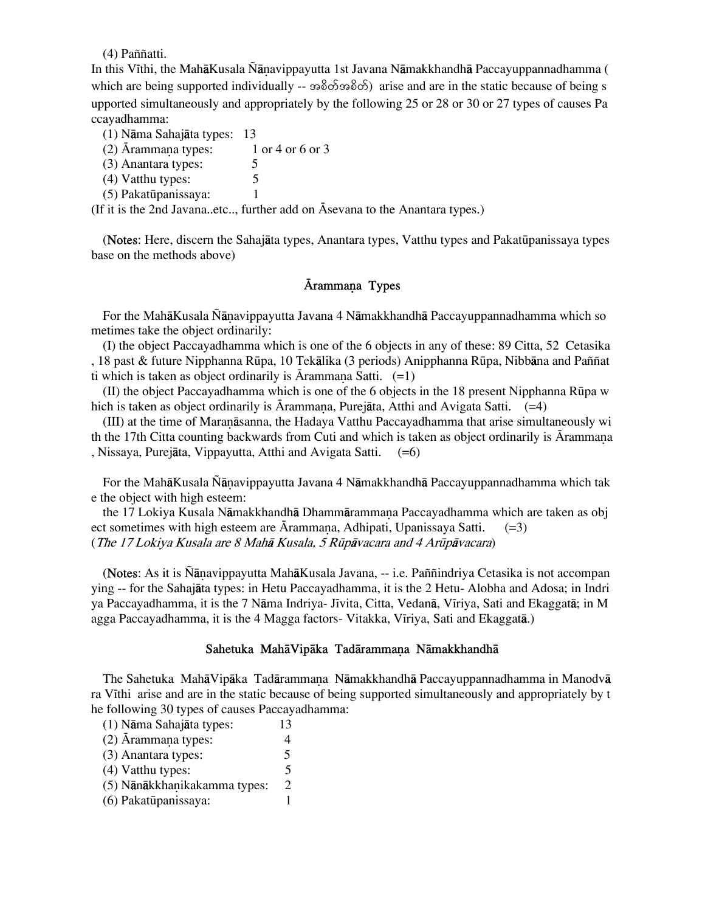(4) Paññatti.

In this Vīthi, the MahāKusala Ñāṇavippayutta 1st Javana Nāmakkhandhā Paccayuppannadhamma ( which are being supported individually -- အစိတ်အစိတ်) arise and are in the static because of being supported simultaneously and appropriately by the following 25 or 28 or 30 or 27 types of causes Paccayadhamma:

(1) Nāma Sahajāta types: 13
(2) Ārammaṇa types: 1 or 4 or 6 or 3
(3) Anantara types: 5
(4) Vatthu types: 5
(5) Pakatūpanissaya: 1

(If it is the 2nd Javana..etc.., further add on Āsevana to the Anantara types.)

(**Notes**: Here, discern the Sahajāta types, Anantara types, Vatthu types and Pakatūpanissaya types base on the methods above)

## Ārammaṇa Types

For the MahāKusala Ñāṇavippayutta Javana 4 Nāmakkhandhā Paccayuppannadhamma which sometimes take the object ordinarily:

(I) the object Paccayadhamma which is one of the 6 objects in any of these: 89 Citta, 52 Cetasika, 18 past & future Nipphanna Rūpa, 10 Tekālika (3 periods) Anipphanna Rūpa, Nibbāna and Paññatti which is taken as object ordinarily is Ārammaṇa Satti. (=1)

(II) the object Paccayadhamma which is one of the 6 objects in the 18 present Nipphanna Rūpa which is taken as object ordinarily is Ārammaṇa, Purejāta, Atthi and Avigata Satti. (=4)

(III) at the time of Maraṇāsanna, the Hadaya Vatthu Paccayadhamma that arise simultaneously with the 17th Citta counting backwards from Cuti and which is taken as object ordinarily is Ārammaṇa, Nissaya, Purejāta, Vippayutta, Atthi and Avigata Satti. (=6)

For the MahāKusala Ñāṇavippayutta Javana 4 Nāmakkhandhā Paccayuppannadhamma which take the object with high esteem:

the 17 Lokiya Kusala Nāmakkhandhā Dhammārammaṇa Paccayadhamma which are taken as object sometimes with high esteem are Ārammaṇa, Adhipati, Upanissaya Satti. (=3)
(*The 17 Lokiya Kusala are 8 Mahā Kusala, 5 Rūpāvacara and 4 Arūpāvacara*)

(**Notes**: As it is Ñāṇavippayutta MahāKusala Javana, -- i.e. Paññindriya Cetasika is not accompanying -- for the Sahajāta types: in Hetu Paccayadhamma, it is the 2 Hetu- Alobha and Adosa; in Indriya Paccayadhamma, it is the 7 Nāma Indriya- Jīvita, Citta, Vedanā, Vīriya, Sati and Ekaggatā; in Magga Paccayadhamma, it is the 4 Magga factors- Vitakka, Vīriya, Sati and Ekaggatā.)

## Sahetuka MahāVipāka Tadārammaṇa Nāmakkhandhā

The Sahetuka MahāVipāka Tadārammaṇa Nāmakkhandhā Paccayuppannadhamma in Manodvāra Vīthi arise and are in the static because of being supported simultaneously and appropriately by the following 30 types of causes Paccayadhamma:

(1) Nāma Sahajāta types: 13
(2) Ārammaṇa types: 4
(3) Anantara types: 5
(4) Vatthu types: 5
(5) Nānākkhaṇikakamma types: 2
(6) Pakatūpanissaya: 1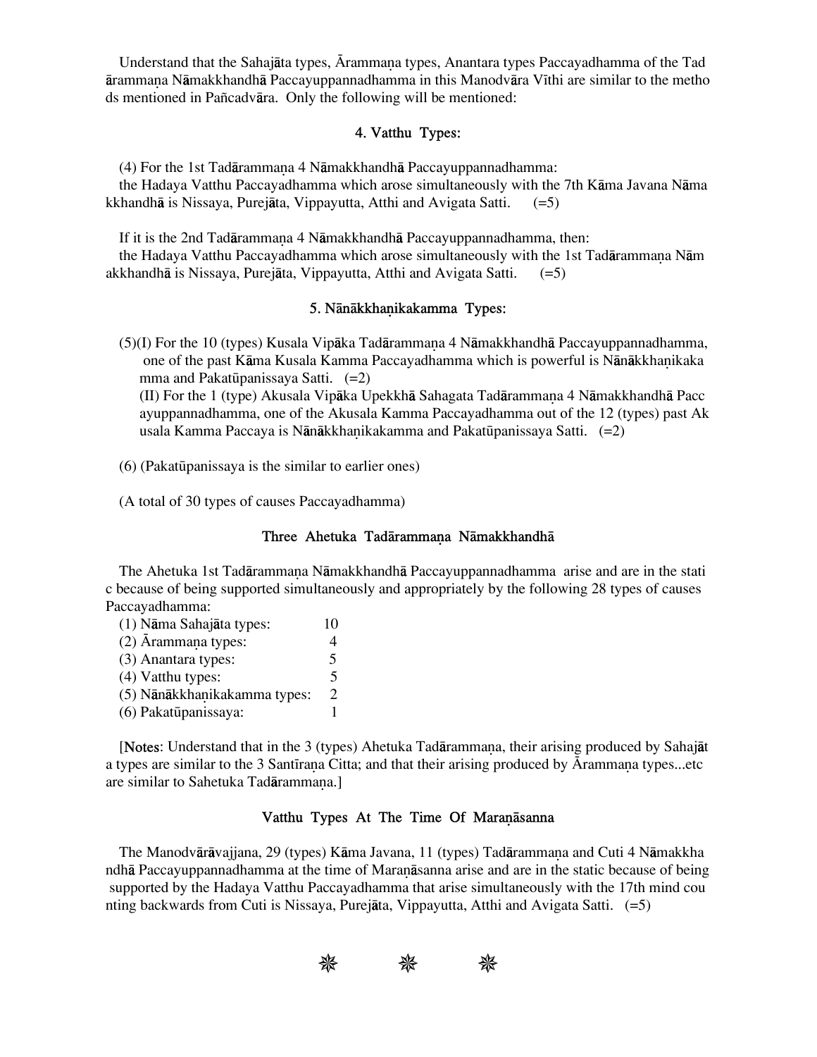Understand that the Sahajāta types, Ārammaṇa types, Anantara types Paccayadhamma of the Tadārammaṇa Nāmakkhandhā Paccayuppannadhamma in this Manodvāra Vīthi are similar to the methods mentioned in Pañcadvāra. Only the following will be mentioned:

### 4. Vatthu Types:

(4) For the 1st Tadārammaṇa 4 Nāmakkhandhā Paccayuppannadhamma:
the Hadaya Vatthu Paccayadhamma which arose simultaneously with the 7th Kāma Javana Nāmakkhandhā is Nissaya, Purejāta, Vippayutta, Atthi and Avigata Satti. (=5)

If it is the 2nd Tadārammaṇa 4 Nāmakkhandhā Paccayuppannadhamma, then:
the Hadaya Vatthu Paccayadhamma which arose simultaneously with the 1st Tadārammaṇa Nāmakkhandhā is Nissaya, Purejāta, Vippayutta, Atthi and Avigata Satti. (=5)

### 5. Nānākkhaṇikakamma Types:

(5)(I) For the 10 (types) Kusala Vipāka Tadārammaṇa 4 Nāmakkhandhā Paccayuppannadhamma, one of the past Kāma Kusala Kamma Paccayadhamma which is powerful is Nānākkhaṇikakamma and Pakatūpanissaya Satti. (=2)
(II) For the 1 (type) Akusala Vipāka Upekkhā Sahagata Tadārammaṇa 4 Nāmakkhandhā Paccayuppannadhamma, one of the Akusala Kamma Paccayadhamma out of the 12 (types) past Akusala Kamma Paccaya is Nānākkhaṇikakamma and Pakatūpanissaya Satti. (=2)

(6) (Pakatūpanissaya is the similar to earlier ones)

(A total of 30 types of causes Paccayadhamma)

### Three Ahetuka Tadārammaṇa Nāmakkhandhā

The Ahetuka 1st Tadārammaṇa Nāmakkhandhā Paccayuppannadhamma arise and are in the static because of being supported simultaneously and appropriately by the following 28 types of causes Paccayadhamma:

| | |
|---|---|
| (1) Nāma Sahajāta types: | 10 |
| (2) Ārammaṇa types: | 4 |
| (3) Anantara types: | 5 |
| (4) Vatthu types: | 5 |
| (5) Nānākkhaṇikakamma types: | 2 |
| (6) Pakatūpanissaya: | 1 |

[**Notes**: Understand that in the 3 (types) Ahetuka Tadārammaṇa, their arising produced by Sahajāta types are similar to the 3 Santīraṇa Citta; and that their arising produced by Ārammaṇa types...etc are similar to Sahetuka Tadārammaṇa.]

### Vatthu Types At The Time Of Maraṇāsanna

The Manodvārāvajjana, 29 (types) Kāma Javana, 11 (types) Tadārammaṇa and Cuti 4 Nāmakkhandhā Paccayuppannadhamma at the time of Maraṇāsanna arise and are in the static because of being supported by the Hadaya Vatthu Paccayadhamma that arise simultaneously with the 17th mind counting backwards from Cuti is Nissaya, Purejāta, Vippayutta, Atthi and Avigata Satti. (=5)

❋ ❋ ❋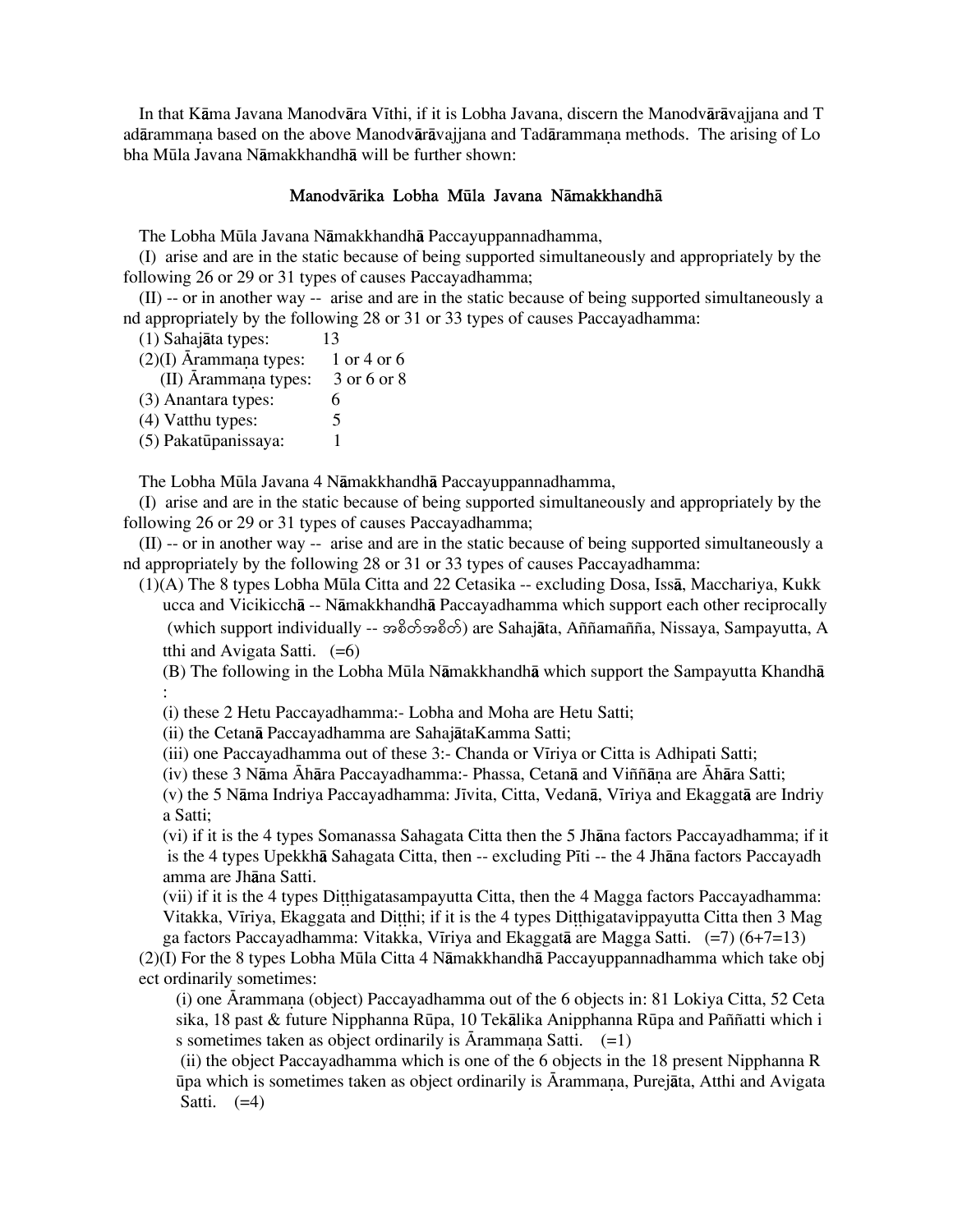In that Kāma Javana Manodvāra Vīthi, if it is Lobha Javana, discern the Manodvārāvajjana and Tadārammaṇa based on the above Manodvārāvajjana and Tadārammaṇa methods. The arising of Lobha Mūla Javana Nāmakkhandhā will be further shown:

## Manodvārika Lobha Mūla Javana Nāmakkhandhā

The Lobha Mūla Javana Nāmakkhandhā Paccayuppannadhamma,

(I) arise and are in the static because of being supported simultaneously and appropriately by the following 26 or 29 or 31 types of causes Paccayadhamma;

(II) -- or in another way -- arise and are in the static because of being supported simultaneously and appropriately by the following 28 or 31 or 33 types of causes Paccayadhamma:

(1) Sahajāta types: 13
(2)(I) Ārammaṇa types: 1 or 4 or 6
(II) Ārammaṇa types: 3 or 6 or 8
(3) Anantara types: 6
(4) Vatthu types: 5
(5) Pakatūpanissaya: 1

The Lobha Mūla Javana 4 Nāmakkhandhā Paccayuppannadhamma,

(I) arise and are in the static because of being supported simultaneously and appropriately by the following 26 or 29 or 31 types of causes Paccayadhamma;

(II) -- or in another way -- arise and are in the static because of being supported simultaneously and appropriately by the following 28 or 31 or 33 types of causes Paccayadhamma:

(1)(A) The 8 types Lobha Mūla Citta and 22 Cetasika -- excluding Dosa, Issā, Macchariya, Kukkucca and Vicikicchā -- Nāmakkhandhā Paccayadhamma which support each other reciprocally (which support individually -- အစိတ်အစိတ်) are Sahajāta, Aññamañña, Nissaya, Sampayutta, Atthi and Avigata Satti. (=6)

(B) The following in the Lobha Mūla Nāmakkhandhā which support the Sampayutta Khandhā:

(i) these 2 Hetu Paccayadhamma:- Lobha and Moha are Hetu Satti;

(ii) the Cetanā Paccayadhamma are SahajātaKamma Satti;

(iii) one Paccayadhamma out of these 3:- Chanda or Vīriya or Citta is Adhipati Satti;

(iv) these 3 Nāma Āhāra Paccayadhamma:- Phassa, Cetanā and Viññāṇa are Āhāra Satti;

(v) the 5 Nāma Indriya Paccayadhamma: Jīvita, Citta, Vedanā, Vīriya and Ekaggatā are Indriya Satti;

(vi) if it is the 4 types Somanassa Sahagata Citta then the 5 Jhāna factors Paccayadhamma; if it is the 4 types Upekkhā Sahagata Citta, then -- excluding Pīti -- the 4 Jhāna factors Paccayadhamma are Jhāna Satti.

(vii) if it is the 4 types Diṭṭhigatasampayutta Citta, then the 4 Magga factors Paccayadhamma: Vitakka, Vīriya, Ekaggata and Diṭṭhi; if it is the 4 types Diṭṭhigatavippayutta Citta then 3 Magga factors Paccayadhamma: Vitakka, Vīriya and Ekaggatā are Magga Satti. (=7) (6+7=13)

(2)(I) For the 8 types Lobha Mūla Citta 4 Nāmakkhandhā Paccayuppannadhamma which take object ordinarily sometimes:

(i) one Ārammaṇa (object) Paccayadhamma out of the 6 objects in: 81 Lokiya Citta, 52 Cetasika, 18 past & future Nipphanna Rūpa, 10 Tekālika Anipphanna Rūpa and Paññatti which is sometimes taken as object ordinarily is Ārammaṇa Satti. (=1)

(ii) the object Paccayadhamma which is one of the 6 objects in the 18 present Nipphanna Rūpa which is sometimes taken as object ordinarily is Ārammaṇa, Purejāta, Atthi and Avigata Satti. (=4)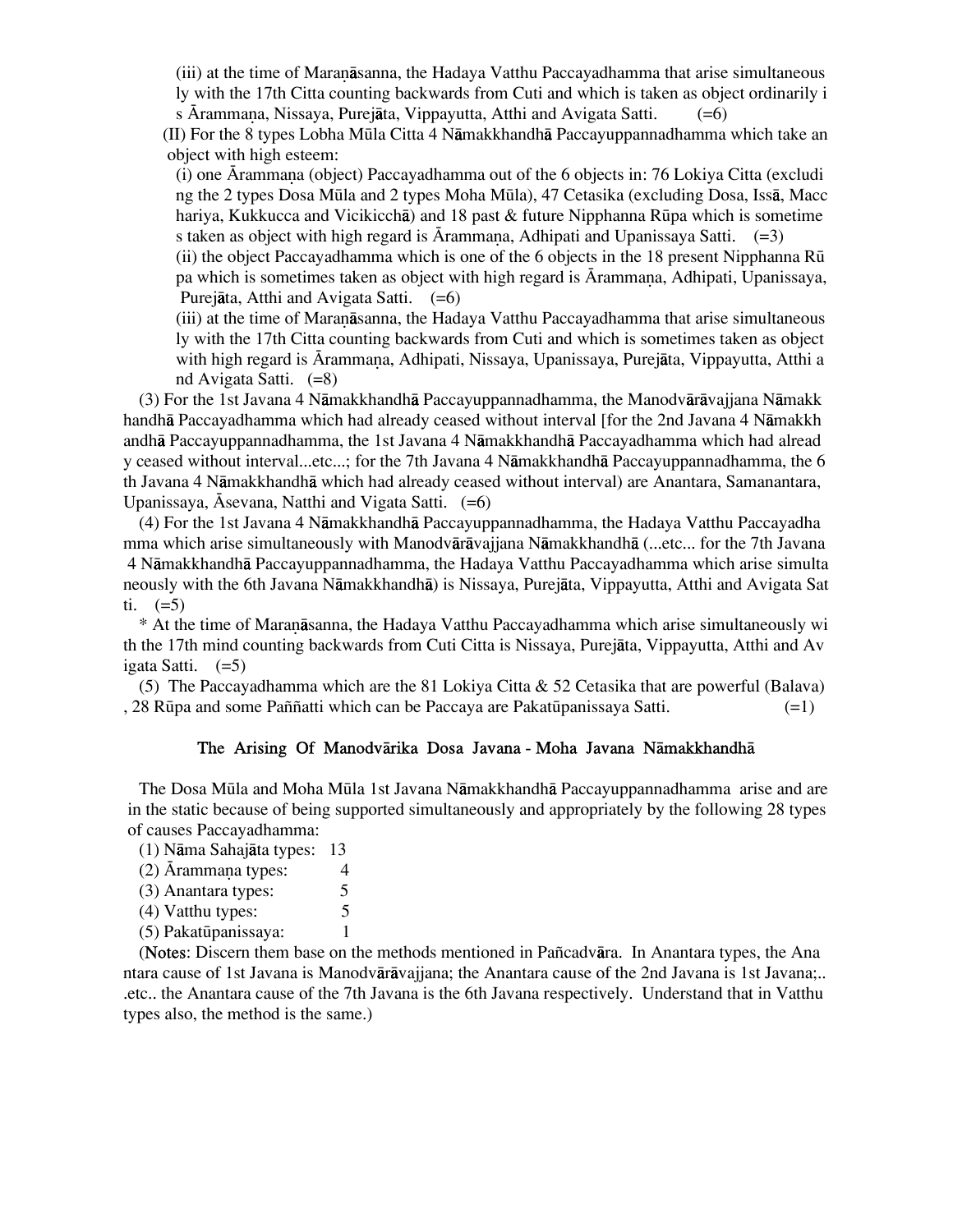(iii) at the time of Maraṇāsanna, the Hadaya Vatthu Paccayadhamma that arise simultaneously with the 17th Citta counting backwards from Cuti and which is taken as object ordinarily is Ārammaṇa, Nissaya, Purejāta, Vippayutta, Atthi and Avigata Satti. (=6)

(II) For the 8 types Lobha Mūla Citta 4 Nāmakkhandhā Paccayuppannadhamma which take an object with high esteem:

(i) one Ārammaṇa (object) Paccayadhamma out of the 6 objects in: 76 Lokiya Citta (excluding the 2 types Dosa Mūla and 2 types Moha Mūla), 47 Cetasika (excluding Dosa, Issā, Macchariya, Kukkucca and Vicikicchā) and 18 past & future Nipphanna Rūpa which is sometimes taken as object with high regard is Ārammaṇa, Adhipati and Upanissaya Satti. (=3)

(ii) the object Paccayadhamma which is one of the 6 objects in the 18 present Nipphanna Rūpa which is sometimes taken as object with high regard is Ārammaṇa, Adhipati, Upanissaya, Purejāta, Atthi and Avigata Satti. (=6)

(iii) at the time of Maraṇāsanna, the Hadaya Vatthu Paccayadhamma that arise simultaneously with the 17th Citta counting backwards from Cuti and which is sometimes taken as object with high regard is Ārammaṇa, Adhipati, Nissaya, Upanissaya, Purejāta, Vippayutta, Atthi and Avigata Satti. (=8)

(3) For the 1st Javana 4 Nāmakkhandhā Paccayuppannadhamma, the Manodvārāvajjana Nāmakkhandhā Paccayadhamma which had already ceased without interval [for the 2nd Javana 4 Nāmakkhandhā Paccayuppannadhamma, the 1st Javana 4 Nāmakkhandhā Paccayadhamma which had already ceased without interval...etc...; for the 7th Javana 4 Nāmakkhandhā Paccayuppannadhamma, the 6th Javana 4 Nāmakkhandhā which had already ceased without interval) are Anantara, Samanantara, Upanissaya, Āsevana, Natthi and Vigata Satti. (=6)

(4) For the 1st Javana 4 Nāmakkhandhā Paccayuppannadhamma, the Hadaya Vatthu Paccayadhamma which arise simultaneously with Manodvārāvajjana Nāmakkhandhā (...etc... for the 7th Javana 4 Nāmakkhandhā Paccayuppannadhamma, the Hadaya Vatthu Paccayadhamma which arise simultaneously with the 6th Javana Nāmakkhandhā) is Nissaya, Purejāta, Vippayutta, Atthi and Avigata Satti. (=5)

* At the time of Maraṇāsanna, the Hadaya Vatthu Paccayadhamma which arise simultaneously with the 17th mind counting backwards from Cuti Citta is Nissaya, Purejāta, Vippayutta, Atthi and Avigata Satti. (=5)

(5) The Paccayadhamma which are the 81 Lokiya Citta & 52 Cetasika that are powerful (Balava), 28 Rūpa and some Paññatti which can be Paccaya are Pakatūpanissaya Satti. (=1)

## The Arising Of Manodvārika Dosa Javana - Moha Javana Nāmakkhandhā

The Dosa Mūla and Moha Mūla 1st Javana Nāmakkhandhā Paccayuppannadhamma arise and are in the static because of being supported simultaneously and appropriately by the following 28 types of causes Paccayadhamma:

(1) Nāma Sahajāta types: 13
(2) Ārammaṇa types: 4
(3) Anantara types: 5
(4) Vatthu types: 5
(5) Pakatūpanissaya: 1

(**Notes**: Discern them base on the methods mentioned in Pañcadvāra. In Anantara types, the Anantara cause of 1st Javana is Manodvārāvajjana; the Anantara cause of the 2nd Javana is 1st Javana;...etc.. the Anantara cause of the 7th Javana is the 6th Javana respectively. Understand that in Vatthu types also, the method is the same.)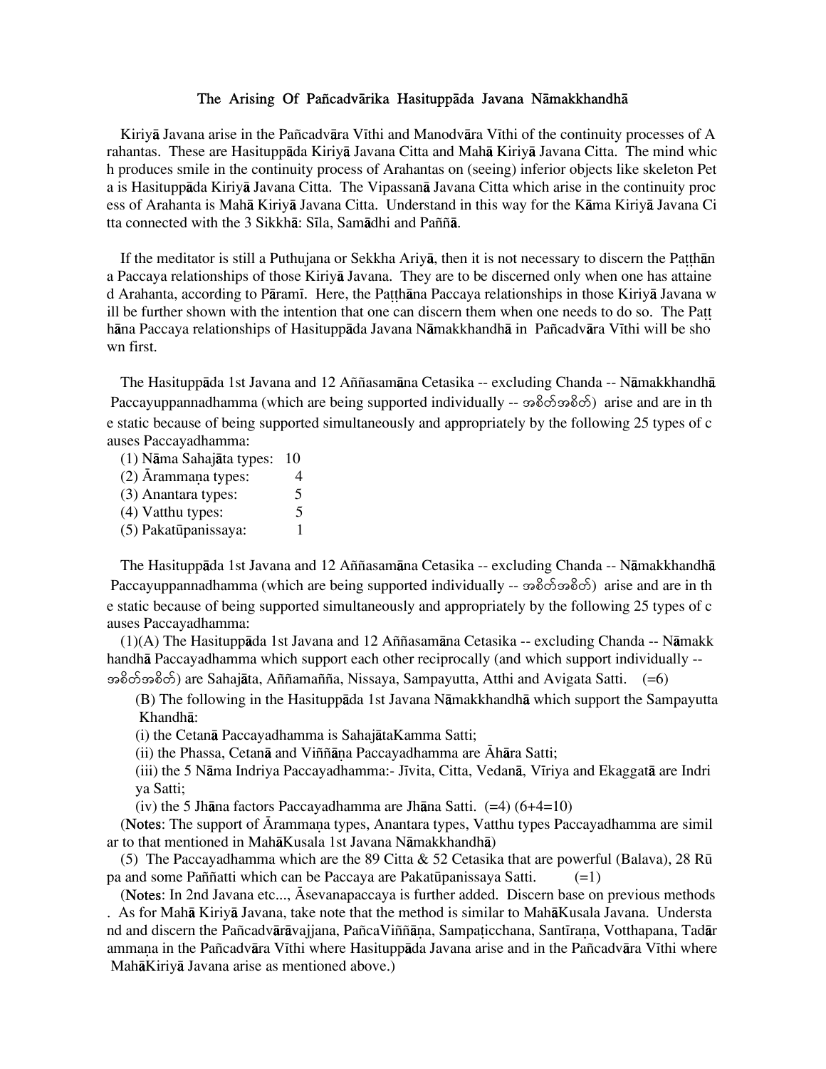# The Arising Of Pañcadvārika Hasituppāda Javana Nāmakkhandhā

Kiriyā Javana arise in the Pañcadvāra Vīthi and Manodvāra Vīthi of the continuity processes of Arahantas. These are Hasituppāda Kiriyā Javana Citta and Mahā Kiriyā Javana Citta. The mind which produces smile in the continuity process of Arahantas on (seeing) inferior objects like skeleton Peta is Hasituppāda Kiriyā Javana Citta. The Vipassanā Javana Citta which arise in the continuity process of Arahanta is Mahā Kiriyā Javana Citta. Understand in this way for the Kāma Kiriyā Javana Citta connected with the 3 Sikkhā: Sīla, Samādhi and Paññā.

If the meditator is still a Puthujana or Sekkha Ariyā, then it is not necessary to discern the Paṭṭhāna Paccaya relationships of those Kiriyā Javana. They are to be discerned only when one has attained Arahanta, according to Pāramī. Here, the Paṭṭhāna Paccaya relationships in those Kiriyā Javana will be further shown with the intention that one can discern them when one needs to do so. The Paṭṭhāna Paccaya relationships of Hasituppāda Javana Nāmakkhandhā in Pañcadvāra Vīthi will be shown first.

The Hasituppāda 1st Javana and 12 Aññasamāna Cetasika -- excluding Chanda -- Nāmakkhandhā Paccayuppannadhamma (which are being supported individually -- အစိတ်အစိတ်) arise and are in the static because of being supported simultaneously and appropriately by the following 25 types of causes Paccayadhamma:

(1) Nāma Sahajāta types: 10
(2) Ārammaṇa types: 4
(3) Anantara types: 5
(4) Vatthu types: 5
(5) Pakatūpanissaya: 1

The Hasituppāda 1st Javana and 12 Aññasamāna Cetasika -- excluding Chanda -- Nāmakkhandhā Paccayuppannadhamma (which are being supported individually -- အစိတ်အစိတ်) arise and are in the static because of being supported simultaneously and appropriately by the following 25 types of causes Paccayadhamma:

(1)(A) The Hasituppāda 1st Javana and 12 Aññasamāna Cetasika -- excluding Chanda -- Nāmakkhandhā Paccayadhamma which support each other reciprocally (and which support individually -- အစိတ်အစိတ်) are Sahajāta, Aññamañña, Nissaya, Sampayutta, Atthi and Avigata Satti. (=6)

(B) The following in the Hasituppāda 1st Javana Nāmakkhandhā which support the Sampayutta Khandhā:

(i) the Cetanā Paccayadhamma is SahajātaKamma Satti;
(ii) the Phassa, Cetanā and Viññāṇa Paccayadhamma are Āhāra Satti;
(iii) the 5 Nāma Indriya Paccayadhamma:- Jīvita, Citta, Vedanā, Vīriya and Ekaggatā are Indriya Satti;
(iv) the 5 Jhāna factors Paccayadhamma are Jhāna Satti. (=4) (6+4=10)

(**Notes**: The support of Ārammaṇa types, Anantara types, Vatthu types Paccayadhamma are similar to that mentioned in MahāKusala 1st Javana Nāmakkhandhā)

(5) The Paccayadhamma which are the 89 Citta & 52 Cetasika that are powerful (Balava), 28 Rūpa and some Paññatti which can be Paccaya are Pakatūpanissaya Satti. (=1)

(**Notes**: In 2nd Javana etc..., Āsevanapaccaya is further added. Discern base on previous methods. As for Mahā Kiriyā Javana, take note that the method is similar to MahāKusala Javana. Understand and discern the Pañcadvārāvajjana, PañcaViññāṇa, Sampaṭicchana, Santīraṇa, Votthapana, Tadārammaṇa in the Pañcadvāra Vīthi where Hasituppāda Javana arise and in the Pañcadvāra Vīthi where MahāKiriyā Javana arise as mentioned above.)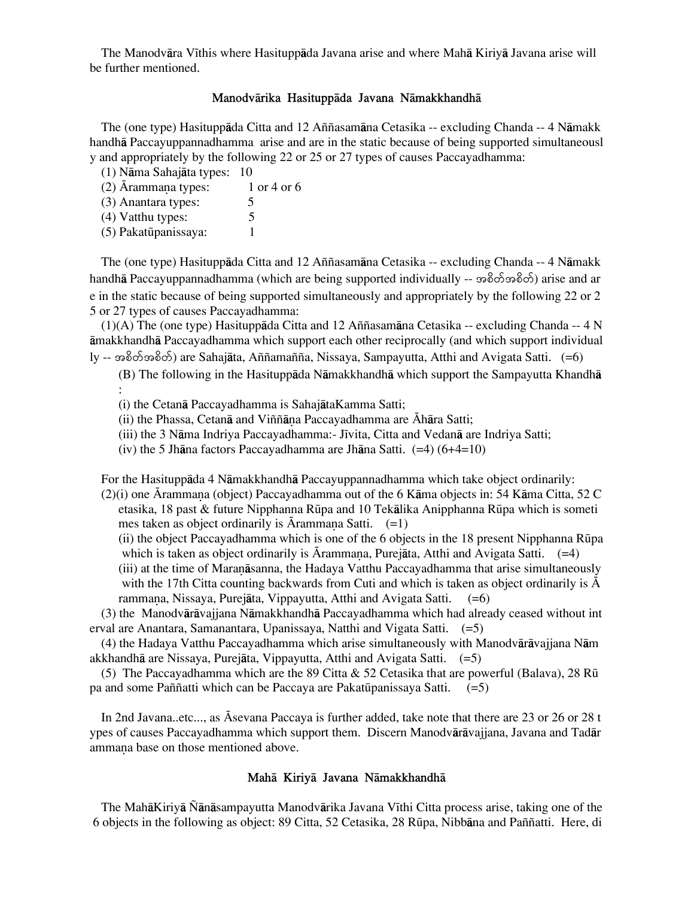The Manodvāra Vīthis where Hasituppāda Javana arise and where Mahā Kiriyā Javana arise will be further mentioned.

### Manodvārika Hasituppāda Javana Nāmakkhandhā

The (one type) Hasituppāda Citta and 12 Aññasamāna Cetasika -- excluding Chanda -- 4 Nāmakkhandhā Paccayuppannadhamma arise and are in the static because of being supported simultaneously and appropriately by the following 22 or 25 or 27 types of causes Paccayadhamma:

(1) Nāma Sahajāta types: 10
(2) Ārammaṇa types: 1 or 4 or 6
(3) Anantara types: 5
(4) Vatthu types: 5
(5) Pakatūpanissaya: 1

The (one type) Hasituppāda Citta and 12 Aññasamāna Cetasika -- excluding Chanda -- 4 Nāmakkhandhā Paccayuppannadhamma (which are being supported individually -- အစိတ်အစိတ်) arise and are in the static because of being supported simultaneously and appropriately by the following 22 or 25 or 27 types of causes Paccayadhamma:

(1)(A) The (one type) Hasituppāda Citta and 12 Aññasamāna Cetasika -- excluding Chanda -- 4 Nāmakkhandhā Paccayadhamma which support each other reciprocally (and which support individually -- အစိတ်အစိတ်) are Sahajāta, Aññamañña, Nissaya, Sampayutta, Atthi and Avigata Satti. (=6)

(B) The following in the Hasituppāda Nāmakkhandhā which support the Sampayutta Khandhā:

(i) the Cetanā Paccayadhamma is SahajātaKamma Satti;
(ii) the Phassa, Cetanā and Viññāṇa Paccayadhamma are Āhāra Satti;
(iii) the 3 Nāma Indriya Paccayadhamma:- Jīvita, Citta and Vedanā are Indriya Satti;
(iv) the 5 Jhāna factors Paccayadhamma are Jhāna Satti. (=4) (6+4=10)

For the Hasituppāda 4 Nāmakkhandhā Paccayuppannadhamma which take object ordinarily:

(2)(i) one Ārammaṇa (object) Paccayadhamma out of the 6 Kāma objects in: 54 Kāma Citta, 52 Cetasika, 18 past & future Nipphanna Rūpa and 10 Tekālika Anipphanna Rūpa which is sometimes taken as object ordinarily is Ārammaṇa Satti. (=1)

(ii) the object Paccayadhamma which is one of the 6 objects in the 18 present Nipphanna Rūpa which is taken as object ordinarily is Ārammaṇa, Purejāta, Atthi and Avigata Satti. (=4)

(iii) at the time of Maraṇāsanna, the Hadaya Vatthu Paccayadhamma that arise simultaneously with the 17th Citta counting backwards from Cuti and which is taken as object ordinarily is Ārammaṇa, Nissaya, Purejāta, Vippayutta, Atthi and Avigata Satti. (=6)

(3) the Manodvārāvajjana Nāmakkhandhā Paccayadhamma which had already ceased without interval are Anantara, Samanantara, Upanissaya, Natthi and Vigata Satti. (=5)

(4) the Hadaya Vatthu Paccayadhamma which arise simultaneously with Manodvārāvajjana Nāmakkhandhā are Nissaya, Purejāta, Vippayutta, Atthi and Avigata Satti. (=5)

(5) The Paccayadhamma which are the 89 Citta & 52 Cetasika that are powerful (Balava), 28 Rūpa and some Paññatti which can be Paccaya are Pakatūpanissaya Satti. (=5)

In 2nd Javana..etc..., as Āsevana Paccaya is further added, take note that there are 23 or 26 or 28 types of causes Paccayadhamma which support them. Discern Manodvārāvajjana, Javana and Tadārammaṇa base on those mentioned above.

### Mahā Kiriyā Javana Nāmakkhandhā

The MahāKiriyā Ñāṇāsampayutta Manodvārika Javana Vīthi Citta process arise, taking one of the 6 objects in the following as object: 89 Citta, 52 Cetasika, 28 Rūpa, Nibbāna and Paññatti. Here, di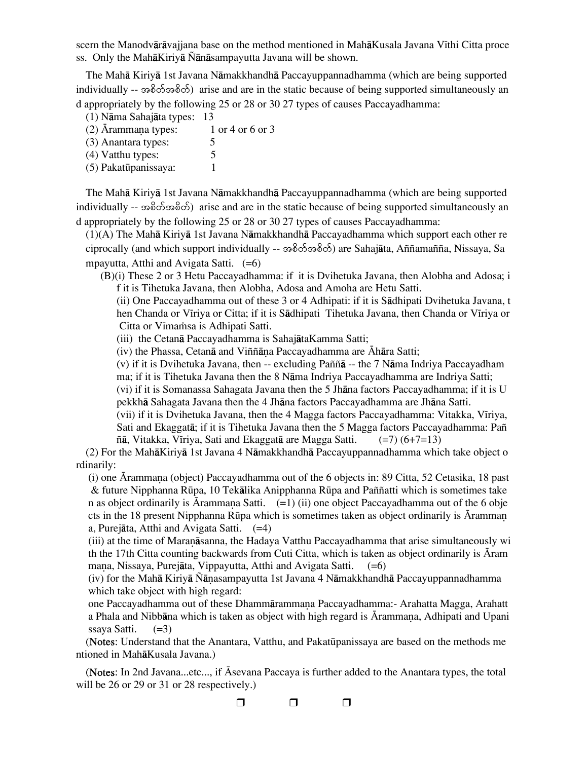scern the Manodvārāvajjana base on the method mentioned in MahāKusala Javana Vīthi Citta process. Only the MahāKiriyā Ñānāsampayutta Javana will be shown.

The Mahā Kiriyā 1st Javana Nāmakkhandhā Paccayuppannadhamma (which are being supported individually -- အစိတ်အစိတ်) arise and are in the static because of being supported simultaneously and appropriately by the following 25 or 28 or 30 27 types of causes Paccayadhamma:

(1) Nāma Sahajāta types: 13
(2) Ārammaṇa types: 1 or 4 or 6 or 3
(3) Anantara types: 5
(4) Vatthu types: 5
(5) Pakatūpanissaya: 1

The Mahā Kiriyā 1st Javana Nāmakkhandhā Paccayuppannadhamma (which are being supported individually -- အစိတ်အစိတ်) arise and are in the static because of being supported simultaneously and appropriately by the following 25 or 28 or 30 27 types of causes Paccayadhamma:

(1)(A) The Mahā Kiriyā 1st Javana Nāmakkhandhā Paccayadhamma which support each other reciprocally (and which support individually -- အစိတ်အစိတ်) are Sahajāta, Aññamañña, Nissaya, Sampayutta, Atthi and Avigata Satti. (=6)

(B)(i) These 2 or 3 Hetu Paccayadhamma: if it is Dvihetuka Javana, then Alobha and Adosa; if it is Tihetuka Javana, then Alobha, Adosa and Amoha are Hetu Satti.

(ii) One Paccayadhamma out of these 3 or 4 Adhipati: if it is Sādhipati Dvihetuka Javana, then Chanda or Vīriya or Citta; if it is Sādhipati Tihetuka Javana, then Chanda or Vīriya or Citta or Vīmaṁsa is Adhipati Satti.

(iii) the Cetanā Paccayadhamma is SahajātaKamma Satti;

(iv) the Phassa, Cetanā and Viññāṇa Paccayadhamma are Āhāra Satti;

(v) if it is Dvihetuka Javana, then -- excluding Paññā -- the 7 Nāma Indriya Paccayadhamma; if it is Tihetuka Javana then the 8 Nāma Indriya Paccayadhamma are Indriya Satti;

(vi) if it is Somanassa Sahagata Javana then the 5 Jhāna factors Paccayadhamma; if it is Upekkhā Sahagata Javana then the 4 Jhāna factors Paccayadhamma are Jhāna Satti.

(vii) if it is Dvihetuka Javana, then the 4 Magga factors Paccayadhamma: Vitakka, Vīriya, Sati and Ekaggatā; if it is Tihetuka Javana then the 5 Magga factors Paccayadhamma: Paññā, Vitakka, Vīriya, Sati and Ekaggatā are Magga Satti. (=7) (6+7=13)

(2) For the MahāKiriyā 1st Javana 4 Nāmakkhandhā Paccayuppannadhamma which take object ordinarily:

(i) one Ārammaṇa (object) Paccayadhamma out of the 6 objects in: 89 Citta, 52 Cetasika, 18 past & future Nipphanna Rūpa, 10 Tekālika Anipphanna Rūpa and Paññatti which is sometimes taken as object ordinarily is Ārammaṇa Satti. (=1) (ii) one object Paccayadhamma out of the 6 objects in the 18 present Nipphanna Rūpa which is sometimes taken as object ordinarily is Ārammaṇa, Purejāta, Atthi and Avigata Satti. (=4)

(iii) at the time of Maraṇāsanna, the Hadaya Vatthu Paccayadhamma that arise simultaneously with the 17th Citta counting backwards from Cuti Citta, which is taken as object ordinarily is Ārammaṇa, Nissaya, Purejāta, Vippayutta, Atthi and Avigata Satti. (=6)

(iv) for the Mahā Kiriyā Ñāṇasampayutta 1st Javana 4 Nāmakkhandhā Paccayuppannadhamma which take object with high regard:

one Paccayadhamma out of these Dhammārammaṇa Paccayadhamma:- Arahatta Magga, Arahatta Phala and Nibbāna which is taken as object with high regard is Ārammaṇa, Adhipati and Upanissaya Satti. (=3)

(**Notes**: Understand that the Anantara, Vatthu, and Pakatūpanissaya are based on the methods mentioned in MahāKusala Javana.)

(**Notes**: In 2nd Javana...etc..., if Āsevana Paccaya is further added to the Anantara types, the total will be 26 or 29 or 31 or 28 respectively.)

❒ ❒ ❒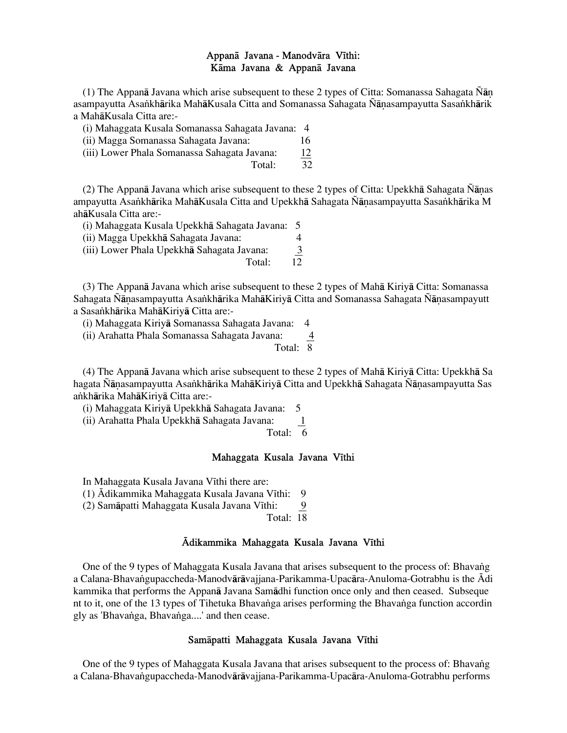## Appanā Javana - Manodvāra Vīthi:
## Kāma Javana & Appanā Javana

(1) The Appanā Javana which arise subsequent to these 2 types of Citta: Somanassa Sahagata Ñāṇasampayutta Asaṅkhārika MahāKusala Citta and Somanassa Sahagata Ñāṇasampayutta Sasaṅkhārika MahāKusala Citta are:-

(i) Mahaggata Kusala Somanassa Sahagata Javana: 4
(ii) Magga Somanassa Sahagata Javana: 16
(iii) Lower Phala Somanassa Sahagata Javana: 12
Total: 32

(2) The Appanā Javana which arise subsequent to these 2 types of Citta: Upekkhā Sahagata Ñāṇasampayutta Asaṅkhārika MahāKusala Citta and Upekkhā Sahagata Ñāṇasampayutta Sasaṅkhārika MahāKusala Citta are:-

(i) Mahaggata Kusala Upekkhā Sahagata Javana: 5
(ii) Magga Upekkhā Sahagata Javana: 4
(iii) Lower Phala Upekkhā Sahagata Javana: 3
Total: 12

(3) The Appanā Javana which arise subsequent to these 2 types of Mahā Kiriyā Citta: Somanassa Sahagata Ñāṇasampayutta Asaṅkhārika MahāKiriyā Citta and Somanassa Sahagata Ñāṇasampayutta Sasaṅkhārika MahāKiriyā Citta are:-

(i) Mahaggata Kiriyā Somanassa Sahagata Javana: 4
(ii) Arahatta Phala Somanassa Sahagata Javana: 4
Total: 8

(4) The Appanā Javana which arise subsequent to these 2 types of Mahā Kiriyā Citta: Upekkhā Sahagata Ñāṇasampayutta Asaṅkhārika MahāKiriyā Citta and Upekkhā Sahagata Ñāṇasampayutta Sasaṅkhārika MahāKiriyā Citta are:-

(i) Mahaggata Kiriyā Upekkhā Sahagata Javana: 5
(ii) Arahatta Phala Upekkhā Sahagata Javana: 1
Total: 6

## Mahaggata Kusala Javana Vīthi

In Mahaggata Kusala Javana Vīthi there are:
(1) Ādikammika Mahaggata Kusala Javana Vīthi: 9
(2) Samāpatti Mahaggata Kusala Javana Vīthi: 9
Total: 18

## Ādikammika Mahaggata Kusala Javana Vīthi

One of the 9 types of Mahaggata Kusala Javana that arises subsequent to the process of: Bhavaṅga Calana-Bhavaṅgupaccheda-Manodvārāvajjana-Parikamma-Upacāra-Anuloma-Gotrabhu is the Ādikammika that performs the Appanā Javana Samādhi function once only and then ceased. Subsequent to it, one of the 13 types of Tihetuka Bhavaṅga arises performing the Bhavaṅga function accordingly as 'Bhavaṅga, Bhavaṅga....' and then cease.

## Samāpatti Mahaggata Kusala Javana Vīthi

One of the 9 types of Mahaggata Kusala Javana that arises subsequent to the process of: Bhavaṅga Calana-Bhavaṅgupaccheda-Manodvārāvajjana-Parikamma-Upacāra-Anuloma-Gotrabhu performs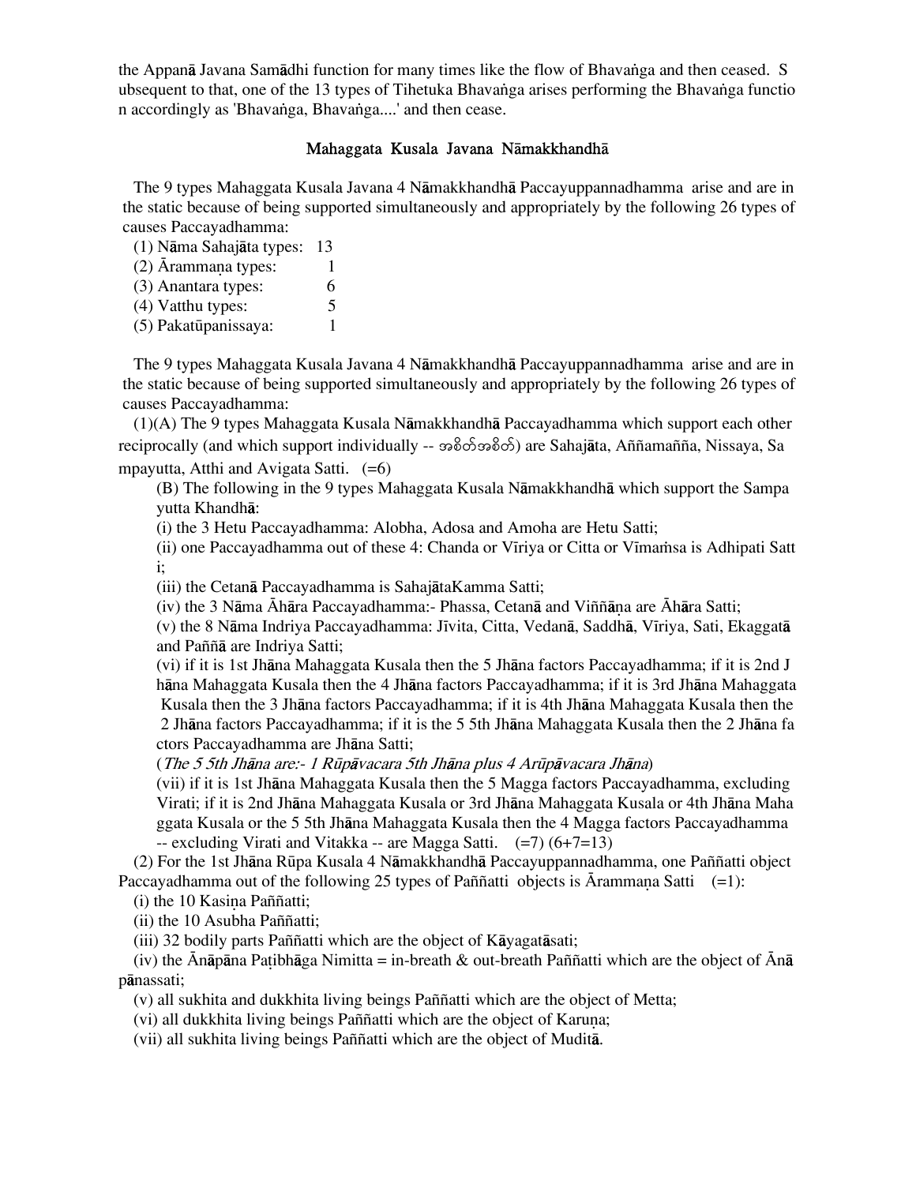the Appanā Javana Samādhi function for many times like the flow of Bhavaṅga and then ceased. Subsequent to that, one of the 13 types of Tihetuka Bhavaṅga arises performing the Bhavaṅga function accordingly as 'Bhavaṅga, Bhavaṅga....' and then cease.

### Mahaggata Kusala Javana Nāmakkhandhā

The 9 types Mahaggata Kusala Javana 4 Nāmakkhandhā Paccayuppannadhamma arise and are in the static because of being supported simultaneously and appropriately by the following 26 types of causes Paccayadhamma:

(1) Nāma Sahajāta types: 13
(2) Ārammaṇa types: 1
(3) Anantara types: 6
(4) Vatthu types: 5
(5) Pakatūpanissaya: 1

The 9 types Mahaggata Kusala Javana 4 Nāmakkhandhā Paccayuppannadhamma arise and are in the static because of being supported simultaneously and appropriately by the following 26 types of causes Paccayadhamma:

(1)(A) The 9 types Mahaggata Kusala Nāmakkhandhā Paccayadhamma which support each other reciprocally (and which support individually -- အစိတ်အစိတ်) are Sahajāta, Aññamañña, Nissaya, Sampayutta, Atthi and Avigata Satti. (=6)

(B) The following in the 9 types Mahaggata Kusala Nāmakkhandhā which support the Sampayutta Khandhā:

(i) the 3 Hetu Paccayadhamma: Alobha, Adosa and Amoha are Hetu Satti;

(ii) one Paccayadhamma out of these 4: Chanda or Vīriya or Citta or Vīmaṁsa is Adhipati Satti;

(iii) the Cetanā Paccayadhamma is SahajātaKamma Satti;

(iv) the 3 Nāma Āhāra Paccayadhamma:- Phassa, Cetanā and Viññāṇa are Āhāra Satti;

(v) the 8 Nāma Indriya Paccayadhamma: Jīvita, Citta, Vedanā, Saddhā, Vīriya, Sati, Ekaggatā and Paññā are Indriya Satti;

(vi) if it is 1st Jhāna Mahaggata Kusala then the 5 Jhāna factors Paccayadhamma; if it is 2nd Jhāna Mahaggata Kusala then the 4 Jhāna factors Paccayadhamma; if it is 3rd Jhāna Mahaggata Kusala then the 3 Jhāna factors Paccayadhamma; if it is 4th Jhāna Mahaggata Kusala then the 2 Jhāna factors Paccayadhamma; if it is the 5 5th Jhāna Mahaggata Kusala then the 2 Jhāna factors Paccayadhamma are Jhāna Satti;

(*The 5 5th Jhāna are:- 1 Rūpāvacara 5th Jhāna plus 4 Arūpāvacara Jhāna*)

(vii) if it is 1st Jhāna Mahaggata Kusala then the 5 Magga factors Paccayadhamma, excluding Virati; if it is 2nd Jhāna Mahaggata Kusala or 3rd Jhāna Mahaggata Kusala or 4th Jhāna Mahaggata Kusala or the 5 5th Jhāna Mahaggata Kusala then the 4 Magga factors Paccayadhamma -- excluding Virati and Vitakka -- are Magga Satti. (=7) (6+7=13)

(2) For the 1st Jhāna Rūpa Kusala 4 Nāmakkhandhā Paccayuppannadhamma, one Paññatti object Paccayadhamma out of the following 25 types of Paññatti objects is Ārammaṇa Satti (=1):

(i) the 10 Kasiṇa Paññatti;

(ii) the 10 Asubha Paññatti;

(iii) 32 bodily parts Paññatti which are the object of Kāyagatāsati;

(iv) the Ānāpāna Paṭibhāga Nimitta = in-breath & out-breath Paññatti which are the object of Ānāpānassati;

(v) all sukhita and dukkhita living beings Paññatti which are the object of Metta;

(vi) all dukkhita living beings Paññatti which are the object of Karuṇa;

(vii) all sukhita living beings Paññatti which are the object of Muditā.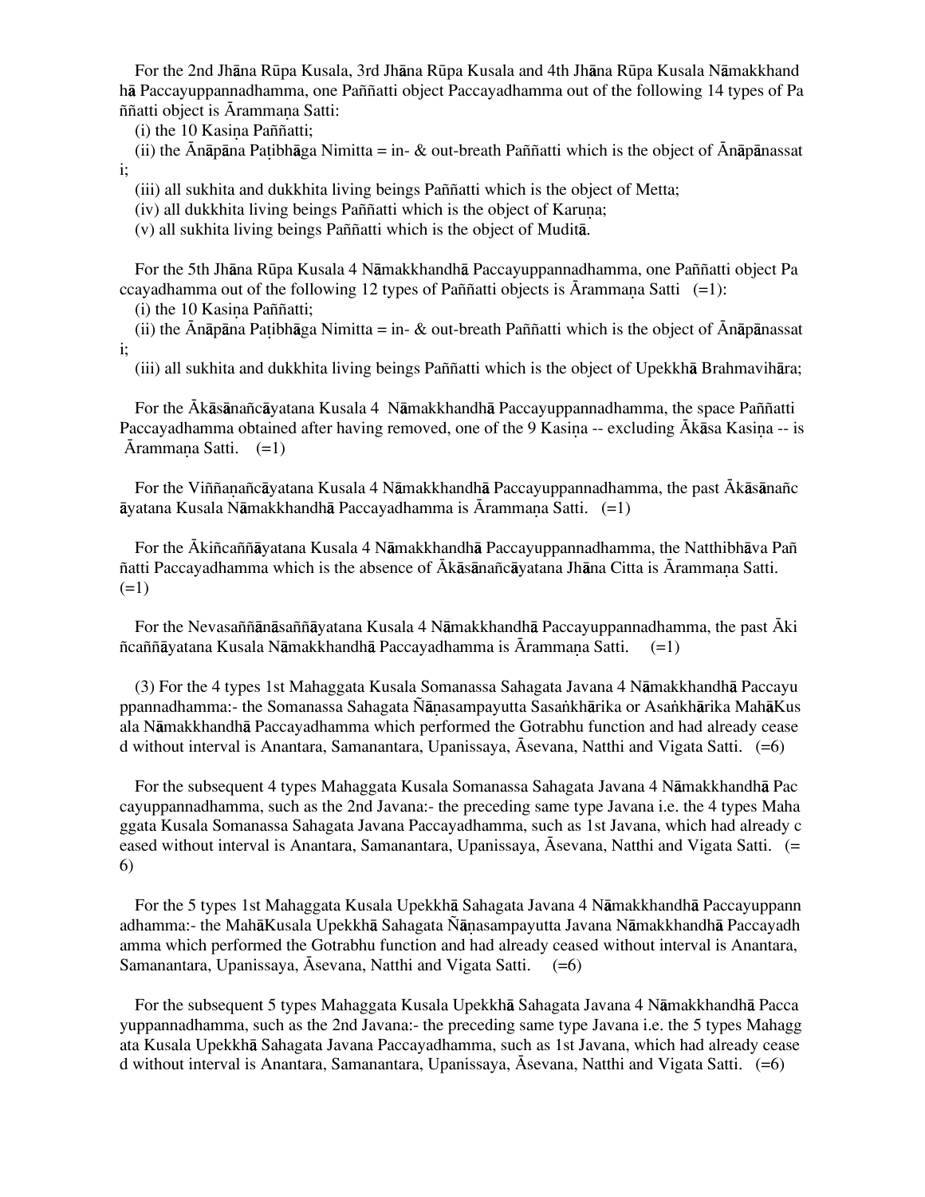For the 2nd Jhāna Rūpa Kusala, 3rd Jhāna Rūpa Kusala and 4th Jhāna Rūpa Kusala Nāmakkhandhā Paccayuppannadhamma, one Paññatti object Paccayadhamma out of the following 14 types of Paññatti object is Ārammaṇa Satti:

(i) the 10 Kasiṇa Paññatti;

(ii) the Ānāpāna Paṭibhāga Nimitta = in- & out-breath Paññatti which is the object of Ānāpānassati;

(iii) all sukhita and dukkhita living beings Paññatti which is the object of Metta;

(iv) all dukkhita living beings Paññatti which is the object of Karuṇa;

(v) all sukhita living beings Paññatti which is the object of Muditā.

For the 5th Jhāna Rūpa Kusala 4 Nāmakkhandhā Paccayuppannadhamma, one Paññatti object Paccayadhamma out of the following 12 types of Paññatti objects is Ārammaṇa Satti (=1):

(i) the 10 Kasiṇa Paññatti;

(ii) the Ānāpāna Paṭibhāga Nimitta = in- & out-breath Paññatti which is the object of Ānāpānassati;

(iii) all sukhita and dukkhita living beings Paññatti which is the object of Upekkhā Brahmavihāra;

For the Ākāsānañcāyatana Kusala 4 Nāmakkhandhā Paccayuppannadhamma, the space Paññatti Paccayadhamma obtained after having removed, one of the 9 Kasiṇa -- excluding Ākāsa Kasiṇa -- is Ārammaṇa Satti. (=1)

For the Viññaṇañcāyatana Kusala 4 Nāmakkhandhā Paccayuppannadhamma, the past Ākāsānañcāyatana Kusala Nāmakkhandhā Paccayadhamma is Ārammaṇa Satti. (=1)

For the Ākiñcaññāyatana Kusala 4 Nāmakkhandhā Paccayuppannadhamma, the Natthibhāva Paññatti Paccayadhamma which is the absence of Ākāsānañcāyatana Jhāna Citta is Ārammaṇa Satti. (=1)

For the Nevasaññānāsaññāyatana Kusala 4 Nāmakkhandhā Paccayuppannadhamma, the past Ākiñcaññāyatana Kusala Nāmakkhandhā Paccayadhamma is Ārammaṇa Satti. (=1)

(3) For the 4 types 1st Mahaggata Kusala Somanassa Sahagata Javana 4 Nāmakkhandhā Paccayuppannadhamma:- the Somanassa Sahagata Ñāṇasampayutta Sasaṅkhārika or Asaṅkhārika MahāKusala Nāmakkhandhā Paccayadhamma which performed the Gotrabhu function and had already ceased without interval is Anantara, Samanantara, Upanissaya, Āsevana, Natthi and Vigata Satti. (=6)

For the subsequent 4 types Mahaggata Kusala Somanassa Sahagata Javana 4 Nāmakkhandhā Paccayuppannadhamma, such as the 2nd Javana:- the preceding same type Javana i.e. the 4 types Mahaggata Kusala Somanassa Sahagata Javana Paccayadhamma, such as 1st Javana, which had already ceased without interval is Anantara, Samanantara, Upanissaya, Āsevana, Natthi and Vigata Satti. (=6)

For the 5 types 1st Mahaggata Kusala Upekkhā Sahagata Javana 4 Nāmakkhandhā Paccayuppannadhamma:- the MahāKusala Upekkhā Sahagata Ñāṇasampayutta Javana Nāmakkhandhā Paccayadhamma which performed the Gotrabhu function and had already ceased without interval is Anantara, Samanantara, Upanissaya, Āsevana, Natthi and Vigata Satti. (=6)

For the subsequent 5 types Mahaggata Kusala Upekkhā Sahagata Javana 4 Nāmakkhandhā Paccayuppannadhamma, such as the 2nd Javana:- the preceding same type Javana i.e. the 5 types Mahaggata Kusala Upekkhā Sahagata Javana Paccayadhamma, such as 1st Javana, which had already ceased without interval is Anantara, Samanantara, Upanissaya, Āsevana, Natthi and Vigata Satti. (=6)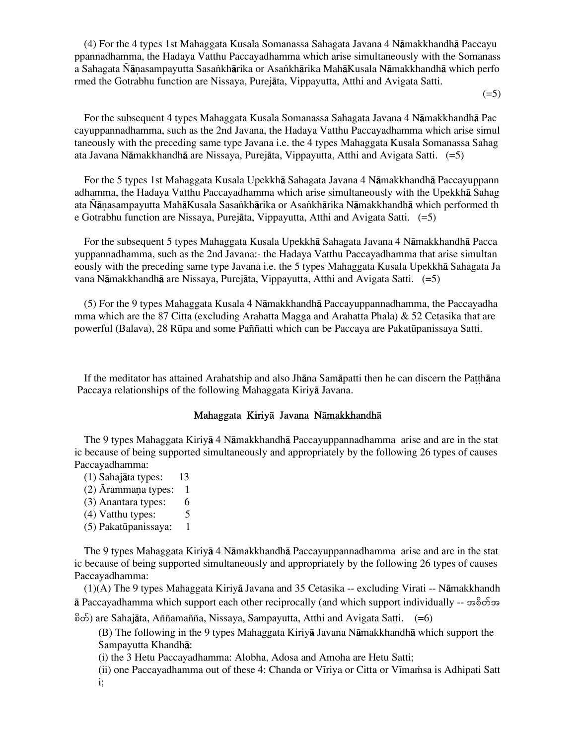(4) For the 4 types 1st Mahaggata Kusala Somanassa Sahagata Javana 4 Nāmakkhandhā Paccayuppannadhamma, the Hadaya Vatthu Paccayadhamma which arise simultaneously with the Somanassa Sahagata Ñāṇasampayutta Sasaṅkhārika or Asaṅkhārika MahāKusala Nāmakkhandhā which performed the Gotrabhu function are Nissaya, Purejāta, Vippayutta, Atthi and Avigata Satti. (=5)

For the subsequent 4 types Mahaggata Kusala Somanassa Sahagata Javana 4 Nāmakkhandhā Paccayuppannadhamma, such as the 2nd Javana, the Hadaya Vatthu Paccayadhamma which arise simultaneously with the preceding same type Javana i.e. the 4 types Mahaggata Kusala Somanassa Sahagata Javana Nāmakkhandhā are Nissaya, Purejāta, Vippayutta, Atthi and Avigata Satti. (=5)

For the 5 types 1st Mahaggata Kusala Upekkhā Sahagata Javana 4 Nāmakkhandhā Paccayuppannadhamma, the Hadaya Vatthu Paccayadhamma which arise simultaneously with the Upekkhā Sahagata Ñāṇasampayutta MahāKusala Sasaṅkhārika or Asaṅkhārika Nāmakkhandhā which performed the Gotrabhu function are Nissaya, Purejāta, Vippayutta, Atthi and Avigata Satti. (=5)

For the subsequent 5 types Mahaggata Kusala Upekkhā Sahagata Javana 4 Nāmakkhandhā Paccayuppannadhamma, such as the 2nd Javana:- the Hadaya Vatthu Paccayadhamma that arise simultaneously with the preceding same type Javana i.e. the 5 types Mahaggata Kusala Upekkhā Sahagata Javana Nāmakkhandhā are Nissaya, Purejāta, Vippayutta, Atthi and Avigata Satti. (=5)

(5) For the 9 types Mahaggata Kusala 4 Nāmakkhandhā Paccayuppannadhamma, the Paccayadhamma which are the 87 Citta (excluding Arahatta Magga and Arahatta Phala) & 52 Cetasika that are powerful (Balava), 28 Rūpa and some Paññatti which can be Paccaya are Pakatūpanissaya Satti.

If the meditator has attained Arahatship and also Jhāna Samāpatti then he can discern the Paṭṭhāna Paccaya relationships of the following Mahaggata Kiriyā Javana.

### Mahaggata Kiriyā Javana Nāmakkhandhā

The 9 types Mahaggata Kiriyā 4 Nāmakkhandhā Paccayuppannadhamma arise and are in the static because of being supported simultaneously and appropriately by the following 26 types of causes Paccayadhamma:

(1) Sahajāta types: 13
(2) Ārammaṇa types: 1
(3) Anantara types: 6
(4) Vatthu types: 5
(5) Pakatūpanissaya: 1

The 9 types Mahaggata Kiriyā 4 Nāmakkhandhā Paccayuppannadhamma arise and are in the static because of being supported simultaneously and appropriately by the following 26 types of causes Paccayadhamma:

(1)(A) The 9 types Mahaggata Kiriyā Javana and 35 Cetasika -- excluding Virati -- Nāmakkhandhā Paccayadhamma which support each other reciprocally (and which support individually -- အစိတ်အစိတ်) are Sahajāta, Aññamañña, Nissaya, Sampayutta, Atthi and Avigata Satti. (=6)

(B) The following in the 9 types Mahaggata Kiriyā Javana Nāmakkhandhā which support the Sampayutta Khandhā:

(i) the 3 Hetu Paccayadhamma: Alobha, Adosa and Amoha are Hetu Satti;

(ii) one Paccayadhamma out of these 4: Chanda or Vīriya or Citta or Vīmaṁsa is Adhipati Satti;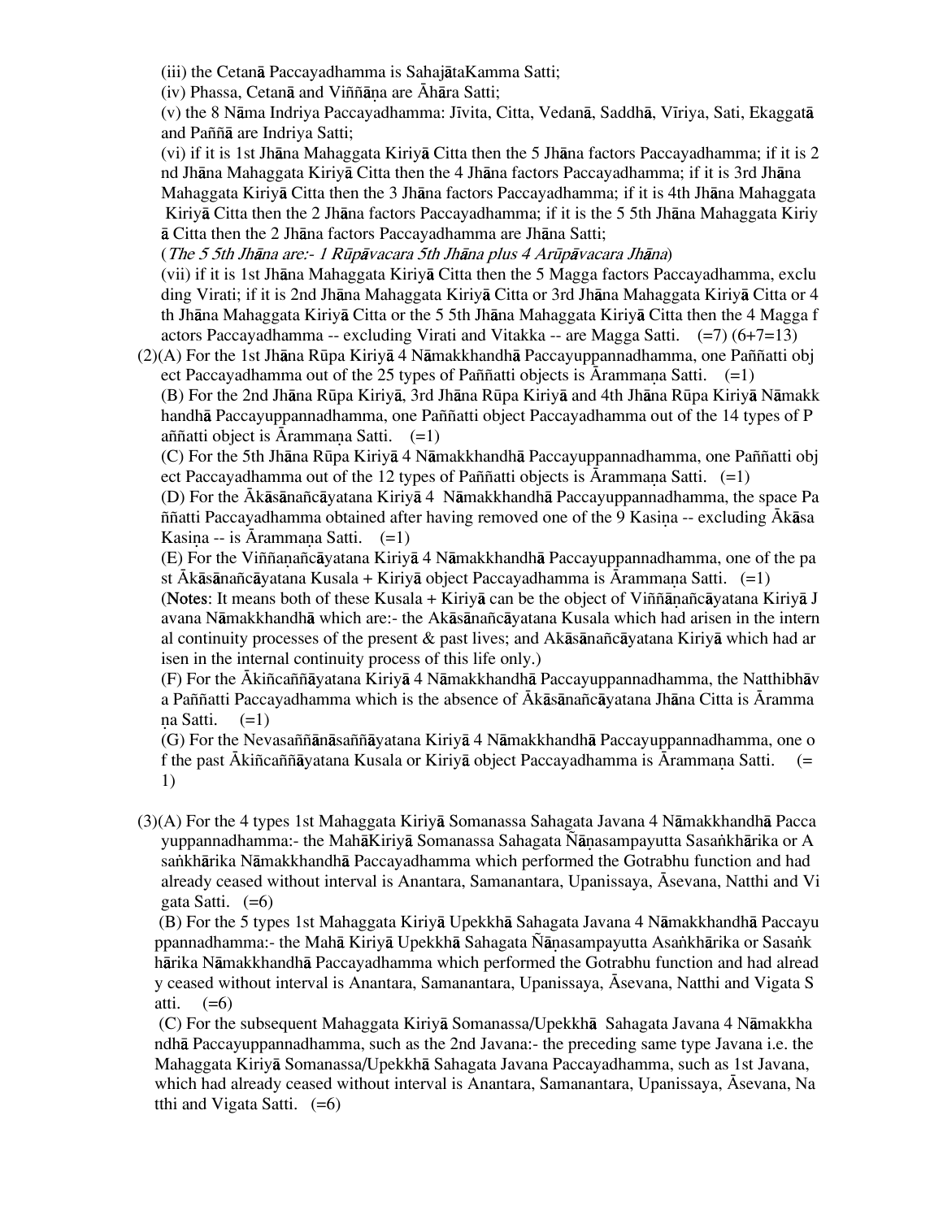(iii) the Cetanā Paccayadhamma is SahajātaKamma Satti;

(iv) Phassa, Cetanā and Viññāṇa are Āhāra Satti;

(v) the 8 Nāma Indriya Paccayadhamma: Jīvita, Citta, Vedanā, Saddhā, Vīriya, Sati, Ekaggatā and Paññā are Indriya Satti;

(vi) if it is 1st Jhāna Mahaggata Kiriyā Citta then the 5 Jhāna factors Paccayadhamma; if it is 2nd Jhāna Mahaggata Kiriyā Citta then the 4 Jhāna factors Paccayadhamma; if it is 3rd Jhāna Mahaggata Kiriyā Citta then the 3 Jhāna factors Paccayadhamma; if it is 4th Jhāna Mahaggata Kiriyā Citta then the 2 Jhāna factors Paccayadhamma; if it is the 5 5th Jhāna Mahaggata Kiriyā Citta then the 2 Jhāna factors Paccayadhamma are Jhāna Satti;

(*The 5 5th Jhāna are:- 1 Rūpāvacara 5th Jhāna plus 4 Arūpāvacara Jhāna*)

(vii) if it is 1st Jhāna Mahaggata Kiriyā Citta then the 5 Magga factors Paccayadhamma, excluding Virati; if it is 2nd Jhāna Mahaggata Kiriyā Citta or 3rd Jhāna Mahaggata Kiriyā Citta or 4th Jhāna Mahaggata Kiriyā Citta or the 5 5th Jhāna Mahaggata Kiriyā Citta then the 4 Magga factors Paccayadhamma -- excluding Virati and Vitakka -- are Magga Satti. (=7) (6+7=13)

(2)(A) For the 1st Jhāna Rūpa Kiriyā 4 Nāmakkhandhā Paccayuppannadhamma, one Paññatti object Paccayadhamma out of the 25 types of Paññatti objects is Ārammaṇa Satti. (=1)

(B) For the 2nd Jhāna Rūpa Kiriyā, 3rd Jhāna Rūpa Kiriyā and 4th Jhāna Rūpa Kiriyā Nāmakkhandhā Paccayuppannadhamma, one Paññatti object Paccayadhamma out of the 14 types of Paññatti object is Ārammaṇa Satti. (=1)

(C) For the 5th Jhāna Rūpa Kiriyā 4 Nāmakkhandhā Paccayuppannadhamma, one Paññatti object Paccayadhamma out of the 12 types of Paññatti objects is Ārammaṇa Satti. (=1)

(D) For the Ākāsānañcāyatana Kiriyā 4 Nāmakkhandhā Paccayuppannadhamma, the space Paññatti Paccayadhamma obtained after having removed one of the 9 Kasiṇa -- excluding Ākāsa Kasiṇa -- is Ārammaṇa Satti. (=1)

(E) For the Viññāṇañcāyatana Kiriyā 4 Nāmakkhandhā Paccayuppannadhamma, one of the past Ākāsānañcāyatana Kusala + Kiriyā object Paccayadhamma is Ārammaṇa Satti. (=1)

(**Notes**: It means both of these Kusala + Kiriyā can be the object of Viññāṇañcāyatana Kiriyā Javana Nāmakkhandhā which are:- the Akāsānañcāyatana Kusala which had arisen in the internal continuity processes of the present & past lives; and Akāsānañcāyatana Kiriyā which had arisen in the internal continuity process of this life only.)

(F) For the Ākiñcaññāyatana Kiriyā 4 Nāmakkhandhā Paccayuppannadhamma, the Natthibhāva Paññatti Paccayadhamma which is the absence of Ākāsānañcāyatana Jhāna Citta is Ārammaṇa Satti. (=1)

(G) For the Nevasaññānāsaññāyatana Kiriyā 4 Nāmakkhandhā Paccayuppannadhamma, one of the past Ākiñcaññāyatana Kusala or Kiriyā object Paccayadhamma is Ārammaṇa Satti. (=1)

(3)(A) For the 4 types 1st Mahaggata Kiriyā Somanassa Sahagata Javana 4 Nāmakkhandhā Paccayuppannadhamma:- the MahāKiriyā Somanassa Sahagata Ñāṇasampayutta Sasaṅkhārika or Asaṅkhārika Nāmakkhandhā Paccayadhamma which performed the Gotrabhu function and had already ceased without interval is Anantara, Samanantara, Upanissaya, Āsevana, Natthi and Vigata Satti. (=6)

(B) For the 5 types 1st Mahaggata Kiriyā Upekkhā Sahagata Javana 4 Nāmakkhandhā Paccayuppannadhamma:- the Mahā Kiriyā Upekkhā Sahagata Ñāṇasampayutta Asaṅkhārika or Sasaṅkhārika Nāmakkhandhā Paccayadhamma which performed the Gotrabhu function and had already ceased without interval is Anantara, Samanantara, Upanissaya, Āsevana, Natthi and Vigata Satti. (=6)

(C) For the subsequent Mahaggata Kiriyā Somanassa/Upekkhā Sahagata Javana 4 Nāmakkhandhā Paccayuppannadhamma, such as the 2nd Javana:- the preceding same type Javana i.e. the Mahaggata Kiriyā Somanassa/Upekkhā Sahagata Javana Paccayadhamma, such as 1st Javana, which had already ceased without interval is Anantara, Samanantara, Upanissaya, Āsevana, Natthi and Vigata Satti. (=6)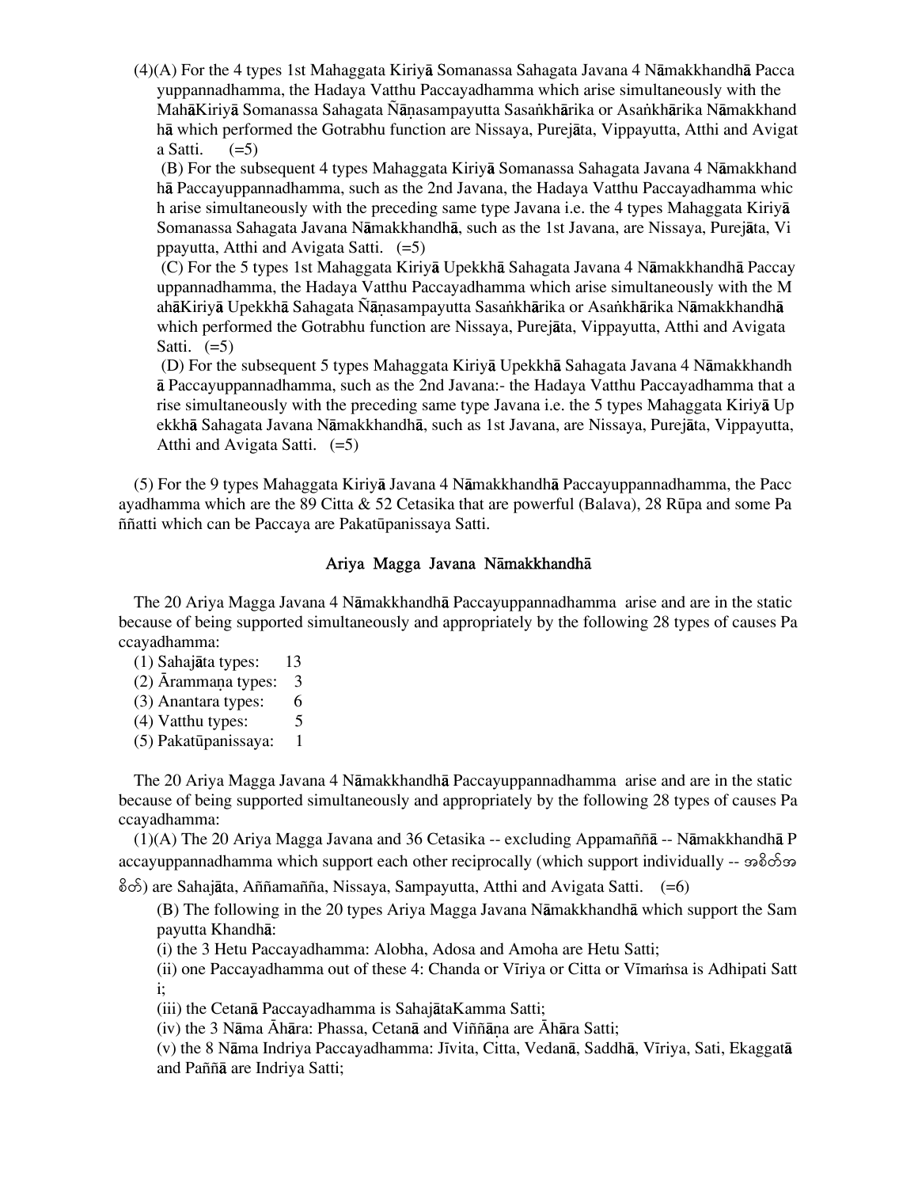(4)(A) For the 4 types 1st Mahaggata Kiriyā Somanassa Sahagata Javana 4 Nāmakkhandhā Paccayuppannadhamma, the Hadaya Vatthu Paccayadhamma which arise simultaneously with the MahāKiriyā Somanassa Sahagata Ñāṇasampayutta Sasaṅkhārika or Asaṅkhārika Nāmakkhandhā which performed the Gotrabhu function are Nissaya, Purejāta, Vippayutta, Atthi and Avigata Satti. (=5)

(B) For the subsequent 4 types Mahaggata Kiriyā Somanassa Sahagata Javana 4 Nāmakkhandhā Paccayuppannadhamma, such as the 2nd Javana, the Hadaya Vatthu Paccayadhamma which arise simultaneously with the preceding same type Javana i.e. the 4 types Mahaggata Kiriyā Somanassa Sahagata Javana Nāmakkhandhā, such as the 1st Javana, are Nissaya, Purejāta, Vippayutta, Atthi and Avigata Satti. (=5)

(C) For the 5 types 1st Mahaggata Kiriyā Upekkhā Sahagata Javana 4 Nāmakkhandhā Paccayuppannadhamma, the Hadaya Vatthu Paccayadhamma which arise simultaneously with the MahāKiriyā Upekkhā Sahagata Ñāṇasampayutta Sasaṅkhārika or Asaṅkhārika Nāmakkhandhā which performed the Gotrabhu function are Nissaya, Purejāta, Vippayutta, Atthi and Avigata Satti. (=5)

(D) For the subsequent 5 types Mahaggata Kiriyā Upekkhā Sahagata Javana 4 Nāmakkhandhā Paccayuppannadhamma, such as the 2nd Javana:- the Hadaya Vatthu Paccayadhamma that arise simultaneously with the preceding same type Javana i.e. the 5 types Mahaggata Kiriyā Upekkhā Sahagata Javana Nāmakkhandhā, such as 1st Javana, are Nissaya, Purejāta, Vippayutta, Atthi and Avigata Satti. (=5)

(5) For the 9 types Mahaggata Kiriyā Javana 4 Nāmakkhandhā Paccayuppannadhamma, the Paccayadhamma which are the 89 Citta & 52 Cetasika that are powerful (Balava), 28 Rūpa and some Paññatti which can be Paccaya are Pakatūpanissaya Satti.

## Ariya Magga Javana Nāmakkhandhā

The 20 Ariya Magga Javana 4 Nāmakkhandhā Paccayuppannadhamma arise and are in the static because of being supported simultaneously and appropriately by the following 28 types of causes Paccayadhamma:

(1) Sahajāta types: 13
(2) Ārammaṇa types: 3
(3) Anantara types: 6
(4) Vatthu types: 5
(5) Pakatūpanissaya: 1

The 20 Ariya Magga Javana 4 Nāmakkhandhā Paccayuppannadhamma arise and are in the static because of being supported simultaneously and appropriately by the following 28 types of causes Paccayadhamma:

(1)(A) The 20 Ariya Magga Javana and 36 Cetasika -- excluding Appamaññā -- Nāmakkhandhā Paccayuppannadhamma which support each other reciprocally (which support individually -- အစိတ်အစိတ်) are Sahajāta, Aññamañña, Nissaya, Sampayutta, Atthi and Avigata Satti. (=6)

(B) The following in the 20 types Ariya Magga Javana Nāmakkhandhā which support the Sampayutta Khandhā:

(i) the 3 Hetu Paccayadhamma: Alobha, Adosa and Amoha are Hetu Satti;

(ii) one Paccayadhamma out of these 4: Chanda or Vīriya or Citta or Vīmaṁsa is Adhipati Satti;

(iii) the Cetanā Paccayadhamma is SahajātaKamma Satti;

(iv) the 3 Nāma Āhāra: Phassa, Cetanā and Viññāṇa are Āhāra Satti;

(v) the 8 Nāma Indriya Paccayadhamma: Jīvita, Citta, Vedanā, Saddhā, Vīriya, Sati, Ekaggatā and Paññā are Indriya Satti;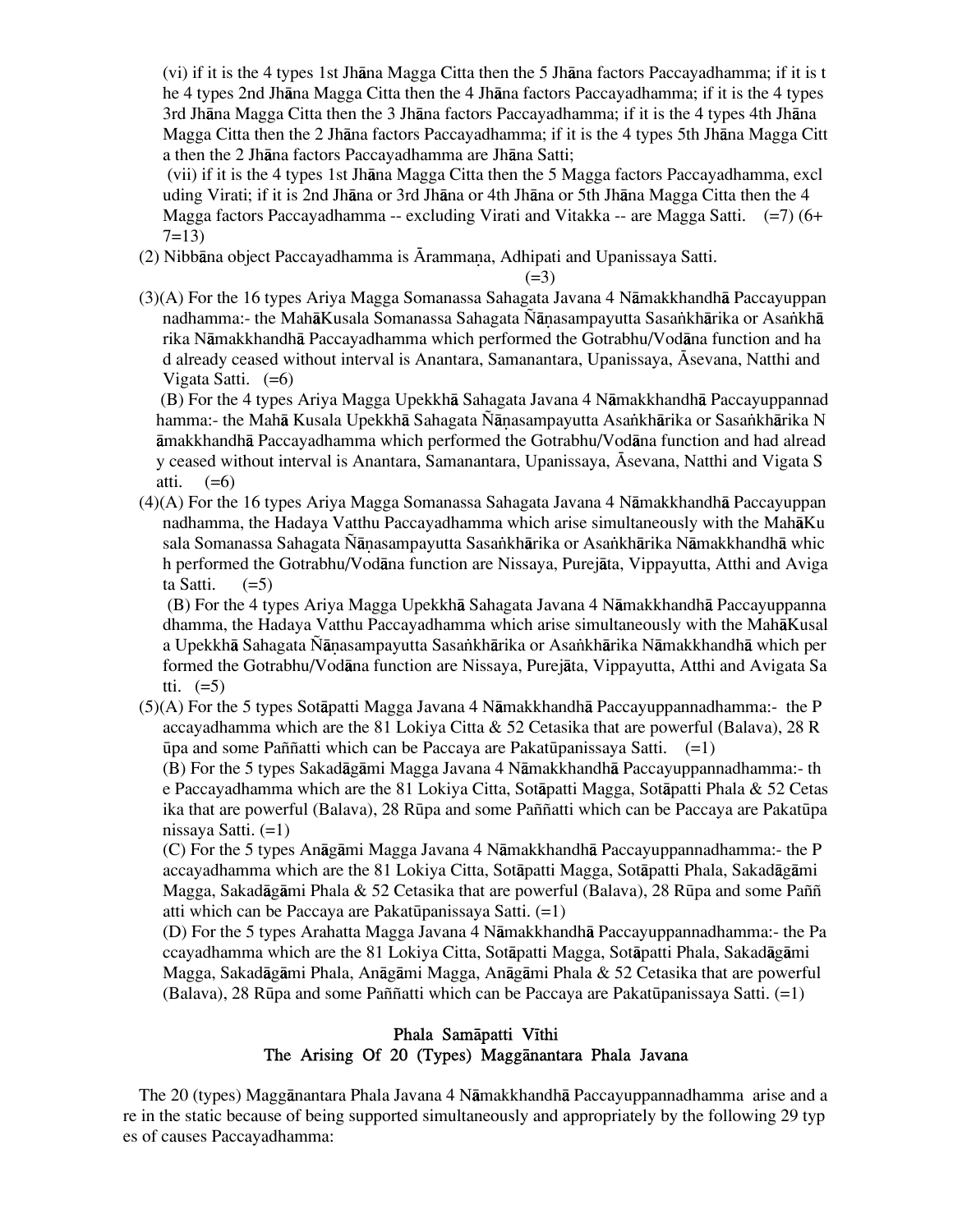(vi) if it is the 4 types 1st Jhāna Magga Citta then the 5 Jhāna factors Paccayadhamma; if it is the 4 types 2nd Jhāna Magga Citta then the 4 Jhāna factors Paccayadhamma; if it is the 4 types 3rd Jhāna Magga Citta then the 3 Jhāna factors Paccayadhamma; if it is the 4 types 4th Jhāna Magga Citta then the 2 Jhāna factors Paccayadhamma; if it is the 4 types 5th Jhāna Magga Citta then the 2 Jhāna factors Paccayadhamma are Jhāna Satti;

(vii) if it is the 4 types 1st Jhāna Magga Citta then the 5 Magga factors Paccayadhamma, excluding Virati; if it is 2nd Jhāna or 3rd Jhāna or 4th Jhāna or 5th Jhāna Magga Citta then the 4 Magga factors Paccayadhamma -- excluding Virati and Vitakka -- are Magga Satti. (=7) (6+7=13)

(2) Nibbāna object Paccayadhamma is Ārammaṇa, Adhipati and Upanissaya Satti. (=3)

(3)(A) For the 16 types Ariya Magga Somanassa Sahagata Javana 4 Nāmakkhandhā Paccayuppannadhamma:- the MahāKusala Somanassa Sahagata Ñāṇasampayutta Sasaṅkhārika or Asaṅkhārika Nāmakkhandhā Paccayadhamma which performed the Gotrabhu/Vodāna function and had already ceased without interval is Anantara, Samanantara, Upanissaya, Āsevana, Natthi and Vigata Satti. (=6)

(B) For the 4 types Ariya Magga Upekkhā Sahagata Javana 4 Nāmakkhandhā Paccayuppannadhamma:- the Mahā Kusala Upekkhā Sahagata Ñāṇasampayutta Asaṅkhārika or Sasaṅkhārika Nāmakkhandhā Paccayadhamma which performed the Gotrabhu/Vodāna function and had already ceased without interval is Anantara, Samanantara, Upanissaya, Āsevana, Natthi and Vigata Satti. (=6)

(4)(A) For the 16 types Ariya Magga Somanassa Sahagata Javana 4 Nāmakkhandhā Paccayuppannadhamma, the Hadaya Vatthu Paccayadhamma which arise simultaneously with the MahāKusala Somanassa Sahagata Ñāṇasampayutta Sasaṅkhārika or Asaṅkhārika Nāmakkhandhā which performed the Gotrabhu/Vodāna function are Nissaya, Purejāta, Vippayutta, Atthi and Avigata Satti. (=5)

(B) For the 4 types Ariya Magga Upekkhā Sahagata Javana 4 Nāmakkhandhā Paccayuppannadhamma, the Hadaya Vatthu Paccayadhamma which arise simultaneously with the MahāKusala Upekkhā Sahagata Ñāṇasampayutta Sasaṅkhārika or Asaṅkhārika Nāmakkhandhā which performed the Gotrabhu/Vodāna function are Nissaya, Purejāta, Vippayutta, Atthi and Avigata Satti. (=5)

(5)(A) For the 5 types Sotāpatti Magga Javana 4 Nāmakkhandhā Paccayuppannadhamma:- the Paccayadhamma which are the 81 Lokiya Citta & 52 Cetasika that are powerful (Balava), 28 Rūpa and some Paññatti which can be Paccaya are Pakatūpanissaya Satti. (=1)

(B) For the 5 types Sakadāgāmi Magga Javana 4 Nāmakkhandhā Paccayuppannadhamma:- the Paccayadhamma which are the 81 Lokiya Citta, Sotāpatti Magga, Sotāpatti Phala & 52 Cetasika that are powerful (Balava), 28 Rūpa and some Paññatti which can be Paccaya are Pakatūpanissaya Satti. (=1)

(C) For the 5 types Anāgāmi Magga Javana 4 Nāmakkhandhā Paccayuppannadhamma:- the Paccayadhamma which are the 81 Lokiya Citta, Sotāpatti Magga, Sotāpatti Phala, Sakadāgāmi Magga, Sakadāgāmi Phala & 52 Cetasika that are powerful (Balava), 28 Rūpa and some Paññatti which can be Paccaya are Pakatūpanissaya Satti. (=1)

(D) For the 5 types Arahatta Magga Javana 4 Nāmakkhandhā Paccayuppannadhamma:- the Paccayadhamma which are the 81 Lokiya Citta, Sotāpatti Magga, Sotāpatti Phala, Sakadāgāmi Magga, Sakadāgāmi Phala, Anāgāmi Magga, Anāgāmi Phala & 52 Cetasika that are powerful (Balava), 28 Rūpa and some Paññatti which can be Paccaya are Pakatūpanissaya Satti. (=1)

## Phala Samāpatti Vīthi
## The Arising Of 20 (Types) Maggānantara Phala Javana

The 20 (types) Maggānantara Phala Javana 4 Nāmakkhandhā Paccayuppannadhamma arise and are in the static because of being supported simultaneously and appropriately by the following 29 types of causes Paccayadhamma: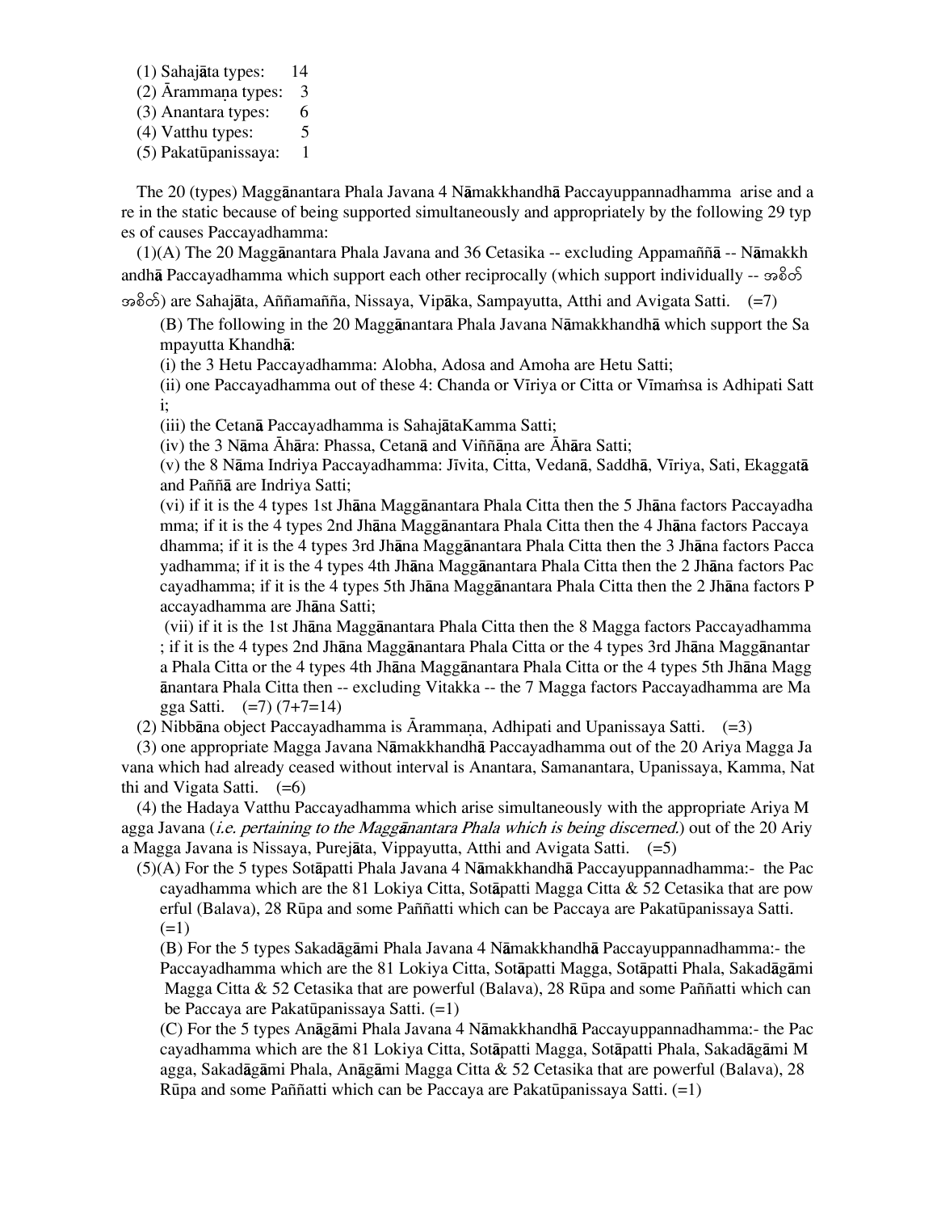(1) Sahajāta types: 14
(2) Ārammaṇa types: 3
(3) Anantara types: 6
(4) Vatthu types: 5
(5) Pakatūpanissaya: 1

The 20 (types) Maggānantara Phala Javana 4 Nāmakkhandhā Paccayuppannadhamma arise and are in the static because of being supported simultaneously and appropriately by the following 29 types of causes Paccayadhamma:

(1)(A) The 20 Maggānantara Phala Javana and 36 Cetasika -- excluding Appamaññā -- Nāmakkhandhā Paccayadhamma which support each other reciprocally (which support individually -- အစိတ်အစိတ်) are Sahajāta, Aññamañña, Nissaya, Vipāka, Sampayutta, Atthi and Avigata Satti. (=7)

(B) The following in the 20 Maggānantara Phala Javana Nāmakkhandhā which support the Sampayutta Khandhā:

(i) the 3 Hetu Paccayadhamma: Alobha, Adosa and Amoha are Hetu Satti;

(ii) one Paccayadhamma out of these 4: Chanda or Vīriya or Citta or Vīmaṁsa is Adhipati Satti;

(iii) the Cetanā Paccayadhamma is SahajātaKamma Satti;

(iv) the 3 Nāma Āhāra: Phassa, Cetanā and Viññāṇa are Āhāra Satti;

(v) the 8 Nāma Indriya Paccayadhamma: Jīvita, Citta, Vedanā, Saddhā, Vīriya, Sati, Ekaggatā and Paññā are Indriya Satti;

(vi) if it is the 4 types 1st Jhāna Maggānantara Phala Citta then the 5 Jhāna factors Paccayadhamma; if it is the 4 types 2nd Jhāna Maggānantara Phala Citta then the 4 Jhāna factors Paccayadhamma; if it is the 4 types 3rd Jhāna Maggānantara Phala Citta then the 3 Jhāna factors Paccayadhamma; if it is the 4 types 4th Jhāna Maggānantara Phala Citta then the 2 Jhāna factors Paccayadhamma; if it is the 4 types 5th Jhāna Maggānantara Phala Citta then the 2 Jhāna factors Paccayadhamma are Jhāna Satti;

(vii) if it is the 1st Jhāna Maggānantara Phala Citta then the 8 Magga factors Paccayadhamma; if it is the 4 types 2nd Jhāna Maggānantara Phala Citta or the 4 types 3rd Jhāna Maggānantara Phala Citta or the 4 types 4th Jhāna Maggānantara Phala Citta or the 4 types 5th Jhāna Maggānantara Phala Citta then -- excluding Vitakka -- the 7 Magga factors Paccayadhamma are Magga Satti. (=7) (7+7=14)

(2) Nibbāna object Paccayadhamma is Ārammaṇa, Adhipati and Upanissaya Satti. (=3)

(3) one appropriate Magga Javana Nāmakkhandhā Paccayadhamma out of the 20 Ariya Magga Javana which had already ceased without interval is Anantara, Samanantara, Upanissaya, Kamma, Natthi and Vigata Satti. (=6)

(4) the Hadaya Vatthu Paccayadhamma which arise simultaneously with the appropriate Ariya Magga Javana (*i.e. pertaining to the Maggānantara Phala which is being discerned.*) out of the 20 Ariya Magga Javana is Nissaya, Purejāta, Vippayutta, Atthi and Avigata Satti. (=5)

(5)(A) For the 5 types Sotāpatti Phala Javana 4 Nāmakkhandhā Paccayuppannadhamma:- the Paccayadhamma which are the 81 Lokiya Citta, Sotāpatti Magga Citta & 52 Cetasika that are powerful (Balava), 28 Rūpa and some Paññatti which can be Paccaya are Pakatūpanissaya Satti. (=1)

(B) For the 5 types Sakadāgāmi Phala Javana 4 Nāmakkhandhā Paccayuppannadhamma:- the Paccayadhamma which are the 81 Lokiya Citta, Sotāpatti Magga, Sotāpatti Phala, Sakadāgāmi Magga Citta & 52 Cetasika that are powerful (Balava), 28 Rūpa and some Paññatti which can be Paccaya are Pakatūpanissaya Satti. (=1)

(C) For the 5 types Anāgāmi Phala Javana 4 Nāmakkhandhā Paccayuppannadhamma:- the Paccayadhamma which are the 81 Lokiya Citta, Sotāpatti Magga, Sotāpatti Phala, Sakadāgāmi Magga, Sakadāgāmi Phala, Anāgāmi Magga Citta & 52 Cetasika that are powerful (Balava), 28 Rūpa and some Paññatti which can be Paccaya are Pakatūpanissaya Satti. (=1)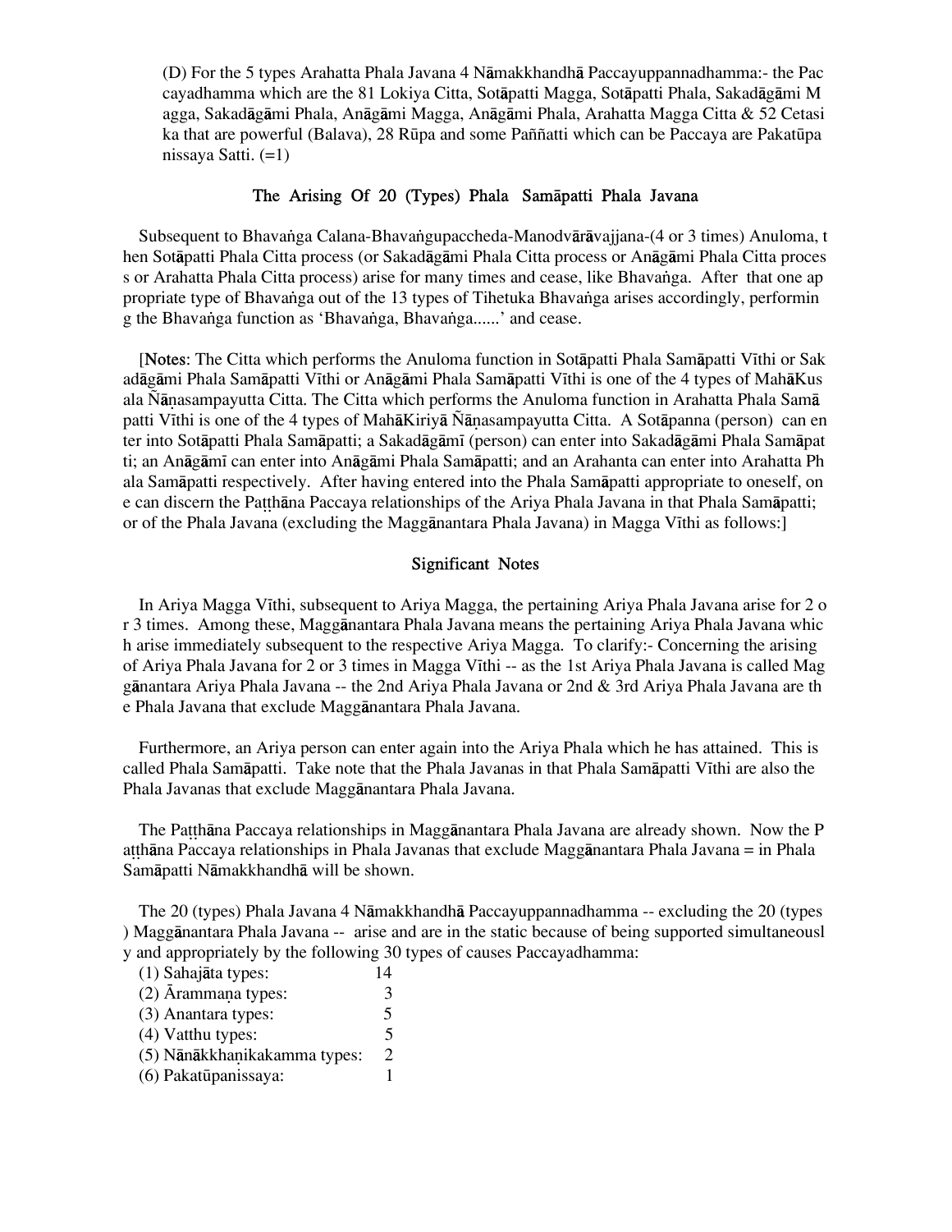(D) For the 5 types Arahatta Phala Javana 4 Nāmakkhandhā Paccayuppannadhamma:- the Paccayadhamma which are the 81 Lokiya Citta, Sotāpatti Magga, Sotāpatti Phala, Sakadāgāmi Magga, Sakadāgāmi Phala, Anāgāmi Magga, Anāgāmi Phala, Arahatta Magga Citta & 52 Cetasika that are powerful (Balava), 28 Rūpa and some Paññatti which can be Paccaya are Pakatūpanissaya Satti. (=1)

## The Arising Of 20 (Types) Phala Samāpatti Phala Javana

Subsequent to Bhavaṅga Calana-Bhavaṅgupaccheda-Manodvārāvajjana-(4 or 3 times) Anuloma, then Sotāpatti Phala Citta process (or Sakadāgāmi Phala Citta process or Anāgāmi Phala Citta process or Arahatta Phala Citta process) arise for many times and cease, like Bhavaṅga. After that one appropriate type of Bhavaṅga out of the 13 types of Tihetuka Bhavaṅga arises accordingly, performing the Bhavaṅga function as 'Bhavaṅga, Bhavaṅga......' and cease.

[**Notes**: The Citta which performs the Anuloma function in Sotāpatti Phala Samāpatti Vīthi or Sakadāgāmi Phala Samāpatti Vīthi or Anāgāmi Phala Samāpatti Vīthi is one of the 4 types of MahāKusala Ñāṇasampayutta Citta. The Citta which performs the Anuloma function in Arahatta Phala Samāpatti Vīthi is one of the 4 types of MahāKiriyā Ñāṇasampayutta Citta. A Sotāpanna (person) can enter into Sotāpatti Phala Samāpatti; a Sakadāgāmī (person) can enter into Sakadāgāmi Phala Samāpatti; an Anāgāmī can enter into Anāgāmi Phala Samāpatti; and an Arahanta can enter into Arahatta Phala Samāpatti respectively. After having entered into the Phala Samāpatti appropriate to oneself, one can discern the Paṭṭhāna Paccaya relationships of the Ariya Phala Javana in that Phala Samāpatti; or of the Phala Javana (excluding the Maggānantara Phala Javana) in Magga Vīthi as follows:]

## Significant Notes

In Ariya Magga Vīthi, subsequent to Ariya Magga, the pertaining Ariya Phala Javana arise for 2 or 3 times. Among these, Maggānantara Phala Javana means the pertaining Ariya Phala Javana which arise immediately subsequent to the respective Ariya Magga. To clarify:- Concerning the arising of Ariya Phala Javana for 2 or 3 times in Magga Vīthi -- as the 1st Ariya Phala Javana is called Maggānantara Ariya Phala Javana -- the 2nd Ariya Phala Javana or 2nd & 3rd Ariya Phala Javana are the Phala Javana that exclude Maggānantara Phala Javana.

Furthermore, an Ariya person can enter again into the Ariya Phala which he has attained. This is called Phala Samāpatti. Take note that the Phala Javanas in that Phala Samāpatti Vīthi are also the Phala Javanas that exclude Maggānantara Phala Javana.

The Paṭṭhāna Paccaya relationships in Maggānantara Phala Javana are already shown. Now the Paṭṭhāna Paccaya relationships in Phala Javanas that exclude Maggānantara Phala Javana = in Phala Samāpatti Nāmakkhandhā will be shown.

The 20 (types) Phala Javana 4 Nāmakkhandhā Paccayuppannadhamma -- excluding the 20 (types) Maggānantara Phala Javana -- arise and are in the static because of being supported simultaneously and appropriately by the following 30 types of causes Paccayadhamma:

(1) Sahajāta types: 14
(2) Ārammaṇa types: 3
(3) Anantara types: 5
(4) Vatthu types: 5
(5) Nānākkhaṇikakamma types: 2
(6) Pakatūpanissaya: 1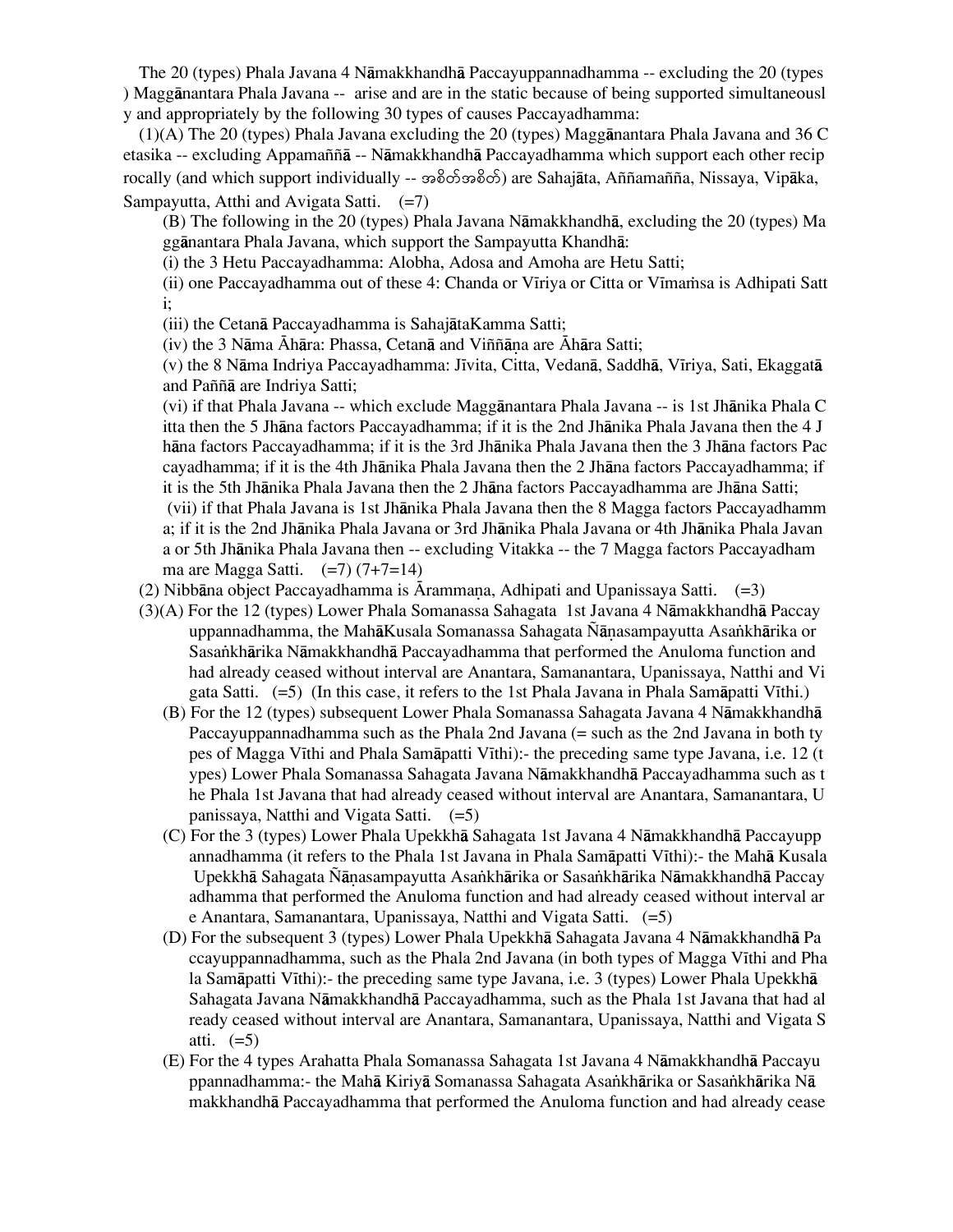The 20 (types) Phala Javana 4 Nāmakkhandhā Paccayuppannadhamma -- excluding the 20 (types) Maggānantara Phala Javana -- arise and are in the static because of being supported simultaneously and appropriately by the following 30 types of causes Paccayadhamma:

(1)(A) The 20 (types) Phala Javana excluding the 20 (types) Maggānantara Phala Javana and 36 Cetasika -- excluding Appamaññā -- Nāmakkhandhā Paccayadhamma which support each other reciprocally (and which support individually -- အစိတ်အစိတ်) are Sahajāta, Aññamañña, Nissaya, Vipāka, Sampayutta, Atthi and Avigata Satti. (=7)

(B) The following in the 20 (types) Phala Javana Nāmakkhandhā, excluding the 20 (types) Maggānantara Phala Javana, which support the Sampayutta Khandhā:

(i) the 3 Hetu Paccayadhamma: Alobha, Adosa and Amoha are Hetu Satti;

(ii) one Paccayadhamma out of these 4: Chanda or Vīriya or Citta or Vīmaṁsa is Adhipati Satti;

(iii) the Cetanā Paccayadhamma is SahajātaKamma Satti;

(iv) the 3 Nāma Āhāra: Phassa, Cetanā and Viññāṇa are Āhāra Satti;

(v) the 8 Nāma Indriya Paccayadhamma: Jīvita, Citta, Vedanā, Saddhā, Vīriya, Sati, Ekaggatā and Paññā are Indriya Satti;

(vi) if that Phala Javana -- which exclude Maggānantara Phala Javana -- is 1st Jhānika Phala Citta then the 5 Jhāna factors Paccayadhamma; if it is the 2nd Jhānika Phala Javana then the 4 Jhāna factors Paccayadhamma; if it is the 3rd Jhānika Phala Javana then the 3 Jhāna factors Paccayadhamma; if it is the 4th Jhānika Phala Javana then the 2 Jhāna factors Paccayadhamma; if it is the 5th Jhānika Phala Javana then the 2 Jhāna factors Paccayadhamma are Jhāna Satti;

(vii) if that Phala Javana is 1st Jhānika Phala Javana then the 8 Magga factors Paccayadhamma; if it is the 2nd Jhānika Phala Javana or 3rd Jhānika Phala Javana or 4th Jhānika Phala Javana or 5th Jhānika Phala Javana then -- excluding Vitakka -- the 7 Magga factors Paccayadhamma are Magga Satti. (=7) (7+7=14)

(2) Nibbāna object Paccayadhamma is Ārammaṇa, Adhipati and Upanissaya Satti. (=3)

(3)(A) For the 12 (types) Lower Phala Somanassa Sahagata 1st Javana 4 Nāmakkhandhā Paccayuppannadhamma, the MahāKusala Somanassa Sahagata Ñāṇasampayutta Asaṅkhārika or Sasaṅkhārika Nāmakkhandhā Paccayadhamma that performed the Anuloma function and had already ceased without interval are Anantara, Samanantara, Upanissaya, Natthi and Vigata Satti. (=5) (In this case, it refers to the 1st Phala Javana in Phala Samāpatti Vīthi.)

(B) For the 12 (types) subsequent Lower Phala Somanassa Sahagata Javana 4 Nāmakkhandhā Paccayuppannadhamma such as the Phala 2nd Javana (= such as the 2nd Javana in both types of Magga Vīthi and Phala Samāpatti Vīthi):- the preceding same type Javana, i.e. 12 (types) Lower Phala Somanassa Sahagata Javana Nāmakkhandhā Paccayadhamma such as the Phala 1st Javana that had already ceased without interval are Anantara, Samanantara, Upanissaya, Natthi and Vigata Satti. (=5)

(C) For the 3 (types) Lower Phala Upekkhā Sahagata 1st Javana 4 Nāmakkhandhā Paccayuppannadhamma (it refers to the Phala 1st Javana in Phala Samāpatti Vīthi):- the Mahā Kusala Upekkhā Sahagata Ñāṇasampayutta Asaṅkhārika or Sasaṅkhārika Nāmakkhandhā Paccayadhamma that performed the Anuloma function and had already ceased without interval are Anantara, Samanantara, Upanissaya, Natthi and Vigata Satti. (=5)

(D) For the subsequent 3 (types) Lower Phala Upekkhā Sahagata Javana 4 Nāmakkhandhā Paccayuppannadhamma, such as the Phala 2nd Javana (in both types of Magga Vīthi and Phala Samāpatti Vīthi):- the preceding same type Javana, i.e. 3 (types) Lower Phala Upekkhā Sahagata Javana Nāmakkhandhā Paccayadhamma, such as the Phala 1st Javana that had already ceased without interval are Anantara, Samanantara, Upanissaya, Natthi and Vigata Satti. (=5)

(E) For the 4 types Arahatta Phala Somanassa Sahagata 1st Javana 4 Nāmakkhandhā Paccayuppannadhamma:- the Mahā Kiriyā Somanassa Sahagata Asaṅkhārika or Sasaṅkhārika Nāmakkhandhā Paccayadhamma that performed the Anuloma function and had already cease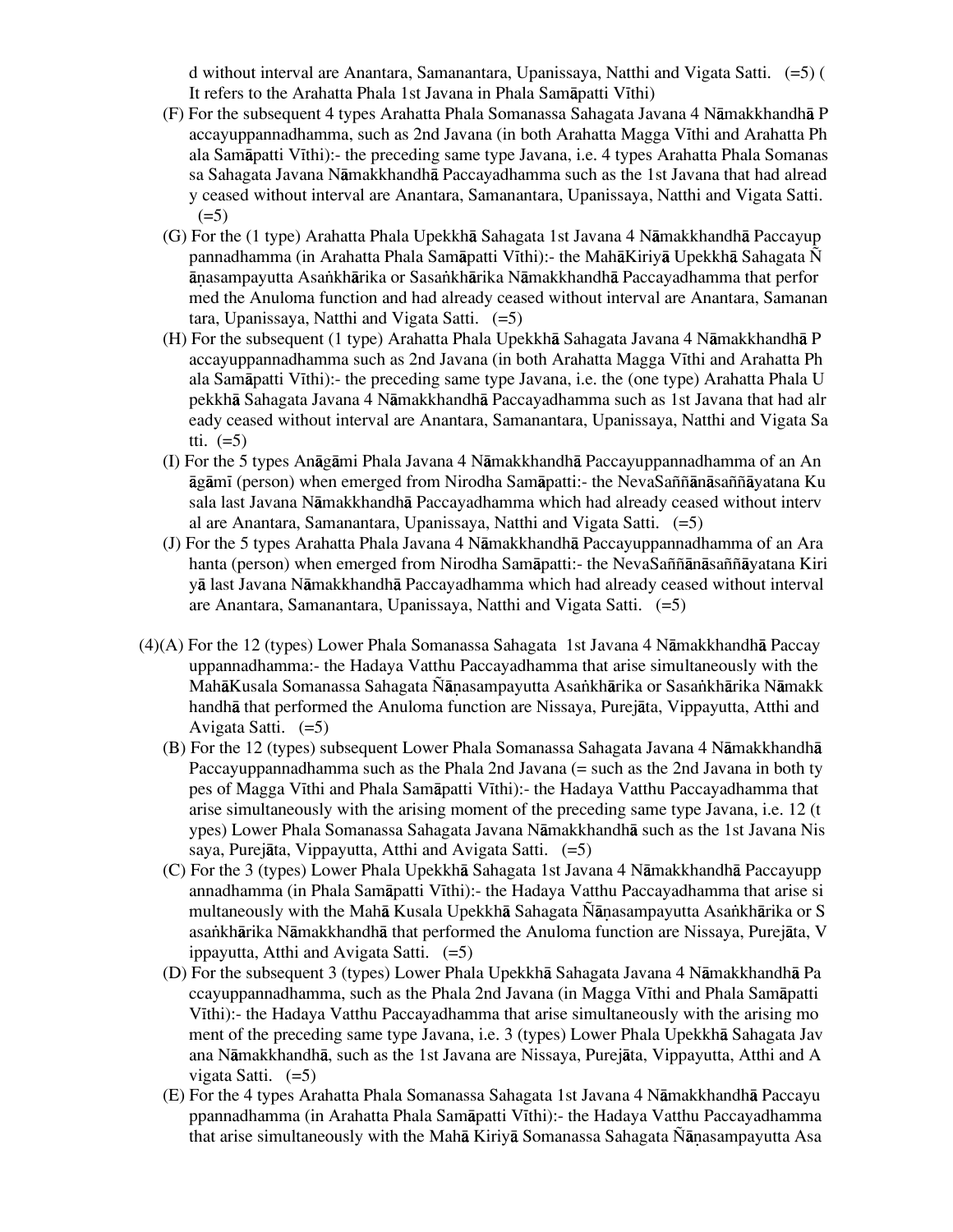d without interval are Anantara, Samanantara, Upanissaya, Natthi and Vigata Satti. (=5) ( It refers to the Arahatta Phala 1st Javana in Phala Samāpatti Vīthi)

(F) For the subsequent 4 types Arahatta Phala Somanassa Sahagata Javana 4 Nāmakkhandhā Paccayuppannadhamma, such as 2nd Javana (in both Arahatta Magga Vīthi and Arahatta Phala Samāpatti Vīthi):- the preceding same type Javana, i.e. 4 types Arahatta Phala Somanassa Sahagata Javana Nāmakkhandhā Paccayadhamma such as the 1st Javana that had already ceased without interval are Anantara, Samanantara, Upanissaya, Natthi and Vigata Satti. (=5)

(G) For the (1 type) Arahatta Phala Upekkhā Sahagata 1st Javana 4 Nāmakkhandhā Paccayuppannadhamma (in Arahatta Phala Samāpatti Vīthi):- the MahāKiriyā Upekkhā Sahagata Ñāṇasampayutta Asaṅkhārika or Sasaṅkhārika Nāmakkhandhā Paccayadhamma that performed the Anuloma function and had already ceased without interval are Anantara, Samanantara, Upanissaya, Natthi and Vigata Satti. (=5)

(H) For the subsequent (1 type) Arahatta Phala Upekkhā Sahagata Javana 4 Nāmakkhandhā Paccayuppannadhamma such as 2nd Javana (in both Arahatta Magga Vīthi and Arahatta Phala Samāpatti Vīthi):- the preceding same type Javana, i.e. the (one type) Arahatta Phala Upekkhā Sahagata Javana 4 Nāmakkhandhā Paccayadhamma such as 1st Javana that had already ceased without interval are Anantara, Samanantara, Upanissaya, Natthi and Vigata Satti. (=5)

(I) For the 5 types Anāgāmi Phala Javana 4 Nāmakkhandhā Paccayuppannadhamma of an Anāgāmī (person) when emerged from Nirodha Samāpatti:- the NevaSaññānāsaññāyatana Kusala last Javana Nāmakkhandhā Paccayadhamma which had already ceased without interval are Anantara, Samanantara, Upanissaya, Natthi and Vigata Satti. (=5)

(J) For the 5 types Arahatta Phala Javana 4 Nāmakkhandhā Paccayuppannadhamma of an Arahanta (person) when emerged from Nirodha Samāpatti:- the NevaSaññānāsaññāyatana Kiriyā last Javana Nāmakkhandhā Paccayadhamma which had already ceased without interval are Anantara, Samanantara, Upanissaya, Natthi and Vigata Satti. (=5)

(4)(A) For the 12 (types) Lower Phala Somanassa Sahagata 1st Javana 4 Nāmakkhandhā Paccayuppannadhamma:- the Hadaya Vatthu Paccayadhamma that arise simultaneously with the MahāKusala Somanassa Sahagata Ñāṇasampayutta Asaṅkhārika or Sasaṅkhārika Nāmakkhandhā that performed the Anuloma function are Nissaya, Purejāta, Vippayutta, Atthi and Avigata Satti. (=5)

(B) For the 12 (types) subsequent Lower Phala Somanassa Sahagata Javana 4 Nāmakkhandhā Paccayuppannadhamma such as the Phala 2nd Javana (= such as the 2nd Javana in both types of Magga Vīthi and Phala Samāpatti Vīthi):- the Hadaya Vatthu Paccayadhamma that arise simultaneously with the arising moment of the preceding same type Javana, i.e. 12 (types) Lower Phala Somanassa Sahagata Javana Nāmakkhandhā such as the 1st Javana Nissaya, Purejāta, Vippayutta, Atthi and Avigata Satti. (=5)

(C) For the 3 (types) Lower Phala Upekkhā Sahagata 1st Javana 4 Nāmakkhandhā Paccayuppannadhamma (in Phala Samāpatti Vīthi):- the Hadaya Vatthu Paccayadhamma that arise simultaneously with the Mahā Kusala Upekkhā Sahagata Ñāṇasampayutta Asaṅkhārika or Sasaṅkhārika Nāmakkhandhā that performed the Anuloma function are Nissaya, Purejāta, Vippayutta, Atthi and Avigata Satti. (=5)

(D) For the subsequent 3 (types) Lower Phala Upekkhā Sahagata Javana 4 Nāmakkhandhā Paccayuppannadhamma, such as the Phala 2nd Javana (in Magga Vīthi and Phala Samāpatti Vīthi):- the Hadaya Vatthu Paccayadhamma that arise simultaneously with the arising moment of the preceding same type Javana, i.e. 3 (types) Lower Phala Upekkhā Sahagata Javana Nāmakkhandhā, such as the 1st Javana are Nissaya, Purejāta, Vippayutta, Atthi and Avigata Satti. (=5)

(E) For the 4 types Arahatta Phala Somanassa Sahagata 1st Javana 4 Nāmakkhandhā Paccayuppannadhamma (in Arahatta Phala Samāpatti Vīthi):- the Hadaya Vatthu Paccayadhamma that arise simultaneously with the Mahā Kiriyā Somanassa Sahagata Ñāṇasampayutta Asa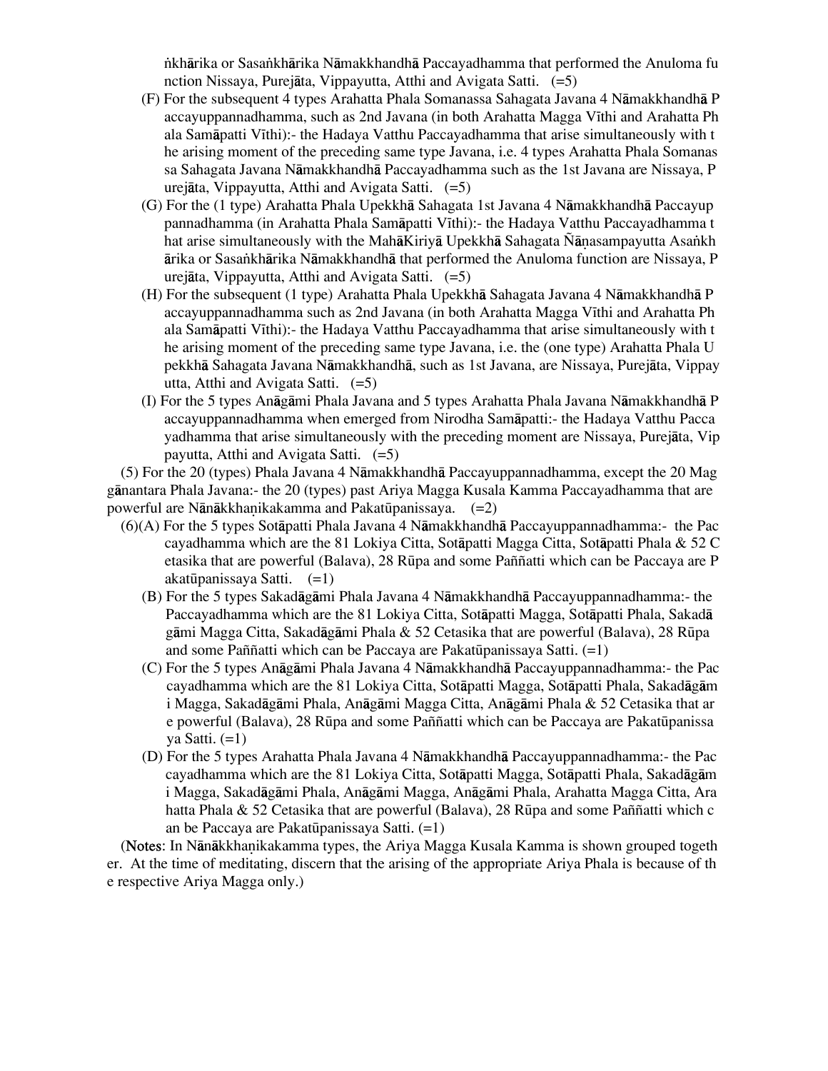ṅkhārika or Sasaṅkhārika Nāmakkhandhā Paccayadhamma that performed the Anuloma function Nissaya, Purejāta, Vippayutta, Atthi and Avigata Satti. (=5)

(F) For the subsequent 4 types Arahatta Phala Somanassa Sahagata Javana 4 Nāmakkhandhā Paccayuppannadhamma, such as 2nd Javana (in both Arahatta Magga Vīthi and Arahatta Phala Samāpatti Vīthi):- the Hadaya Vatthu Paccayadhamma that arise simultaneously with the arising moment of the preceding same type Javana, i.e. 4 types Arahatta Phala Somanassa Sahagata Javana Nāmakkhandhā Paccayadhamma such as the 1st Javana are Nissaya, Purejāta, Vippayutta, Atthi and Avigata Satti. (=5)

(G) For the (1 type) Arahatta Phala Upekkhā Sahagata 1st Javana 4 Nāmakkhandhā Paccayuppannadhamma (in Arahatta Phala Samāpatti Vīthi):- the Hadaya Vatthu Paccayadhamma that arise simultaneously with the MahāKiriyā Upekkhā Sahagata Ñāṇasampayutta Asaṅkhārika or Sasaṅkhārika Nāmakkhandhā that performed the Anuloma function are Nissaya, Purejāta, Vippayutta, Atthi and Avigata Satti. (=5)

(H) For the subsequent (1 type) Arahatta Phala Upekkhā Sahagata Javana 4 Nāmakkhandhā Paccayuppannadhamma such as 2nd Javana (in both Arahatta Magga Vīthi and Arahatta Phala Samāpatti Vīthi):- the Hadaya Vatthu Paccayadhamma that arise simultaneously with the arising moment of the preceding same type Javana, i.e. the (one type) Arahatta Phala Upekkhā Sahagata Javana Nāmakkhandhā, such as 1st Javana, are Nissaya, Purejāta, Vippayutta, Atthi and Avigata Satti. (=5)

(I) For the 5 types Anāgāmi Phala Javana and 5 types Arahatta Phala Javana Nāmakkhandhā Paccayuppannadhamma when emerged from Nirodha Samāpatti:- the Hadaya Vatthu Paccayadhamma that arise simultaneously with the preceding moment are Nissaya, Purejāta, Vippayutta, Atthi and Avigata Satti. (=5)

(5) For the 20 (types) Phala Javana 4 Nāmakkhandhā Paccayuppannadhamma, except the 20 Maggānantara Phala Javana:- the 20 (types) past Ariya Magga Kusala Kamma Paccayadhamma that are powerful are Nānākkhaṇikakamma and Pakatūpanissaya. (=2)

(6)(A) For the 5 types Sotāpatti Phala Javana 4 Nāmakkhandhā Paccayuppannadhamma:- the Paccayadhamma which are the 81 Lokiya Citta, Sotāpatti Magga Citta, Sotāpatti Phala & 52 Cetasika that are powerful (Balava), 28 Rūpa and some Paññatti which can be Paccaya are Pakatūpanissaya Satti. (=1)

(B) For the 5 types Sakadāgāmi Phala Javana 4 Nāmakkhandhā Paccayuppannadhamma:- the Paccayadhamma which are the 81 Lokiya Citta, Sotāpatti Magga, Sotāpatti Phala, Sakadāgāmi Magga Citta, Sakadāgāmi Phala & 52 Cetasika that are powerful (Balava), 28 Rūpa and some Paññatti which can be Paccaya are Pakatūpanissaya Satti. (=1)

(C) For the 5 types Anāgāmi Phala Javana 4 Nāmakkhandhā Paccayuppannadhamma:- the Paccayadhamma which are the 81 Lokiya Citta, Sotāpatti Magga, Sotāpatti Phala, Sakadāgāmi Magga, Sakadāgāmi Phala, Anāgāmi Magga Citta, Anāgāmi Phala & 52 Cetasika that are powerful (Balava), 28 Rūpa and some Paññatti which can be Paccaya are Pakatūpanissaya Satti. (=1)

(D) For the 5 types Arahatta Phala Javana 4 Nāmakkhandhā Paccayuppannadhamma:- the Paccayadhamma which are the 81 Lokiya Citta, Sotāpatti Magga, Sotāpatti Phala, Sakadāgāmi Magga, Sakadāgāmi Phala, Anāgāmi Magga, Anāgāmi Phala, Arahatta Magga Citta, Arahatta Phala & 52 Cetasika that are powerful (Balava), 28 Rūpa and some Paññatti which can be Paccaya are Pakatūpanissaya Satti. (=1)

(**Notes**: In Nānākkhaṇikakamma types, the Ariya Magga Kusala Kamma is shown grouped together. At the time of meditating, discern that the arising of the appropriate Ariya Phala is because of the respective Ariya Magga only.)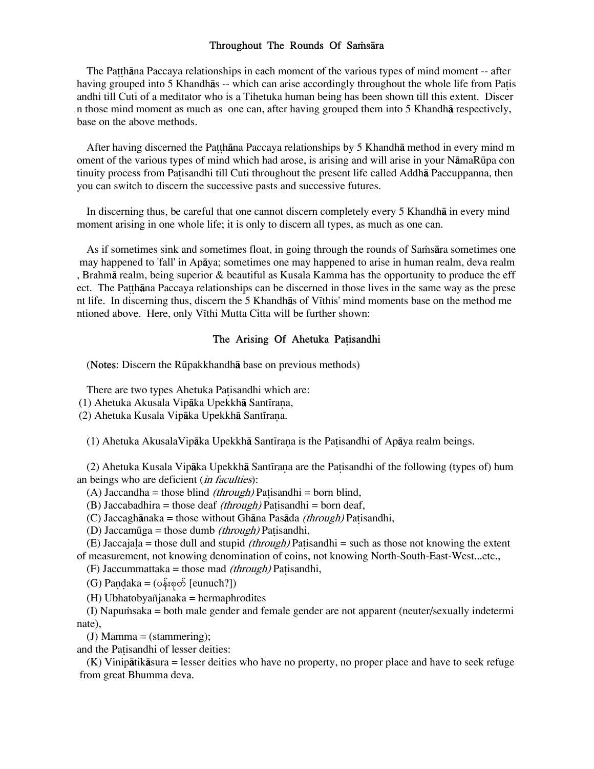## Throughout The Rounds Of Saṁsāra

The Paṭṭhāna Paccaya relationships in each moment of the various types of mind moment -- after having grouped into 5 Khandhās -- which can arise accordingly throughout the whole life from Paṭisandhi till Cuti of a meditator who is a Tihetuka human being has been shown till this extent. Discern those mind moment as much as one can, after having grouped them into 5 Khandhā respectively, base on the above methods.

After having discerned the Paṭṭhāna Paccaya relationships by 5 Khandhā method in every mind moment of the various types of mind which had arose, is arising and will arise in your NāmaRūpa continuity process from Paṭisandhi till Cuti throughout the present life called Addhā Paccuppanna, then you can switch to discern the successive pasts and successive futures.

In discerning thus, be careful that one cannot discern completely every 5 Khandhā in every mind moment arising in one whole life; it is only to discern all types, as much as one can.

As if sometimes sink and sometimes float, in going through the rounds of Saṁsāra sometimes one may happened to 'fall' in Apāya; sometimes one may happened to arise in human realm, deva realm, Brahmā realm, being superior & beautiful as Kusala Kamma has the opportunity to produce the effect. The Paṭṭhāna Paccaya relationships can be discerned in those lives in the same way as the present life. In discerning thus, discern the 5 Khandhās of Vīthis' mind moments base on the method mentioned above. Here, only Vīthi Mutta Citta will be further shown:

## The Arising Of Ahetuka Paṭisandhi

(**Notes**: Discern the Rūpakkhandhā base on previous methods)

There are two types Ahetuka Paṭisandhi which are:
(1) Ahetuka Akusala Vipāka Upekkhā Santīraṇa,
(2) Ahetuka Kusala Vipāka Upekkhā Santīraṇa.

(1) Ahetuka AkusalaVipāka Upekkhā Santīraṇa is the Paṭisandhi of Apāya realm beings.

(2) Ahetuka Kusala Vipāka Upekkhā Santīraṇa are the Paṭisandhi of the following (types of) human beings who are deficient (*in faculties*):

(A) Jaccandha = those blind *(through)* Paṭisandhi = born blind,

(B) Jaccabadhira = those deaf *(through)* Paṭisandhi = born deaf,

(C) Jaccaghānaka = those without Ghāna Pasāda *(through)* Paṭisandhi,

(D) Jaccamūga = those dumb *(through)* Paṭisandhi,

(E) Jaccajaḷa = those dull and stupid *(through)* Paṭisandhi = such as those not knowing the extent of measurement, not knowing denomination of coins, not knowing North-South-East-West...etc.,

(F) Jaccummattaka = those mad *(through)* Paṭisandhi,

(G) Paṇḍaka = (ပန်းစုတ် [eunuch?])

(H) Ubhatobyañjanaka = hermaphrodites

(I) Napuṁsaka = both male gender and female gender are not apparent (neuter/sexually indeterminate),

(J) Mamma = (stammering);

and the Paṭisandhi of lesser deities:

(K) Vinipātikāsura = lesser deities who have no property, no proper place and have to seek refuge from great Bhumma deva.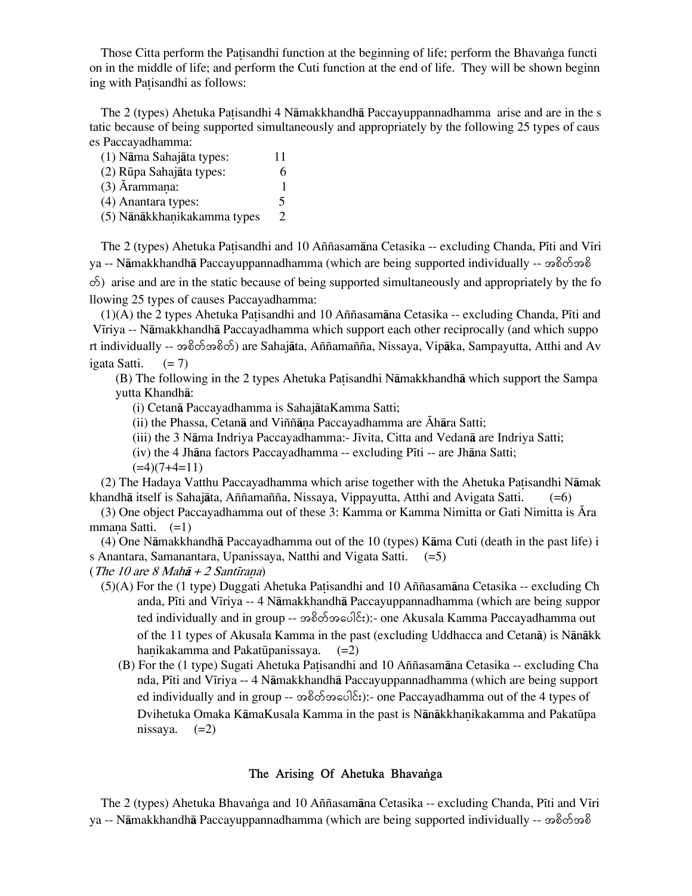Those Citta perform the Paṭisandhi function at the beginning of life; perform the Bhavaṅga function in the middle of life; and perform the Cuti function at the end of life. They will be shown beginning with Paṭisandhi as follows:

The 2 (types) Ahetuka Paṭisandhi 4 Nāmakkhandhā Paccayuppannadhamma arise and are in the static because of being supported simultaneously and appropriately by the following 25 types of causes Paccayadhamma:

| | |
|---|---|
| (1) Nāma Sahajāta types: | 11 |
| (2) Rūpa Sahajāta types: | 6 |
| (3) Ārammaṇa: | 1 |
| (4) Anantara types: | 5 |
| (5) Nānākkhaṇikakamma types | 2 |

The 2 (types) Ahetuka Paṭisandhi and 10 Aññasamāna Cetasika -- excluding Chanda, Pīti and Vīriya -- Nāmakkhandhā Paccayuppannadhamma (which are being supported individually -- အစိတ်အစိတ်) arise and are in the static because of being supported simultaneously and appropriately by the following 25 types of causes Paccayadhamma:

(1)(A) the 2 types Ahetuka Paṭisandhi and 10 Aññasamāna Cetasika -- excluding Chanda, Pīti and Vīriya -- Nāmakkhandhā Paccayadhamma which support each other reciprocally (and which support individually -- အစိတ်အစိတ်) are Sahajāta, Aññamañña, Nissaya, Vipāka, Sampayutta, Atthi and Avigata Satti. (= 7)

(B) The following in the 2 types Ahetuka Paṭisandhi Nāmakkhandhā which support the Sampayutta Khandhā:

(i) Cetanā Paccayadhamma is SahajātaKamma Satti;

(ii) the Phassa, Cetanā and Viññāṇa Paccayadhamma are Āhāra Satti;

(iii) the 3 Nāma Indriya Paccayadhamma:- Jīvita, Citta and Vedanā are Indriya Satti;

(iv) the 4 Jhāna factors Paccayadhamma -- excluding Pīti -- are Jhāna Satti;

(=4)(7+4=11)

(2) The Hadaya Vatthu Paccayadhamma which arise together with the Ahetuka Paṭisandhi Nāmakkhandhā itself is Sahajāta, Aññamañña, Nissaya, Vippayutta, Atthi and Avigata Satti. (=6)

(3) One object Paccayadhamma out of these 3: Kamma or Kamma Nimitta or Gati Nimitta is Ārammaṇa Satti. (=1)

(4) One Nāmakkhandhā Paccayadhamma out of the 10 (types) Kāma Cuti (death in the past life) is Anantara, Samanantara, Upanissaya, Natthi and Vigata Satti. (=5)

(*The 10 are 8 Mahā + 2 Santīraṇa*)

(5)(A) For the (1 type) Duggati Ahetuka Paṭisandhi and 10 Aññasamāna Cetasika -- excluding Chanda, Pīti and Vīriya -- 4 Nāmakkhandhā Paccayuppannadhamma (which are being supported individually and in group -- အစိတ်အပေါင်း):- one Akusala Kamma Paccayadhamma out of the 11 types of Akusala Kamma in the past (excluding Uddhacca and Cetanā) is Nānākkhaṇikakamma and Pakatūpanissaya. (=2)

(B) For the (1 type) Sugati Ahetuka Paṭisandhi and 10 Aññasamāna Cetasika -- excluding Chanda, Pīti and Vīriya -- 4 Nāmakkhandhā Paccayuppannadhamma (which are being supported individually and in group -- အစိတ်အပေါင်း):- one Paccayadhamma out of the 4 types of Dvihetuka Omaka KāmaKusala Kamma in the past is Nānākkhaṇikakamma and Pakatūpanissaya. (=2)

## The Arising Of Ahetuka Bhavaṅga

The 2 (types) Ahetuka Bhavaṅga and 10 Aññasamāna Cetasika -- excluding Chanda, Pīti and Vīriya -- Nāmakkhandhā Paccayuppannadhamma (which are being supported individually -- အစိတ်အစိ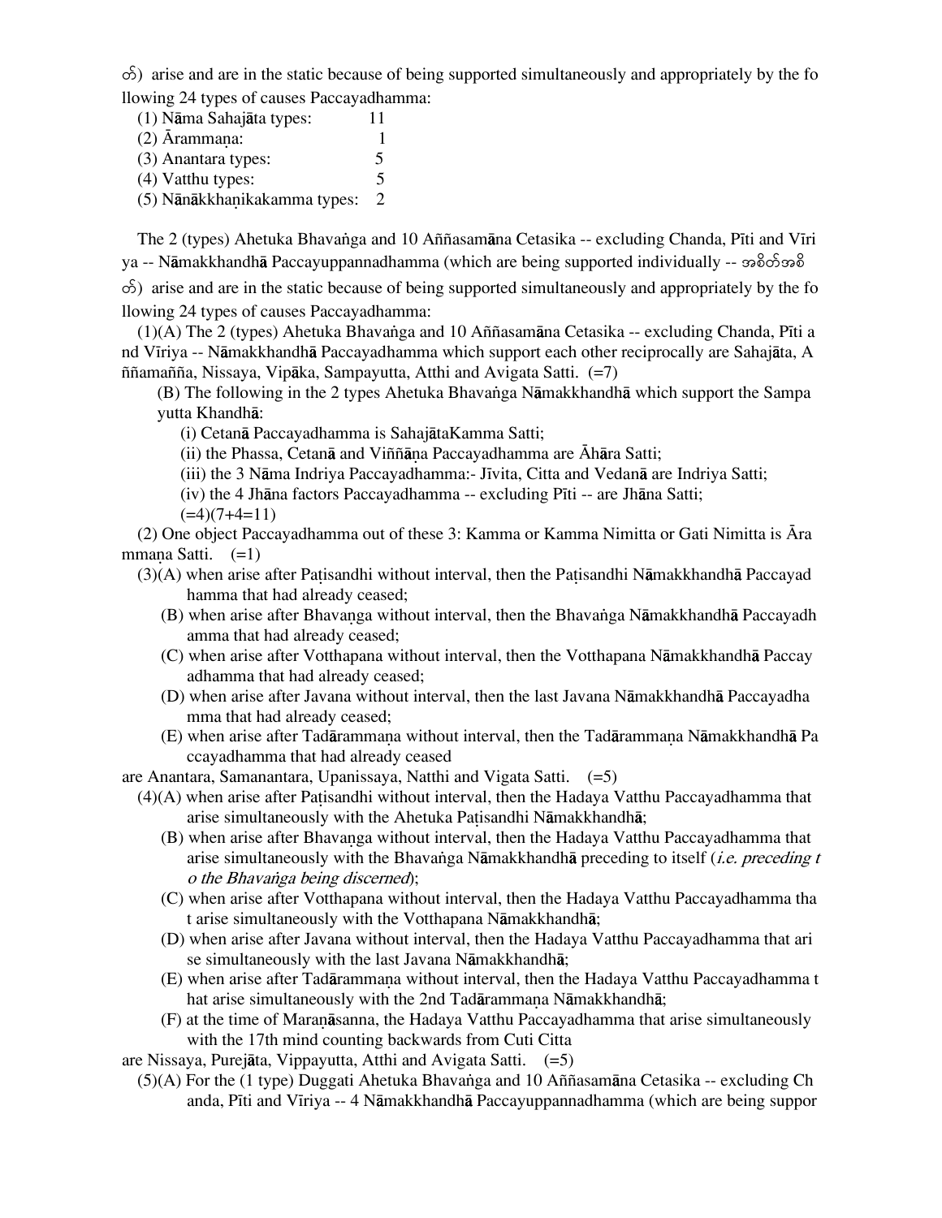တ်) arise and are in the static because of being supported simultaneously and appropriately by the following 24 types of causes Paccayadhamma:

(1) Nāma Sahajāta types: 11
(2) Ārammaṇa: 1
(3) Anantara types: 5
(4) Vatthu types: 5
(5) Nānākkhaṇikakamma types: 2

The 2 (types) Ahetuka Bhavaṅga and 10 Aññasamāna Cetasika -- excluding Chanda, Pīti and Vīriya -- Nāmakkhandhā Paccayuppannadhamma (which are being supported individually -- အစိတ်အစိတ်) arise and are in the static because of being supported simultaneously and appropriately by the following 24 types of causes Paccayadhamma:

(1)(A) The 2 (types) Ahetuka Bhavaṅga and 10 Aññasamāna Cetasika -- excluding Chanda, Pīti and Vīriya -- Nāmakkhandhā Paccayadhamma which support each other reciprocally are Sahajāta, Aññamañña, Nissaya, Vipāka, Sampayutta, Atthi and Avigata Satti. (=7)

(B) The following in the 2 types Ahetuka Bhavaṅga Nāmakkhandhā which support the Sampayutta Khandhā:

(i) Cetanā Paccayadhamma is SahajātaKamma Satti;
(ii) the Phassa, Cetanā and Viññāṇa Paccayadhamma are Āhāra Satti;
(iii) the 3 Nāma Indriya Paccayadhamma:- Jīvita, Citta and Vedanā are Indriya Satti;
(iv) the 4 Jhāna factors Paccayadhamma -- excluding Pīti -- are Jhāna Satti;
(=4)(7+4=11)

(2) One object Paccayadhamma out of these 3: Kamma or Kamma Nimitta or Gati Nimitta is Ārammaṇa Satti. (=1)

(3)(A) when arise after Paṭisandhi without interval, then the Paṭisandhi Nāmakkhandhā Paccayadhamma that had already ceased;
(B) when arise after Bhavaṅga without interval, then the Bhavaṅga Nāmakkhandhā Paccayadhamma that had already ceased;
(C) when arise after Votthapana without interval, then the Votthapana Nāmakkhandhā Paccayadhamma that had already ceased;
(D) when arise after Javana without interval, then the last Javana Nāmakkhandhā Paccayadhamma that had already ceased;
(E) when arise after Tadārammaṇa without interval, then the Tadārammaṇa Nāmakkhandhā Paccayadhamma that had already ceased

are Anantara, Samanantara, Upanissaya, Natthi and Vigata Satti. (=5)

(4)(A) when arise after Paṭisandhi without interval, then the Hadaya Vatthu Paccayadhamma that arise simultaneously with the Ahetuka Paṭisandhi Nāmakkhandhā;
(B) when arise after Bhavaṅga without interval, then the Hadaya Vatthu Paccayadhamma that arise simultaneously with the Bhavaṅga Nāmakkhandhā preceding to itself (*i.e. preceding to the Bhavaṅga being discerned*);
(C) when arise after Votthapana without interval, then the Hadaya Vatthu Paccayadhamma that arise simultaneously with the Votthapana Nāmakkhandhā;
(D) when arise after Javana without interval, then the Hadaya Vatthu Paccayadhamma that arise simultaneously with the last Javana Nāmakkhandhā;
(E) when arise after Tadārammaṇa without interval, then the Hadaya Vatthu Paccayadhamma that arise simultaneously with the 2nd Tadārammaṇa Nāmakkhandhā;
(F) at the time of Maraṇāsanna, the Hadaya Vatthu Paccayadhamma that arise simultaneously with the 17th mind counting backwards from Cuti Citta

are Nissaya, Purejāta, Vippayutta, Atthi and Avigata Satti. (=5)

(5)(A) For the (1 type) Duggati Ahetuka Bhavaṅga and 10 Aññasamāna Cetasika -- excluding Chanda, Pīti and Vīriya -- 4 Nāmakkhandhā Paccayuppannadhamma (which are being suppor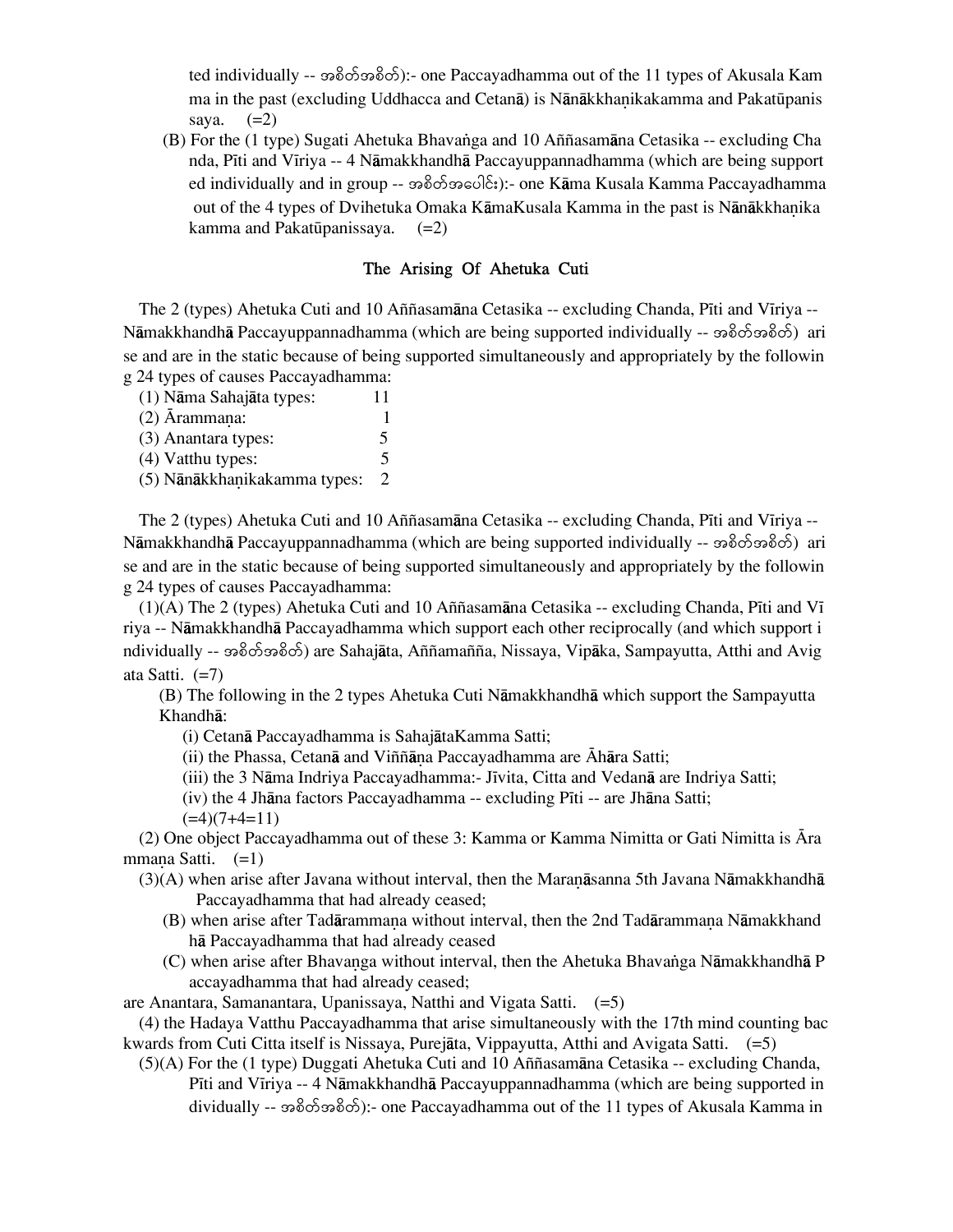ted individually -- အစိတ်အစိတ်):- one Paccayadhamma out of the 11 types of Akusala Kamma in the past (excluding Uddhacca and Cetanā) is Nānākkhaṇikakamma and Pakatūpanissaya. (=2)

(B) For the (1 type) Sugati Ahetuka Bhavaṅga and 10 Aññasamāna Cetasika -- excluding Chanda, Pīti and Vīriya -- 4 Nāmakkhandhā Paccayuppannadhamma (which are being supported individually and in group -- အစိတ်အပေါင်း):- one Kāma Kusala Kamma Paccayadhamma out of the 4 types of Dvihetuka Omaka KāmaKusala Kamma in the past is Nānākkhaṇikakamma and Pakatūpanissaya. (=2)

## The Arising Of Ahetuka Cuti

The 2 (types) Ahetuka Cuti and 10 Aññasamāna Cetasika -- excluding Chanda, Pīti and Vīriya -- Nāmakkhandhā Paccayuppannadhamma (which are being supported individually -- အစိတ်အစိတ်) arise and are in the static because of being supported simultaneously and appropriately by the following 24 types of causes Paccayadhamma:

(1) Nāma Sahajāta types: 11
(2) Ārammaṇa: 1
(3) Anantara types: 5
(4) Vatthu types: 5
(5) Nānākkhaṇikakamma types: 2

The 2 (types) Ahetuka Cuti and 10 Aññasamāna Cetasika -- excluding Chanda, Pīti and Vīriya -- Nāmakkhandhā Paccayuppannadhamma (which are being supported individually -- အစိတ်အစိတ်) arise and are in the static because of being supported simultaneously and appropriately by the following 24 types of causes Paccayadhamma:

(1)(A) The 2 (types) Ahetuka Cuti and 10 Aññasamāna Cetasika -- excluding Chanda, Pīti and Vīriya -- Nāmakkhandhā Paccayadhamma which support each other reciprocally (and which support individually -- အစိတ်အစိတ်) are Sahajāta, Aññamañña, Nissaya, Vipāka, Sampayutta, Atthi and Avigata Satti. (=7)

(B) The following in the 2 types Ahetuka Cuti Nāmakkhandhā which support the Sampayutta Khandhā:

(i) Cetanā Paccayadhamma is SahajātaKamma Satti;
(ii) the Phassa, Cetanā and Viññāṇa Paccayadhamma are Āhāra Satti;
(iii) the 3 Nāma Indriya Paccayadhamma:- Jīvita, Citta and Vedanā are Indriya Satti;
(iv) the 4 Jhāna factors Paccayadhamma -- excluding Pīti -- are Jhāna Satti;
(=4)(7+4=11)

(2) One object Paccayadhamma out of these 3: Kamma or Kamma Nimitta or Gati Nimitta is Ārammaṇa Satti. (=1)

(3)(A) when arise after Javana without interval, then the Maraṇāsanna 5th Javana Nāmakkhandhā Paccayadhamma that had already ceased;

(B) when arise after Tadārammaṇa without interval, then the 2nd Tadārammaṇa Nāmakkhandhā Paccayadhamma that had already ceased

(C) when arise after Bhavaṇga without interval, then the Ahetuka Bhavaṅga Nāmakkhandhā Paccayadhamma that had already ceased;

are Anantara, Samanantara, Upanissaya, Natthi and Vigata Satti. (=5)

(4) the Hadaya Vatthu Paccayadhamma that arise simultaneously with the 17th mind counting backwards from Cuti Citta itself is Nissaya, Purejāta, Vippayutta, Atthi and Avigata Satti. (=5)

(5)(A) For the (1 type) Duggati Ahetuka Cuti and 10 Aññasamāna Cetasika -- excluding Chanda, Pīti and Vīriya -- 4 Nāmakkhandhā Paccayuppannadhamma (which are being supported individually -- အစိတ်အစိတ်):- one Paccayadhamma out of the 11 types of Akusala Kamma in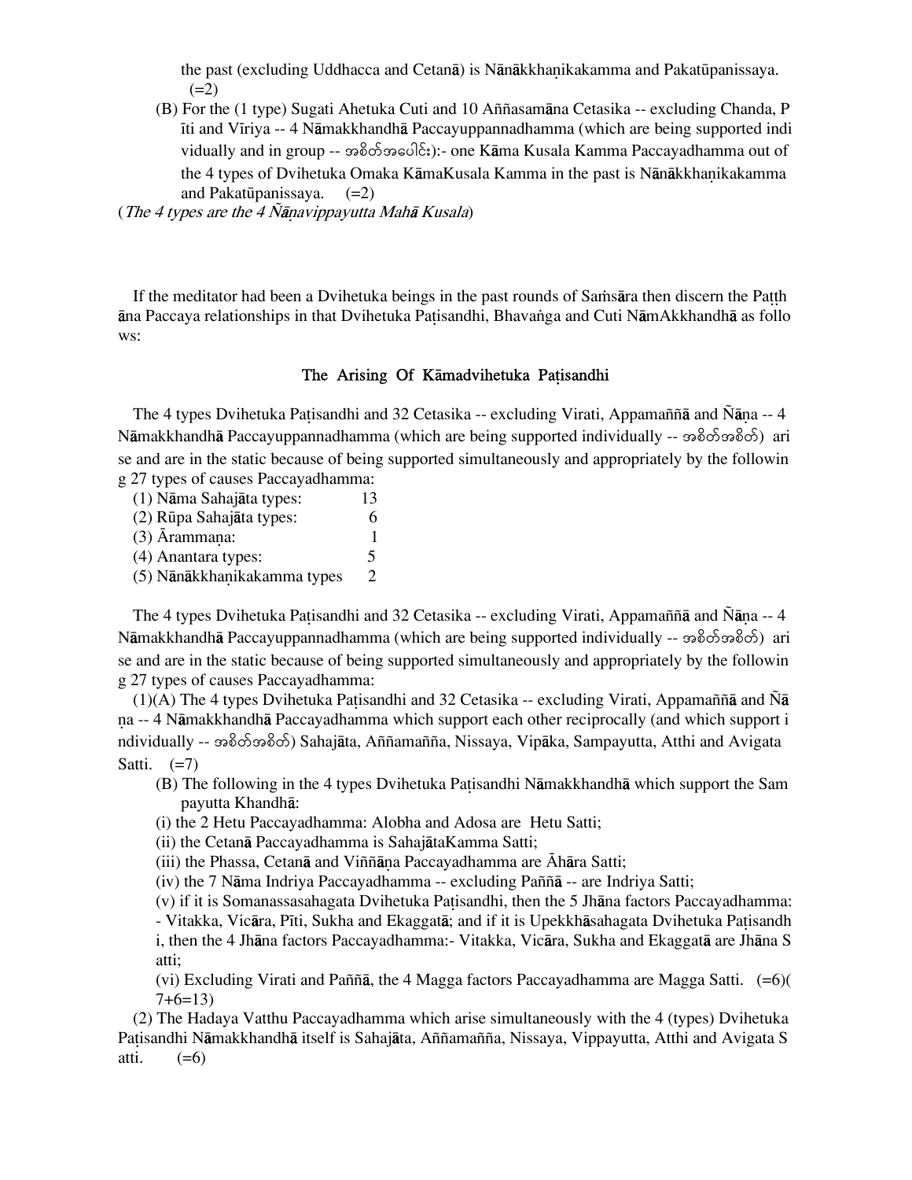the past (excluding Uddhacca and Cetanā) is Nānākkhaṇikakamma and Pakatūpanissaya. (=2)

(B) For the (1 type) Sugati Ahetuka Cuti and 10 Aññasamāna Cetasika -- excluding Chanda, Pīti and Vīriya -- 4 Nāmakkhandhā Paccayuppannadhamma (which are being supported individually and in group -- အစိတ်အပေါင်း):- one Kāma Kusala Kamma Paccayadhamma out of the 4 types of Dvihetuka Omaka KāmaKusala Kamma in the past is Nānākkhaṇikakamma and Pakatūpanissaya. (=2)

(*The 4 types are the 4 Ñāṇavippayutta Mahā Kusala*)

If the meditator had been a Dvihetuka beings in the past rounds of Saṁsāra then discern the Paṭṭhāna Paccaya relationships in that Dvihetuka Paṭisandhi, Bhavaṅga and Cuti NāmAkkhandhā as follows:

## The Arising Of Kāmadvihetuka Paṭisandhi

The 4 types Dvihetuka Paṭisandhi and 32 Cetasika -- excluding Virati, Appamaññā and Ñāṇa -- 4 Nāmakkhandhā Paccayuppannadhamma (which are being supported individually -- အစိတ်အစိတ်) arise and are in the static because of being supported simultaneously and appropriately by the following 27 types of causes Paccayadhamma:

| | |
|---|---|
| (1) Nāma Sahajāta types: | 13 |
| (2) Rūpa Sahajāta types: | 6 |
| (3) Ārammaṇa: | 1 |
| (4) Anantara types: | 5 |
| (5) Nānākkhaṇikakamma types | 2 |

The 4 types Dvihetuka Paṭisandhi and 32 Cetasika -- excluding Virati, Appamaññā and Ñāṇa -- 4 Nāmakkhandhā Paccayuppannadhamma (which are being supported individually -- အစိတ်အစိတ်) arise and are in the static because of being supported simultaneously and appropriately by the following 27 types of causes Paccayadhamma:

(1)(A) The 4 types Dvihetuka Paṭisandhi and 32 Cetasika -- excluding Virati, Appamaññā and Ñāṇa -- 4 Nāmakkhandhā Paccayadhamma which support each other reciprocally (and which support individually -- အစိတ်အစိတ်) Sahajāta, Aññamañña, Nissaya, Vipāka, Sampayutta, Atthi and Avigata Satti. (=7)

(B) The following in the 4 types Dvihetuka Paṭisandhi Nāmakkhandhā which support the Sampayutta Khandhā:

(i) the 2 Hetu Paccayadhamma: Alobha and Adosa are Hetu Satti;

(ii) the Cetanā Paccayadhamma is SahajātaKamma Satti;

(iii) the Phassa, Cetanā and Viññāṇa Paccayadhamma are Āhāra Satti;

(iv) the 7 Nāma Indriya Paccayadhamma -- excluding Paññā -- are Indriya Satti;

(v) if it is Somanassasahagata Dvihetuka Paṭisandhi, then the 5 Jhāna factors Paccayadhamma: - Vitakka, Vicāra, Pīti, Sukha and Ekaggatā; and if it is Upekkhāsahagata Dvihetuka Paṭisandhi, then the 4 Jhāna factors Paccayadhamma:- Vitakka, Vicāra, Sukha and Ekaggatā are Jhāna Satti;

(vi) Excluding Virati and Paññā, the 4 Magga factors Paccayadhamma are Magga Satti. (=6)(7+6=13)

(2) The Hadaya Vatthu Paccayadhamma which arise simultaneously with the 4 (types) Dvihetuka Paṭisandhi Nāmakkhandhā itself is Sahajāta, Aññamañña, Nissaya, Vippayutta, Atthi and Avigata Satti. (=6)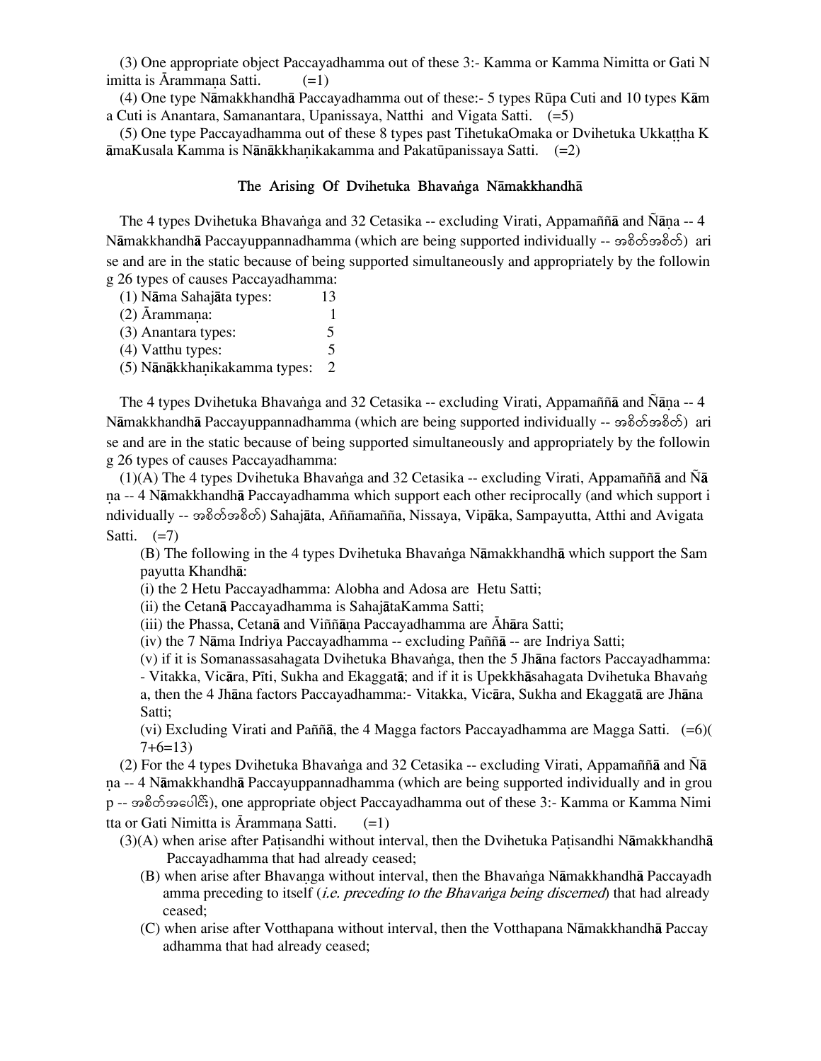(3) One appropriate object Paccayadhamma out of these 3:- Kamma or Kamma Nimitta or Gati Nimitta is Ārammaṇa Satti.  (=1)

(4) One type Nāmakkhandhā Paccayadhamma out of these:- 5 types Rūpa Cuti and 10 types Kāma Cuti is Anantara, Samanantara, Upanissaya, Natthi and Vigata Satti.  (=5)

(5) One type Paccayadhamma out of these 8 types past TihetukaOmaka or Dvihetuka Ukkaṭṭha KāmaKusala Kamma is Nānākkhaṇikakamma and Pakatūpanissaya Satti.  (=2)

## The Arising Of Dvihetuka Bhavaṅga Nāmakkhandhā

The 4 types Dvihetuka Bhavaṅga and 32 Cetasika -- excluding Virati, Appamaññā and Ñāṇa -- 4 Nāmakkhandhā Paccayuppannadhamma (which are being supported individually -- အစိတ်အစိတ်) arise and are in the static because of being supported simultaneously and appropriately by the following 26 types of causes Paccayadhamma:

| | |
|---|---|
| (1) Nāma Sahajāta types: | 13 |
| (2) Ārammaṇa: | 1 |
| (3) Anantara types: | 5 |
| (4) Vatthu types: | 5 |
| (5) Nānākkhaṇikakamma types: | 2 |

The 4 types Dvihetuka Bhavaṅga and 32 Cetasika -- excluding Virati, Appamaññā and Ñāṇa -- 4 Nāmakkhandhā Paccayuppannadhamma (which are being supported individually -- အစိတ်အစိတ်) arise and are in the static because of being supported simultaneously and appropriately by the following 26 types of causes Paccayadhamma:

(1)(A) The 4 types Dvihetuka Bhavaṅga and 32 Cetasika -- excluding Virati, Appamaññā and Ñāṇa -- 4 Nāmakkhandhā Paccayadhamma which support each other reciprocally (and which support individually -- အစိတ်အစိတ်) Sahajāta, Aññamañña, Nissaya, Vipāka, Sampayutta, Atthi and Avigata Satti.  (=7)

(B) The following in the 4 types Dvihetuka Bhavaṅga Nāmakkhandhā which support the Sampayutta Khandhā:
(i) the 2 Hetu Paccayadhamma: Alobha and Adosa are Hetu Satti;
(ii) the Cetanā Paccayadhamma is SahajātaKamma Satti;
(iii) the Phassa, Cetanā and Viññāṇa Paccayadhamma are Āhāra Satti;
(iv) the 7 Nāma Indriya Paccayadhamma -- excluding Paññā -- are Indriya Satti;
(v) if it is Somanassasahagata Dvihetuka Bhavaṅga, then the 5 Jhāna factors Paccayadhamma: - Vitakka, Vicāra, Pīti, Sukha and Ekaggatā; and if it is Upekkhāsahagata Dvihetuka Bhavaṅga, then the 4 Jhāna factors Paccayadhamma:- Vitakka, Vicāra, Sukha and Ekaggatā are Jhāna Satti;
(vi) Excluding Virati and Paññā, the 4 Magga factors Paccayadhamma are Magga Satti.  (=6)(7+6=13)

(2) For the 4 types Dvihetuka Bhavaṅga and 32 Cetasika -- excluding Virati, Appamaññā and Ñāṇa -- 4 Nāmakkhandhā Paccayuppannadhamma (which are being supported individually and in group -- အစိတ်အပေါင်း), one appropriate object Paccayadhamma out of these 3:- Kamma or Kamma Nimitta or Gati Nimitta is Ārammaṇa Satti.  (=1)

(3)(A) when arise after Paṭisandhi without interval, then the Dvihetuka Paṭisandhi Nāmakkhandhā Paccayadhamma that had already ceased;
(B) when arise after Bhavaṇga without interval, then the Bhavaṅga Nāmakkhandhā Paccayadhamma preceding to itself (*i.e. preceding to the Bhavaṅga being discerned*) that had already ceased;
(C) when arise after Votthapana without interval, then the Votthapana Nāmakkhandhā Paccayadhamma that had already ceased;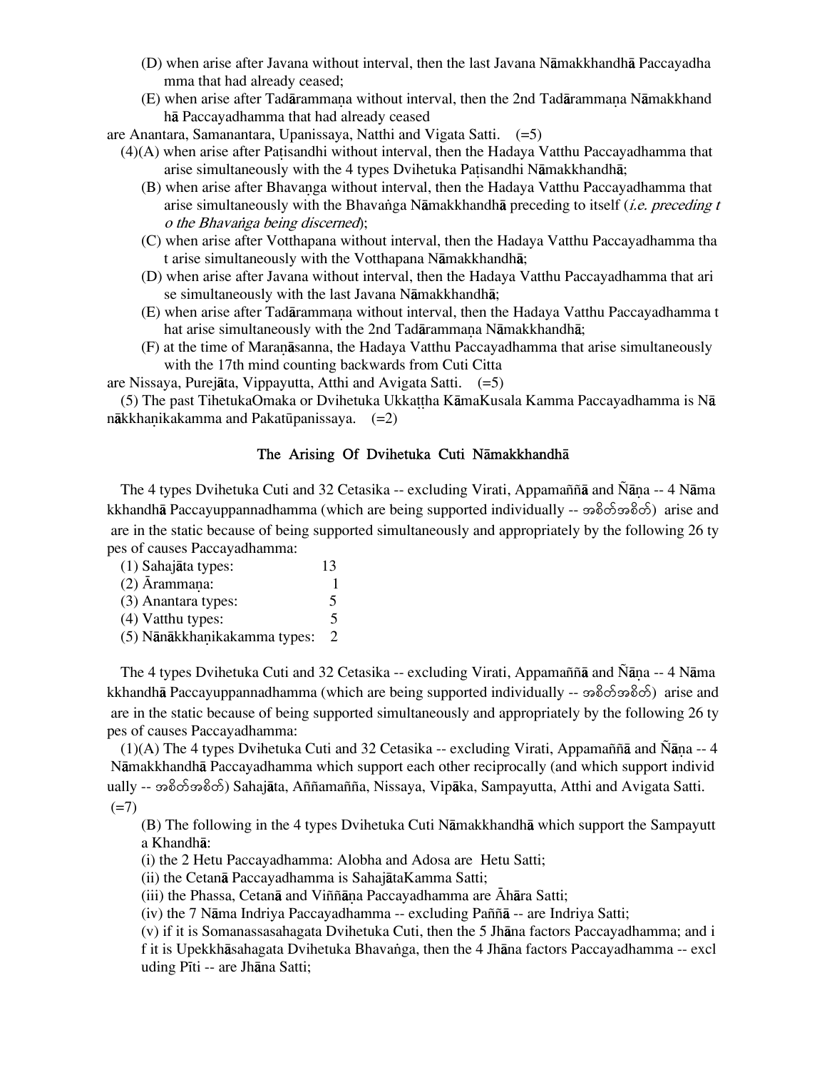(D) when arise after Javana without interval, then the last Javana Nāmakkhandhā Paccayadhamma that had already ceased;

(E) when arise after Tadārammaṇa without interval, then the 2nd Tadārammaṇa Nāmakkhandhā Paccayadhamma that had already ceased

are Anantara, Samanantara, Upanissaya, Natthi and Vigata Satti. (=5)

(4)(A) when arise after Paṭisandhi without interval, then the Hadaya Vatthu Paccayadhamma that arise simultaneously with the 4 types Dvihetuka Paṭisandhi Nāmakkhandhā;

(B) when arise after Bhavaṅga without interval, then the Hadaya Vatthu Paccayadhamma that arise simultaneously with the Bhavaṅga Nāmakkhandhā preceding to itself (*i.e. preceding to the Bhavaṅga being discerned*);

(C) when arise after Votthapana without interval, then the Hadaya Vatthu Paccayadhamma that arise simultaneously with the Votthapana Nāmakkhandhā;

(D) when arise after Javana without interval, then the Hadaya Vatthu Paccayadhamma that arise simultaneously with the last Javana Nāmakkhandhā;

(E) when arise after Tadārammaṇa without interval, then the Hadaya Vatthu Paccayadhamma that arise simultaneously with the 2nd Tadārammaṇa Nāmakkhandhā;

(F) at the time of Maraṇāsanna, the Hadaya Vatthu Paccayadhamma that arise simultaneously with the 17th mind counting backwards from Cuti Citta

are Nissaya, Purejāta, Vippayutta, Atthi and Avigata Satti. (=5)

(5) The past TihetukaOmaka or Dvihetuka Ukkaṭṭha KāmaKusala Kamma Paccayadhamma is Nānākkhaṇikakamma and Pakatūpanissaya. (=2)

## The Arising Of Dvihetuka Cuti Nāmakkhandhā

The 4 types Dvihetuka Cuti and 32 Cetasika -- excluding Virati, Appamaññā and Ñāṇa -- 4 Nāmakkhandhā Paccayuppannadhamma (which are being supported individually -- အစိတ်အစိတ်) arise and are in the static because of being supported simultaneously and appropriately by the following 26 types of causes Paccayadhamma:

| | |
|---|---|
| (1) Sahajāta types: | 13 |
| (2) Ārammaṇa: | 1 |
| (3) Anantara types: | 5 |
| (4) Vatthu types: | 5 |
| (5) Nānākkhaṇikakamma types: | 2 |

The 4 types Dvihetuka Cuti and 32 Cetasika -- excluding Virati, Appamaññā and Ñāṇa -- 4 Nāmakkhandhā Paccayuppannadhamma (which are being supported individually -- အစိတ်အစိတ်) arise and are in the static because of being supported simultaneously and appropriately by the following 26 types of causes Paccayadhamma:

(1)(A) The 4 types Dvihetuka Cuti and 32 Cetasika -- excluding Virati, Appamaññā and Ñāṇa -- 4 Nāmakkhandhā Paccayadhamma which support each other reciprocally (and which support individually -- အစိတ်အစိတ်) Sahajāta, Aññamañña, Nissaya, Vipāka, Sampayutta, Atthi and Avigata Satti. (=7)

(B) The following in the 4 types Dvihetuka Cuti Nāmakkhandhā which support the Sampayutta Khandhā:

(i) the 2 Hetu Paccayadhamma: Alobha and Adosa are Hetu Satti;

(ii) the Cetanā Paccayadhamma is SahajātaKamma Satti;

(iii) the Phassa, Cetanā and Viññāṇa Paccayadhamma are Āhāra Satti;

(iv) the 7 Nāma Indriya Paccayadhamma -- excluding Paññā -- are Indriya Satti;

(v) if it is Somanassasahagata Dvihetuka Cuti, then the 5 Jhāna factors Paccayadhamma; and if it is Upekkhāsahagata Dvihetuka Bhavaṅga, then the 4 Jhāna factors Paccayadhamma -- excluding Pīti -- are Jhāna Satti;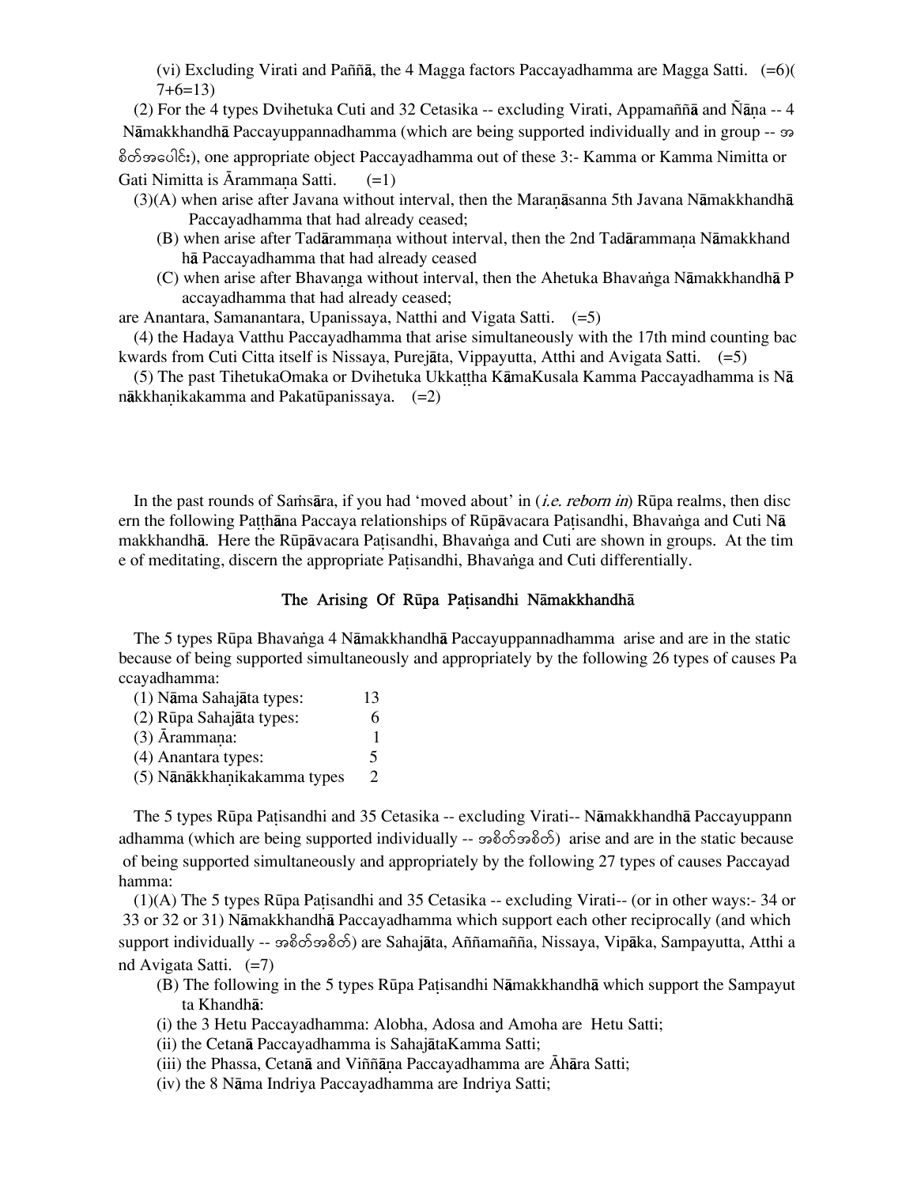(vi) Excluding Virati and Paññā, the 4 Magga factors Paccayadhamma are Magga Satti. (=6)(7+6=13)

(2) For the 4 types Dvihetuka Cuti and 32 Cetasika -- excluding Virati, Appamaññā and Ñāṇa -- 4 Nāmakkhandhā Paccayuppannadhamma (which are being supported individually and in group -- အစိတ်အပေါင်း), one appropriate object Paccayadhamma out of these 3:- Kamma or Kamma Nimitta or Gati Nimitta is Ārammaṇa Satti. (=1)

(3)(A) when arise after Javana without interval, then the Maraṇāsanna 5th Javana Nāmakkhandhā Paccayadhamma that had already ceased;

(B) when arise after Tadārammaṇa without interval, then the 2nd Tadārammaṇa Nāmakkhandhā Paccayadhamma that had already ceased

(C) when arise after Bhavaṇga without interval, then the Ahetuka Bhavaṅga Nāmakkhandhā Paccayadhamma that had already ceased;

are Anantara, Samanantara, Upanissaya, Natthi and Vigata Satti. (=5)

(4) the Hadaya Vatthu Paccayadhamma that arise simultaneously with the 17th mind counting backwards from Cuti Citta itself is Nissaya, Purejāta, Vippayutta, Atthi and Avigata Satti. (=5)

(5) The past TihetukaOmaka or Dvihetuka Ukkaṭṭha KāmaKusala Kamma Paccayadhamma is Nānākkhaṇikakamma and Pakatūpanissaya. (=2)

In the past rounds of Saṁsāra, if you had 'moved about' in (*i.e. reborn in*) Rūpa realms, then discern the following Paṭṭhāna Paccaya relationships of Rūpāvacara Paṭisandhi, Bhavaṅga and Cuti Nāmakkhandhā. Here the Rūpāvacara Paṭisandhi, Bhavaṅga and Cuti are shown in groups. At the time of meditating, discern the appropriate Paṭisandhi, Bhavaṅga and Cuti differentially.

## The Arising Of Rūpa Paṭisandhi Nāmakkhandhā

The 5 types Rūpa Bhavaṅga 4 Nāmakkhandhā Paccayuppannadhamma arise and are in the static because of being supported simultaneously and appropriately by the following 26 types of causes Paccayadhamma:

| | |
|---|---|
| (1) Nāma Sahajāta types: | 13 |
| (2) Rūpa Sahajāta types: | 6 |
| (3) Ārammaṇa: | 1 |
| (4) Anantara types: | 5 |
| (5) Nānākkhaṇikakamma types | 2 |

The 5 types Rūpa Paṭisandhi and 35 Cetasika -- excluding Virati-- Nāmakkhandhā Paccayuppannadhamma (which are being supported individually -- အစိတ်အစိတ်) arise and are in the static because of being supported simultaneously and appropriately by the following 27 types of causes Paccayadhamma:

(1)(A) The 5 types Rūpa Paṭisandhi and 35 Cetasika -- excluding Virati-- (or in other ways:- 34 or 33 or 32 or 31) Nāmakkhandhā Paccayadhamma which support each other reciprocally (and which support individually -- အစိတ်အစိတ်) are Sahajāta, Aññamañña, Nissaya, Vipāka, Sampayutta, Atthi and Avigata Satti. (=7)

(B) The following in the 5 types Rūpa Paṭisandhi Nāmakkhandhā which support the Sampayutta Khandhā:

(i) the 3 Hetu Paccayadhamma: Alobha, Adosa and Amoha are Hetu Satti;

(ii) the Cetanā Paccayadhamma is SahajātaKamma Satti;

(iii) the Phassa, Cetanā and Viññāṇa Paccayadhamma are Āhāra Satti;

(iv) the 8 Nāma Indriya Paccayadhamma are Indriya Satti;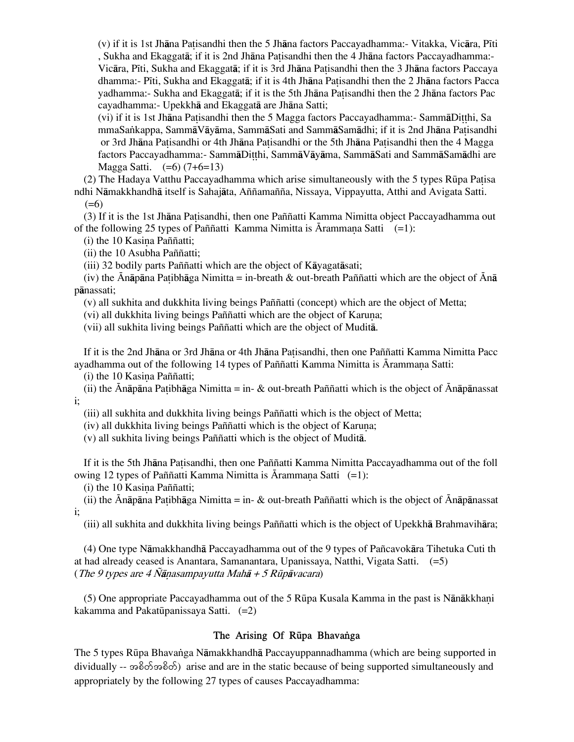(v) if it is 1st Jhāna Paṭisandhi then the 5 Jhāna factors Paccayadhamma:- Vitakka, Vicāra, Pīti, Sukha and Ekaggatā; if it is 2nd Jhāna Paṭisandhi then the 4 Jhāna factors Paccayadhamma:- Vicāra, Pīti, Sukha and Ekaggatā; if it is 3rd Jhāna Paṭisandhi then the 3 Jhāna factors Paccaya dhamma:- Pīti, Sukha and Ekaggatā; if it is 4th Jhāna Paṭisandhi then the 2 Jhāna factors Pacca yadhamma:- Sukha and Ekaggatā; if it is the 5th Jhāna Paṭisandhi then the 2 Jhāna factors Pac cayadhamma:- Upekkhā and Ekaggatā are Jhāna Satti;

(vi) if it is 1st Jhāna Paṭisandhi then the 5 Magga factors Paccayadhamma:- SammāDiṭṭhi, Sa mmaSaṅkappa, SammāVāyāma, SammāSati and SammāSamādhi; if it is 2nd Jhāna Paṭisandhi or 3rd Jhāna Paṭisandhi or 4th Jhāna Paṭisandhi or the 5th Jhāna Paṭisandhi then the 4 Magga factors Paccayadhamma:- SammāDiṭṭhi, SammāVāyāma, SammāSati and SammāSamādhi are Magga Satti. (=6) (7+6=13)

(2) The Hadaya Vatthu Paccayadhamma which arise simultaneously with the 5 types Rūpa Paṭisa ndhi Nāmakkhandhā itself is Sahajāta, Aññamañña, Nissaya, Vippayutta, Atthi and Avigata Satti. (=6)

(3) If it is the 1st Jhāna Paṭisandhi, then one Paññatti Kamma Nimitta object Paccayadhamma out of the following 25 types of Paññatti Kamma Nimitta is Ārammaṇa Satti (=1):

(i) the 10 Kasiṇa Paññatti;
(ii) the 10 Asubha Paññatti;
(iii) 32 bodily parts Paññatti which are the object of Kāyagatāsati;
(iv) the Ānāpāna Paṭibhāga Nimitta = in-breath & out-breath Paññatti which are the object of Ānā pānassati;
(v) all sukhita and dukkhita living beings Paññatti (concept) which are the object of Metta;
(vi) all dukkhita living beings Paññatti which are the object of Karuṇa;
(vii) all sukhita living beings Paññatti which are the object of Muditā.

If it is the 2nd Jhāna or 3rd Jhāna or 4th Jhāna Paṭisandhi, then one Paññatti Kamma Nimitta Pacc ayadhamma out of the following 14 types of Paññatti Kamma Nimitta is Ārammaṇa Satti:

(i) the 10 Kasiṇa Paññatti;
(ii) the Ānāpāna Paṭibhāga Nimitta = in- & out-breath Paññatti which is the object of Ānāpānassat i;
(iii) all sukhita and dukkhita living beings Paññatti which is the object of Metta;
(iv) all dukkhita living beings Paññatti which is the object of Karuṇa;
(v) all sukhita living beings Paññatti which is the object of Muditā.

If it is the 5th Jhāna Paṭisandhi, then one Paññatti Kamma Nimitta Paccayadhamma out of the foll owing 12 types of Paññatti Kamma Nimitta is Ārammaṇa Satti (=1):

(i) the 10 Kasiṇa Paññatti;
(ii) the Ānāpāna Paṭibhāga Nimitta = in- & out-breath Paññatti which is the object of Ānāpānassat i;
(iii) all sukhita and dukkhita living beings Paññatti which is the object of Upekkhā Brahmavihāra;

(4) One type Nāmakkhandhā Paccayadhamma out of the 9 types of Pañcavokāra Tihetuka Cuti th at had already ceased is Anantara, Samanantara, Upanissaya, Natthi, Vigata Satti. (=5)
(*The 9 types are 4 Ñāṇasampayutta Mahā + 5 Rūpāvacara*)

(5) One appropriate Paccayadhamma out of the 5 Rūpa Kusala Kamma in the past is Nānākkhaṇi kakamma and Pakatūpanissaya Satti. (=2)

## The Arising Of Rūpa Bhavaṅga

The 5 types Rūpa Bhavaṅga Nāmakkhandhā Paccayuppannadhamma (which are being supported in dividually -- အစိတ်အစိတ်) arise and are in the static because of being supported simultaneously and appropriately by the following 27 types of causes Paccayadhamma: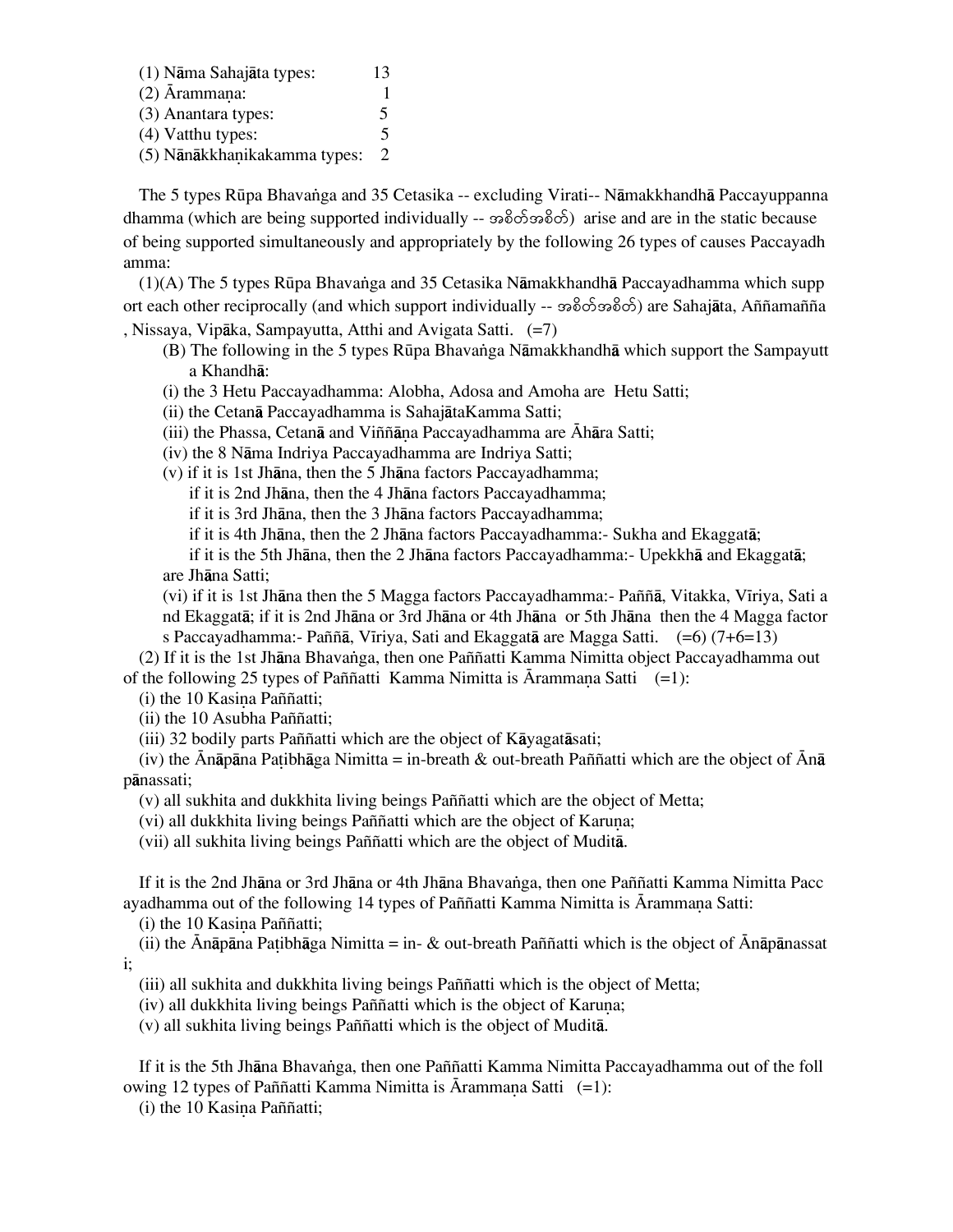(1) Nāma Sahajāta types: 13
(2) Ārammaṇa: 1
(3) Anantara types: 5
(4) Vatthu types: 5
(5) Nānākkhaṇikakamma types: 2

The 5 types Rūpa Bhavaṅga and 35 Cetasika -- excluding Virati-- Nāmakkhandhā Paccayuppanna dhamma (which are being supported individually -- အစိတ်အစိတ်) arise and are in the static because of being supported simultaneously and appropriately by the following 26 types of causes Paccayadh amma:

(1)(A) The 5 types Rūpa Bhavaṅga and 35 Cetasika Nāmakkhandhā Paccayadhamma which supp ort each other reciprocally (and which support individually -- အစိတ်အစိတ်) are Sahajāta, Aññamañña , Nissaya, Vipāka, Sampayutta, Atthi and Avigata Satti. (=7)

(B) The following in the 5 types Rūpa Bhavaṅga Nāmakkhandhā which support the Sampayutt a Khandhā:

(i) the 3 Hetu Paccayadhamma: Alobha, Adosa and Amoha are Hetu Satti;
(ii) the Cetanā Paccayadhamma is SahajātaKamma Satti;
(iii) the Phassa, Cetanā and Viññāṇa Paccayadhamma are Āhāra Satti;
(iv) the 8 Nāma Indriya Paccayadhamma are Indriya Satti;
(v) if it is 1st Jhāna, then the 5 Jhāna factors Paccayadhamma;
if it is 2nd Jhāna, then the 4 Jhāna factors Paccayadhamma;
if it is 3rd Jhāna, then the 3 Jhāna factors Paccayadhamma;
if it is 4th Jhāna, then the 2 Jhāna factors Paccayadhamma:- Sukha and Ekaggatā;
if it is the 5th Jhāna, then the 2 Jhāna factors Paccayadhamma:- Upekkhā and Ekaggatā;
are Jhāna Satti;
(vi) if it is 1st Jhāna then the 5 Magga factors Paccayadhamma:- Paññā, Vitakka, Vīriya, Sati a nd Ekaggatā; if it is 2nd Jhāna or 3rd Jhāna or 4th Jhāna or 5th Jhāna then the 4 Magga factor s Paccayadhamma:- Paññā, Vīriya, Sati and Ekaggatā are Magga Satti. (=6) (7+6=13)

(2) If it is the 1st Jhāna Bhavaṅga, then one Paññatti Kamma Nimitta object Paccayadhamma out of the following 25 types of Paññatti Kamma Nimitta is Ārammaṇa Satti (=1):

(i) the 10 Kasiṇa Paññatti;
(ii) the 10 Asubha Paññatti;
(iii) 32 bodily parts Paññatti which are the object of Kāyagatāsati;
(iv) the Ānāpāna Paṭibhāga Nimitta = in-breath & out-breath Paññatti which are the object of Ānā pānassati;
(v) all sukhita and dukkhita living beings Paññatti which are the object of Metta;
(vi) all dukkhita living beings Paññatti which are the object of Karuṇa;
(vii) all sukhita living beings Paññatti which are the object of Muditā.

If it is the 2nd Jhāna or 3rd Jhāna or 4th Jhāna Bhavaṅga, then one Paññatti Kamma Nimitta Pacc ayadhamma out of the following 14 types of Paññatti Kamma Nimitta is Ārammaṇa Satti:

(i) the 10 Kasiṇa Paññatti;
(ii) the Ānāpāna Paṭibhāga Nimitta = in- & out-breath Paññatti which is the object of Ānāpānassat i;
(iii) all sukhita and dukkhita living beings Paññatti which is the object of Metta;
(iv) all dukkhita living beings Paññatti which is the object of Karuṇa;
(v) all sukhita living beings Paññatti which is the object of Muditā.

If it is the 5th Jhāna Bhavaṅga, then one Paññatti Kamma Nimitta Paccayadhamma out of the foll owing 12 types of Paññatti Kamma Nimitta is Ārammaṇa Satti (=1):

(i) the 10 Kasiṇa Paññatti;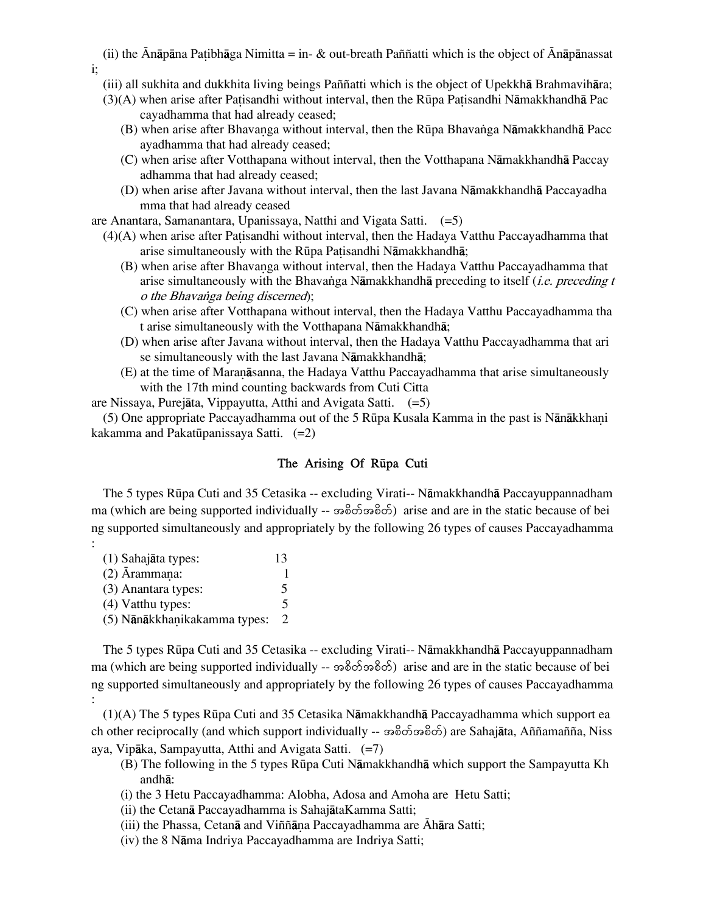(ii) the Ānāpāna Paṭibhāga Nimitta = in- & out-breath Paññatti which is the object of Ānāpānassati;

(iii) all sukhita and dukkhita living beings Paññatti which is the object of Upekkhā Brahmavihāra;

(3)(A) when arise after Paṭisandhi without interval, then the Rūpa Paṭisandhi Nāmakkhandhā Paccayadhamma that had already ceased;

(B) when arise after Bhavaṇga without interval, then the Rūpa Bhavaṅga Nāmakkhandhā Paccayadhamma that had already ceased;

(C) when arise after Votthapana without interval, then the Votthapana Nāmakkhandhā Paccayadhamma that had already ceased;

(D) when arise after Javana without interval, then the last Javana Nāmakkhandhā Paccayadhamma that had already ceased

are Anantara, Samanantara, Upanissaya, Natthi and Vigata Satti. (=5)

(4)(A) when arise after Paṭisandhi without interval, then the Hadaya Vatthu Paccayadhamma that arise simultaneously with the Rūpa Paṭisandhi Nāmakkhandhā;

(B) when arise after Bhavaṇga without interval, then the Hadaya Vatthu Paccayadhamma that arise simultaneously with the Bhavaṅga Nāmakkhandhā preceding to itself (*i.e. preceding to the Bhavaṅga being discerned*);

(C) when arise after Votthapana without interval, then the Hadaya Vatthu Paccayadhamma that arise simultaneously with the Votthapana Nāmakkhandhā;

(D) when arise after Javana without interval, then the Hadaya Vatthu Paccayadhamma that arise simultaneously with the last Javana Nāmakkhandhā;

(E) at the time of Maraṇāsanna, the Hadaya Vatthu Paccayadhamma that arise simultaneously with the 17th mind counting backwards from Cuti Citta

are Nissaya, Purejāta, Vippayutta, Atthi and Avigata Satti. (=5)

(5) One appropriate Paccayadhamma out of the 5 Rūpa Kusala Kamma in the past is Nānākkhaṇikakamma and Pakatūpanissaya Satti. (=2)

## The Arising Of Rūpa Cuti

The 5 types Rūpa Cuti and 35 Cetasika -- excluding Virati-- Nāmakkhandhā Paccayuppannadhamma (which are being supported individually -- အစိတ်အစိတ်) arise and are in the static because of being supported simultaneously and appropriately by the following 26 types of causes Paccayadhamma :

| | |
|---|---|
| (1) Sahajāta types: | 13 |
| (2) Ārammaṇa: | 1 |
| (3) Anantara types: | 5 |
| (4) Vatthu types: | 5 |
| (5) Nānākkhaṇikakamma types: | 2 |

The 5 types Rūpa Cuti and 35 Cetasika -- excluding Virati-- Nāmakkhandhā Paccayuppannadhamma (which are being supported individually -- အစိတ်အစိတ်) arise and are in the static because of being supported simultaneously and appropriately by the following 26 types of causes Paccayadhamma :

(1)(A) The 5 types Rūpa Cuti and 35 Cetasika Nāmakkhandhā Paccayadhamma which support each other reciprocally (and which support individually -- အစိတ်အစိတ်) are Sahajāta, Aññamañña, Nissaya, Vipāka, Sampayutta, Atthi and Avigata Satti. (=7)

(B) The following in the 5 types Rūpa Cuti Nāmakkhandhā which support the Sampayutta Khandhā:

(i) the 3 Hetu Paccayadhamma: Alobha, Adosa and Amoha are Hetu Satti;

(ii) the Cetanā Paccayadhamma is SahajātaKamma Satti;

(iii) the Phassa, Cetanā and Viññāṇa Paccayadhamma are Āhāra Satti;

(iv) the 8 Nāma Indriya Paccayadhamma are Indriya Satti;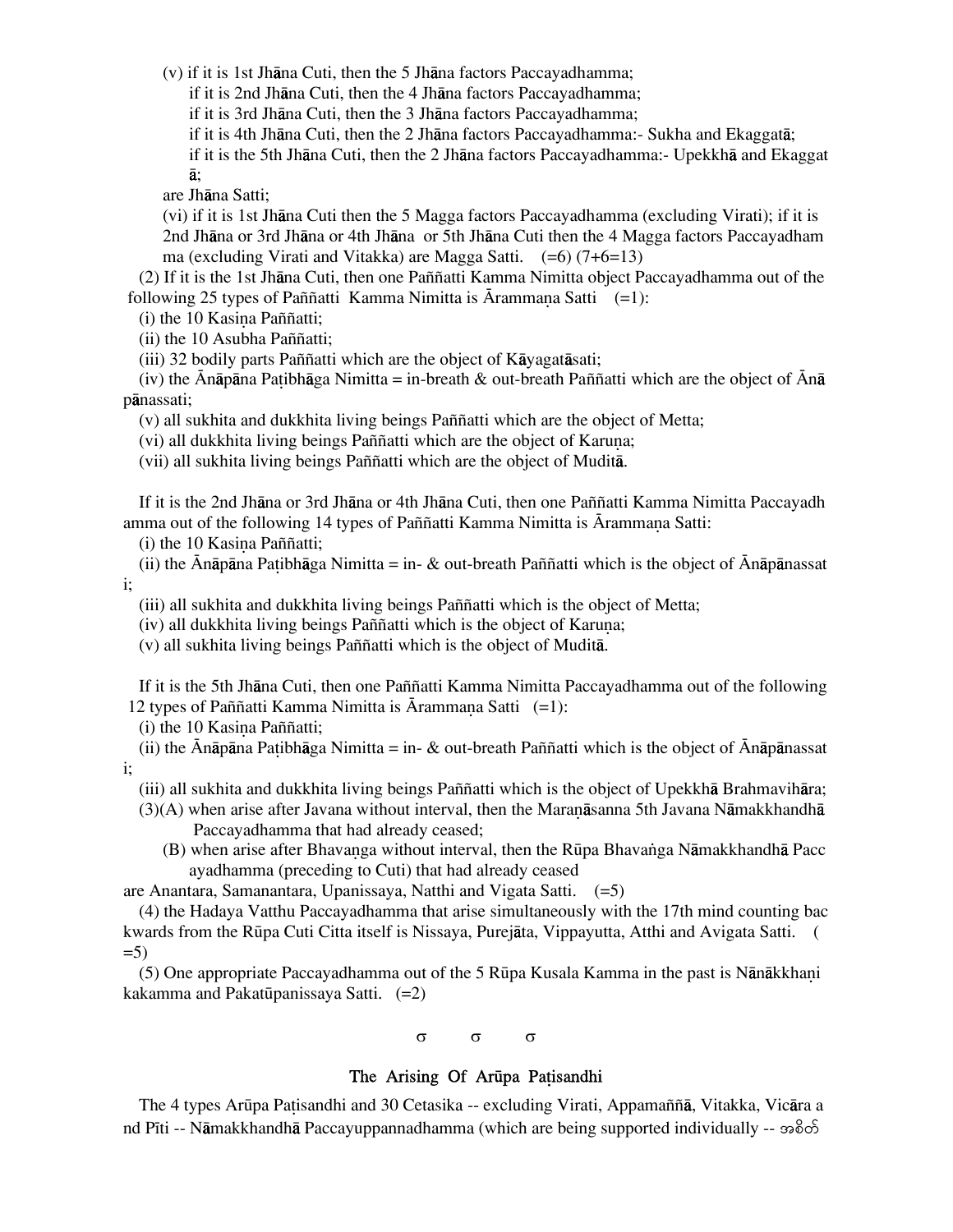(v) if it is 1st Jhāna Cuti, then the 5 Jhāna factors Paccayadhamma;
if it is 2nd Jhāna Cuti, then the 4 Jhāna factors Paccayadhamma;
if it is 3rd Jhāna Cuti, then the 3 Jhāna factors Paccayadhamma;
if it is 4th Jhāna Cuti, then the 2 Jhāna factors Paccayadhamma:- Sukha and Ekaggatā;
if it is the 5th Jhāna Cuti, then the 2 Jhāna factors Paccayadhamma:- Upekkhā and Ekaggatā;
are Jhāna Satti;

(vi) if it is 1st Jhāna Cuti then the 5 Magga factors Paccayadhamma (excluding Virati); if it is 2nd Jhāna or 3rd Jhāna or 4th Jhāna or 5th Jhāna Cuti then the 4 Magga factors Paccayadhamma (excluding Virati and Vitakka) are Magga Satti. (=6) (7+6=13)

(2) If it is the 1st Jhāna Cuti, then one Paññatti Kamma Nimitta object Paccayadhamma out of the following 25 types of Paññatti Kamma Nimitta is Ārammaṇa Satti (=1):

(i) the 10 Kasiṇa Paññatti;
(ii) the 10 Asubha Paññatti;
(iii) 32 bodily parts Paññatti which are the object of Kāyagatāsati;
(iv) the Ānāpāna Paṭibhāga Nimitta = in-breath & out-breath Paññatti which are the object of Ānāpānassati;
(v) all sukhita and dukkhita living beings Paññatti which are the object of Metta;
(vi) all dukkhita living beings Paññatti which are the object of Karuṇa;
(vii) all sukhita living beings Paññatti which are the object of Muditā.

If it is the 2nd Jhāna or 3rd Jhāna or 4th Jhāna Cuti, then one Paññatti Kamma Nimitta Paccayadhamma out of the following 14 types of Paññatti Kamma Nimitta is Ārammaṇa Satti:

(i) the 10 Kasiṇa Paññatti;
(ii) the Ānāpāna Paṭibhāga Nimitta = in- & out-breath Paññatti which is the object of Ānāpānassati;
(iii) all sukhita and dukkhita living beings Paññatti which is the object of Metta;
(iv) all dukkhita living beings Paññatti which is the object of Karuṇa;
(v) all sukhita living beings Paññatti which is the object of Muditā.

If it is the 5th Jhāna Cuti, then one Paññatti Kamma Nimitta Paccayadhamma out of the following 12 types of Paññatti Kamma Nimitta is Ārammaṇa Satti (=1):

(i) the 10 Kasiṇa Paññatti;
(ii) the Ānāpāna Paṭibhāga Nimitta = in- & out-breath Paññatti which is the object of Ānāpānassati;
(iii) all sukhita and dukkhita living beings Paññatti which is the object of Upekkhā Brahmavihāra;

(3)(A) when arise after Javana without interval, then the Maraṇāsanna 5th Javana Nāmakkhandhā Paccayadhamma that had already ceased;
(B) when arise after Bhavaṇga without interval, then the Rūpa Bhavaṅga Nāmakkhandhā Paccayadhamma (preceding to Cuti) that had already ceased
are Anantara, Samanantara, Upanissaya, Natthi and Vigata Satti. (=5)

(4) the Hadaya Vatthu Paccayadhamma that arise simultaneously with the 17th mind counting backwards from the Rūpa Cuti Citta itself is Nissaya, Purejāta, Vippayutta, Atthi and Avigata Satti. (=5)

(5) One appropriate Paccayadhamma out of the 5 Rūpa Kusala Kamma in the past is Nānākkhaṇikakamma and Pakatūpanissaya Satti. (=2)

σ σ σ

## The Arising Of Arūpa Paṭisandhi

The 4 types Arūpa Paṭisandhi and 30 Cetasika -- excluding Virati, Appamaññā, Vitakka, Vicāra and Pīti -- Nāmakkhandhā Paccayuppannadhamma (which are being supported individually -- အစိတ်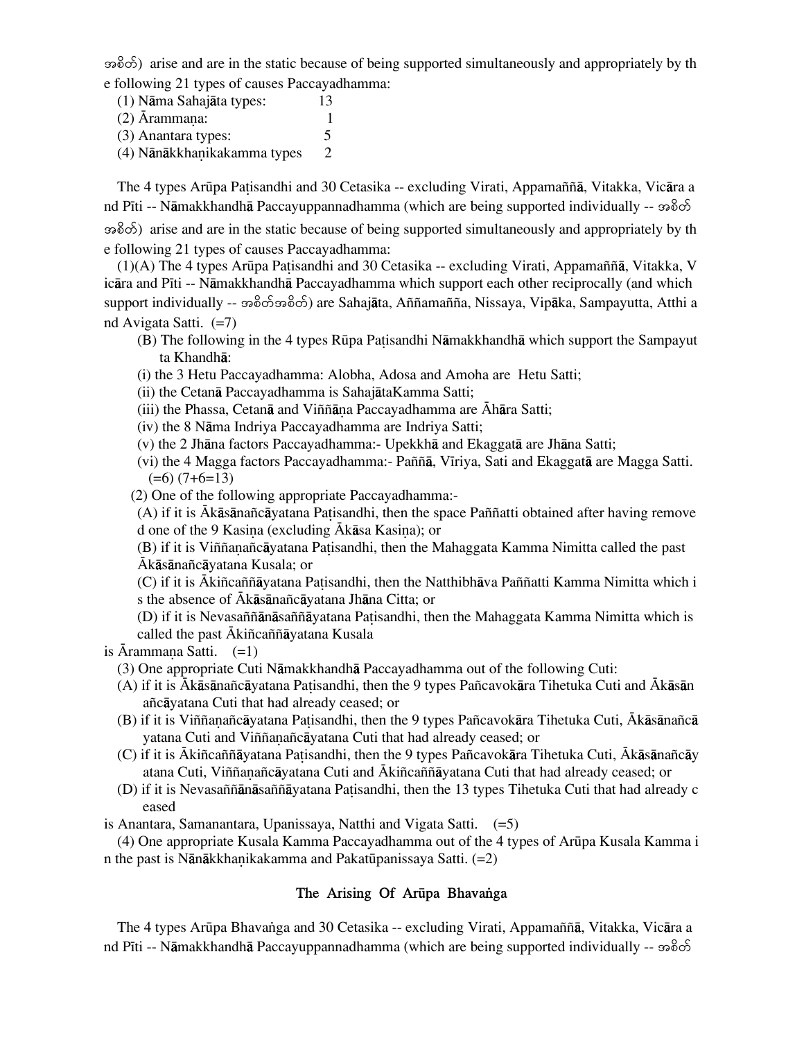အစိတ်) arise and are in the static because of being supported simultaneously and appropriately by the following 21 types of causes Paccayadhamma:

(1) Nāma Sahajāta types: 13
(2) Ārammaṇa: 1
(3) Anantara types: 5
(4) Nānākkhaṇikakamma types 2

The 4 types Arūpa Paṭisandhi and 30 Cetasika -- excluding Virati, Appamaññā, Vitakka, Vicāra and Pīti -- Nāmakkhandhā Paccayuppannadhamma (which are being supported individually -- အစိတ် အစိတ်) arise and are in the static because of being supported simultaneously and appropriately by the following 21 types of causes Paccayadhamma:

(1)(A) The 4 types Arūpa Paṭisandhi and 30 Cetasika -- excluding Virati, Appamaññā, Vitakka, Vicāra and Pīti -- Nāmakkhandhā Paccayadhamma which support each other reciprocally (and which support individually -- အစိတ်အစိတ်) are Sahajāta, Aññamañña, Nissaya, Vipāka, Sampayutta, Atthi and Avigata Satti. (=7)

(B) The following in the 4 types Rūpa Paṭisandhi Nāmakkhandhā which support the Sampayutta Khandhā:

(i) the 3 Hetu Paccayadhamma: Alobha, Adosa and Amoha are Hetu Satti;
(ii) the Cetanā Paccayadhamma is SahajātaKamma Satti;
(iii) the Phassa, Cetanā and Viññāṇa Paccayadhamma are Āhāra Satti;
(iv) the 8 Nāma Indriya Paccayadhamma are Indriya Satti;
(v) the 2 Jhāna factors Paccayadhamma:- Upekkhā and Ekaggatā are Jhāna Satti;
(vi) the 4 Magga factors Paccayadhamma:- Paññā, Vīriya, Sati and Ekaggatā are Magga Satti. (=6) (7+6=13)

(2) One of the following appropriate Paccayadhamma:-

(A) if it is Ākāsānañcāyatana Paṭisandhi, then the space Paññatti obtained after having removed one of the 9 Kasiṇa (excluding Ākāsa Kasiṇa); or
(B) if it is Viññaṇañcāyatana Paṭisandhi, then the Mahaggata Kamma Nimitta called the past Ākāsānañcāyatana Kusala; or
(C) if it is Ākiñcaññāyatana Paṭisandhi, then the Natthibhāva Paññatti Kamma Nimitta which is the absence of Ākāsānañcāyatana Jhāna Citta; or
(D) if it is Nevasaññānāsaññāyatana Paṭisandhi, then the Mahaggata Kamma Nimitta which is called the past Ākiñcaññāyatana Kusala

is Ārammaṇa Satti. (=1)

(3) One appropriate Cuti Nāmakkhandhā Paccayadhamma out of the following Cuti:

(A) if it is Ākāsānañcāyatana Paṭisandhi, then the 9 types Pañcavokāra Tihetuka Cuti and Ākāsānañcāyatana Cuti that had already ceased; or
(B) if it is Viññaṇañcāyatana Paṭisandhi, then the 9 types Pañcavokāra Tihetuka Cuti, Ākāsānañcāyatana Cuti and Viññaṇañcāyatana Cuti that had already ceased; or
(C) if it is Ākiñcaññāyatana Paṭisandhi, then the 9 types Pañcavokāra Tihetuka Cuti, Ākāsānañcāyatana Cuti, Viññaṇañcāyatana Cuti and Ākiñcaññāyatana Cuti that had already ceased; or
(D) if it is Nevasaññānāsaññāyatana Paṭisandhi, then the 13 types Tihetuka Cuti that had already ceased

is Anantara, Samanantara, Upanissaya, Natthi and Vigata Satti. (=5)

(4) One appropriate Kusala Kamma Paccayadhamma out of the 4 types of Arūpa Kusala Kamma in the past is Nānākkhaṇikakamma and Pakatūpanissaya Satti. (=2)

## The Arising Of Arūpa Bhavaṅga

The 4 types Arūpa Bhavaṅga and 30 Cetasika -- excluding Virati, Appamaññā, Vitakka, Vicāra and Pīti -- Nāmakkhandhā Paccayuppannadhamma (which are being supported individually -- အစိတ်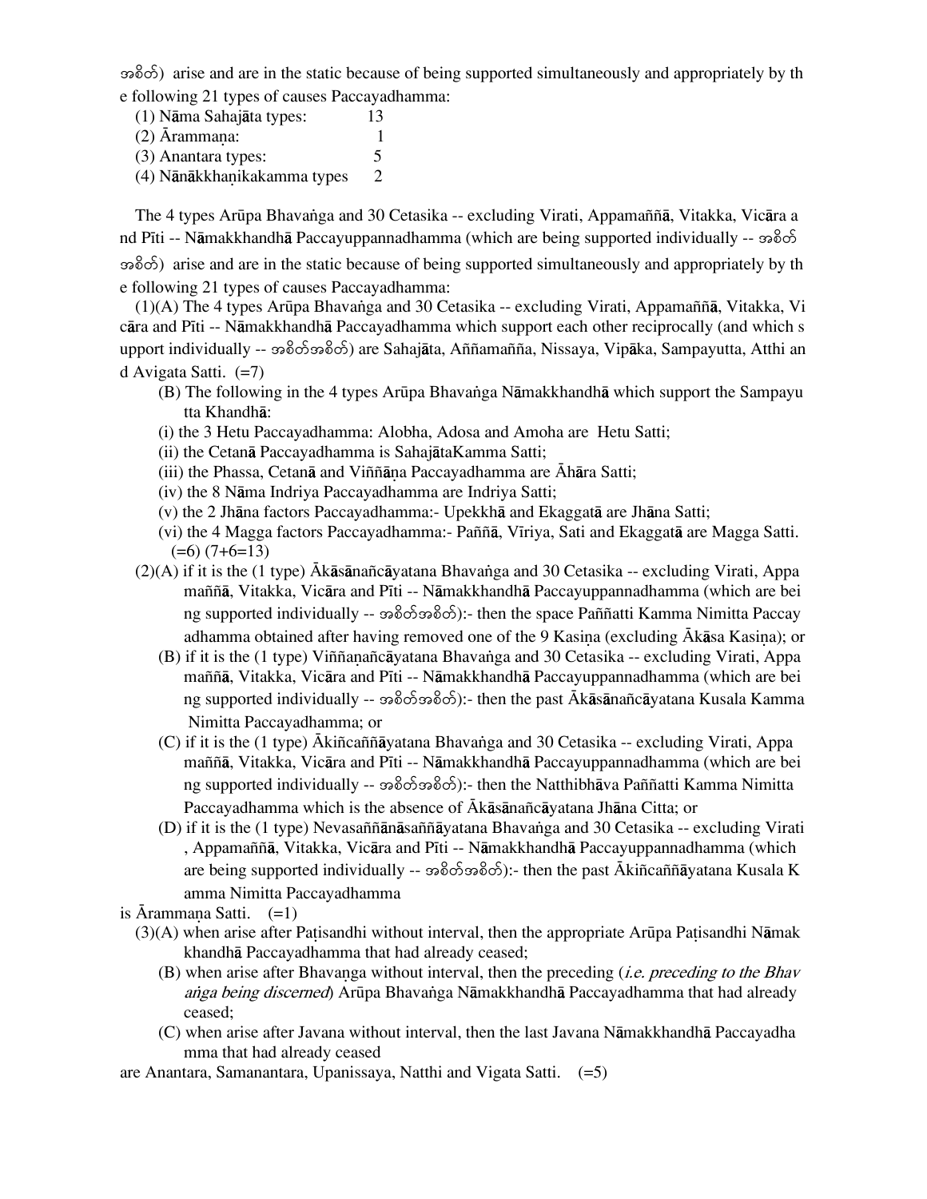အစိတ်) arise and are in the static because of being supported simultaneously and appropriately by the following 21 types of causes Paccayadhamma:

(1) Nāma Sahajāta types: 13
(2) Ārammaṇa: 1
(3) Anantara types: 5
(4) Nānākkhaṇikakamma types 2

The 4 types Arūpa Bhavaṅga and 30 Cetasika -- excluding Virati, Appamaññā, Vitakka, Vicāra and Pīti -- Nāmakkhandhā Paccayuppannadhamma (which are being supported individually -- အစိတ်အစိတ်) arise and are in the static because of being supported simultaneously and appropriately by the following 21 types of causes Paccayadhamma:

(1)(A) The 4 types Arūpa Bhavaṅga and 30 Cetasika -- excluding Virati, Appamaññā, Vitakka, Vicāra and Pīti -- Nāmakkhandhā Paccayadhamma which support each other reciprocally (and which support individually -- အစိတ်အစိတ်) are Sahajāta, Aññamañña, Nissaya, Vipāka, Sampayutta, Atthi and Avigata Satti. (=7)

(B) The following in the 4 types Arūpa Bhavaṅga Nāmakkhandhā which support the Sampayutta Khandhā:
(i) the 3 Hetu Paccayadhamma: Alobha, Adosa and Amoha are Hetu Satti;
(ii) the Cetanā Paccayadhamma is SahajātaKamma Satti;
(iii) the Phassa, Cetanā and Viññāṇa Paccayadhamma are Āhāra Satti;
(iv) the 8 Nāma Indriya Paccayadhamma are Indriya Satti;
(v) the 2 Jhāna factors Paccayadhamma:- Upekkhā and Ekaggatā are Jhāna Satti;
(vi) the 4 Magga factors Paccayadhamma:- Paññā, Vīriya, Sati and Ekaggatā are Magga Satti. (=6) (7+6=13)

(2)(A) if it is the (1 type) Ākāsānañcāyatana Bhavaṅga and 30 Cetasika -- excluding Virati, Appamaññā, Vitakka, Vicāra and Pīti -- Nāmakkhandhā Paccayuppannadhamma (which are being supported individually -- အစိတ်အစိတ်):- then the space Paññatti Kamma Nimitta Paccayadhamma obtained after having removed one of the 9 Kasiṇa (excluding Ākāsa Kasiṇa); or

(B) if it is the (1 type) Viññaṇañcāyatana Bhavaṅga and 30 Cetasika -- excluding Virati, Appamaññā, Vitakka, Vicāra and Pīti -- Nāmakkhandhā Paccayuppannadhamma (which are being supported individually -- အစိတ်အစိတ်):- then the past Ākāsānañcāyatana Kusala Kamma Nimitta Paccayadhamma; or

(C) if it is the (1 type) Ākiñcaññāyatana Bhavaṅga and 30 Cetasika -- excluding Virati, Appamaññā, Vitakka, Vicāra and Pīti -- Nāmakkhandhā Paccayuppannadhamma (which are being supported individually -- အစိတ်အစိတ်):- then the Natthibhāva Paññatti Kamma Nimitta Paccayadhamma which is the absence of Ākāsānañcāyatana Jhāna Citta; or

(D) if it is the (1 type) Nevasaññānāsaññāyatana Bhavaṅga and 30 Cetasika -- excluding Virati, Appamaññā, Vitakka, Vicāra and Pīti -- Nāmakkhandhā Paccayuppannadhamma (which are being supported individually -- အစိတ်အစိတ်):- then the past Ākiñcaññāyatana Kusala Kamma Nimitta Paccayadhamma

is Ārammaṇa Satti. (=1)

(3)(A) when arise after Paṭisandhi without interval, then the appropriate Arūpa Paṭisandhi Nāmakkhandhā Paccayadhamma that had already ceased;

(B) when arise after Bhavaṇga without interval, then the preceding (*i.e. preceding to the Bhavaṅga being discerned*) Arūpa Bhavaṅga Nāmakkhandhā Paccayadhamma that had already ceased;

(C) when arise after Javana without interval, then the last Javana Nāmakkhandhā Paccayadhamma that had already ceased

are Anantara, Samanantara, Upanissaya, Natthi and Vigata Satti. (=5)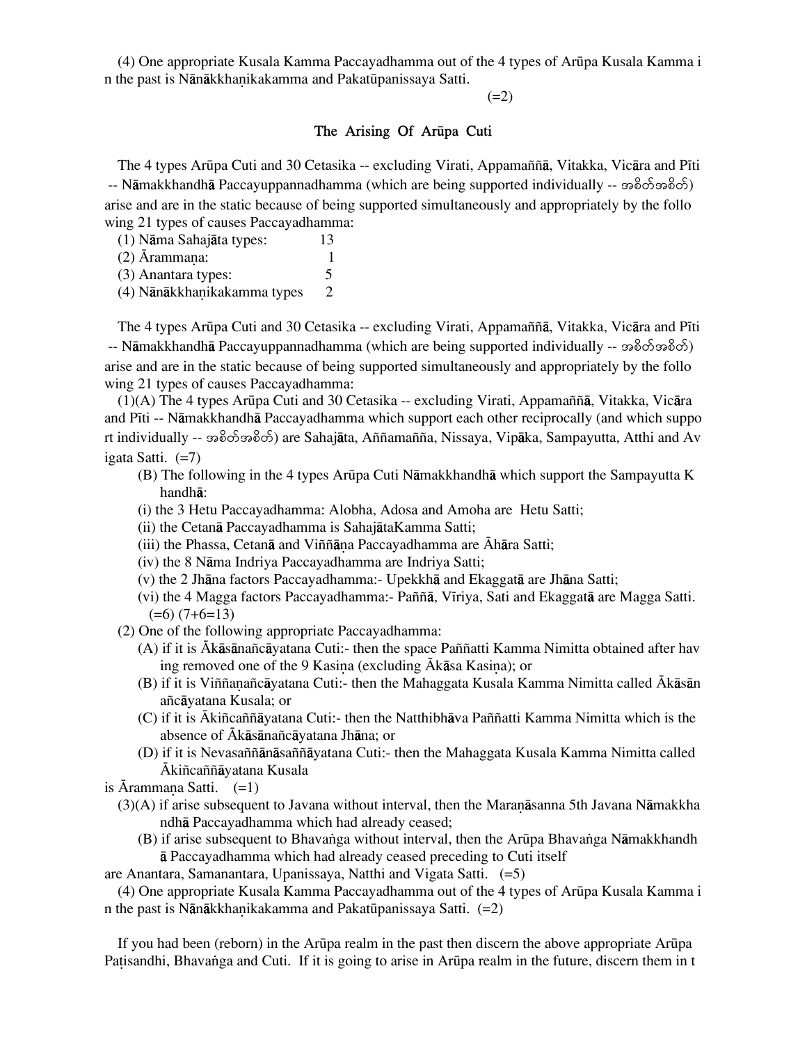(4) One appropriate Kusala Kamma Paccayadhamma out of the 4 types of Arūpa Kusala Kamma in the past is Nānākkhaṇikakamma and Pakatūpanissaya Satti.

(=2)

## The Arising Of Arūpa Cuti

The 4 types Arūpa Cuti and 30 Cetasika -- excluding Virati, Appamaññā, Vitakka, Vicāra and Pīti -- Nāmakkhandhā Paccayuppannadhamma (which are being supported individually -- အစိတ်အစိတ်) arise and are in the static because of being supported simultaneously and appropriately by the following 21 types of causes Paccayadhamma:

(1) Nāma Sahajāta types: 13
(2) Ārammaṇa: 1
(3) Anantara types: 5
(4) Nānākkhaṇikakamma types 2

The 4 types Arūpa Cuti and 30 Cetasika -- excluding Virati, Appamaññā, Vitakka, Vicāra and Pīti -- Nāmakkhandhā Paccayuppannadhamma (which are being supported individually -- အစိတ်အစိတ်) arise and are in the static because of being supported simultaneously and appropriately by the following 21 types of causes Paccayadhamma:

(1)(A) The 4 types Arūpa Cuti and 30 Cetasika -- excluding Virati, Appamaññā, Vitakka, Vicāra and Pīti -- Nāmakkhandhā Paccayadhamma which support each other reciprocally (and which support individually -- အစိတ်အစိတ်) are Sahajāta, Aññamañña, Nissaya, Vipāka, Sampayutta, Atthi and Avigata Satti. (=7)

(B) The following in the 4 types Arūpa Cuti Nāmakkhandhā which support the Sampayutta Khandhā:
- (i) the 3 Hetu Paccayadhamma: Alobha, Adosa and Amoha are Hetu Satti;
- (ii) the Cetanā Paccayadhamma is SahajātaKamma Satti;
- (iii) the Phassa, Cetanā and Viññāṇa Paccayadhamma are Āhāra Satti;
- (iv) the 8 Nāma Indriya Paccayadhamma are Indriya Satti;
- (v) the 2 Jhāna factors Paccayadhamma:- Upekkhā and Ekaggatā are Jhāna Satti;
- (vi) the 4 Magga factors Paccayadhamma:- Paññā, Vīriya, Sati and Ekaggatā are Magga Satti. (=6) (7+6=13)

(2) One of the following appropriate Paccayadhamma:
- (A) if it is Ākāsānañcāyatana Cuti:- then the space Paññatti Kamma Nimitta obtained after having removed one of the 9 Kasiṇa (excluding Ākāsa Kasiṇa); or
- (B) if it is Viññaṇañcāyatana Cuti:- then the Mahaggata Kusala Kamma Nimitta called Ākāsānañcāyatana Kusala; or
- (C) if it is Ākiñcaññāyatana Cuti:- then the Natthibhāva Paññatti Kamma Nimitta which is the absence of Ākāsānañcāyatana Jhāna; or
- (D) if it is Nevasaññānāsaññāyatana Cuti:- then the Mahaggata Kusala Kamma Nimitta called Ākiñcaññāyatana Kusala

is Ārammaṇa Satti. (=1)

(3)(A) if arise subsequent to Javana without interval, then the Maraṇāsanna 5th Javana Nāmakkhandhā Paccayadhamma which had already ceased;

(B) if arise subsequent to Bhavaṅga without interval, then the Arūpa Bhavaṅga Nāmakkhandhā Paccayadhamma which had already ceased preceding to Cuti itself

are Anantara, Samanantara, Upanissaya, Natthi and Vigata Satti. (=5)

(4) One appropriate Kusala Kamma Paccayadhamma out of the 4 types of Arūpa Kusala Kamma in the past is Nānākkhaṇikakamma and Pakatūpanissaya Satti. (=2)

If you had been (reborn) in the Arūpa realm in the past then discern the above appropriate Arūpa Paṭisandhi, Bhavaṅga and Cuti. If it is going to arise in Arūpa realm in the future, discern them in t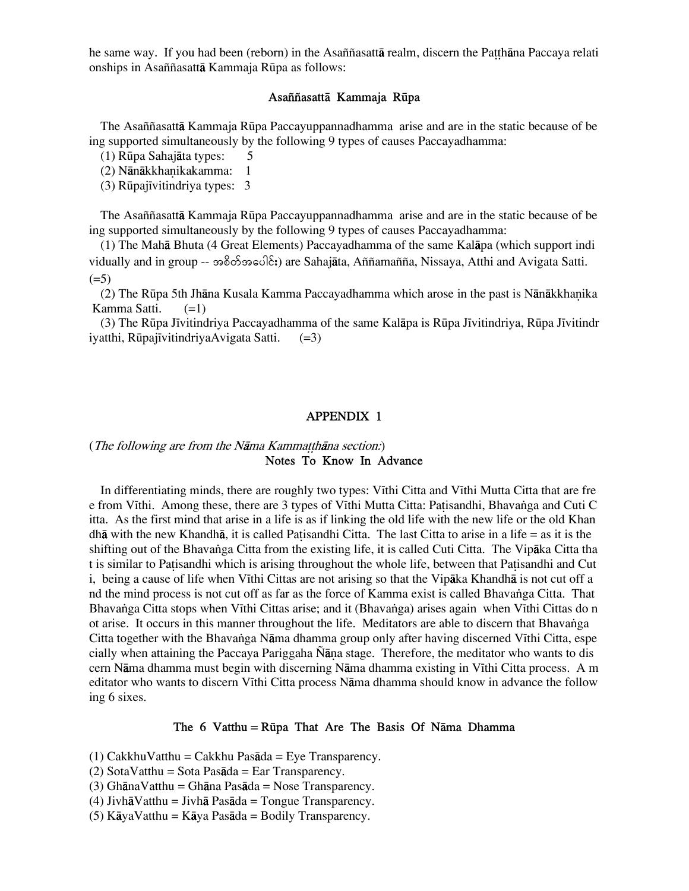he same way. If you had been (reborn) in the Asaññasattā realm, discern the Paṭṭhāna Paccaya relationships in Asaññasattā Kammaja Rūpa as follows:

### Asaññasattā Kammaja Rūpa

The Asaññasattā Kammaja Rūpa Paccayuppannadhamma arise and are in the static because of being supported simultaneously by the following 9 types of causes Paccayadhamma:

(1) Rūpa Sahajāta types: 5
(2) Nānākkhaṇikakamma: 1
(3) Rūpajīvitindriya types: 3

The Asaññasattā Kammaja Rūpa Paccayuppannadhamma arise and are in the static because of being supported simultaneously by the following 9 types of causes Paccayadhamma:

(1) The Mahā Bhuta (4 Great Elements) Paccayadhamma of the same Kalāpa (which support individually and in group -- အစိတ်အပေါင်း) are Sahajāta, Aññamañña, Nissaya, Atthi and Avigata Satti. (=5)

(2) The Rūpa 5th Jhāna Kusala Kamma Paccayadhamma which arose in the past is Nānākkhaṇika Kamma Satti. (=1)

(3) The Rūpa Jīvitindriya Paccayadhamma of the same Kalāpa is Rūpa Jīvitindriya, Rūpa Jīvitindriyatthi, RūpajīvitindriyaAvigata Satti. (=3)

## APPENDIX 1

(*The following are from the Nāma Kammaṭṭhāna section:*)

### Notes To Know In Advance

In differentiating minds, there are roughly two types: Vīthi Citta and Vīthi Mutta Citta that are free from Vīthi. Among these, there are 3 types of Vīthi Mutta Citta: Paṭisandhi, Bhavaṅga and Cuti Citta. As the first mind that arise in a life is as if linking the old life with the new life or the old Khandhā with the new Khandhā, it is called Paṭisandhi Citta. The last Citta to arise in a life = as it is the shifting out of the Bhavaṅga Citta from the existing life, it is called Cuti Citta. The Vipāka Citta that is similar to Paṭisandhi which is arising throughout the whole life, between that Paṭisandhi and Cuti, being a cause of life when Vīthi Cittas are not arising so that the Vipāka Khandhā is not cut off and the mind process is not cut off as far as the force of Kamma exist is called Bhavaṅga Citta. That Bhavaṅga Citta stops when Vīthi Cittas arise; and it (Bhavaṅga) arises again when Vīthi Cittas do not arise. It occurs in this manner throughout the life. Meditators are able to discern that Bhavaṅga Citta together with the Bhavaṅga Nāma dhamma group only after having discerned Vīthi Citta, especially when attaining the Paccaya Pariggaha Ñāṇa stage. Therefore, the meditator who wants to discern Nāma dhamma must begin with discerning Nāma dhamma existing in Vīthi Citta process. A meditator who wants to discern Vīthi Citta process Nāma dhamma should know in advance the following 6 sixes.

### The 6 Vatthu = Rūpa That Are The Basis Of Nāma Dhamma

(1) CakkhuVatthu = Cakkhu Pasāda = Eye Transparency.
(2) SotaVatthu = Sota Pasāda = Ear Transparency.
(3) GhānaVatthu = Ghāna Pasāda = Nose Transparency.
(4) JivhāVatthu = Jivhā Pasāda = Tongue Transparency.
(5) KāyaVatthu = Kāya Pasāda = Bodily Transparency.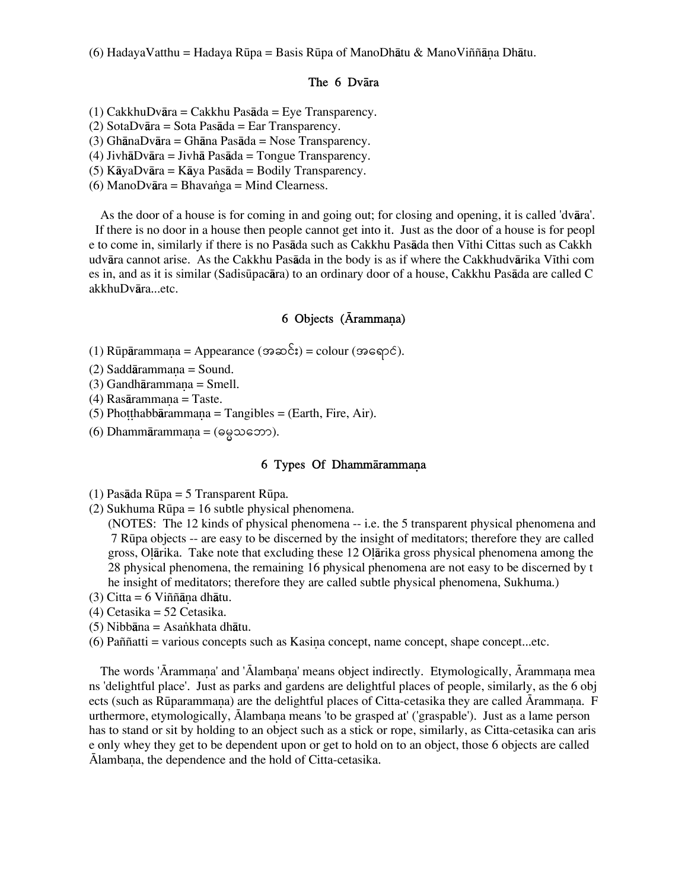(6) HadayaVatthu = Hadaya Rūpa = Basis Rūpa of ManoDhātu & ManoViññāṇa Dhātu.

## The 6 Dvāra

(1) CakkhuDvāra = Cakkhu Pasāda = Eye Transparency.
(2) SotaDvāra = Sota Pasāda = Ear Transparency.
(3) GhānaDvāra = Ghāna Pasāda = Nose Transparency.
(4) JivhāDvāra = Jivhā Pasāda = Tongue Transparency.
(5) KāyaDvāra = Kāya Pasāda = Bodily Transparency.
(6) ManoDvāra = Bhavaṅga = Mind Clearness.

As the door of a house is for coming in and going out; for closing and opening, it is called 'dvāra'. If there is no door in a house then people cannot get into it. Just as the door of a house is for people to come in, similarly if there is no Pasāda such as Cakkhu Pasāda then Vīthi Cittas such as Cakkhudvāra cannot arise. As the Cakkhu Pasāda in the body is as if where the Cakkhudvārika Vīthi comes in, and as it is similar (Sadisūpacāra) to an ordinary door of a house, Cakkhu Pasāda are called CakkhuDvāra...etc.

## 6 Objects (Ārammaṇa)

(1) Rūpārammaṇa = Appearance (အဆင်း) = colour (အရောင်).
(2) Saddārammaṇa = Sound.
(3) Gandhārammaṇa = Smell.
(4) Rasārammaṇa = Taste.
(5) Phoṭṭhabbārammaṇa = Tangibles = (Earth, Fire, Air).
(6) Dhammārammaṇa = (ဓမ္မသဘော).

## 6 Types Of Dhammārammaṇa

(1) Pasāda Rūpa = 5 Transparent Rūpa.
(2) Sukhuma Rūpa = 16 subtle physical phenomena.
(NOTES: The 12 kinds of physical phenomena -- i.e. the 5 transparent physical phenomena and 7 Rūpa objects -- are easy to be discerned by the insight of meditators; therefore they are called gross, Oḷārika. Take note that excluding these 12 Oḷārika gross physical phenomena among the 28 physical phenomena, the remaining 16 physical phenomena are not easy to be discerned by the insight of meditators; therefore they are called subtle physical phenomena, Sukhuma.)
(3) Citta = 6 Viññāṇa dhātu.
(4) Cetasika = 52 Cetasika.
(5) Nibbāna = Asaṅkhata dhātu.
(6) Paññatti = various concepts such as Kasiṇa concept, name concept, shape concept...etc.

The words 'Ārammaṇa' and 'Ālambaṇa' means object indirectly. Etymologically, Ārammaṇa means 'delightful place'. Just as parks and gardens are delightful places of people, similarly, as the 6 objects (such as Rūparammaṇa) are the delightful places of Citta-cetasika they are called Ārammaṇa. Furthermore, etymologically, Ālambaṇa means 'to be grasped at' ('graspable'). Just as a lame person has to stand or sit by holding to an object such as a stick or rope, similarly, as Citta-cetasika can arise only whey they get to be dependent upon or get to hold on to an object, those 6 objects are called Ālambaṇa, the dependence and the hold of Citta-cetasika.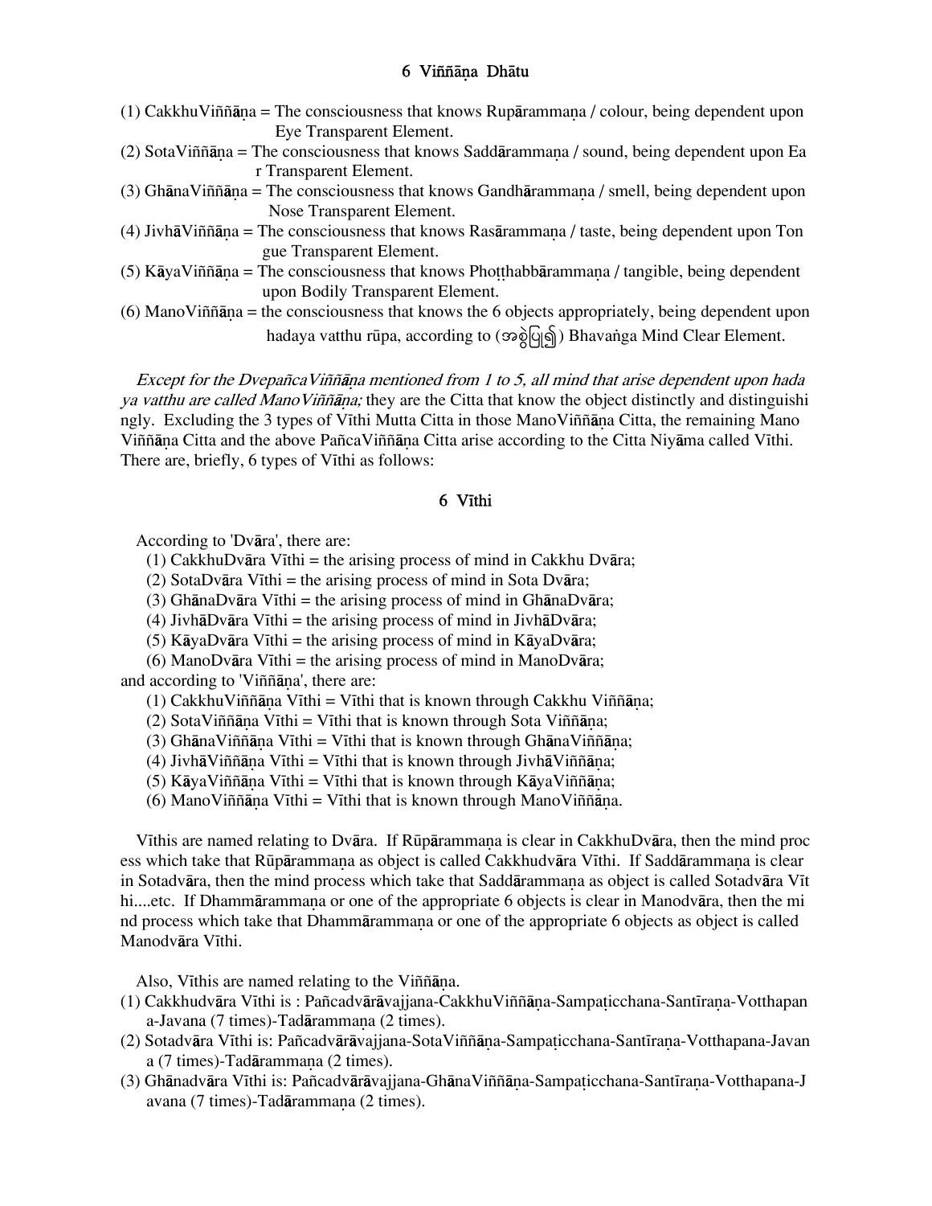## 6 Viññāṇa Dhātu

(1) CakkhuViññāṇa = The consciousness that knows Rupārammaṇa / colour, being dependent upon Eye Transparent Element.
(2) SotaViññāṇa = The consciousness that knows Saddārammaṇa / sound, being dependent upon Ear Transparent Element.
(3) GhānaViññāṇa = The consciousness that knows Gandhārammaṇa / smell, being dependent upon Nose Transparent Element.
(4) JivhāViññāṇa = The consciousness that knows Rasārammaṇa / taste, being dependent upon Tongue Transparent Element.
(5) KāyaViññāṇa = The consciousness that knows Phoṭṭhabbārammaṇa / tangible, being dependent upon Bodily Transparent Element.
(6) ManoViññāṇa = the consciousness that knows the 6 objects appropriately, being dependent upon hadaya vatthu rūpa, according to (အစွဲပြု၍) Bhavaṅga Mind Clear Element.

*Except for the DvepañcaViññāṇa mentioned from 1 to 5, all mind that arise dependent upon hadaya vatthu are called ManoViññāṇa;* they are the Citta that know the object distinctly and distinguishingly. Excluding the 3 types of Vīthi Mutta Citta in those ManoViññāṇa Citta, the remaining ManoViññāṇa Citta and the above PañcaViññāṇa Citta arise according to the Citta Niyāma called Vīthi. There are, briefly, 6 types of Vīthi as follows:

## 6 Vīthi

According to 'Dvāra', there are:
 (1) CakkhuDvāra Vīthi = the arising process of mind in Cakkhu Dvāra;
 (2) SotaDvāra Vīthi = the arising process of mind in Sota Dvāra;
 (3) GhānaDvāra Vīthi = the arising process of mind in GhānaDvāra;
 (4) JivhāDvāra Vīthi = the arising process of mind in JivhāDvāra;
 (5) KāyaDvāra Vīthi = the arising process of mind in KāyaDvāra;
 (6) ManoDvāra Vīthi = the arising process of mind in ManoDvāra;
and according to 'Viññāṇa', there are:
 (1) CakkhuViññāṇa Vīthi = Vīthi that is known through Cakkhu Viññāṇa;
 (2) SotaViññāṇa Vīthi = Vīthi that is known through Sota Viññāṇa;
 (3) GhānaViññāṇa Vīthi = Vīthi that is known through GhānaViññāṇa;
 (4) JivhāViññāṇa Vīthi = Vīthi that is known through JivhāViññāṇa;
 (5) KāyaViññāṇa Vīthi = Vīthi that is known through KāyaViññāṇa;
 (6) ManoViññāṇa Vīthi = Vīthi that is known through ManoViññāṇa.

Vīthis are named relating to Dvāra. If Rūpārammaṇa is clear in CakkhuDvāra, then the mind process which take that Rūpārammaṇa as object is called Cakkhudvāra Vīthi. If Saddārammaṇa is clear in Sotadvāra, then the mind process which take that Saddārammaṇa as object is called Sotadvāra Vīthi....etc. If Dhammārammaṇa or one of the appropriate 6 objects is clear in Manodvāra, then the mind process which take that Dhammārammaṇa or one of the appropriate 6 objects as object is called Manodvāra Vīthi.

Also, Vīthis are named relating to the Viññāṇa.
(1) Cakkhudvāra Vīthi is : Pañcadvārāvajjana-CakkhuViññāṇa-Sampaṭicchana-Santīraṇa-Votthapana-Javana (7 times)-Tadārammaṇa (2 times).
(2) Sotadvāra Vīthi is: Pañcadvārāvajjana-SotaViññāṇa-Sampaṭicchana-Santīraṇa-Votthapana-Javana (7 times)-Tadārammaṇa (2 times).
(3) Ghānadvāra Vīthi is: Pañcadvārāvajjana-GhānaViññāṇa-Sampaṭicchana-Santīraṇa-Votthapana-Javana (7 times)-Tadārammaṇa (2 times).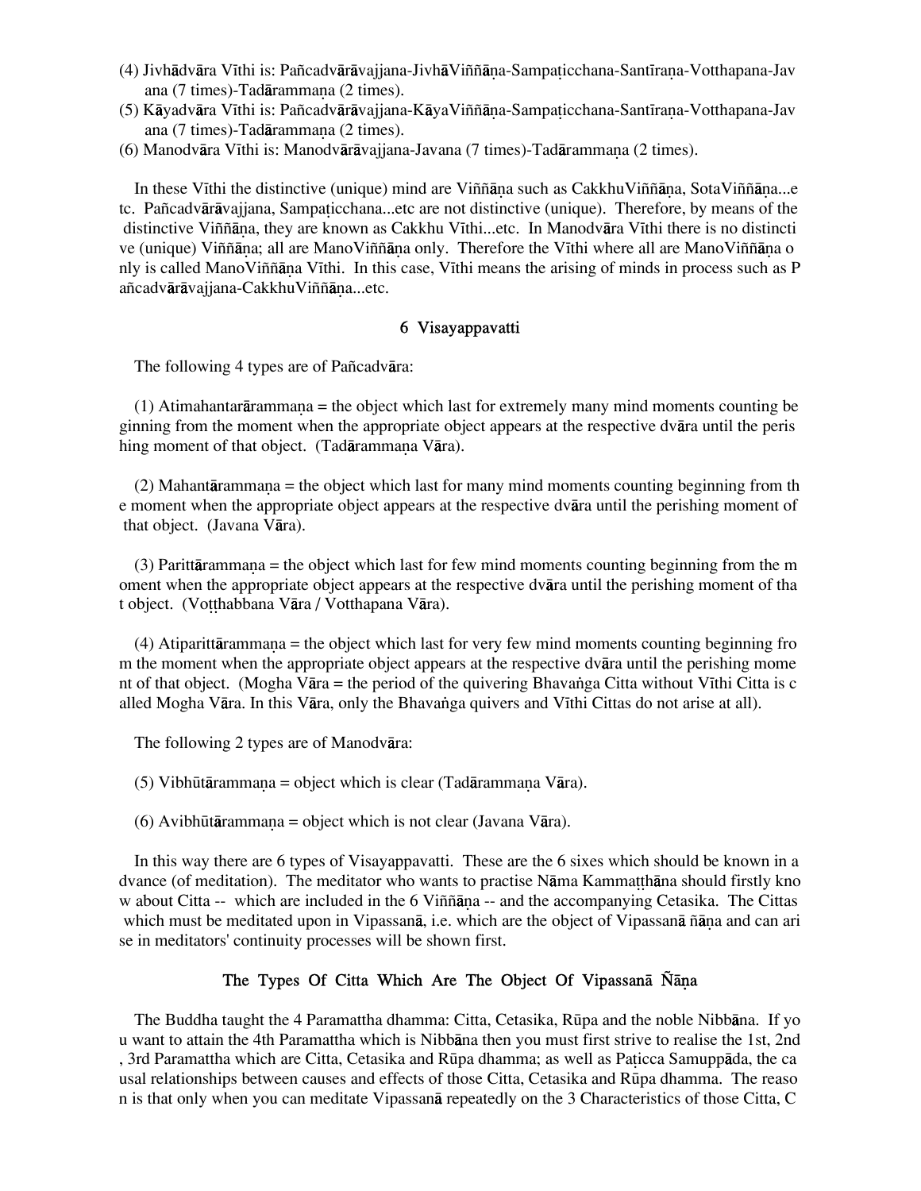(4) Jivhādvāra Vīthi is: Pañcadvārāvajjana-JivhāViññāṇa-Sampaṭicchana-Santīraṇa-Votthapana-Javana (7 times)-Tadārammaṇa (2 times).
(5) Kāyadvāra Vīthi is: Pañcadvārāvajjana-KāyaViññāṇa-Sampaṭicchana-Santīraṇa-Votthapana-Javana (7 times)-Tadārammaṇa (2 times).
(6) Manodvāra Vīthi is: Manodvārāvajjana-Javana (7 times)-Tadārammaṇa (2 times).

In these Vīthi the distinctive (unique) mind are Viññāṇa such as CakkhuViññāṇa, SotaViññāṇa...etc. Pañcadvārāvajjana, Sampaṭicchana...etc are not distinctive (unique). Therefore, by means of the distinctive Viññāṇa, they are known as Cakkhu Vīthi...etc. In Manodvāra Vīthi there is no distinctive (unique) Viññāṇa; all are ManoViññāṇa only. Therefore the Vīthi where all are ManoViññāṇa only is called ManoViññāṇa Vīthi. In this case, Vīthi means the arising of minds in process such as Pañcadvārāvajjana-CakkhuViññāṇa...etc.

## 6 Visayappavatti

The following 4 types are of Pañcadvāra:

(1) Atimahantarārammaṇa = the object which last for extremely many mind moments counting beginning from the moment when the appropriate object appears at the respective dvāra until the perishing moment of that object. (Tadārammaṇa Vāra).

(2) Mahantārammaṇa = the object which last for many mind moments counting beginning from the moment when the appropriate object appears at the respective dvāra until the perishing moment of that object. (Javana Vāra).

(3) Parittārammaṇa = the object which last for few mind moments counting beginning from the moment when the appropriate object appears at the respective dvāra until the perishing moment of that object. (Voṭṭhabbana Vāra / Votthapana Vāra).

(4) Atiparittārammaṇa = the object which last for very few mind moments counting beginning from the moment when the appropriate object appears at the respective dvāra until the perishing moment of that object. (Mogha Vāra = the period of the quivering Bhavaṅga Citta without Vīthi Citta is called Mogha Vāra. In this Vāra, only the Bhavaṅga quivers and Vīthi Cittas do not arise at all).

The following 2 types are of Manodvāra:

(5) Vibhūtārammaṇa = object which is clear (Tadārammaṇa Vāra).

(6) Avibhūtārammaṇa = object which is not clear (Javana Vāra).

In this way there are 6 types of Visayappavatti. These are the 6 sixes which should be known in advance (of meditation). The meditator who wants to practise Nāma Kammaṭṭhāna should firstly know about Citta -- which are included in the 6 Viññāṇa -- and the accompanying Cetasika. The Cittas which must be meditated upon in Vipassanā, i.e. which are the object of Vipassanā ñāṇa and can arise in meditators' continuity processes will be shown first.

## The Types Of Citta Which Are The Object Of Vipassanā Ñāṇa

The Buddha taught the 4 Paramattha dhamma: Citta, Cetasika, Rūpa and the noble Nibbāna. If you want to attain the 4th Paramattha which is Nibbāna then you must first strive to realise the 1st, 2nd, 3rd Paramattha which are Citta, Cetasika and Rūpa dhamma; as well as Paṭicca Samuppāda, the causal relationships between causes and effects of those Citta, Cetasika and Rūpa dhamma. The reason is that only when you can meditate Vipassanā repeatedly on the 3 Characteristics of those Citta, C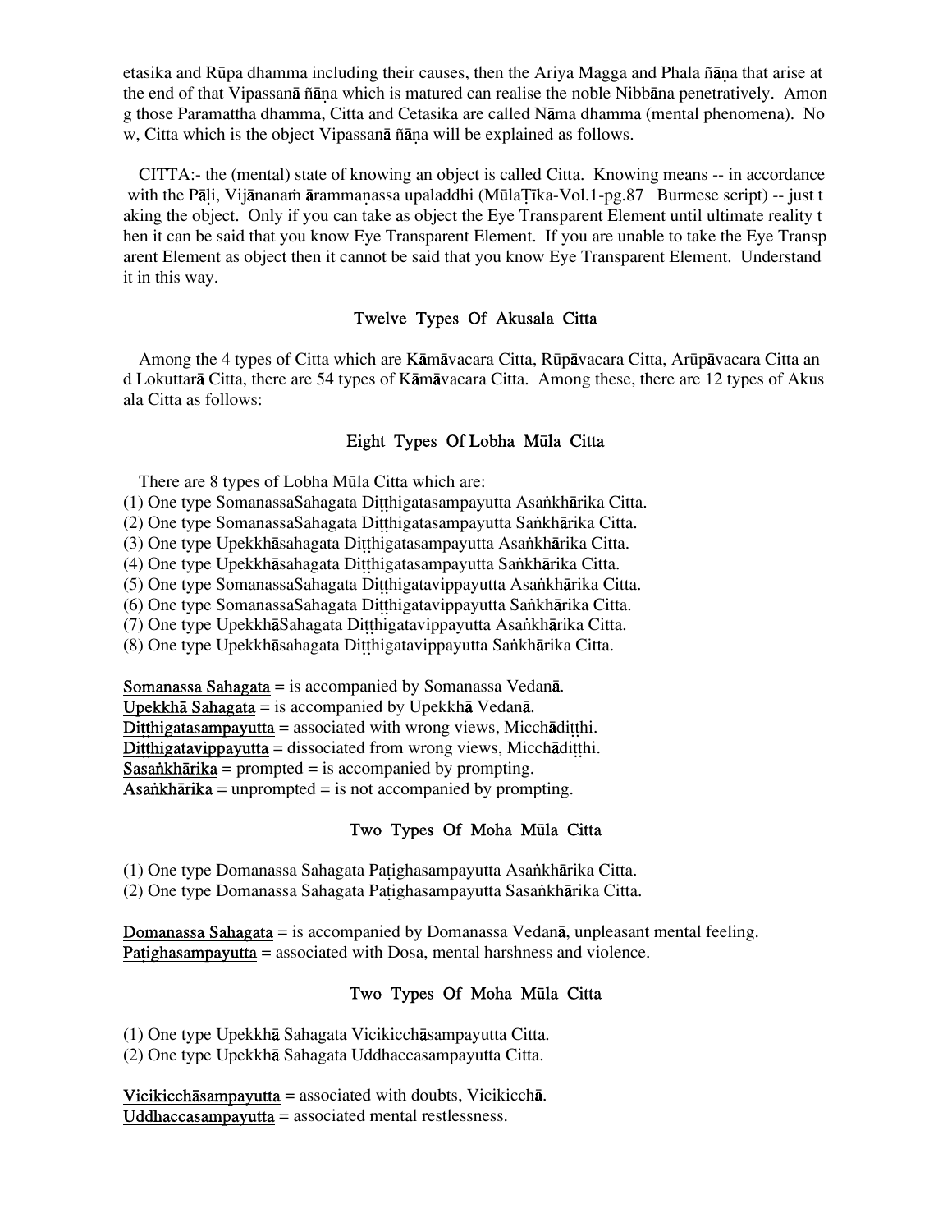etasika and Rūpa dhamma including their causes, then the Ariya Magga and Phala ñāṇa that arise at the end of that Vipassanā ñāṇa which is matured can realise the noble Nibbāna penetratively. Among those Paramattha dhamma, Citta and Cetasika are called Nāma dhamma (mental phenomena). Now, Citta which is the object Vipassanā ñāṇa will be explained as follows.

CITTA:- the (mental) state of knowing an object is called Citta. Knowing means -- in accordance with the Pāḷi, Vijānanaṁ ārammaṇassa upaladdhi (MūlaṬīka-Vol.1-pg.87 Burmese script) -- just taking the object. Only if you can take as object the Eye Transparent Element until ultimate reality then it can be said that you know Eye Transparent Element. If you are unable to take the Eye Transparent Element as object then it cannot be said that you know Eye Transparent Element. Understand it in this way.

## Twelve Types Of Akusala Citta

Among the 4 types of Citta which are Kāmāvacara Citta, Rūpāvacara Citta, Arūpāvacara Citta and Lokuttarā Citta, there are 54 types of Kāmāvacara Citta. Among these, there are 12 types of Akusala Citta as follows:

### Eight Types Of Lobha Mūla Citta

There are 8 types of Lobha Mūla Citta which are:
(1) One type SomanassaSahagata Diṭṭhigatasampayutta Asaṅkhārika Citta.
(2) One type SomanassaSahagata Diṭṭhigatasampayutta Saṅkhārika Citta.
(3) One type Upekkhāsahagata Diṭṭhigatasampayutta Asaṅkhārika Citta.
(4) One type Upekkhāsahagata Diṭṭhigatasampayutta Saṅkhārika Citta.
(5) One type SomanassaSahagata Diṭṭhigatavippayutta Asaṅkhārika Citta.
(6) One type SomanassaSahagata Diṭṭhigatavippayutta Saṅkhārika Citta.
(7) One type UpekkhāSahagata Diṭṭhigatavippayutta Asaṅkhārika Citta.
(8) One type Upekkhāsahagata Diṭṭhigatavippayutta Saṅkhārika Citta.

Somanassa Sahagata = is accompanied by Somanassa Vedanā.
Upekkhā Sahagata = is accompanied by Upekkhā Vedanā.
Diṭṭhigatasampayutta = associated with wrong views, Micchādiṭṭhi.
Diṭṭhigatavippayutta = dissociated from wrong views, Micchādiṭṭhi.
Sasaṅkhārika = prompted = is accompanied by prompting.
Asaṅkhārika = unprompted = is not accompanied by prompting.

### Two Types Of Moha Mūla Citta

(1) One type Domanassa Sahagata Paṭighasampayutta Asaṅkhārika Citta.
(2) One type Domanassa Sahagata Paṭighasampayutta Sasaṅkhārika Citta.

Domanassa Sahagata = is accompanied by Domanassa Vedanā, unpleasant mental feeling.
Paṭighasampayutta = associated with Dosa, mental harshness and violence.

### Two Types Of Moha Mūla Citta

(1) One type Upekkhā Sahagata Vicikicchāsampayutta Citta.
(2) One type Upekkhā Sahagata Uddhaccasampayutta Citta.

Vicikicchāsampayutta = associated with doubts, Vicikicchā.
Uddhaccasampayutta = associated mental restlessness.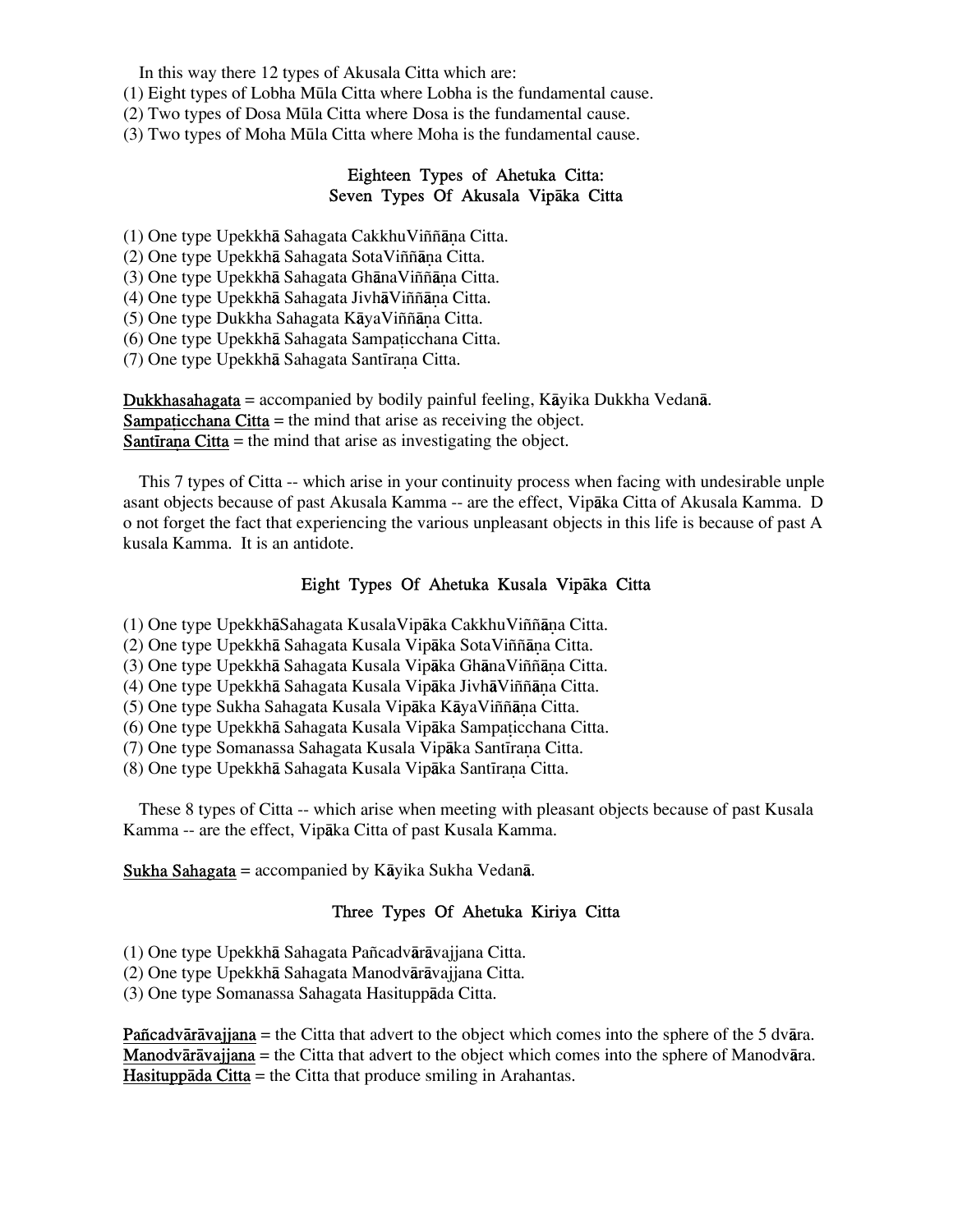In this way there 12 types of Akusala Citta which are:
(1) Eight types of Lobha Mūla Citta where Lobha is the fundamental cause.
(2) Two types of Dosa Mūla Citta where Dosa is the fundamental cause.
(3) Two types of Moha Mūla Citta where Moha is the fundamental cause.

## Eighteen Types of Ahetuka Citta:
## Seven Types Of Akusala Vipāka Citta

(1) One type Upekkhā Sahagata CakkhuViññāṇa Citta.
(2) One type Upekkhā Sahagata SotaViññāṇa Citta.
(3) One type Upekkhā Sahagata GhānaViññāṇa Citta.
(4) One type Upekkhā Sahagata JivhāViññāṇa Citta.
(5) One type Dukkha Sahagata KāyaViññāṇa Citta.
(6) One type Upekkhā Sahagata Sampaṭicchana Citta.
(7) One type Upekkhā Sahagata Santīraṇa Citta.

<u>Dukkhasahagata</u> = accompanied by bodily painful feeling, Kāyika Dukkha Vedanā.
<u>Sampaṭicchana Citta</u> = the mind that arise as receiving the object.
<u>Santīraṇa Citta</u> = the mind that arise as investigating the object.

This 7 types of Citta -- which arise in your continuity process when facing with undesirable unpleasant objects because of past Akusala Kamma -- are the effect, Vipāka Citta of Akusala Kamma. Do not forget the fact that experiencing the various unpleasant objects in this life is because of past Akusala Kamma. It is an antidote.

## Eight Types Of Ahetuka Kusala Vipāka Citta

(1) One type UpekkhāSahagata KusalaVipāka CakkhuViññāṇa Citta.
(2) One type Upekkhā Sahagata Kusala Vipāka SotaViññāṇa Citta.
(3) One type Upekkhā Sahagata Kusala Vipāka GhānaViññāṇa Citta.
(4) One type Upekkhā Sahagata Kusala Vipāka JivhāViññāṇa Citta.
(5) One type Sukha Sahagata Kusala Vipāka KāyaViññāṇa Citta.
(6) One type Upekkhā Sahagata Kusala Vipāka Sampaṭicchana Citta.
(7) One type Somanassa Sahagata Kusala Vipāka Santīraṇa Citta.
(8) One type Upekkhā Sahagata Kusala Vipāka Santīraṇa Citta.

These 8 types of Citta -- which arise when meeting with pleasant objects because of past Kusala Kamma -- are the effect, Vipāka Citta of past Kusala Kamma.

<u>Sukha Sahagata</u> = accompanied by Kāyika Sukha Vedanā.

## Three Types Of Ahetuka Kiriya Citta

(1) One type Upekkhā Sahagata Pañcadvārāvajjana Citta.
(2) One type Upekkhā Sahagata Manodvārāvajjana Citta.
(3) One type Somanassa Sahagata Hasituppāda Citta.

<u>Pañcadvārāvajjana</u> = the Citta that advert to the object which comes into the sphere of the 5 dvāra.
<u>Manodvārāvajjana</u> = the Citta that advert to the object which comes into the sphere of Manodvāra.
<u>Hasituppāda Citta</u> = the Citta that produce smiling in Arahantas.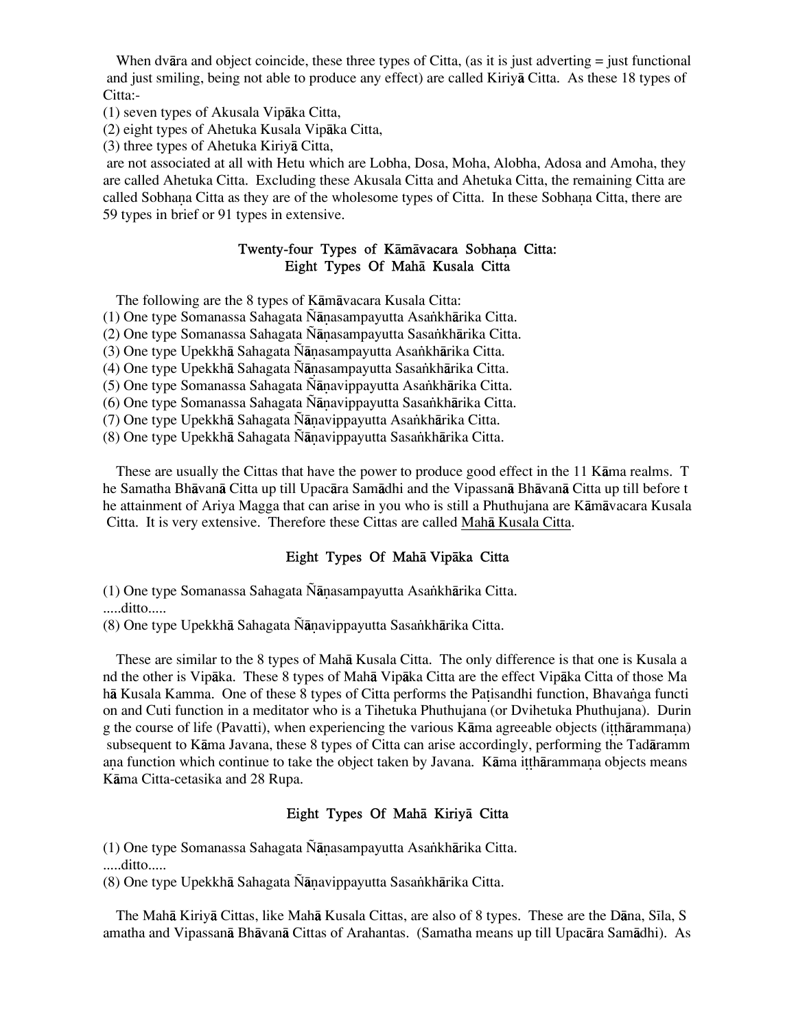When dvāra and object coincide, these three types of Citta, (as it is just adverting = just functional and just smiling, being not able to produce any effect) are called Kiriyā Citta. As these 18 types of Citta:-

(1) seven types of Akusala Vipāka Citta,
(2) eight types of Ahetuka Kusala Vipāka Citta,
(3) three types of Ahetuka Kiriyā Citta,

are not associated at all with Hetu which are Lobha, Dosa, Moha, Alobha, Adosa and Amoha, they are called Ahetuka Citta. Excluding these Akusala Citta and Ahetuka Citta, the remaining Citta are called Sobhaṇa Citta as they are of the wholesome types of Citta. In these Sobhaṇa Citta, there are 59 types in brief or 91 types in extensive.

## Twenty-four Types of Kāmāvacara Sobhaṇa Citta: Eight Types Of Mahā Kusala Citta

The following are the 8 types of Kāmāvacara Kusala Citta:

(1) One type Somanassa Sahagata Ñāṇasampayutta Asaṅkhārika Citta.
(2) One type Somanassa Sahagata Ñāṇasampayutta Sasaṅkhārika Citta.
(3) One type Upekkhā Sahagata Ñāṇasampayutta Asaṅkhārika Citta.
(4) One type Upekkhā Sahagata Ñāṇasampayutta Sasaṅkhārika Citta.
(5) One type Somanassa Sahagata Ñāṇavippayutta Asaṅkhārika Citta.
(6) One type Somanassa Sahagata Ñāṇavippayutta Sasaṅkhārika Citta.
(7) One type Upekkhā Sahagata Ñāṇavippayutta Asaṅkhārika Citta.
(8) One type Upekkhā Sahagata Ñāṇavippayutta Sasaṅkhārika Citta.

These are usually the Cittas that have the power to produce good effect in the 11 Kāma realms. The Samatha Bhāvanā Citta up till Upacāra Samādhi and the Vipassanā Bhāvanā Citta up till before the attainment of Ariya Magga that can arise in you who is still a Phuthujana are Kāmāvacara Kusala Citta. It is very extensive. Therefore these Cittas are called <u>Mahā Kusala Citta</u>.

## Eight Types Of Mahā Vipāka Citta

(1) One type Somanassa Sahagata Ñāṇasampayutta Asaṅkhārika Citta.
.....ditto.....
(8) One type Upekkhā Sahagata Ñāṇavippayutta Sasaṅkhārika Citta.

These are similar to the 8 types of Mahā Kusala Citta. The only difference is that one is Kusala and the other is Vipāka. These 8 types of Mahā Vipāka Citta are the effect Vipāka Citta of those Mahā Kusala Kamma. One of these 8 types of Citta performs the Paṭisandhi function, Bhavaṅga function and Cuti function in a meditator who is a Tihetuka Phuthujana (or Dvihetuka Phuthujana). During the course of life (Pavatti), when experiencing the various Kāma agreeable objects (iṭṭhārammaṇa) subsequent to Kāma Javana, these 8 types of Citta can arise accordingly, performing the Tadārammaṇa function which continue to take the object taken by Javana. Kāma iṭṭhārammaṇa objects means Kāma Citta-cetasika and 28 Rupa.

## Eight Types Of Mahā Kiriyā Citta

(1) One type Somanassa Sahagata Ñāṇasampayutta Asaṅkhārika Citta.
.....ditto.....
(8) One type Upekkhā Sahagata Ñāṇavippayutta Sasaṅkhārika Citta.

The Mahā Kiriyā Cittas, like Mahā Kusala Cittas, are also of 8 types. These are the Dāna, Sīla, Samatha and Vipassanā Bhāvanā Cittas of Arahantas. (Samatha means up till Upacāra Samādhi). As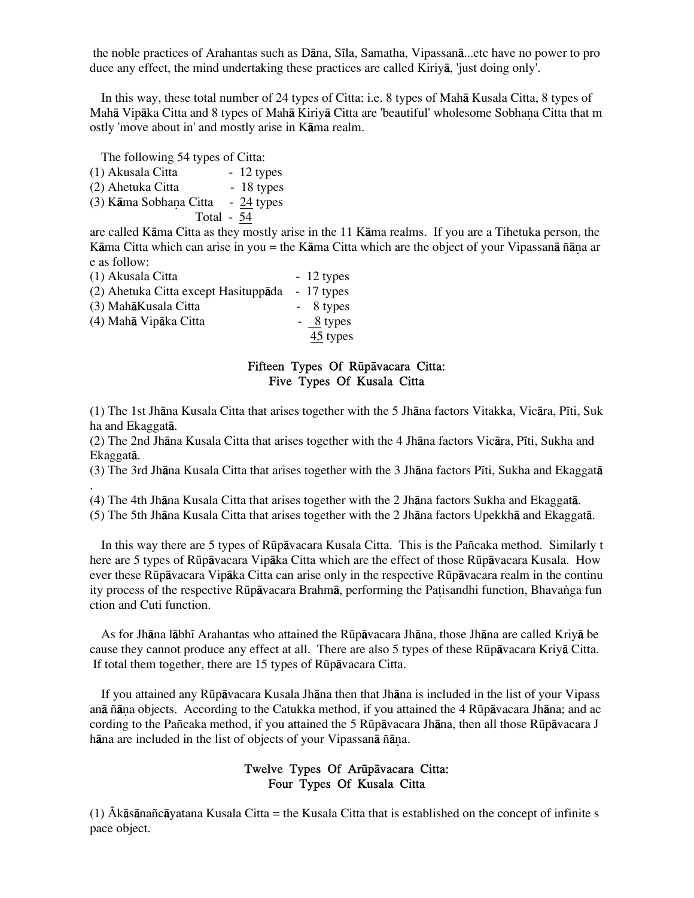the noble practices of Arahantas such as Dāna, Sīla, Samatha, Vipassanā...etc have no power to produce any effect, the mind undertaking these practices are called Kiriyā, 'just doing only'.

In this way, these total number of 24 types of Citta: i.e. 8 types of Mahā Kusala Citta, 8 types of Mahā Vipāka Citta and 8 types of Mahā Kiriyā Citta are 'beautiful' wholesome Sobhaṇa Citta that mostly 'move about in' and mostly arise in Kāma realm.

The following 54 types of Citta:

| | | |
|---|---|---|
| (1) Akusala Citta | - | 12 types |
| (2) Ahetuka Citta | - | 18 types |
| (3) Kāma Sobhaṇa Citta | - | 24 types |
| Total | - | 54 |

are called Kāma Citta as they mostly arise in the 11 Kāma realms. If you are a Tihetuka person, the Kāma Citta which can arise in you = the Kāma Citta which are the object of your Vipassanā ñāṇa are as follow:

| | | |
|---|---|---|
| (1) Akusala Citta | - | 12 types |
| (2) Ahetuka Citta except Hasituppāda | - | 17 types |
| (3) MahāKusala Citta | - | 8 types |
| (4) Mahā Vipāka Citta | - | 8 types |
| | | 45 types |

## Fifteen Types Of Rūpāvacara Citta: Five Types Of Kusala Citta

(1) The 1st Jhāna Kusala Citta that arises together with the 5 Jhāna factors Vitakka, Vicāra, Pīti, Sukha and Ekaggatā.
(2) The 2nd Jhāna Kusala Citta that arises together with the 4 Jhāna factors Vicāra, Pīti, Sukha and Ekaggatā.
(3) The 3rd Jhāna Kusala Citta that arises together with the 3 Jhāna factors Pīti, Sukha and Ekaggatā.
(4) The 4th Jhāna Kusala Citta that arises together with the 2 Jhāna factors Sukha and Ekaggatā.
(5) The 5th Jhāna Kusala Citta that arises together with the 2 Jhāna factors Upekkhā and Ekaggatā.

In this way there are 5 types of Rūpāvacara Kusala Citta. This is the Pañcaka method. Similarly there are 5 types of Rūpāvacara Vipāka Citta which are the effect of those Rūpāvacara Kusala. However these Rūpāvacara Vipāka Citta can arise only in the respective Rūpāvacara realm in the continuity process of the respective Rūpāvacara Brahmā, performing the Paṭisandhi function, Bhavaṅga function and Cuti function.

As for Jhāna lābhī Arahantas who attained the Rūpāvacara Jhāna, those Jhāna are called Kriyā because they cannot produce any effect at all. There are also 5 types of these Rūpāvacara Kriyā Citta. If total them together, there are 15 types of Rūpāvacara Citta.

If you attained any Rūpāvacara Kusala Jhāna then that Jhāna is included in the list of your Vipassanā ñāṇa objects. According to the Catukka method, if you attained the 4 Rūpāvacara Jhāna; and according to the Pañcaka method, if you attained the 5 Rūpāvacara Jhāna, then all those Rūpāvacara Jhāna are included in the list of objects of your Vipassanā ñāṇa.

## Twelve Types Of Arūpāvacara Citta: Four Types Of Kusala Citta

(1) Ākāsānañcāyatana Kusala Citta = the Kusala Citta that is established on the concept of infinite space object.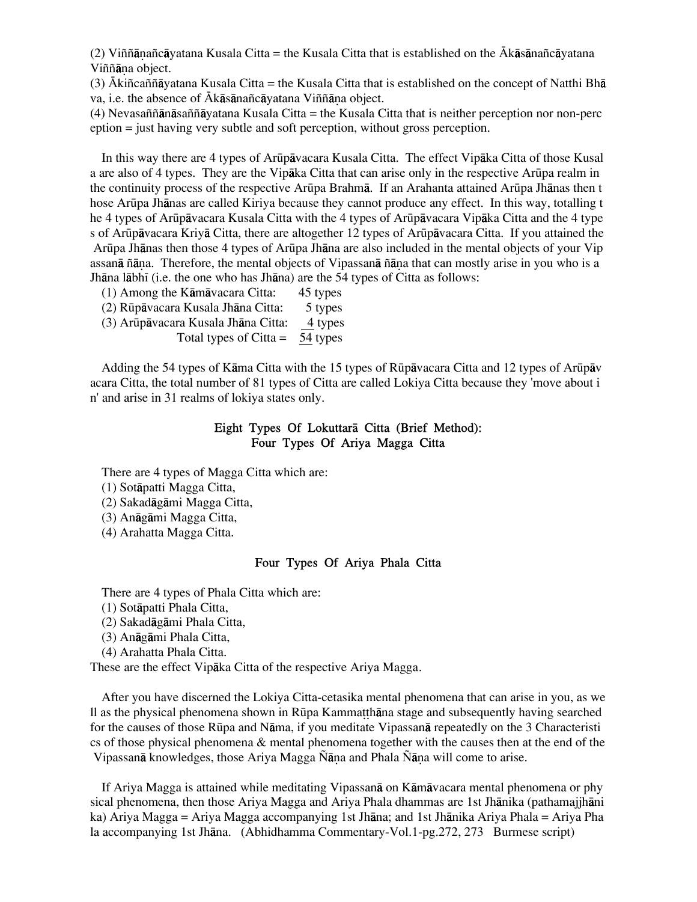(2) Viññāṇañcāyatana Kusala Citta = the Kusala Citta that is established on the Ākāsānañcāyatana Viññāṇa object.
(3) Ākiñcaññāyatana Kusala Citta = the Kusala Citta that is established on the concept of Natthi Bhāva, i.e. the absence of Ākāsānañcāyatana Viññāṇa object.
(4) Nevasaññānāsaññāyatana Kusala Citta = the Kusala Citta that is neither perception nor non-perception = just having very subtle and soft perception, without gross perception.

In this way there are 4 types of Arūpāvacara Kusala Citta. The effect Vipāka Citta of those Kusala are also of 4 types. They are the Vipāka Citta that can arise only in the respective Arūpa realm in the continuity process of the respective Arūpa Brahmā. If an Arahanta attained Arūpa Jhānas then those Arūpa Jhānas are called Kiriya because they cannot produce any effect. In this way, totalling the 4 types of Arūpāvacara Kusala Citta with the 4 types of Arūpāvacara Vipāka Citta and the 4 types of Arūpāvacara Kriyā Citta, there are altogether 12 types of Arūpāvacara Citta. If you attained the Arūpa Jhānas then those 4 types of Arūpa Jhāna are also included in the mental objects of your Vipassanā ñāṇa. Therefore, the mental objects of Vipassanā ñāṇa that can mostly arise in you who is a Jhāna lābhī (i.e. the one who has Jhāna) are the 54 types of Citta as follows:

(1) Among the Kāmāvacara Citta: 45 types
(2) Rūpāvacara Kusala Jhāna Citta: 5 types
(3) Arūpāvacara Kusala Jhāna Citta: 4 types
Total types of Citta = 54 types

Adding the 54 types of Kāma Citta with the 15 types of Rūpāvacara Citta and 12 types of Arūpāvacara Citta, the total number of 81 types of Citta are called Lokiya Citta because they 'move about in' and arise in 31 realms of lokiya states only.

## Eight Types Of Lokuttarā Citta (Brief Method): Four Types Of Ariya Magga Citta

There are 4 types of Magga Citta which are:
(1) Sotāpatti Magga Citta,
(2) Sakadāgāmi Magga Citta,
(3) Anāgāmi Magga Citta,
(4) Arahatta Magga Citta.

## Four Types Of Ariya Phala Citta

There are 4 types of Phala Citta which are:
(1) Sotāpatti Phala Citta,
(2) Sakadāgāmi Phala Citta,
(3) Anāgāmi Phala Citta,
(4) Arahatta Phala Citta.

These are the effect Vipāka Citta of the respective Ariya Magga.

After you have discerned the Lokiya Citta-cetasika mental phenomena that can arise in you, as well as the physical phenomena shown in Rūpa Kammaṭṭhāna stage and subsequently having searched for the causes of those Rūpa and Nāma, if you meditate Vipassanā repeatedly on the 3 Characteristics of those physical phenomena & mental phenomena together with the causes then at the end of the Vipassanā knowledges, those Ariya Magga Ñāṇa and Phala Ñāṇa will come to arise.

If Ariya Magga is attained while meditating Vipassanā on Kāmāvacara mental phenomena or physical phenomena, then those Ariya Magga and Ariya Phala dhammas are 1st Jhānika (pathamajjhānika) Ariya Magga = Ariya Magga accompanying 1st Jhāna; and 1st Jhānika Ariya Phala = Ariya Phala accompanying 1st Jhāna. (Abhidhamma Commentary-Vol.1-pg.272, 273 Burmese script)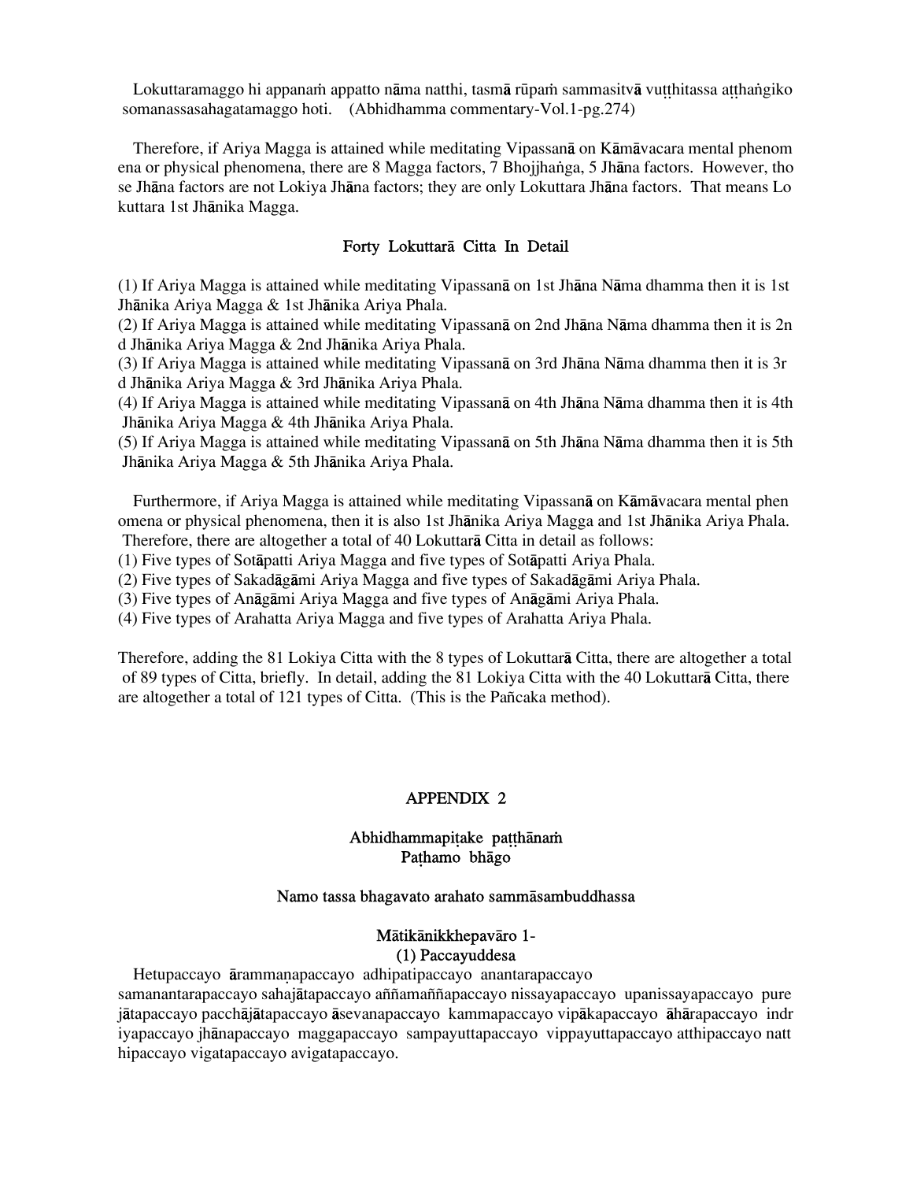Lokuttaramaggo hi appanaṁ appatto nāma natthi, tasmā rūpaṁ sammasitvā vuṭṭhitassa aṭṭhaṅgiko somanassasahagatamaggo hoti. (Abhidhamma commentary-Vol.1-pg.274)

Therefore, if Ariya Magga is attained while meditating Vipassanā on Kāmāvacara mental phenomena or physical phenomena, there are 8 Magga factors, 7 Bhojjhaṅga, 5 Jhāna factors. However, those Jhāna factors are not Lokiya Jhāna factors; they are only Lokuttara Jhāna factors. That means Lokuttara 1st Jhānika Magga.

### Forty Lokuttarā Citta In Detail

(1) If Ariya Magga is attained while meditating Vipassanā on 1st Jhāna Nāma dhamma then it is 1st Jhānika Ariya Magga & 1st Jhānika Ariya Phala.
(2) If Ariya Magga is attained while meditating Vipassanā on 2nd Jhāna Nāma dhamma then it is 2nd Jhānika Ariya Magga & 2nd Jhānika Ariya Phala.
(3) If Ariya Magga is attained while meditating Vipassanā on 3rd Jhāna Nāma dhamma then it is 3rd Jhānika Ariya Magga & 3rd Jhānika Ariya Phala.
(4) If Ariya Magga is attained while meditating Vipassanā on 4th Jhāna Nāma dhamma then it is 4th Jhānika Ariya Magga & 4th Jhānika Ariya Phala.
(5) If Ariya Magga is attained while meditating Vipassanā on 5th Jhāna Nāma dhamma then it is 5th Jhānika Ariya Magga & 5th Jhānika Ariya Phala.

Furthermore, if Ariya Magga is attained while meditating Vipassanā on Kāmāvacara mental phenomena or physical phenomena, then it is also 1st Jhānika Ariya Magga and 1st Jhānika Ariya Phala. Therefore, there are altogether a total of 40 Lokuttarā Citta in detail as follows:
(1) Five types of Sotāpatti Ariya Magga and five types of Sotāpatti Ariya Phala.
(2) Five types of Sakadāgāmi Ariya Magga and five types of Sakadāgāmi Ariya Phala.
(3) Five types of Anāgāmi Ariya Magga and five types of Anāgāmi Ariya Phala.
(4) Five types of Arahatta Ariya Magga and five types of Arahatta Ariya Phala.

Therefore, adding the 81 Lokiya Citta with the 8 types of Lokuttarā Citta, there are altogether a total of 89 types of Citta, briefly. In detail, adding the 81 Lokiya Citta with the 40 Lokuttarā Citta, there are altogether a total of 121 types of Citta. (This is the Pañcaka method).

## APPENDIX 2

### Abhidhammapiṭake paṭṭhānaṁ
### Paṭhamo bhāgo

#### Namo tassa bhagavato arahato sammāsambuddhassa

#### Mātikānikkhepavāro 1-
#### (1) Paccayuddesa

Hetupaccayo ārammaṇapaccayo adhipatipaccayo anantarapaccayo samanantarapaccayo sahajātapaccayo aññamaññapaccayo nissayapaccayo upanissayapaccayo purejātapaccayo pacchājātapaccayo āsevanapaccayo kammapaccayo vipākapaccayo āhārapaccayo indriyapaccayo jhānapaccayo maggapaccayo sampayuttapaccayo vippayuttapaccayo atthipaccayo natthipaccayo vigatapaccayo avigatapaccayo.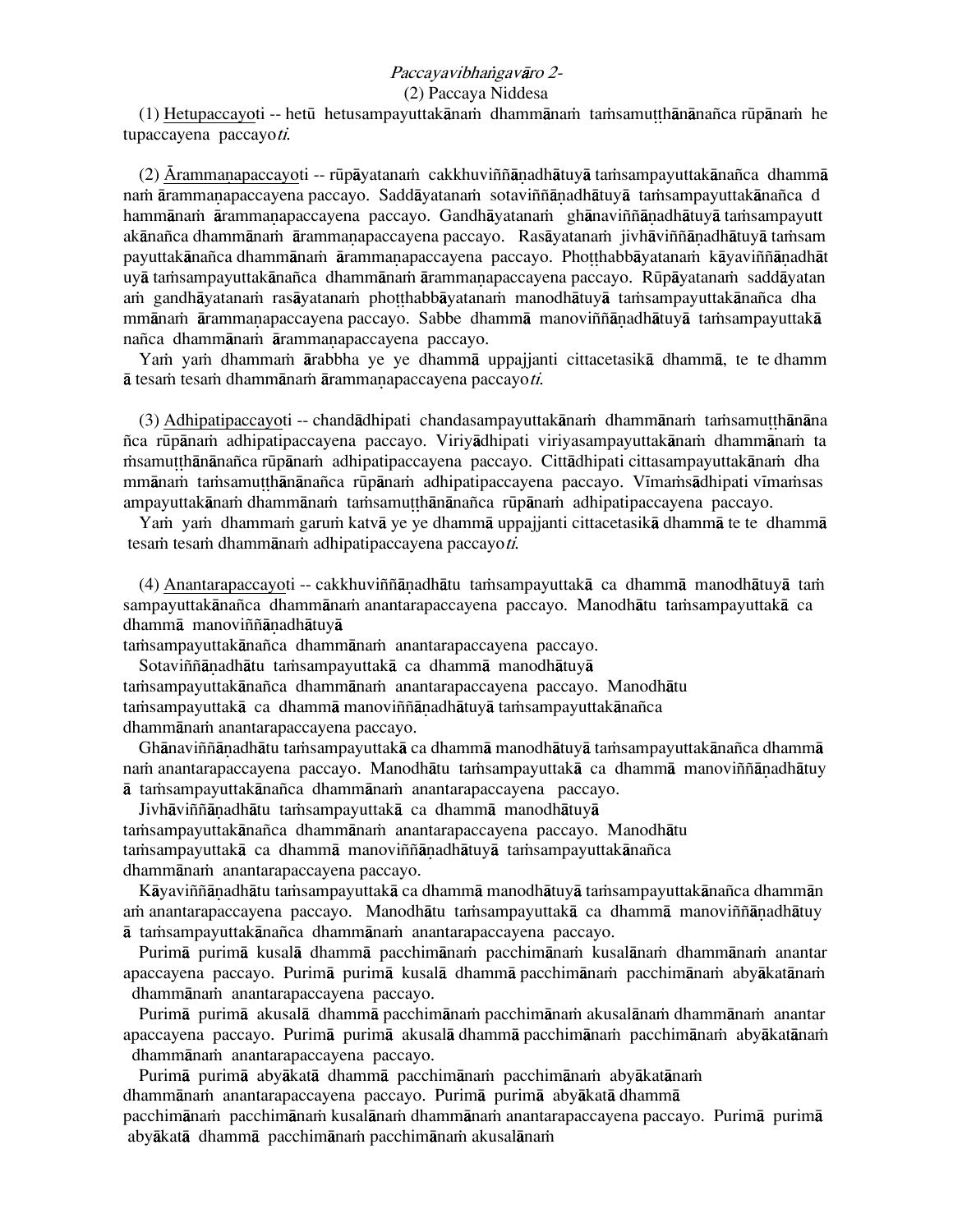*Paccayavibhaṅgavāro 2-*

(2) Paccaya Niddesa

(1) Hetupaccayoti -- hetū hetusampayuttakānaṁ dhammānaṁ taṁsamuṭṭhānānañca rūpānaṁ hetupaccayena paccayo*ti*.

(2) Ārammaṇapaccayoti -- rūpāyatanaṁ cakkhuviññāṇadhātuyā taṁsampayuttakānañca dhammānaṁ ārammaṇapaccayena paccayo. Saddāyatanaṁ sotaviññāṇadhātuyā taṁsampayuttakānañca dhammānaṁ ārammaṇapaccayena paccayo. Gandhāyatanaṁ ghānaviññāṇadhātuyā taṁsampayuttakānañca dhammānaṁ ārammaṇapaccayena paccayo. Rasāyatanaṁ jivhāviññāṇadhātuyā taṁsampayuttakānañca dhammānaṁ ārammaṇapaccayena paccayo. Phoṭṭhabbāyatanaṁ kāyaviññāṇadhātuyā taṁsampayuttakānañca dhammānaṁ ārammaṇapaccayena paccayo. Rūpāyatanaṁ saddāyatanaṁ gandhāyatanaṁ rasāyatanaṁ phoṭṭhabbāyatanaṁ manodhātuyā taṁsampayuttakānañca dhammānaṁ ārammaṇapaccayena paccayo. Sabbe dhammā manoviññāṇadhātuyā taṁsampayuttakānañca dhammānaṁ ārammaṇapaccayena paccayo.

Yaṁ yaṁ dhammaṁ ārabbha ye ye dhammā uppajjanti cittacetasikā dhammā, te te dhammā tesaṁ tesaṁ dhammānaṁ ārammaṇapaccayena paccayo*ti*.

(3) Adhipatipaccayoti -- chandādhipati chandasampayuttakānaṁ dhammānaṁ taṁsamuṭṭhānānañca rūpānaṁ adhipatipaccayena paccayo. Viriyādhipati viriyasampayuttakānaṁ dhammānaṁ taṁsamuṭṭhānānañca rūpānaṁ adhipatipaccayena paccayo. Cittādhipati cittasampayuttakānaṁ dhammānaṁ taṁsamuṭṭhānānañca rūpānaṁ adhipatipaccayena paccayo. Vīmaṁsādhipati vīmaṁsasampayuttakānaṁ dhammānaṁ taṁsamuṭṭhānānañca rūpānaṁ adhipatipaccayena paccayo.

Yaṁ yaṁ dhammaṁ garuṁ katvā ye ye dhammā uppajjanti cittacetasikā dhammā te te dhammā tesaṁ tesaṁ dhammānaṁ adhipatipaccayena paccayo*ti*.

(4) Anantarapaccayoti -- cakkhuviññāṇadhātu taṁsampayuttakā ca dhammā manodhātuyā taṁsampayuttakānañca dhammānaṁ anantarapaccayena paccayo. Manodhātu taṁsampayuttakā ca dhammā manoviññāṇadhātuyā taṁsampayuttakānañca dhammānaṁ anantarapaccayena paccayo.

Sotaviññāṇadhātu taṁsampayuttakā ca dhammā manodhātuyā taṁsampayuttakānañca dhammānaṁ anantarapaccayena paccayo. Manodhātu taṁsampayuttakā ca dhammā manoviññāṇadhātuyā taṁsampayuttakānañca dhammānaṁ anantarapaccayena paccayo.

Ghānaviññāṇadhātu taṁsampayuttakā ca dhammā manodhātuyā taṁsampayuttakānañca dhammānaṁ anantarapaccayena paccayo. Manodhātu taṁsampayuttakā ca dhammā manoviññāṇadhātuyā taṁsampayuttakānañca dhammānaṁ anantarapaccayena paccayo.

Jivhāviññāṇadhātu taṁsampayuttakā ca dhammā manodhātuyā taṁsampayuttakānañca dhammānaṁ anantarapaccayena paccayo. Manodhātu taṁsampayuttakā ca dhammā manoviññāṇadhātuyā taṁsampayuttakānañca dhammānaṁ anantarapaccayena paccayo.

Kāyaviññāṇadhātu taṁsampayuttakā ca dhammā manodhātuyā taṁsampayuttakānañca dhammānaṁ anantarapaccayena paccayo. Manodhātu taṁsampayuttakā ca dhammā manoviññāṇadhātuyā taṁsampayuttakānañca dhammānaṁ anantarapaccayena paccayo.

Purimā purimā kusalā dhammā pacchimānaṁ pacchimānaṁ kusalānaṁ dhammānaṁ anantarapaccayena paccayo. Purimā purimā kusalā dhammā pacchimānaṁ pacchimānaṁ abyākatānaṁ dhammānaṁ anantarapaccayena paccayo.

Purimā purimā akusalā dhammā pacchimānaṁ pacchimānaṁ akusalānaṁ dhammānaṁ anantarapaccayena paccayo. Purimā purimā akusalā dhammā pacchimānaṁ pacchimānaṁ abyākatānaṁ dhammānaṁ anantarapaccayena paccayo.

Purimā purimā abyākatā dhammā pacchimānaṁ pacchimānaṁ abyākatānaṁ dhammānaṁ anantarapaccayena paccayo. Purimā purimā abyākatā dhammā pacchimānaṁ pacchimānaṁ kusalānaṁ dhammānaṁ anantarapaccayena paccayo. Purimā purimā abyākatā dhammā pacchimānaṁ pacchimānaṁ akusalānaṁ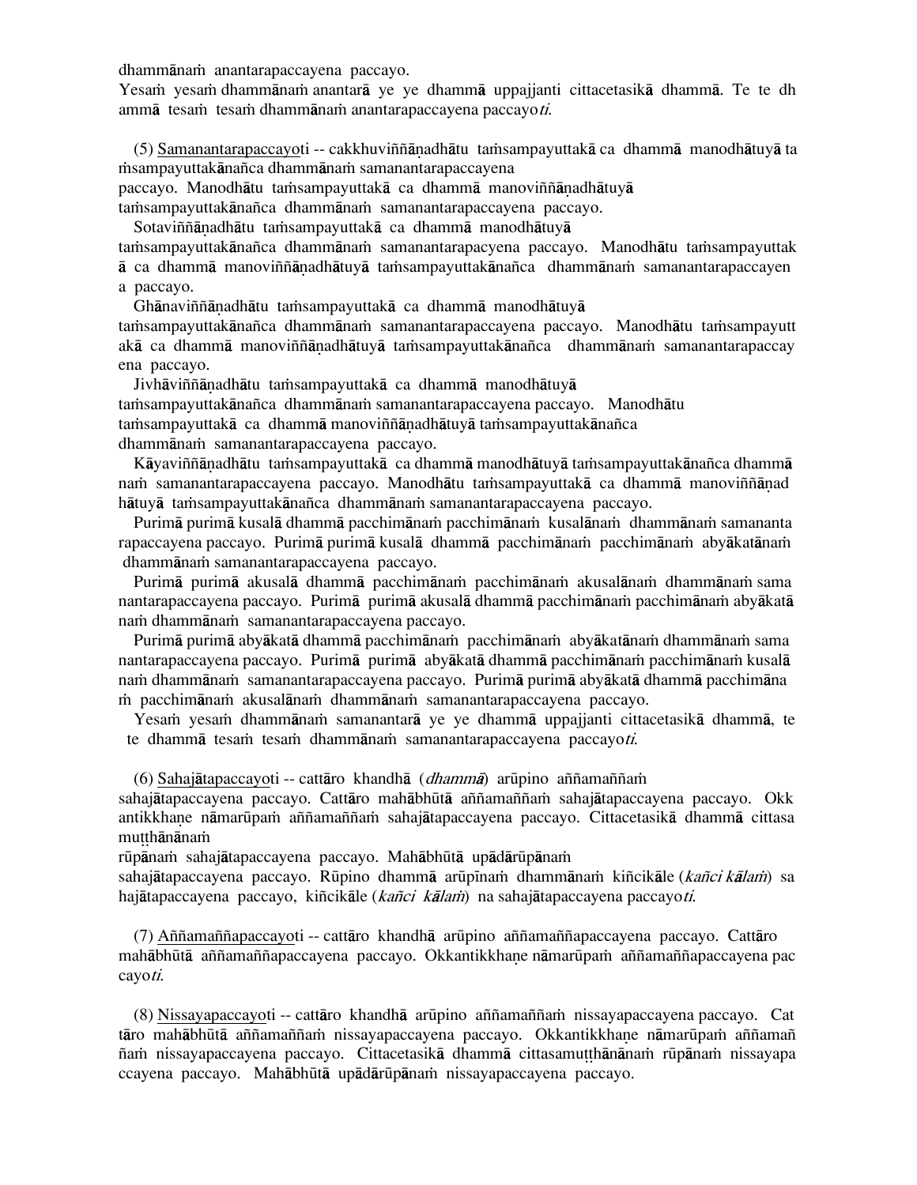dhammānaṁ anantarapaccayena paccayo.
Yesaṁ yesaṁ dhammānaṁ anantarā ye ye dhammā uppajjanti cittacetasikā dhammā. Te te dhammā tesaṁ tesaṁ dhammānaṁ anantarapaccayena paccayo*ti*.

(5) Samanantarapaccayoti -- cakkhuviññāṇadhātu taṁsampayuttakā ca dhammā manodhātuyā taṁsampayuttakānañca dhammānaṁ samanantarapaccayena paccayo. Manodhātu taṁsampayuttakā ca dhammā manoviññāṇadhātuyā taṁsampayuttakānañca dhammānaṁ samanantarapaccayena paccayo.

Sotaviññāṇadhātu taṁsampayuttakā ca dhammā manodhātuyā taṁsampayuttakānañca dhammānaṁ samanantarapacyena paccayo. Manodhātu taṁsampayuttakā ca dhammā manoviññāṇadhātuyā taṁsampayuttakānañca dhammānaṁ samanantarapaccayena paccayo.

Ghānaviññāṇadhātu taṁsampayuttakā ca dhammā manodhātuyā taṁsampayuttakānañca dhammānaṁ samanantarapaccayena paccayo. Manodhātu taṁsampayuttakā ca dhammā manoviññāṇadhātuyā taṁsampayuttakānañca dhammānaṁ samanantarapaccayena paccayo.

Jivhāviññāṇadhātu taṁsampayuttakā ca dhammā manodhātuyā taṁsampayuttakānañca dhammānaṁ samanantarapaccayena paccayo. Manodhātu taṁsampayuttakā ca dhammā manoviññāṇadhātuyā taṁsampayuttakānañca dhammānaṁ samanantarapaccayena paccayo.

Kāyaviññāṇadhātu taṁsampayuttakā ca dhammā manodhātuyā taṁsampayuttakānañca dhammānaṁ samanantarapaccayena paccayo. Manodhātu taṁsampayuttakā ca dhammā manoviññāṇadhātuyā taṁsampayuttakānañca dhammānaṁ samanantarapaccayena paccayo.

Purimā purimā kusalā dhammā pacchimānaṁ pacchimānaṁ kusalānaṁ dhammānaṁ samanantarapaccayena paccayo. Purimā purimā kusalā dhammā pacchimānaṁ pacchimānaṁ abyākatānaṁ dhammānaṁ samanantarapaccayena paccayo.

Purimā purimā akusalā dhammā pacchimānaṁ pacchimānaṁ akusalānaṁ dhammānaṁ samanantarapaccayena paccayo. Purimā purimā akusalā dhammā pacchimānaṁ pacchimānaṁ abyākatānaṁ dhammānaṁ samanantarapaccayena paccayo.

Purimā purimā abyākatā dhammā pacchimānaṁ pacchimānaṁ abyākatānaṁ dhammānaṁ samanantarapaccayena paccayo. Purimā purimā abyākatā dhammā pacchimānaṁ pacchimānaṁ kusalānaṁ dhammānaṁ samanantarapaccayena paccayo. Purimā purimā abyākatā dhammā pacchimānaṁ pacchimānaṁ akusalānaṁ dhammānaṁ samanantarapaccayena paccayo.

Yesaṁ yesaṁ dhammānaṁ samanantarā ye ye dhammā uppajjanti cittacetasikā dhammā, te te dhammā tesaṁ tesaṁ dhammānaṁ samanantarapaccayena paccayo*ti*.

(6) Sahajātapaccayoti -- cattāro khandhā (*dhammā*) arūpino aññamaññaṁ sahajātapaccayena paccayo. Cattāro mahābhūtā aññamaññaṁ sahajātapaccayena paccayo. Okkantikkhaṇe nāmarūpaṁ aññamaññaṁ sahajātapaccayena paccayo. Cittacetasikā dhammā cittasamuṭṭhānānaṁ rūpānaṁ sahajātapaccayena paccayo. Mahābhūtā upādārūpānaṁ sahajātapaccayena paccayo. Rūpino dhammā arūpīnaṁ dhammānaṁ kiñcikāle (*kañci kālaṁ*) sahajātapaccayena paccayo, kiñcikāle (*kañci kālaṁ*) na sahajātapaccayena paccayo*ti*.

(7) Aññamaññapaccayoti -- cattāro khandhā arūpino aññamaññapaccayena paccayo. Cattāro mahābhūtā aññamaññapaccayena paccayo. Okkantikkhaṇe nāmarūpaṁ aññamaññapaccayena paccayo*ti*.

(8) Nissayapaccayoti -- cattāro khandhā arūpino aññamaññaṁ nissayapaccayena paccayo. Cattāro mahābhūtā aññamaññaṁ nissayapaccayena paccayo. Okkantikkhaṇe nāmarūpaṁ aññamaññaṁ nissayapaccayena paccayo. Cittacetasikā dhammā cittasamuṭṭhānānaṁ rūpānaṁ nissayapaccayena paccayo. Mahābhūtā upādārūpānaṁ nissayapaccayena paccayo.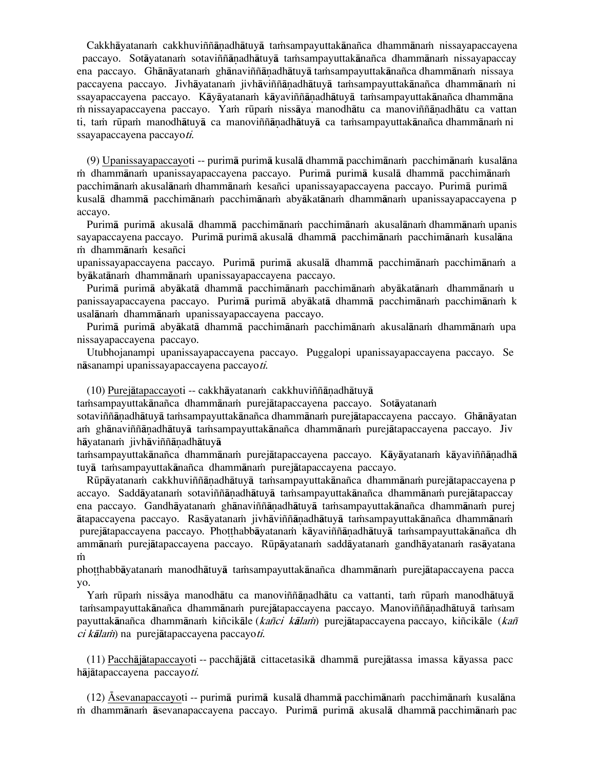Cakkhāyatanaṁ cakkhuviññāṇadhātuyā taṁsampayuttakānañca dhammānaṁ nissayapaccayena paccayo. Sotāyatanaṁ sotaviññāṇadhātuyā taṁsampayuttakānañca dhammānaṁ nissayapaccayena paccayo. Ghānāyatanaṁ ghānaviññāṇadhātuyā taṁsampayuttakānañca dhammānaṁ nissayapaccayena paccayo. Jivhāyatanaṁ jivhāviññāṇadhātuyā taṁsampayuttakānañca dhammānaṁ nissayapaccayena paccayo. Kāyāyatanaṁ kāyaviññāṇadhātuyā taṁsampayuttakānañca dhammānaṁ nissayapaccayena paccayo. Yaṁ rūpaṁ nissāya manodhātu ca manoviññāṇadhātu ca vattanti, taṁ rūpaṁ manodhātuyā ca manoviññāṇadhātuyā ca taṁsampayuttakānañca dhammānaṁ nissayapaccayena paccayo*ti*.

(9) Upanissayapaccayoti -- purimā purimā kusalā dhammā pacchimānaṁ pacchimānaṁ kusalānaṁ dhammānaṁ upanissayapaccayena paccayo. Purimā purimā kusalā dhammā pacchimānaṁ pacchimānaṁ akusalānaṁ dhammānaṁ kesañci upanissayapaccayena paccayo. Purimā purimā kusalā dhammā pacchimānaṁ pacchimānaṁ abyākatānaṁ dhammānaṁ upanissayapaccayena paccayo.

Purimā purimā akusalā dhammā pacchimānaṁ pacchimānaṁ akusalānaṁ dhammānaṁ upanissayapaccayena paccayo. Purimā purimā akusalā dhammā pacchimānaṁ pacchimānaṁ kusalānaṁ dhammānaṁ kesañci upanissayapaccayena paccayo. Purimā purimā akusalā dhammā pacchimānaṁ pacchimānaṁ abyākatānaṁ dhammānaṁ upanissayapaccayena paccayo.

Purimā purimā abyākatā dhammā pacchimānaṁ pacchimānaṁ abyākatānaṁ dhammānaṁ upanissayapaccayena paccayo. Purimā purimā abyākatā dhammā pacchimānaṁ pacchimānaṁ kusalānaṁ dhammānaṁ upanissayapaccayena paccayo.

Purimā purimā abyākatā dhammā pacchimānaṁ pacchimānaṁ akusalānaṁ dhammānaṁ upanissayapaccayena paccayo.

Utubhojanampi upanissayapaccayena paccayo. Puggalopi upanissayapaccayena paccayo. Senāsanampi upanissayapaccayena paccayo*ti*.

(10) Purejātapaccayoti -- cakkhāyatanaṁ cakkhuviññāṇadhātuyā taṁsampayuttakānañca dhammānaṁ purejātapaccayena paccayo. Sotāyatanaṁ sotaviññāṇadhātuyā taṁsampayuttakānañca dhammānaṁ purejātapaccayena paccayo. Ghānāyatanaṁ ghānaviññāṇadhātuyā taṁsampayuttakānañca dhammānaṁ purejātapaccayena paccayo. Jivhāyatanaṁ jivhāviññāṇadhātuyā taṁsampayuttakānañca dhammānaṁ purejātapaccayena paccayo. Kāyāyatanaṁ kāyaviññāṇadhātuyā taṁsampayuttakānañca dhammānaṁ purejātapaccayena paccayo.

Rūpāyatanaṁ cakkhuviññāṇadhātuyā taṁsampayuttakānañca dhammānaṁ purejātapaccayena paccayo. Saddāyatanaṁ sotaviññāṇadhātuyā taṁsampayuttakānañca dhammānaṁ purejātapaccayena paccayo. Gandhāyatanaṁ ghānaviññāṇadhātuyā taṁsampayuttakānañca dhammānaṁ purejātapaccayena paccayo. Rasāyatanaṁ jivhāviññāṇadhātuyā taṁsampayuttakānañca dhammānaṁ purejātapaccayena paccayo. Phoṭṭhabbāyatanaṁ kāyaviññāṇadhātuyā taṁsampayuttakānañca dhammānaṁ purejātapaccayena paccayo. Rūpāyatanaṁ saddāyatanaṁ gandhāyatanaṁ rasāyatanaṁ phoṭṭhabbāyatanaṁ manodhātuyā taṁsampayuttakānañca dhammānaṁ purejātapaccayena paccayo.

Yaṁ rūpaṁ nissāya manodhātu ca manoviññāṇadhātu ca vattanti, taṁ rūpaṁ manodhātuyā taṁsampayuttakānañca dhammānaṁ purejātapaccayena paccayo. Manoviññāṇadhātuyā taṁsampayuttakānañca dhammānaṁ kiñcikāle (*kañci kālaṁ*) purejātapaccayena paccayo, kiñcikāle (*kañci kālaṁ*) na purejātapaccayena paccayo*ti*.

(11) Pacchājātapaccayoti -- pacchājātā cittacetasikā dhammā purejātassa imassa kāyassa pacchājātapaccayena paccayo*ti*.

(12) Āsevanapaccayoti -- purimā purimā kusalā dhammā pacchimānaṁ pacchimānaṁ kusalānaṁ dhammānaṁ āsevanapaccayena paccayo. Purimā purimā akusalā dhammā pacchimānaṁ pac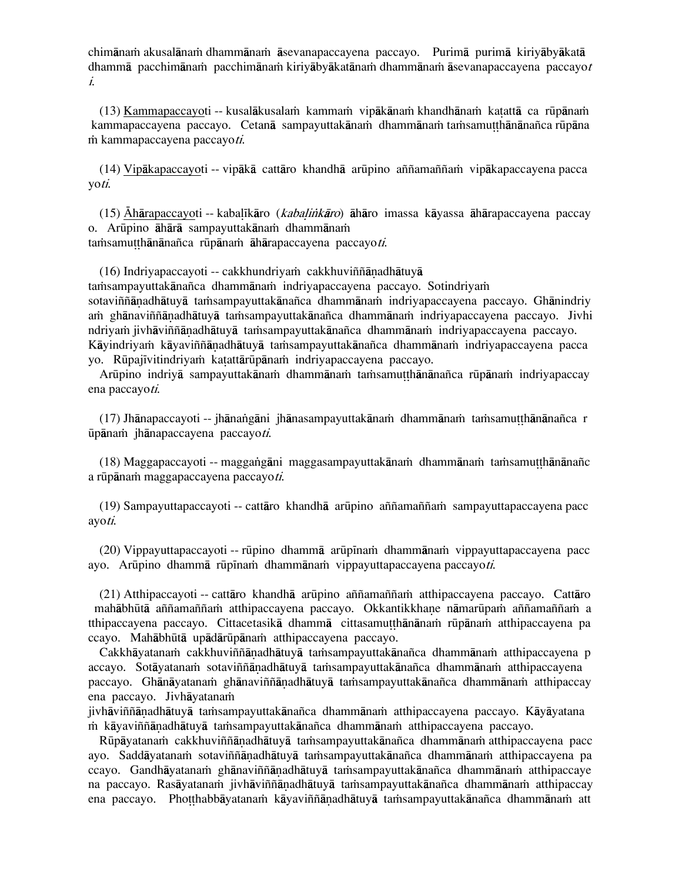chimānaṁ akusalānaṁ dhammānaṁ āsevanapaccayena paccayo. Purimā purimā kiriyābyākatā dhammā pacchimānaṁ pacchimānaṁ kiriyābyākatānaṁ dhammānaṁ āsevanapaccayena paccayo*ti*.

(13) Kammapaccayoti -- kusalākusalaṁ kammaṁ vipākānaṁ khandhānaṁ kaṭattā ca rūpānaṁ kammapaccayena paccayo. Cetanā sampayuttakānaṁ dhammānaṁ taṁsamuṭṭhānānañca rūpānaṁ kammapaccayena paccayo*ti*.

(14) Vipākapaccayoti -- vipākā cattāro khandhā arūpino aññamaññaṁ vipākapaccayena paccayo*ti*.

(15) Āhārapaccayoti -- kabaḷīkāro (*kabaḷiṅkāro*) āhāro imassa kāyassa āhārapaccayena paccayo. Arūpino āhārā sampayuttakānaṁ dhammānaṁ taṁsamuṭṭhānānañca rūpānaṁ āhārapaccayena paccayo*ti*.

(16) Indriyapaccayoti -- cakkhundriyaṁ cakkhuviññāṇadhātuyā taṁsampayuttakānañca dhammānaṁ indriyapaccayena paccayo. Sotindriyaṁ sotaviññāṇadhātuyā taṁsampayuttakānañca dhammānaṁ indriyapaccayena paccayo. Ghānindriyaṁ ghānaviññāṇadhātuyā taṁsampayuttakānañca dhammānaṁ indriyapaccayena paccayo. Jivhindriyaṁ jivhāviññāṇadhātuyā taṁsampayuttakānañca dhammānaṁ indriyapaccayena paccayo. Kāyindriyaṁ kāyaviññāṇadhātuyā taṁsampayuttakānañca dhammānaṁ indriyapaccayena paccayo. Rūpajīvitindriyaṁ kaṭattārūpānaṁ indriyapaccayena paccayo.

Arūpino indriyā sampayuttakānaṁ dhammānaṁ taṁsamuṭṭhānānañca rūpānaṁ indriyapaccayena paccayo*ti*.

(17) Jhānapaccayoti -- jhānaṅgāni jhānasampayuttakānaṁ dhammānaṁ taṁsamuṭṭhānānañca rūpānaṁ jhānapaccayena paccayo*ti*.

(18) Maggapaccayoti -- maggaṅgāni maggasampayuttakānaṁ dhammānaṁ taṁsamuṭṭhānānañca rūpānaṁ maggapaccayena paccayo*ti*.

(19) Sampayuttapaccayoti -- cattāro khandhā arūpino aññamaññaṁ sampayuttapaccayena paccayo*ti*.

(20) Vippayuttapaccayoti -- rūpino dhammā arūpīnaṁ dhammānaṁ vippayuttapaccayena paccayo. Arūpino dhammā rūpīnaṁ dhammānaṁ vippayuttapaccayena paccayo*ti*.

(21) Atthipaccayoti -- cattāro khandhā arūpino aññamaññaṁ atthipaccayena paccayo. Cattāro mahābhūtā aññamaññaṁ atthipaccayena paccayo. Okkantikkhaṇe nāmarūpaṁ aññamaññaṁ atthipaccayena paccayo. Cittacetasikā dhammā cittasamuṭṭhānānaṁ rūpānaṁ atthipaccayena paccayo. Mahābhūtā upādārūpānaṁ atthipaccayena paccayo.

Cakkhāyatanaṁ cakkhuviññāṇadhātuyā taṁsampayuttakānañca dhammānaṁ atthipaccayena paccayo. Sotāyatanaṁ sotaviññāṇadhātuyā taṁsampayuttakānañca dhammānaṁ atthipaccayena paccayo. Ghānāyatanaṁ ghānaviññāṇadhātuyā taṁsampayuttakānañca dhammānaṁ atthipaccayena paccayo. Jivhāyatanaṁ jivhāviññāṇadhātuyā taṁsampayuttakānañca dhammānaṁ atthipaccayena paccayo. Kāyāyatanaṁ kāyaviññāṇadhātuyā taṁsampayuttakānañca dhammānaṁ atthipaccayena paccayo.

Rūpāyatanaṁ cakkhuviññāṇadhātuyā taṁsampayuttakānañca dhammānaṁ atthipaccayena paccayo. Saddāyatanaṁ sotaviññāṇadhātuyā taṁsampayuttakānañca dhammānaṁ atthipaccayena paccayo. Gandhāyatanaṁ ghānaviññāṇadhātuyā taṁsampayuttakānañca dhammānaṁ atthipaccayena paccayo. Rasāyatanaṁ jivhāviññāṇadhātuyā taṁsampayuttakānañca dhammānaṁ atthipaccayena paccayo. Phoṭṭhabbāyatanaṁ kāyaviññāṇadhātuyā taṁsampayuttakānañca dhammānaṁ att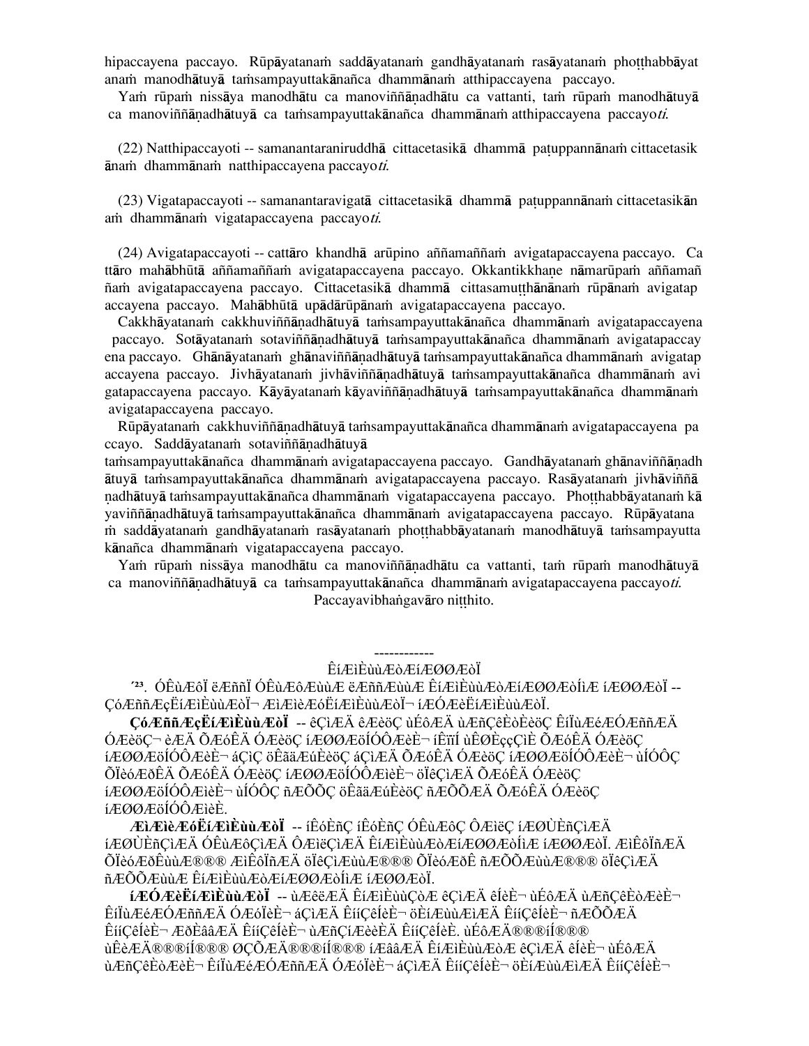hipaccayena paccayo. Rūpāyatanaṁ saddāyatanaṁ gandhāyatanaṁ rasāyatanaṁ phoṭṭhabbāyat anaṁ manodhātuyā taṁsampayuttakānañca dhammānaṁ atthipaccayena paccayo.

Yaṁ rūpaṁ nissāya manodhātu ca manoviññāṇadhātu ca vattanti, taṁ rūpaṁ manodhātuyā ca manoviññāṇadhātuyā ca taṁsampayuttakānañca dhammānaṁ atthipaccayena paccayo*ti*.

(22) Natthipaccayoti -- samanantaraniruddhā cittacetasikā dhammā paṭuppannānaṁ cittacetasik ānaṁ dhammānaṁ natthipaccayena paccayo*ti*.

(23) Vigatapaccayoti -- samanantaravigatā cittacetasikā dhammā paṭuppannānaṁ cittacetasikān aṁ dhammānaṁ vigatapaccayena paccayo*ti*.

(24) Avigatapaccayoti -- cattāro khandhā arūpino aññamaññaṁ avigatapaccayena paccayo. Ca ttāro mahābhūtā aññamaññaṁ avigatapaccayena paccayo. Okkantikkhaṇe nāmarūpaṁ aññamañ ñaṁ avigatapaccayena paccayo. Cittacetasikā dhammā cittasamuṭṭhānānaṁ rūpānaṁ avigatap accayena paccayo. Mahābhūtā upādārūpānaṁ avigatapaccayena paccayo.

Cakkhāyatanaṁ cakkhuviññāṇadhātuyā taṁsampayuttakānañca dhammānaṁ avigatapaccayena paccayo. Sotāyatanaṁ sotaviññāṇadhātuyā taṁsampayuttakānañca dhammānaṁ avigatapaccay ena paccayo. Ghānāyatanaṁ ghānaviññāṇadhātuyā taṁsampayuttakānañca dhammānaṁ avigatap accayena paccayo. Jivhāyatanaṁ jivhāviññāṇadhātuyā taṁsampayuttakānañca dhammānaṁ avi gatapaccayena paccayo. Kāyāyatanaṁ kāyaviññāṇadhātuyā taṁsampayuttakānañca dhammānaṁ avigatapaccayena paccayo.

Rūpāyatanaṁ cakkhuviññāṇadhātuyā taṁsampayuttakānañca dhammānaṁ avigatapaccayena pa ccayo. Saddāyatanaṁ sotaviññāṇadhātuyā taṁsampayuttakānañca dhammānaṁ avigatapaccayena paccayo. Gandhāyatanaṁ ghānaviññāṇadh ātuyā taṁsampayuttakānañca dhammānaṁ avigatapaccayena paccayo. Rasāyatanaṁ jivhāviññā ṇadhātuyā taṁsampayuttakānañca dhammānaṁ vigatapaccayena paccayo. Phoṭṭhabbāyatanaṁ kā yaviññāṇadhātuyā taṁsampayuttakānañca dhammānaṁ avigatapaccayena paccayo. Rūpāyatana ṁ saddāyatanaṁ gandhāyatanaṁ rasāyatanaṁ phoṭṭhabbāyatanaṁ manodhātuyā taṁsampayutta kānañca dhammānaṁ vigatapaccayena paccayo.

Yaṁ rūpaṁ nissāya manodhātu ca manoviññāṇadhātu ca vattanti, taṁ rūpaṁ manodhātuyā ca manoviññāṇadhātuyā ca taṁsampayuttakānañca dhammānaṁ avigatapaccayena paccayo*ti*.

Paccayavibhaṅgavāro niṭṭhito.

------------

ÊíÆìÈùùÆòÆíÆØØÆòÏ

′²³. ÓÊùÆôÏ ëÆññÏ ÓÊùÆôÆùùÆ ëÆññÆùùÆ ÊíÆìÈùùÆòÆíÆØØÆòÍìÆ íÆØØÆòÏ -- ÇóÆññÆçËíÆìÈùùÆòÏ¬ ÆìÆìèÆóËíÆìÈùùÆòÏ¬ íÆÓÆèËíÆìÈùùÆòÏ.

**ÇóÆññÆçËíÆìÈùùÆòÏ** -- êÇìÆÄ êÆèöÇ ùÉôÆÄ ùÆñÇêÈòÈèöÇ ÊíÏùÆéÆÓÆññÆÄ ÓÆèöÇ¬ èÆÄ ÕÆóÊÄ ÓÆèöÇ íÆØØÆöÍÓÔÆèÈ¬ íÊïíÍ ùÊØÈççÇìÈ ÕÆóÊÄ ÓÆèöÇ íÆØØÆöÍÓÔÆèÈ¬ áÇìÇ öÊääÆúÈèöÇ áÇìÆÄ ÕÆóÊÄ ÓÆèöÇ íÆØØÆöÍÓÔÆèÈ¬ ùÍÓÔÇ ÕÏèóÆðÊÄ ÕÆóÊÄ ÓÆèöÇ íÆØØÆöÍÓÔÆìèÈ¬ öÏêÇìÆÄ ÕÆóÊÄ ÓÆèöÇ íÆØØÆöÍÓÔÆìèÈ¬ ùÍÓÔÇ ñÆÕÕÇ öÊääÆúÈèöÇ ñÆÕÕÆÄ ÕÆóÊÄ ÓÆèöÇ íÆØØÆöÍÓÔÆìèÈ.

**ÆìÆìèÆóËíÆìÈùùÆòÏ** -- íÊóÈñÇ íÊóÈñÇ ÓÊùÆôÇ ÔÆìëÇ íÆØÙÈñÇìÆÄ íÆØÙÈñÇìÆÄ ÓÊùÆôÇìÆÄ ÔÆìëÇìÆÄ ÊíÆìÈùùÆòÆíÆØØÆòÍìÆ íÆØØÆòÏ. ÆìÊôÏñÆÄ ÕÏèóÆðÊùùÆ®®® ÆìÊôÏñÆÄ öÏêÇìÆùùÆ®®® ÕÏèóÆðÊ ñÆÕÕÆùùÆ®®® öÏêÇìÆÄ ñÆÕÕÆùùÆ ÊíÆìÈùùÆòÆíÆØØÆòÍìÆ íÆØØÆòÏ.

**íÆÓÆèËíÆìÈùùÆòÏ** -- ùÆêëÆÄ ÊíÆìÈùùÇòÆ êÇìÆÄ êÍèÈ¬ ùÉôÆÄ ùÆñÇêÈòÆèÈ¬ ÊíÏùÆéÆÓÆññÆÄ ÓÆóÏèÈ¬ áÇìÆÄ ÊííÇêÍèÈ¬ öÈíÆùùÆìÆÄ ÊííÇêÍèÈ¬ ñÆÕÕÆÄ ÊííÇêÍèÈ¬ ÆðÈâäÆÄ ÊííÇêÍèÈ¬ ùÆñÇíÆèèÈÄ ÊííÇêÍèÈ. ùÉôÆÄ®®®íÍ®®® ùÊèÆÄ®®®íÍ®®® ØÇÕÆÄ®®®íÍ®®® íÆâäÆÄ ÊíÆìÈùùÆòÆ êÇìÆÄ êÍèÈ¬ ùÉôÆÄ ùÆñÇêÈòÆèÈ¬ ÊíÏùÆéÆÓÆññÆÄ ÓÆóÏèÈ¬ áÇìÆÄ ÊííÇêÍèÈ¬ öÈíÆùùÆìÆÄ ÊííÇêÍèÈ¬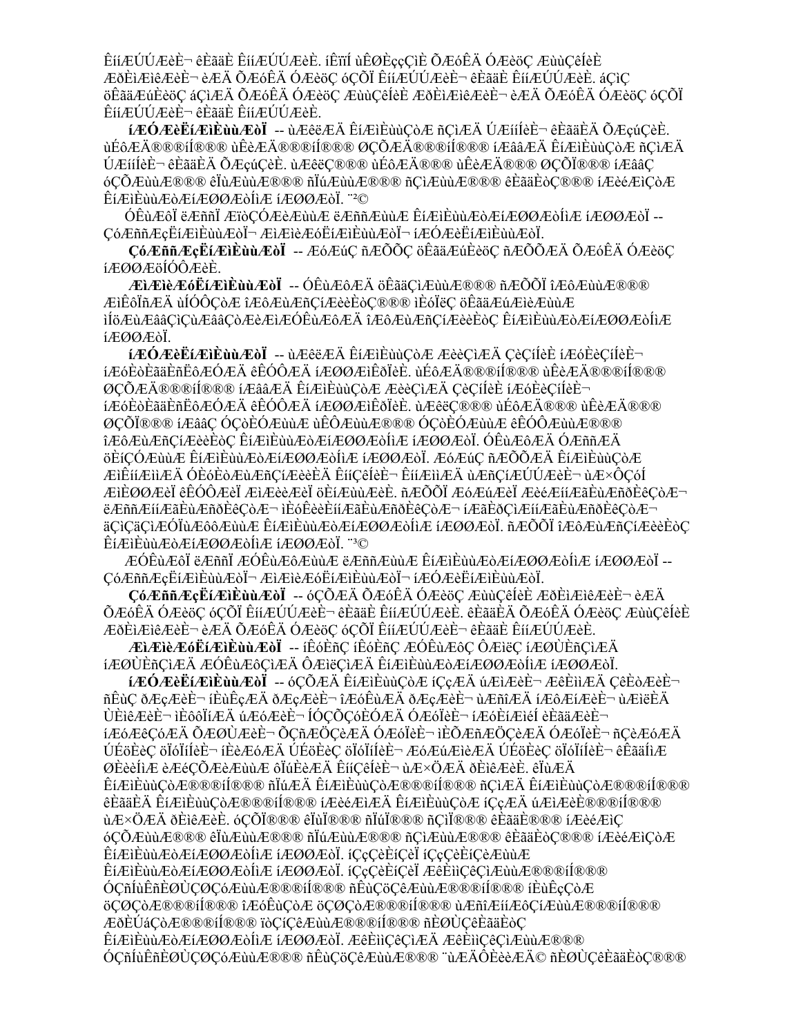ÊíÆÚÚÆèÈ¬ êÈãäÈ ÊíÆÚÚÆèÈ. íÊïîÏ ùÊÔÈççÇìÈ ÕÆóÊÄ ÓÆèöÇ ÆùùÇêÍèÈ ÆðÈìÆìêÆèÈ¬ èÆÄ ÕÆóÊÄ ÓÆèöÇ óÇÕÏ ÊííÆÚÚÆèÈ¬ êÈãäÈ ÊíÆÚÚÆèÈ. áÇìÇ öÊãäÆúÈèöÇ áÇìÆÄ ÕÆóÊÄ ÓÆèöÇ ÆùùÇêÍèÈ ÆðÈìÆìêÆèÈ¬ èÆÄ ÕÆóÊÄ ÓÆèöÇ óÇÕÏ ÊííÆÚÚÆèÈ¬ êÈãäÈ ÊíÆÚÚÆèÈ.

**íÆÓÆèËíÆìÈùùÆðÏ** -- ùÆêëÆÄ ÊíÆìÈùùÇòÆ ñÇìÆÄ ÚÆííÍèÈ¬ êÈãäÈÄ ÕÆçúÇèÈ. ùÊôÆÄ®®®í®®® ùÊèÆÄ®®®í®®® ØÇÕÆÄ®®®í®®® íÆâãÆÄ ÊíÆìÈùùÇòÆ ñÇìÆÄ ÚÆííÍèÈ¬ êÈãäÈÄ ÕÆçúÇèÈ. ùÆêëÇ®®® ùÊôÆÄ®®® ùÊèÆÄ®®® ØÇÕÏ®®® íÆâãÇ óÇÕÆùùÆ®®® êÏùÆùùÆ®®® ñÏúÆùùÆ®®® ñÇìÆùùÆ®®® êÈãäÈòÇ®®® íÆèéÆìÇòÆ ÊíÆìÈùùÆðÆíÆØØÆðÍìÆ íÆØØÆðÏ. ¨³©

ÓÊùÆôÏ ëÆññÏ ÆïòÇÓÆèÆùùÆ ëÆññÆùùÆ ÊíÆìÈùùÆðÆíÆØØÆðÍìÆ íÆØØÆðÏ -- ÇóÆññÆçËíÆìÈùùÆðÏ¬ ÆìÆìèÆóËíÆìÈùùÆðÏ¬ íÆÓÆèËíÆìÈùùÆðÏ.

**ÇóÆññÆçËíÆìÈùùÆðÏ** -- ÆóÆúÇ ñÆÕÕÇ öÊãäÆúÈèöÇ ñÆÕÕÆÄ ÕÆóÊÄ ÓÆèöÇ íÆØØÆöÍÓÔÆèÈ.

**ÆìÆìèÆóËíÆìÈùùÆðÏ** -- ÓÊùÆôÆÄ öÊãäÇìÆùùÆ®®® ñÆÕÕÏ îÆôÆùùÆ®®® ÆìÊôÏñÆÄ ùÍÓÔÇòÆ îÆôÆùÆñÇíÆèèÈòÇ®®® ìÈóÏëÇ öÊãäÆúÆìèÆùùÆ ìÏöÆùÆâãÇìÇùÆâãÇòÆèÆìÆÓÊùÆôÆÄ îÆôÆùÆñÇíÆèèÈòÇ ÊíÆìÈùùÆðÆíÆØØÆðÍìÆ íÆØØÆðÏ.

**íÆÓÆèËíÆìÈùùÆðÏ** -- ùÆêëÆÄ ÊíÆìÈùùÇòÆ ÆèèÇìÆÄ ÇèÇíÍèÈ íÆóÈèÇíÍèÈ¬ íÆóÈòÈãäÈñËôÆÓÆÄ êÊÓÔÆÄ íÆØØÆìÊðÏèÈ. ùÊôÆÄ®®®í®®® ùÊèÆÄ®®®í®®® ØÇÕÆÄ®®®í®®® íÆâãÆÄ ÊíÆìÈùùÇòÆ ÆèèÇìÆÄ ÇèÇíÍèÈ íÆóÈèÇíÍèÈ¬ íÆóÈòÈãäÈñËôÆÓÆÄ êÊÓÔÆÄ íÆØØÆìÊðÏèÈ. ùÆêëÇ®®® ùÊôÆÄ®®® ùÊèÆÄ®®® ØÇÕÏ®®® íÆâãÇ ÓÇòÈÓÆùùÆ ùÊÔÆùùÆ®®® ÓÇòÈÓÆùùÆ êÊÓÔÆùùÆ®®® îÆôÆùÆñÇíÆèèÈòÇ ÊíÆìÈùùÆðÆíÆØØÆðÍìÆ íÆØØÆðÏ. ÓÊùÆôÆÄ ÓÆññÆÄ öÈíÇÓÆùùÆ ÊíÆìÈùùÆðÆíÆØØÆðÍìÆ íÆØØÆðÏ. ÆóÆúÇ ñÆÕÕÆÄ ÊíÆìÈùùÇòÆ ÆìÊííÆììÆÄ ÓÈòÈòÆùÆñÇíÆèèÈÄ ÊííÇêÍèÈ¬ ÊííÆììÆÄ ùÆñÇíÆÚÚÆèÈ¬ ùÆ×ÔÇóÍ ÆìÈØØÆèÏ êÊÓÔÆèÏ ÆìÆèèÆèÏ öÈíÆùùÆèÈ. ñÆÕÕÏ ÆóÆúÆèÏ ÆèéÆííÆãÈùÆñðÈêÇòÆ¬ ëÆññÆííÆãÈùÆñðÈêÇòÆ¬ ìÈóÊèèÈííÆãÈùÆñðÈêÇòÆ¬ íÆãÈðÇìÆííÆãÈùÆñðÈêÇòÆ¬ äÇìÇäÇìÆÓÏùÆôÆÓÆùùÆ ÊíÆìÈùùÆðÆíÆØØÆðÍìÆ íÆØØÆðÏ. ñÆÕÕÏ îÆôÆùÆñÇíÆèèÈòÇ ÊíÆìÈùùÆðÆíÆØØÆðÍìÆ íÆØØÆðÏ. ¨³©

ÆÓÊùÆôÏ ëÆññÏ ÆÓÊùÆôÆùùÆ ëÆññÆùùÆ ÊíÆìÈùùÆðÆíÆØØÆðÍìÆ íÆØØÆðÏ -- ÇóÆññÆçËíÆìÈùùÆðÏ¬ ÆìÆìèÆóËíÆìÈùùÆðÏ¬ íÆÓÆèËíÆìÈùùÆðÏ.

**ÇóÆññÆçËíÆìÈùùÆðÏ** -- óÇÕÆÄ ÕÆóÊÄ ÓÆèöÇ ÆùùÇêÍèÈ ÆðÈìÆìêÆèÈ¬ èÆÄ ÕÆóÊÄ ÓÆèöÇ óÇÕÏ ÊííÆÚÚÆèÈ¬ êÈãäÈ ÊíÆÚÚÆèÈ. êÈãäÈÄ ÕÆóÊÄ ÓÆèöÇ ÆùùÇêÍèÈ ÆðÈìÆìêÆèÈ¬ èÆÄ ÕÆóÊÄ ÓÆèöÇ óÇÕÏ ÊííÆÚÚÆèÈ¬ êÈãäÈ ÊíÆÚÚÆèÈ.

**ÆìÆìèÆóËíÆìÈùùÆðÏ** -- íÊóÈñÇ íÊóÈñÇ ÆÓÊùÆôÇ ÔÆìëÇ íÆØÙÈñÇìÆÄ íÆØÙÈñÇìÆÄ ÆÓÊùÆôÇìÆÄ ÔÆìëÇìÆÄ ÊíÆìÈùùÆðÆíÆØØÆðÍìÆ íÆØØÆðÏ.

**íÆÓÆèËíÆìÈùùÆðÏ** -- óÇÕÆÄ ÊíÆìÈùùÇòÆ íÇçÆÄ úÆìÆèÈ¬ ÆêÈììÆÄ ÇêÈòÆèÈ¬ ñÊùÇ ðÆçÆèÈ¬ íÈùÊçÆÄ ðÆçÆèÈ¬ îÆóÊùÆÄ ðÆçÆèÈ¬ ùÆñîÆÄ íÆôÆíÆèÈ¬ ùÆìëÈÄ ÙÈìêÆèÈ¬ ìÈôôÏíÆÄ úÆóÆèÈ¬ ÍÓÇÕÇóÈÓÆÄ ÓÆóÏèÈ¬ íÆóÈíÆìèÍ èÈãäÆèÈ¬ íÆóÆêÇóÆÄ ÕÆØÙÆèÈ¬ ÕÇñÆÖÇèÆÄ ÓÆóÏèÈ¬ ìÈÕÆñÆÖÇèÆÄ ÓÆóÏèÈ¬ ñÇèÆóÆÄ ÚÊöÈèÇ öÏóÏíÍèÈ¬ íÈèÆóÆÄ ÚÊöÈèÇ öÏóÏíÍèÈ¬ ÆóÆúÆìèÆÄ ÚÊöÈèÇ öÏóÏíÍèÈ¬ êÈãäÍìÆ ØÈèÍìÆ èÆéÇÕÆèÆùùÆ ôÏúÈèÆÄ ÊííÇêÍèÈ¬ ùÆ×ÖÆÄ ðÈìêÆèÈ. êÏùÆÄ ÊíÆìÈùùÇòÆ®®®í®®® ñÏúÆÄ ÊíÆìÈùùÇòÆ®®®í®®® ñÇìÆÄ ÊíÆìÈùùÇòÆ®®®í®®® êÈãäÈÄ ÊíÆìÈùùÇòÆ®®®í®®® íÆèéÆìÆÄ ÊíÆìÈùùÇòÆ íÇçÆÄ úÆìÆèÈ®®®í®®® ùÆ×ÖÆÄ ðÈìêÆèÈ. óÇÕÏ®®® êÏùÏ®®® ñÏúÏ®®® ñÇìÏ®®® êÈãäÈ®®® íÆèéÆìÇ óÇÕÆùùÆ®®® êÏùÆùùÆ®®® ñÏúÆùùÆ®®® ñÇìÆùùÆ®®® êÈãäÈòÇ®®® íÆèéÆìÇòÆ ÊíÆìÈùùÆðÆíÆØØÆðÍìÆ íÆØØÆðÏ. íÇçÇèÈíÇèÏ íÇçÇèÈíÇèÆùùÆ ÊíÆìÈùùÆðÆíÆØØÆðÍìÆ íÆØØÆðÏ. íÇçÇèÈíÇèÏ ÆêÈììÇêÇìÆùùÆ®®®í®®® ÓÇñÍùÊñÈØÙÇØÇóÆùùÆ®®®í®®® ñÊùÇöÇêÆùùÆ®®®í®®® íÈùÊçÇòÆ öÇØÇòÆ®®®í®®® îÆóÊùÇòÆ öÇØÇòÆ®®®í®®® ùÆñîÆííÆôÇíÆùùÆ®®®í®®® ÆðÈÚáÇòÆ®®®í®®® ïòÇíÇêÆùùÆ®®®í®®® ñÈØÙÇêÈãäÈòÇ ÊíÆìÈùùÆðÆíÆØØÆðÍìÆ íÆØØÆðÏ. ÆêÈììÇêÇìÆÄ ÆêÈììÇêÇìÆùùÆ®®® ÓÇñÍùÊñÈØÙÇØÇóÆùùÆ®®® ñÊùÇöÇêÆùùÆ®®® ¨ùÆÄÔÈèÆÄ© ñÈØÙÇêÈãäÈòÇ®®®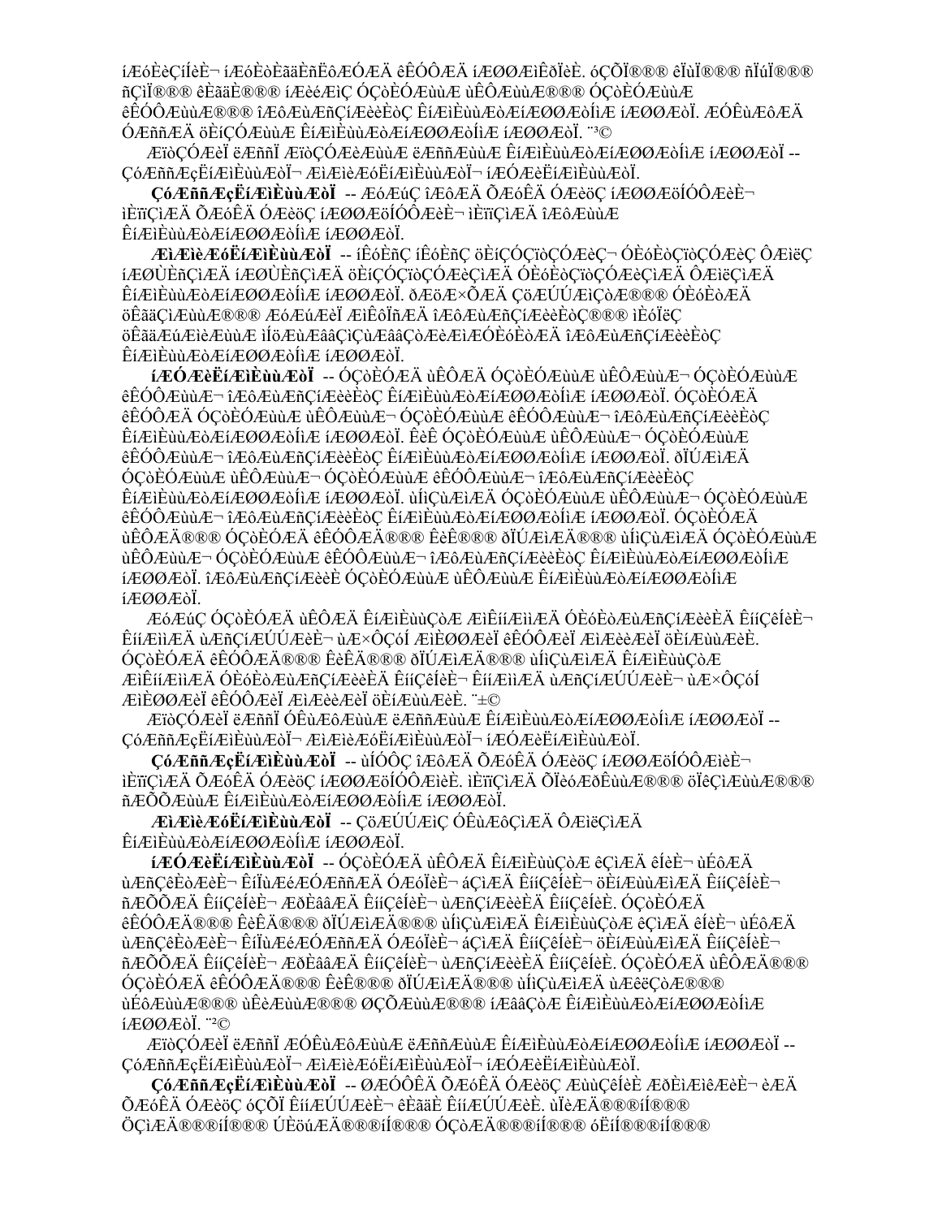íÆóÈèÇíÍèÈ¬ íÆóÈòÈãäÈñËôÆÓÆÄ êÈÓÔÆÄ íÆØØÆìÈðÍèÈ. óÇÕÏ®®® êÏùÏ®®® ñÏúÏ®®® ñÇìÏ®®® êÈãäÈ®®® íÆèéÆìÇ ÓÇòÈÓÆùùÆ ùÊÔÆùùÆ®®® ÓÇòÈÓÆùùÆ êÈÓÔÆùùÆ®®® îÆôÆùÆñÇíÆèèÈòÇ ÊíÆìÈùùÆòÆíÆØØÆòÍìÆ íÆØØÆòÏ. ÆÓÊùÆôÆÄ ÓÆññÆÄ öÈíÇÓÆùùÆ ÊíÆìÈùùÆòÆíÆØØÆòÍìÆ íÆØØÆòÏ. ¨³©

ÆïòÇÓÆèÏ ëÆññÏ ÆïòÇÓÆèÆùùÆ ëÆññÆùùÆ ÊíÆìÈùùÆòÆíÆØØÆòÍìÆ íÆØØÆòÏ -- ÇóÆññÆçËíÆìÈùùÆòÏ¬ ÆìÆìèÆóËíÆìÈùùÆòÏ¬ íÆÓÆèËíÆìÈùùÆòÏ.

**ÇóÆññÆçËíÆìÈùùÆòÏ** -- ÆóÆúÇ îÆôÆÄ ÕÆóÊÄ ÓÆèöÇ íÆØØÆöÍÓÔÆèÈ¬ ìÈïïÇìÆÄ ÕÆóÊÄ ÓÆèöÇ íÆØØÆöÍÓÔÆèÈ¬ ìÈïïÇìÆÄ îÆôÆùùÆ ÊíÆìÈùùÆòÆíÆØØÆòÍìÆ íÆØØÆòÏ.

**ÆìÆìèÆóËíÆìÈùùÆòÏ** -- íÊóÈñÇ íÊóÈñÇ öÈíÇÓÇïòÇÓÆèÇ¬ ÓÈóÈòÇïòÇÓÆèÇ ÔÆìëÇ íÆØÙÈñÇìÆÄ íÆØÙÈñÇìÆÄ öÈíÇÓÇïòÇÓÆèÇìÆÄ ÓÈóÈòÇïòÇÓÆèÇìÆÄ ÔÆìëÇìÆÄ ÊíÆìÈùùÆòÆíÆØØÆòÍìÆ íÆØØÆòÏ. ðÆöÆ×ÕÆÄ ÇöÆÚÚÆìÇòÆ®®® ÓÈóÈòÆÄ öÊãäÇìÆùùÆ®®® ÆóÆúÆèÏ ÆìÊÔÏñÆÄ îÆôÆùÆñÇíÆèèÈòÇ®®® ìÈóÏëÇ öÊãäÆúÆìÈèÆùùÆ ìÍöÆùÆââÇìÇùÆââÇòÆèÆìÆÓÈóÈòÆÄ îÆôÆùÆñÇíÆèèÈòÇ ÊíÆìÈùùÆòÆíÆØØÆòÍìÆ íÆØØÆòÏ.

**íÆÓÆèËíÆìÈùùÆòÏ** -- ÓÇòÈÓÆÄ ùÊÔÆÄ ÓÇòÈÓÆùùÆ ùÊÔÆùùÆ¬ ÓÇòÈÓÆùùÆ êÈÓÔÆùùÆ¬ îÆôÆùÆñÇíÆèèÈòÇ ÊíÆìÈùùÆòÆíÆØØÆòÍìÆ íÆØØÆòÏ. ÓÇòÈÓÆÄ êÈÓÔÆÄ ÓÇòÈÓÆùùÆ ùÊÔÆùùÆ¬ ÓÇòÈÓÆùùÆ êÈÓÔÆùùÆ¬ îÆôÆùÆñÇíÆèèÈòÇ ÊíÆìÈùùÆòÆíÆØØÆòÍìÆ íÆØØÆòÏ. ÊèÊ ÓÇòÈÓÆùùÆ ùÊÔÆùùÆ¬ ÓÇòÈÓÆùùÆ êÈÓÔÆùùÆ¬ îÆôÆùÆñÇíÆèèÈòÇ ÊíÆìÈùùÆòÆíÆØØÆòÍìÆ íÆØØÆòÏ. ðÏÚÆìÆÄ ÓÇòÈÓÆùùÆ ùÊÔÆùùÆ¬ ÓÇòÈÓÆùùÆ êÈÓÔÆùùÆ¬ îÆôÆùÆñÇíÆèèÈòÇ ÊíÆìÈùùÆòÆíÆØØÆòÍìÆ íÆØØÆòÏ. ùÍìÇùÆìÆÄ ÓÇòÈÓÆùùÆ ùÊÔÆùùÆ¬ ÓÇòÈÓÆùùÆ êÈÓÔÆùùÆ¬ îÆôÆùÆñÇíÆèèÈòÇ ÊíÆìÈùùÆòÆíÆØØÆòÍìÆ íÆØØÆòÏ. ÓÇòÈÓÆÄ ùÊÔÆÄ®®® ÓÇòÈÓÆÄ êÈÓÔÆÄ®®® ÊèÊ®®® ðÏÚÆìÆÄ®®® ùÍìÇùÆìÆÄ ÓÇòÈÓÆùùÆ ùÊÔÆùùÆ¬ ÓÇòÈÓÆùùÆ êÈÓÔÆùùÆ¬ îÆôÆùÆñÇíÆèèÈòÇ ÊíÆìÈùùÆòÆíÆØØÆòÍìÆ íÆØØÆòÏ. îÆôÆùÆñÇíÆèèÈ ÓÇòÈÓÆùùÆ ùÊÔÆùùÆ ÊíÆìÈùùÆòÆíÆØØÆòÍìÆ íÆØØÆòÏ.

ÆóÆúÇ ÓÇòÈÓÆÄ ùÊÔÆÄ ÊíÆìÈùùÇòÆ ÆìÊííÆììÆÄ ÓÈóÈòÆùÆñÇíÆèÈÄ ÊííÇêÍèÈ¬ ÊííÆììÆÄ ùÆñÇíÆÚÚÆèÈ¬ ùÆ×ÔÇóÍ ÆìÈØØÆèÏ êÈÓÔÆèÏ ÆìÆèèÆèÏ öÈíÆùùÆèÈ. ÓÇòÈÓÆÄ êÈÓÔÆÄ®®® ÊèÊÄ®®® ðÏÚÆìÆÄ®®® ùÍìÇùÆìÆÄ ÊíÆìÈùùÇòÆ ÆìÊííÆììÆÄ ÓÈóÈòÆùÆñÇíÆèÈÄ ÊííÇêÍèÈ¬ ÊííÆììÆÄ ùÆñÇíÆÚÚÆèÈ¬ ùÆ×ÔÇóÍ ÆìÈØØÆèÏ êÈÓÔÆèÏ ÆìÆèèÆèÏ öÈíÆùùÆèÈ. ¨±©

ÆïòÇÓÆèÏ ëÆññÏ ÓÊùÆôÆùùÆ ëÆññÆùùÆ ÊíÆìÈùùÆòÆíÆØØÆòÍìÆ íÆØØÆòÏ -- ÇóÆññÆçËíÆìÈùùÆòÏ¬ ÆìÆìèÆóËíÆìÈùùÆòÏ¬ íÆÓÆèËíÆìÈùùÆòÏ.

**ÇóÆññÆçËíÆìÈùùÆòÏ** -- ùÍÓÔÇ îÆôÆÄ ÕÆóÊÄ ÓÆèöÇ íÆØØÆöÍÓÔÆìèÈ¬ ìÈïïÇìÆÄ ÕÆóÊÄ ÓÆèöÇ íÆØØÆöÍÓÔÆìèÈ. ìÈïïÇìÆÄ ÕÏèóÆðÊùÆ®®® öÏêÇìÆùùÆ®®® ñÆÕÕÆùùÆ ÊíÆìÈùùÆòÆíÆØØÆòÍìÆ íÆØØÆòÏ.

**ÆìÆìèÆóËíÆìÈùùÆòÏ** -- ÇöÆÚÚÆìÇ ÓÊùÆôÇìÆÄ ÔÆìëÇìÆÄ ÊíÆìÈùùÆòÆíÆØØÆòÍìÆ íÆØØÆòÏ.

**íÆÓÆèËíÆìÈùùÆòÏ** -- ÓÇòÈÓÆÄ ùÊÔÆÄ ÊíÆìÈùùÇòÆ êÇìÆÄ êÍèÈ¬ ùÉôÆÄ ùÆñÇêÈòÆèÈ¬ ÊíÏùÆéÆÓÆññÆÄ ÓÆóÏèÈ¬ áÇìÆÄ ÊííÇêÍèÈ¬ öÈíÆùùÆìÆÄ ÊííÇêÍèÈ¬ ñÆÕÕÆÄ ÊííÇêÍèÈ¬ ÆðÈââÆÄ ÊííÇêÍèÈ¬ ùÆñÇíÆèèÈÄ ÊííÇêÍèÈ. ÓÇòÈÓÆÄ êÈÓÔÆÄ®®® ÊèÊÄ®®® ðÏÚÆìÆÄ®®® ùÍìÇùÆìÆÄ ÊíÆìÈùùÇòÆ êÇìÆÄ êÍèÈ¬ ùÉôÆÄ ùÆñÇêÈòÆèÈ¬ ÊíÏùÆéÆÓÆññÆÄ ÓÆóÏèÈ¬ áÇìÆÄ ÊííÇêÍèÈ¬ öÈíÆùùÆìÆÄ ÊííÇêÍèÈ¬ ñÆÕÕÆÄ ÊííÇêÍèÈ¬ ÆðÈââÆÄ ÊííÇêÍèÈ¬ ùÆñÇíÆèèÈÄ ÊííÇêÍèÈ. ÓÇòÈÓÆÄ ùÊÔÆÄ®®® ÓÇòÈÓÆÄ êÈÓÔÆÄ®®® ÊèÊ®®® ðÏÚÆìÆÄ®®® ùÍìÇùÆìÆÄ ùÆêëÇòÆ®®® ùÉôÆùùÆ®®® ùÊèÆùùÆ®®® ØÇÕÆùùÆ®®® íÆââÇòÆ ÊíÆìÈùùÆòÆíÆØØÆòÍìÆ íÆØØÆòÏ. ¨²©

ÆïòÇÓÆèÏ ëÆññÏ ÆÓÊùÆôÆùùÆ ëÆññÆùùÆ ÊíÆìÈùùÆòÆíÆØØÆòÍìÆ íÆØØÆòÏ -- ÇóÆññÆçËíÆìÈùùÆòÏ¬ ÆìÆìèÆóËíÆìÈùùÆòÏ¬ íÆÓÆèËíÆìÈùùÆòÏ.

**ÇóÆññÆçËíÆìÈùùÆòÏ** -- ØÆÓÔÊÄ ÕÆóÊÄ ÓÆèöÇ ÆùùÇêÍèÈ ÆðÈìÆìÊÆèÈ¬ èÆÄ ÕÆóÊÄ ÓÆèöÇ óÇÕÏ ÊííÆÚÚÆèÈ¬ êÈãäÈ ÊííÆÚÚÆèÈ. ùÏèÆÄ®®®í®®® ÖÇìÆÄ®®®í®®® ÚÈöúÆÄ®®®í®®® ÓÇòÆÄ®®®í®®® óËíÍ®®®í®®®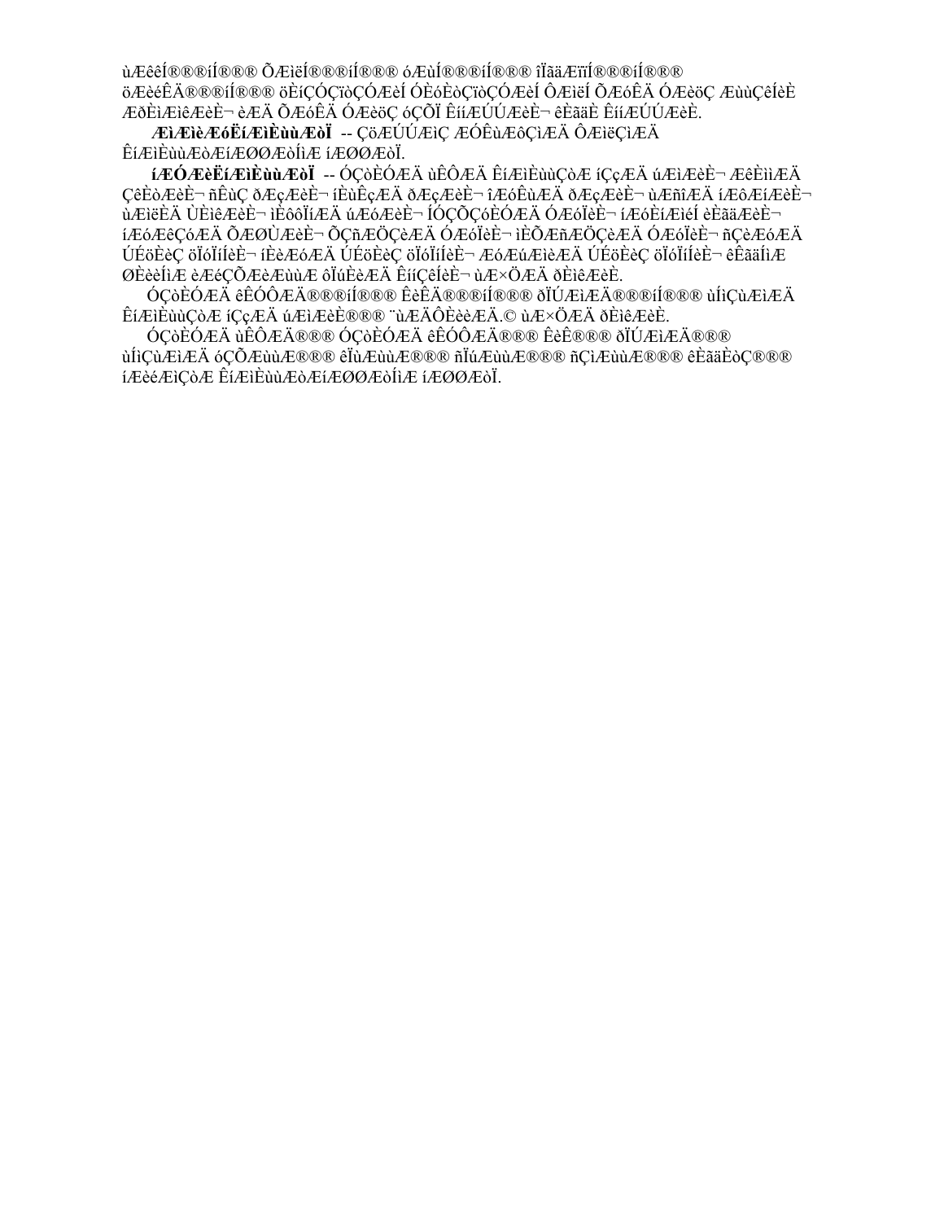ùÆêêÍ®®®íÍ®®® ÕÆìëÍ®®®íÍ®®® óÆùÍ®®®íÍ®®® îÏãäÆïïÍ®®®íÍ®®® öÆèéÊÄ®®®íÍ®®® öÈíÇÓÇïòÇÓÆèÍ ÓÈóÈòÇïòÇÓÆèÍ ÔÆìëÍ ÕÆóÊÄ ÓÆèöÇ ÆùùÇêÍèÈ ÆðÈìÆìêÆèÈ¬ èÆÄ ÕÆóÊÄ ÓÆèöÇ óÇÕÏ ÊííÆÚÚÆèÈ¬ êÈãäÈ ÊííÆÚÚÆèÈ.

**ÆìÆìèÆóËíÆìÈùùÆòÏ** -- ÇöÆÚÚÆìÇ ÆÓÊùÆôÇìÆÄ ÔÆìëÇìÆÄ ÊíÆìÈùùÆòÆíÆØØÆòÍìÆ íÆØØÆòÏ.

**íÆÓÆèËíÆìÈùùÆòÏ** -- ÓÇòÈÓÆÄ ùÊÔÆÄ ÊíÆìÈùùÇòÆ íÇçÆÄ úÆìÆèÈ¬ ÆêÈììÆÄ ÇêÈòÆèÈ¬ ñÊùÇ ðÆçÆèÈ¬ íÈùÊçÆÄ ðÆçÆèÈ¬ îÆóÊùÆÄ ðÆçÆèÈ¬ ùÆñîÆÄ íÆôÆíÆèÈ¬ ùÆìëÈÄ ÙÈìêÆèÈ¬ ìÈôôÏíÆÄ úÆóÆèÈ¬ ÍÓÇÕÇóÈÓÆÄ ÓÆóÏèÈ¬ íÆóÈíÆìéÍ èÈãäÆèÈ¬ íÆóÆêÇóÆÄ ÕÆØÙÆèÈ¬ ÕÇñÆÖÇèÆÄ ÓÆóÏèÈ¬ ìÈÕÆñÆÖÇèÆÄ ÓÆóÏèÈ¬ ñÇèÆóÆÄ ÚÉöÈèÇ öÏóÏííèÈ¬ íÈèÆóÆÄ ÚÉöÈèÇ öÏóÏííèÈ¬ ÆóÆúÆìèÆÄ ÚÉöÈèÇ öÏóÏííèÈ¬ êÊãäÍìÆ ØÈèèÍìÆ èÆéÇÕÆèÆùùÆ ôÏúÈèÆÄ ÊííÇêÍèÈ¬ ùÆ×ÖÆÄ ðÈìêÆèÈ.

ÓÇòÈÓÆÄ êÊÓÔÆÄ®®®íÍ®®® ÊèÊÄ®®®íÍ®®® ðÏÚÆìÆÄ®®®íÍ®®® ùÍìÇùÆìÆÄ ÊíÆìÈùùÇòÆ íÇçÆÄ úÆìÆèÈ®®® ¨ùÆÄÔÈèèÆÄ.© ùÆ×ÖÆÄ ðÈìêÆèÈ.

ÓÇòÈÓÆÄ ùÊÔÆÄ®®® ÓÇòÈÓÆÄ êÊÓÔÆÄ®®® ÊèÊ®®® ðÏÚÆìÆÄ®®® ùÍìÇùÆìÆÄ óÇÕÆùùÆ®®® êÏùÆùùÆ®®® ñÏúÆùùÆ®®® ñÇìÆùùÆ®®® êÈãäÈòÇ®®® íÆèéÆìÇòÆ ÊíÆìÈùùÆòÆíÆØØÆòÍìÆ íÆØØÆòÏ.